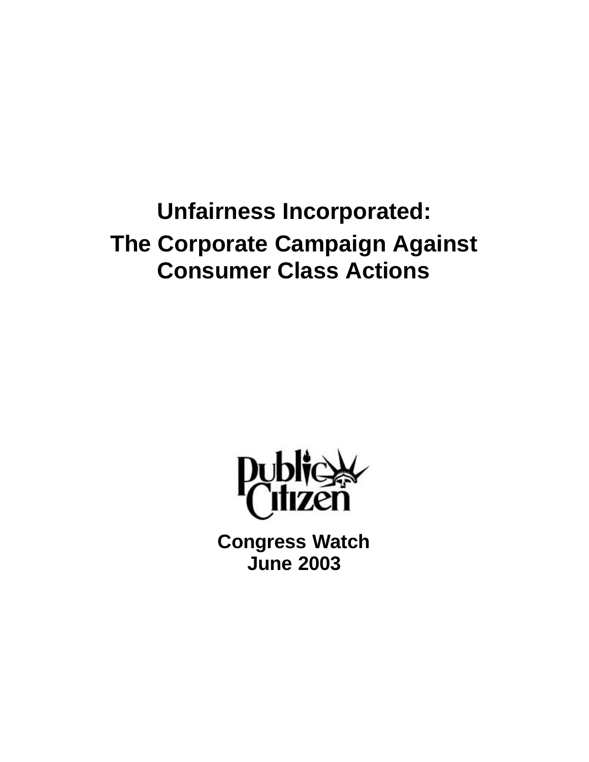# Unfairness Incorporated:

## The Corporate Campaign Against Consumer Class Actions

Public Citizen

**Congress Watch**
**June 2003**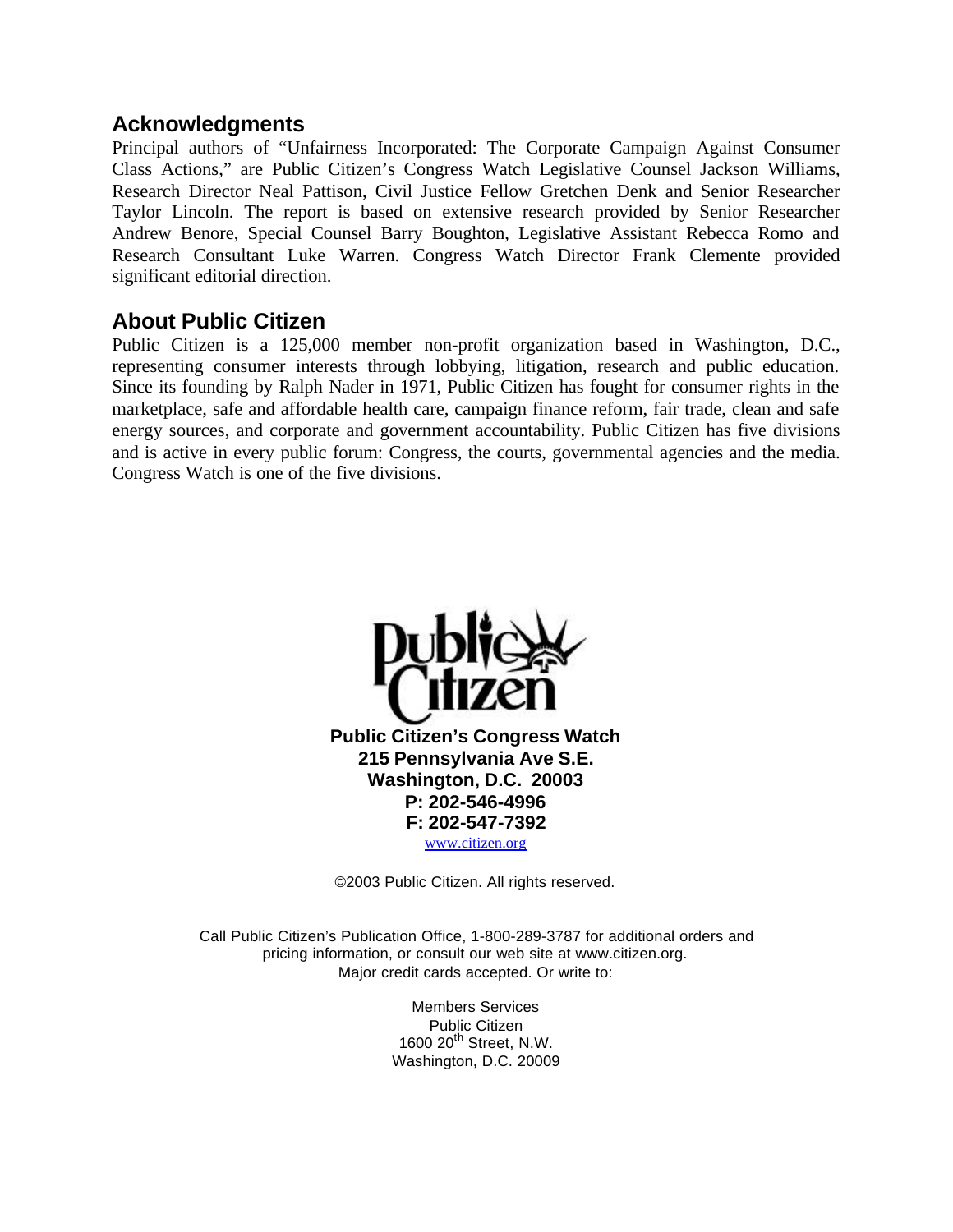## Acknowledgments

Principal authors of "Unfairness Incorporated: The Corporate Campaign Against Consumer Class Actions," are Public Citizen's Congress Watch Legislative Counsel Jackson Williams, Research Director Neal Pattison, Civil Justice Fellow Gretchen Denk and Senior Researcher Taylor Lincoln. The report is based on extensive research provided by Senior Researcher Andrew Benore, Special Counsel Barry Boughton, Legislative Assistant Rebecca Romo and Research Consultant Luke Warren. Congress Watch Director Frank Clemente provided significant editorial direction.

## About Public Citizen

Public Citizen is a 125,000 member non-profit organization based in Washington, D.C., representing consumer interests through lobbying, litigation, research and public education. Since its founding by Ralph Nader in 1971, Public Citizen has fought for consumer rights in the marketplace, safe and affordable health care, campaign finance reform, fair trade, clean and safe energy sources, and corporate and government accountability. Public Citizen has five divisions and is active in every public forum: Congress, the courts, governmental agencies and the media. Congress Watch is one of the five divisions.

**Public Citizen's Congress Watch**
**215 Pennsylvania Ave S.E.**
**Washington, D.C. 20003**
**P: 202-546-4996**
**F: 202-547-7392**
www.citizen.org

©2003 Public Citizen. All rights reserved.

Call Public Citizen's Publication Office, 1-800-289-3787 for additional orders and pricing information, or consult our web site at www.citizen.org. Major credit cards accepted. Or write to:

Members Services
Public Citizen
1600 20th Street, N.W.
Washington, D.C. 20009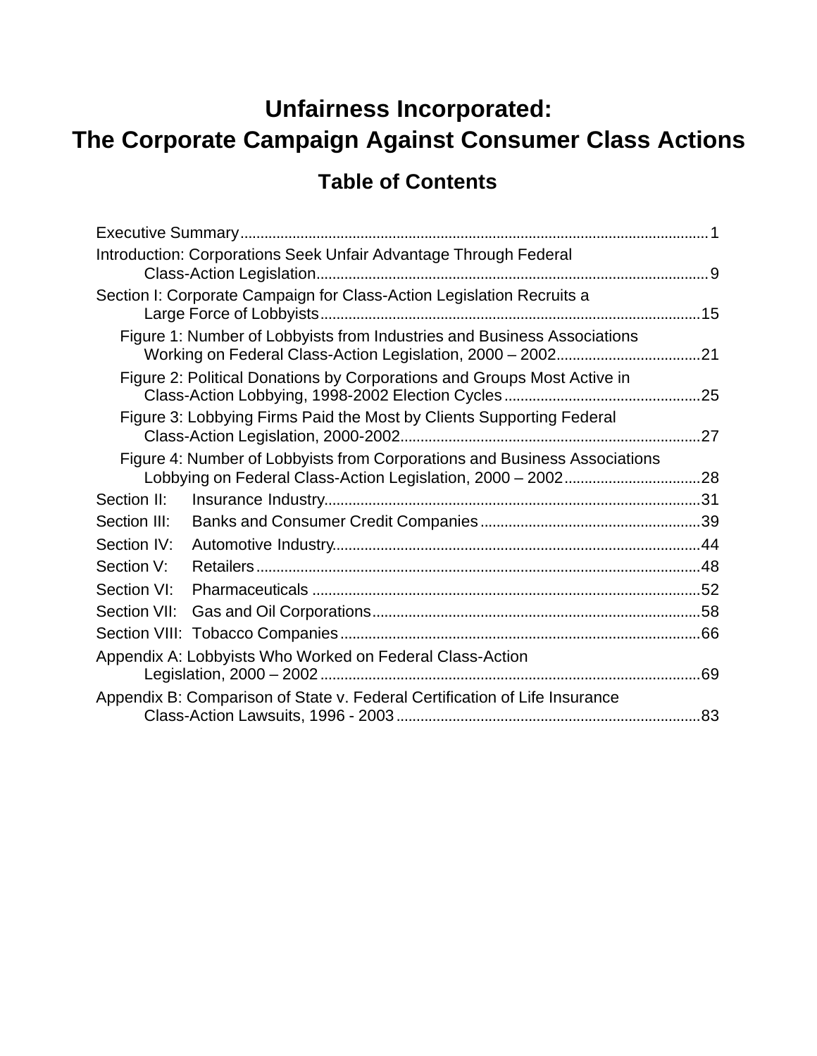# Unfairness Incorporated:
# The Corporate Campaign Against Consumer Class Actions

## Table of Contents

Executive Summary ........................................................................................................ 1

Introduction: Corporations Seek Unfair Advantage Through Federal Class-Action Legislation ........................................................................................................ 9

Section I: Corporate Campaign for Class-Action Legislation Recruits a Large Force of Lobbyists ........................................................................................................ 15

- Figure 1: Number of Lobbyists from Industries and Business Associations Working on Federal Class-Action Legislation, 2000 – 2002 .................................... 21
- Figure 2: Political Donations by Corporations and Groups Most Active in Class-Action Lobbying, 1998-2002 Election Cycles .................................... 25
- Figure 3: Lobbying Firms Paid the Most by Clients Supporting Federal Class-Action Legislation, 2000-2002 .................................... 27
- Figure 4: Number of Lobbyists from Corporations and Business Associations Lobbying on Federal Class-Action Legislation, 2000 – 2002 .................................... 28

Section II: Insurance Industry ........................................................................................................ 31

Section III: Banks and Consumer Credit Companies ........................................................................................................ 39

Section IV: Automotive Industry ........................................................................................................ 44

Section V: Retailers ........................................................................................................ 48

Section VI: Pharmaceuticals ........................................................................................................ 52

Section VII: Gas and Oil Corporations ........................................................................................................ 58

Section VIII: Tobacco Companies ........................................................................................................ 66

Appendix A: Lobbyists Who Worked on Federal Class-Action Legislation, 2000 – 2002 ........................................................................................................ 69

Appendix B: Comparison of State v. Federal Certification of Life Insurance Class-Action Lawsuits, 1996 - 2003 ........................................................................................................ 83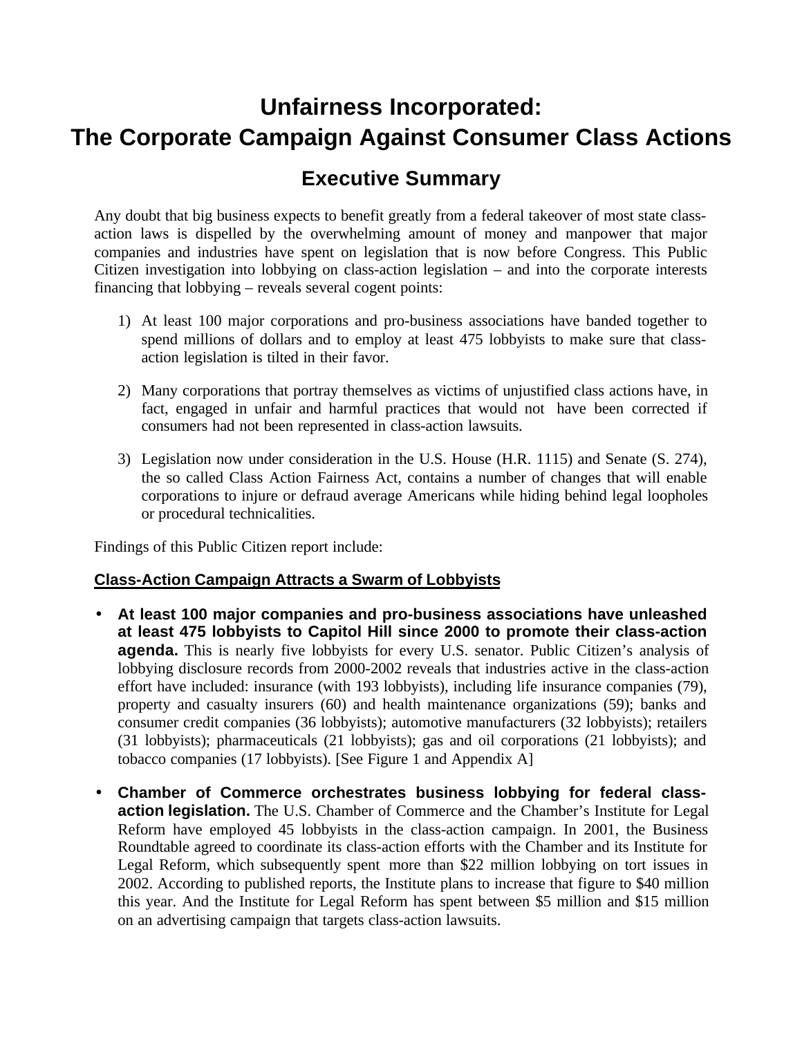# Unfairness Incorporated: The Corporate Campaign Against Consumer Class Actions

## Executive Summary

Any doubt that big business expects to benefit greatly from a federal takeover of most state class-action laws is dispelled by the overwhelming amount of money and manpower that major companies and industries have spent on legislation that is now before Congress. This Public Citizen investigation into lobbying on class-action legislation – and into the corporate interests financing that lobbying – reveals several cogent points:

1) At least 100 major corporations and pro-business associations have banded together to spend millions of dollars and to employ at least 475 lobbyists to make sure that class-action legislation is tilted in their favor.

2) Many corporations that portray themselves as victims of unjustified class actions have, in fact, engaged in unfair and harmful practices that would not have been corrected if consumers had not been represented in class-action lawsuits.

3) Legislation now under consideration in the U.S. House (H.R. 1115) and Senate (S. 274), the so called Class Action Fairness Act, contains a number of changes that will enable corporations to injure or defraud average Americans while hiding behind legal loopholes or procedural technicalities.

Findings of this Public Citizen report include:

**Class-Action Campaign Attracts a Swarm of Lobbyists**

- **At least 100 major companies and pro-business associations have unleashed at least 475 lobbyists to Capitol Hill since 2000 to promote their class-action agenda.** This is nearly five lobbyists for every U.S. senator. Public Citizen's analysis of lobbying disclosure records from 2000-2002 reveals that industries active in the class-action effort have included: insurance (with 193 lobbyists), including life insurance companies (79), property and casualty insurers (60) and health maintenance organizations (59); banks and consumer credit companies (36 lobbyists); automotive manufacturers (32 lobbyists); retailers (31 lobbyists); pharmaceuticals (21 lobbyists); gas and oil corporations (21 lobbyists); and tobacco companies (17 lobbyists). [See Figure 1 and Appendix A]

- **Chamber of Commerce orchestrates business lobbying for federal class-action legislation.** The U.S. Chamber of Commerce and the Chamber's Institute for Legal Reform have employed 45 lobbyists in the class-action campaign. In 2001, the Business Roundtable agreed to coordinate its class-action efforts with the Chamber and its Institute for Legal Reform, which subsequently spent more than $22 million lobbying on tort issues in 2002. According to published reports, the Institute plans to increase that figure to $40 million this year. And the Institute for Legal Reform has spent between $5 million and $15 million on an advertising campaign that targets class-action lawsuits.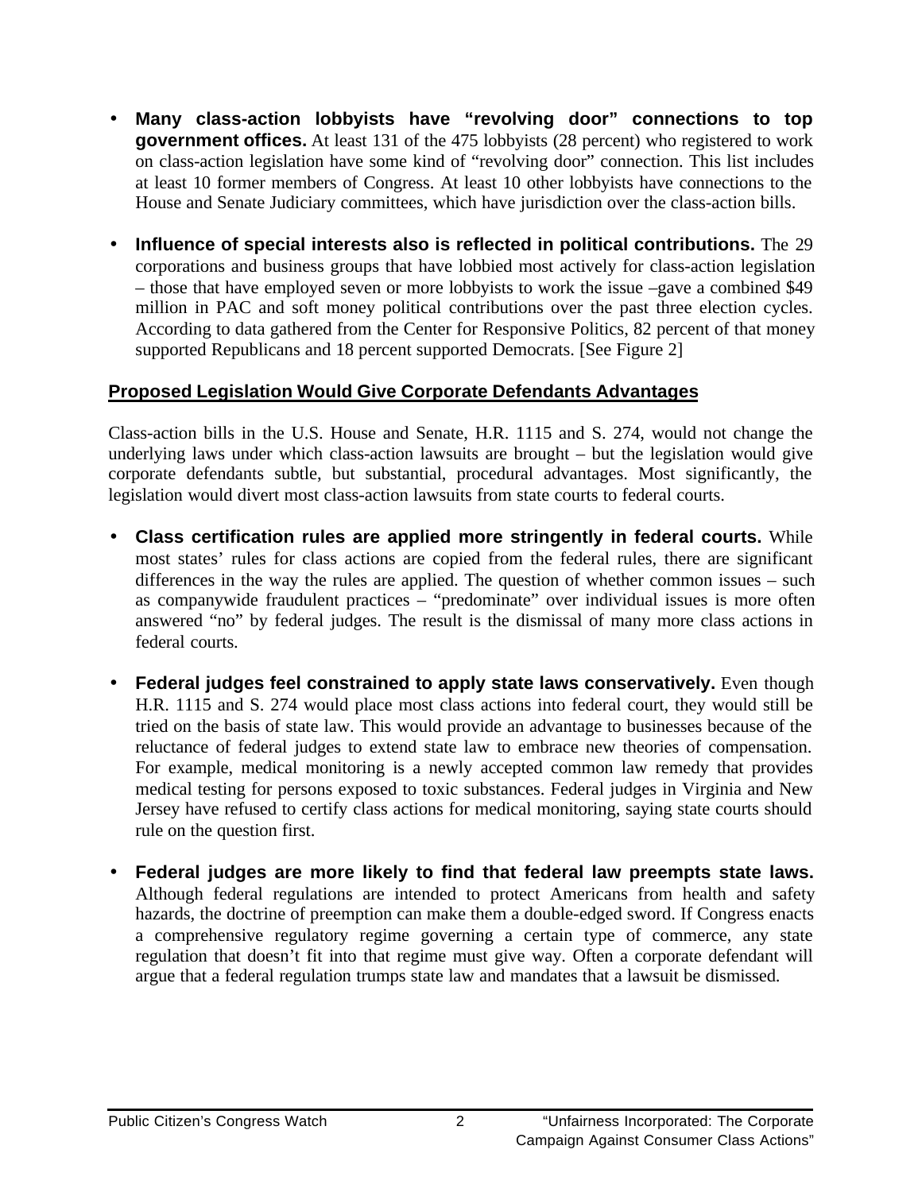- **Many class-action lobbyists have "revolving door" connections to top government offices.** At least 131 of the 475 lobbyists (28 percent) who registered to work on class-action legislation have some kind of "revolving door" connection. This list includes at least 10 former members of Congress. At least 10 other lobbyists have connections to the House and Senate Judiciary committees, which have jurisdiction over the class-action bills.

- **Influence of special interests also is reflected in political contributions.** The 29 corporations and business groups that have lobbied most actively for class-action legislation – those that have employed seven or more lobbyists to work the issue –gave a combined $49 million in PAC and soft money political contributions over the past three election cycles. According to data gathered from the Center for Responsive Politics, 82 percent of that money supported Republicans and 18 percent supported Democrats. [See Figure 2]

## Proposed Legislation Would Give Corporate Defendants Advantages

Class-action bills in the U.S. House and Senate, H.R. 1115 and S. 274, would not change the underlying laws under which class-action lawsuits are brought – but the legislation would give corporate defendants subtle, but substantial, procedural advantages. Most significantly, the legislation would divert most class-action lawsuits from state courts to federal courts.

- **Class certification rules are applied more stringently in federal courts.** While most states' rules for class actions are copied from the federal rules, there are significant differences in the way the rules are applied. The question of whether common issues – such as companywide fraudulent practices – "predominate" over individual issues is more often answered "no" by federal judges. The result is the dismissal of many more class actions in federal courts.

- **Federal judges feel constrained to apply state laws conservatively.** Even though H.R. 1115 and S. 274 would place most class actions into federal court, they would still be tried on the basis of state law. This would provide an advantage to businesses because of the reluctance of federal judges to extend state law to embrace new theories of compensation. For example, medical monitoring is a newly accepted common law remedy that provides medical testing for persons exposed to toxic substances. Federal judges in Virginia and New Jersey have refused to certify class actions for medical monitoring, saying state courts should rule on the question first.

- **Federal judges are more likely to find that federal law preempts state laws.** Although federal regulations are intended to protect Americans from health and safety hazards, the doctrine of preemption can make them a double-edged sword. If Congress enacts a comprehensive regulatory regime governing a certain type of commerce, any state regulation that doesn't fit into that regime must give way. Often a corporate defendant will argue that a federal regulation trumps state law and mandates that a lawsuit be dismissed.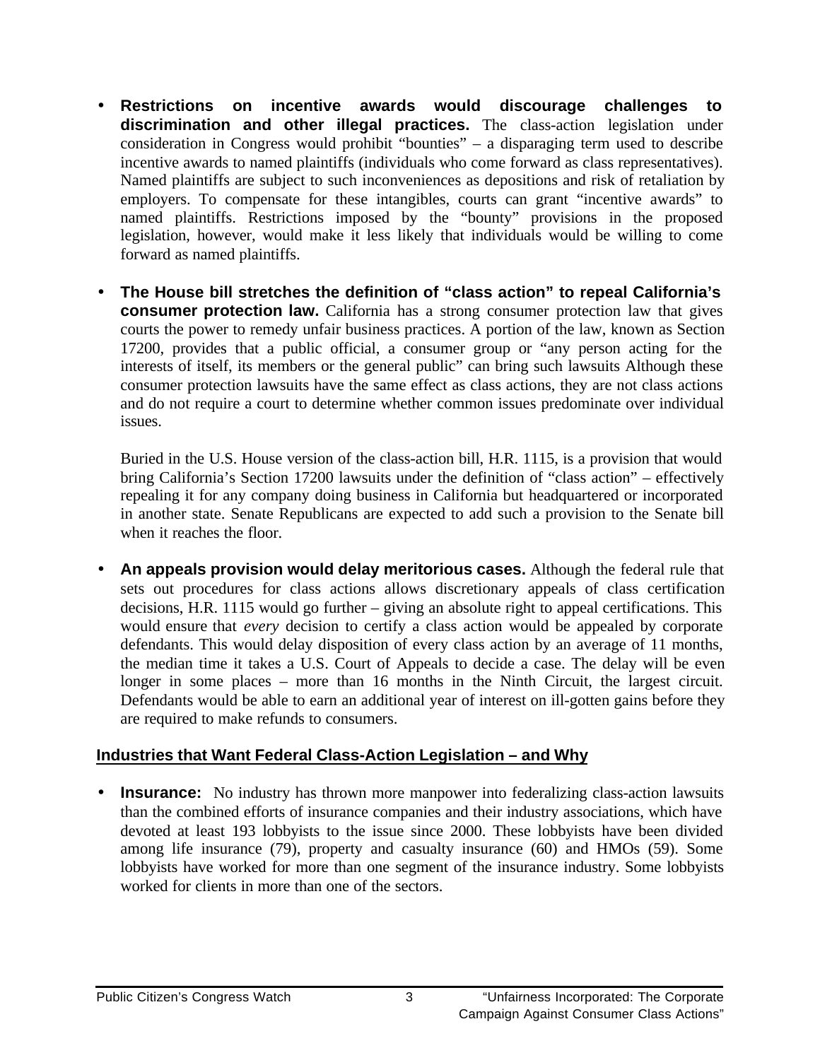- **Restrictions on incentive awards would discourage challenges to discrimination and other illegal practices.** The class-action legislation under consideration in Congress would prohibit "bounties" – a disparaging term used to describe incentive awards to named plaintiffs (individuals who come forward as class representatives). Named plaintiffs are subject to such inconveniences as depositions and risk of retaliation by employers. To compensate for these intangibles, courts can grant "incentive awards" to named plaintiffs. Restrictions imposed by the "bounty" provisions in the proposed legislation, however, would make it less likely that individuals would be willing to come forward as named plaintiffs.

- **The House bill stretches the definition of "class action" to repeal California's consumer protection law.** California has a strong consumer protection law that gives courts the power to remedy unfair business practices. A portion of the law, known as Section 17200, provides that a public official, a consumer group or "any person acting for the interests of itself, its members or the general public" can bring such lawsuits Although these consumer protection lawsuits have the same effect as class actions, they are not class actions and do not require a court to determine whether common issues predominate over individual issues.

  Buried in the U.S. House version of the class-action bill, H.R. 1115, is a provision that would bring California's Section 17200 lawsuits under the definition of "class action" – effectively repealing it for any company doing business in California but headquartered or incorporated in another state. Senate Republicans are expected to add such a provision to the Senate bill when it reaches the floor.

- **An appeals provision would delay meritorious cases.** Although the federal rule that sets out procedures for class actions allows discretionary appeals of class certification decisions, H.R. 1115 would go further – giving an absolute right to appeal certifications. This would ensure that *every* decision to certify a class action would be appealed by corporate defendants. This would delay disposition of every class action by an average of 11 months, the median time it takes a U.S. Court of Appeals to decide a case. The delay will be even longer in some places – more than 16 months in the Ninth Circuit, the largest circuit. Defendants would be able to earn an additional year of interest on ill-gotten gains before they are required to make refunds to consumers.

## Industries that Want Federal Class-Action Legislation – and Why

- **Insurance:** No industry has thrown more manpower into federalizing class-action lawsuits than the combined efforts of insurance companies and their industry associations, which have devoted at least 193 lobbyists to the issue since 2000. These lobbyists have been divided among life insurance (79), property and casualty insurance (60) and HMOs (59). Some lobbyists have worked for more than one segment of the insurance industry. Some lobbyists worked for clients in more than one of the sectors.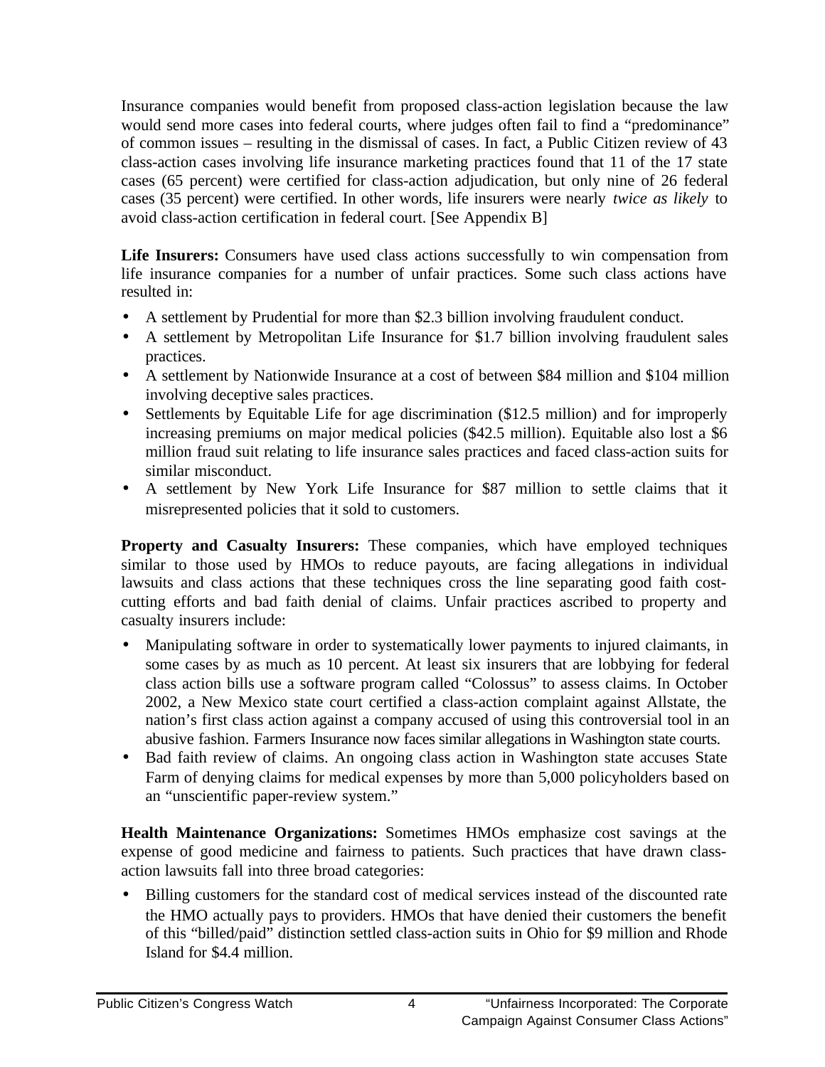Insurance companies would benefit from proposed class-action legislation because the law would send more cases into federal courts, where judges often fail to find a "predominance" of common issues – resulting in the dismissal of cases. In fact, a Public Citizen review of 43 class-action cases involving life insurance marketing practices found that 11 of the 17 state cases (65 percent) were certified for class-action adjudication, but only nine of 26 federal cases (35 percent) were certified. In other words, life insurers were nearly *twice as likely* to avoid class-action certification in federal court. [See Appendix B]

**Life Insurers:** Consumers have used class actions successfully to win compensation from life insurance companies for a number of unfair practices. Some such class actions have resulted in:

- A settlement by Prudential for more than $2.3 billion involving fraudulent conduct.
- A settlement by Metropolitan Life Insurance for $1.7 billion involving fraudulent sales practices.
- A settlement by Nationwide Insurance at a cost of between $84 million and $104 million involving deceptive sales practices.
- Settlements by Equitable Life for age discrimination ($12.5 million) and for improperly increasing premiums on major medical policies ($42.5 million). Equitable also lost a $6 million fraud suit relating to life insurance sales practices and faced class-action suits for similar misconduct.
- A settlement by New York Life Insurance for $87 million to settle claims that it misrepresented policies that it sold to customers.

**Property and Casualty Insurers:** These companies, which have employed techniques similar to those used by HMOs to reduce payouts, are facing allegations in individual lawsuits and class actions that these techniques cross the line separating good faith cost-cutting efforts and bad faith denial of claims. Unfair practices ascribed to property and casualty insurers include:

- Manipulating software in order to systematically lower payments to injured claimants, in some cases by as much as 10 percent. At least six insurers that are lobbying for federal class action bills use a software program called "Colossus" to assess claims. In October 2002, a New Mexico state court certified a class-action complaint against Allstate, the nation's first class action against a company accused of using this controversial tool in an abusive fashion. Farmers Insurance now faces similar allegations in Washington state courts.
- Bad faith review of claims. An ongoing class action in Washington state accuses State Farm of denying claims for medical expenses by more than 5,000 policyholders based on an "unscientific paper-review system."

**Health Maintenance Organizations:** Sometimes HMOs emphasize cost savings at the expense of good medicine and fairness to patients. Such practices that have drawn class-action lawsuits fall into three broad categories:

- Billing customers for the standard cost of medical services instead of the discounted rate the HMO actually pays to providers. HMOs that have denied their customers the benefit of this "billed/paid" distinction settled class-action suits in Ohio for $9 million and Rhode Island for $4.4 million.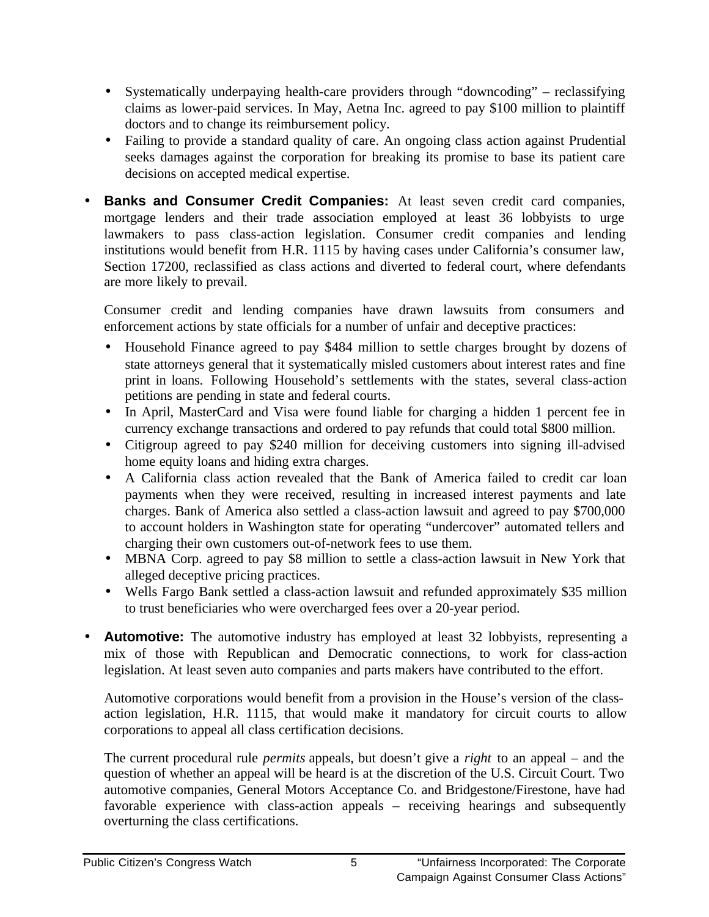- Systematically underpaying health-care providers through “downcoding” – reclassifying claims as lower-paid services. In May, Aetna Inc. agreed to pay $100 million to plaintiff doctors and to change its reimbursement policy.
  - Failing to provide a standard quality of care. An ongoing class action against Prudential seeks damages against the corporation for breaking its promise to base its patient care decisions on accepted medical expertise.

- **Banks and Consumer Credit Companies:** At least seven credit card companies, mortgage lenders and their trade association employed at least 36 lobbyists to urge lawmakers to pass class-action legislation. Consumer credit companies and lending institutions would benefit from H.R. 1115 by having cases under California’s consumer law, Section 17200, reclassified as class actions and diverted to federal court, where defendants are more likely to prevail.

  Consumer credit and lending companies have drawn lawsuits from consumers and enforcement actions by state officials for a number of unfair and deceptive practices:

  - Household Finance agreed to pay $484 million to settle charges brought by dozens of state attorneys general that it systematically misled customers about interest rates and fine print in loans. Following Household’s settlements with the states, several class-action petitions are pending in state and federal courts.
  - In April, MasterCard and Visa were found liable for charging a hidden 1 percent fee in currency exchange transactions and ordered to pay refunds that could total $800 million.
  - Citigroup agreed to pay $240 million for deceiving customers into signing ill-advised home equity loans and hiding extra charges.
  - A California class action revealed that the Bank of America failed to credit car loan payments when they were received, resulting in increased interest payments and late charges. Bank of America also settled a class-action lawsuit and agreed to pay $700,000 to account holders in Washington state for operating “undercover” automated tellers and charging their own customers out-of-network fees to use them.
  - MBNA Corp. agreed to pay $8 million to settle a class-action lawsuit in New York that alleged deceptive pricing practices.
  - Wells Fargo Bank settled a class-action lawsuit and refunded approximately $35 million to trust beneficiaries who were overcharged fees over a 20-year period.

- **Automotive:** The automotive industry has employed at least 32 lobbyists, representing a mix of those with Republican and Democratic connections, to work for class-action legislation. At least seven auto companies and parts makers have contributed to the effort.

  Automotive corporations would benefit from a provision in the House’s version of the class-action legislation, H.R. 1115, that would make it mandatory for circuit courts to allow corporations to appeal all class certification decisions.

  The current procedural rule *permits* appeals, but doesn’t give a *right* to an appeal – and the question of whether an appeal will be heard is at the discretion of the U.S. Circuit Court. Two automotive companies, General Motors Acceptance Co. and Bridgestone/Firestone, have had favorable experience with class-action appeals – receiving hearings and subsequently overturning the class certifications.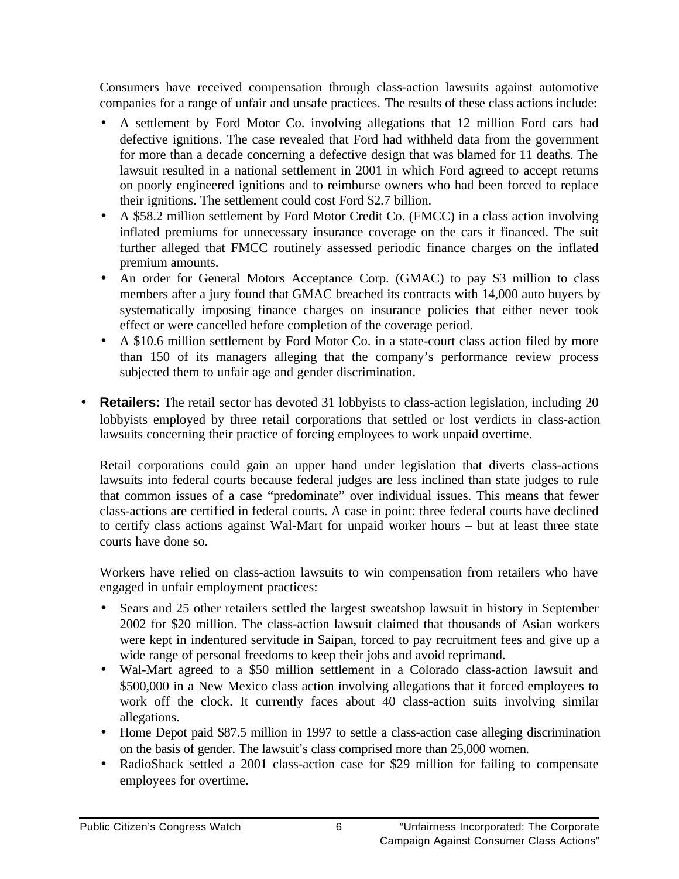Consumers have received compensation through class-action lawsuits against automotive companies for a range of unfair and unsafe practices. The results of these class actions include:

- A settlement by Ford Motor Co. involving allegations that 12 million Ford cars had defective ignitions. The case revealed that Ford had withheld data from the government for more than a decade concerning a defective design that was blamed for 11 deaths. The lawsuit resulted in a national settlement in 2001 in which Ford agreed to accept returns on poorly engineered ignitions and to reimburse owners who had been forced to replace their ignitions. The settlement could cost Ford $2.7 billion.
- A $58.2 million settlement by Ford Motor Credit Co. (FMCC) in a class action involving inflated premiums for unnecessary insurance coverage on the cars it financed. The suit further alleged that FMCC routinely assessed periodic finance charges on the inflated premium amounts.
- An order for General Motors Acceptance Corp. (GMAC) to pay $3 million to class members after a jury found that GMAC breached its contracts with 14,000 auto buyers by systematically imposing finance charges on insurance policies that either never took effect or were cancelled before completion of the coverage period.
- A $10.6 million settlement by Ford Motor Co. in a state-court class action filed by more than 150 of its managers alleging that the company's performance review process subjected them to unfair age and gender discrimination.

- **Retailers:** The retail sector has devoted 31 lobbyists to class-action legislation, including 20 lobbyists employed by three retail corporations that settled or lost verdicts in class-action lawsuits concerning their practice of forcing employees to work unpaid overtime.

  Retail corporations could gain an upper hand under legislation that diverts class-actions lawsuits into federal courts because federal judges are less inclined than state judges to rule that common issues of a case "predominate" over individual issues. This means that fewer class-actions are certified in federal courts. A case in point: three federal courts have declined to certify class actions against Wal-Mart for unpaid worker hours – but at least three state courts have done so.

  Workers have relied on class-action lawsuits to win compensation from retailers who have engaged in unfair employment practices:

  - Sears and 25 other retailers settled the largest sweatshop lawsuit in history in September 2002 for $20 million. The class-action lawsuit claimed that thousands of Asian workers were kept in indentured servitude in Saipan, forced to pay recruitment fees and give up a wide range of personal freedoms to keep their jobs and avoid reprimand.
  - Wal-Mart agreed to a $50 million settlement in a Colorado class-action lawsuit and $500,000 in a New Mexico class action involving allegations that it forced employees to work off the clock. It currently faces about 40 class-action suits involving similar allegations.
  - Home Depot paid $87.5 million in 1997 to settle a class-action case alleging discrimination on the basis of gender. The lawsuit's class comprised more than 25,000 women.
  - RadioShack settled a 2001 class-action case for $29 million for failing to compensate employees for overtime.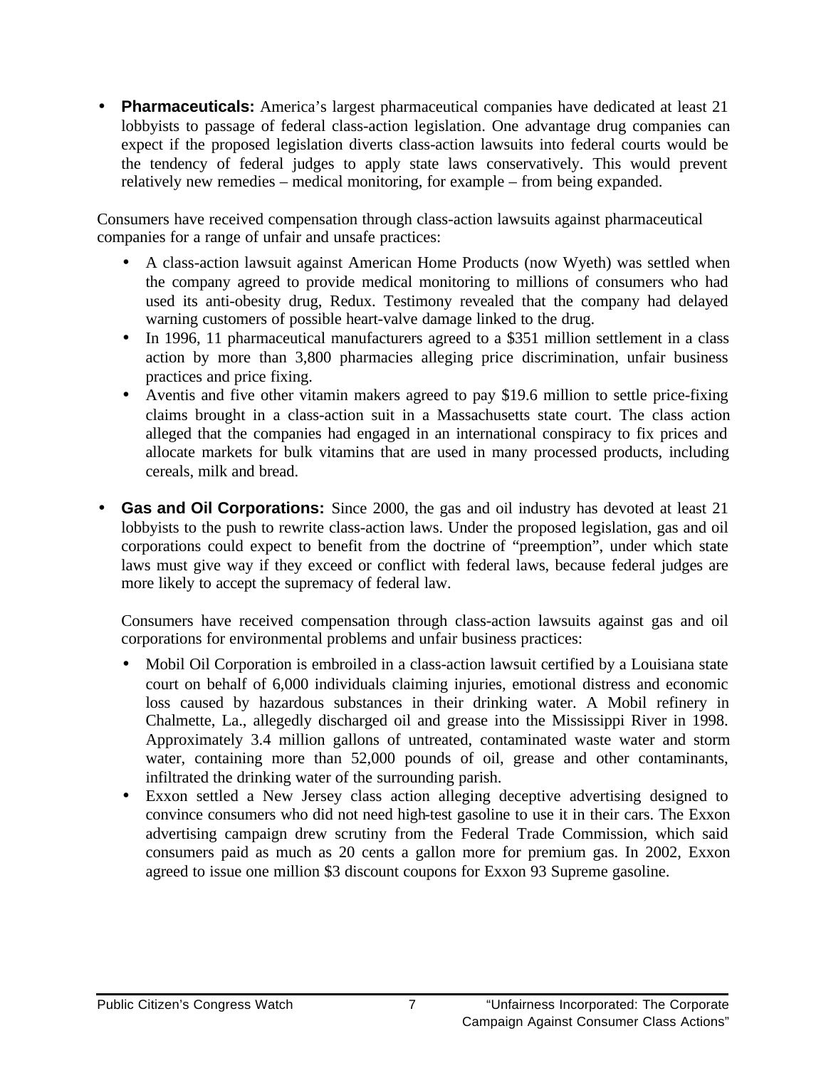- **Pharmaceuticals:** America's largest pharmaceutical companies have dedicated at least 21 lobbyists to passage of federal class-action legislation. One advantage drug companies can expect if the proposed legislation diverts class-action lawsuits into federal courts would be the tendency of federal judges to apply state laws conservatively. This would prevent relatively new remedies – medical monitoring, for example – from being expanded.

Consumers have received compensation through class-action lawsuits against pharmaceutical companies for a range of unfair and unsafe practices:

  - A class-action lawsuit against American Home Products (now Wyeth) was settled when the company agreed to provide medical monitoring to millions of consumers who had used its anti-obesity drug, Redux. Testimony revealed that the company had delayed warning customers of possible heart-valve damage linked to the drug.
  - In 1996, 11 pharmaceutical manufacturers agreed to a $351 million settlement in a class action by more than 3,800 pharmacies alleging price discrimination, unfair business practices and price fixing.
  - Aventis and five other vitamin makers agreed to pay $19.6 million to settle price-fixing claims brought in a class-action suit in a Massachusetts state court. The class action alleged that the companies had engaged in an international conspiracy to fix prices and allocate markets for bulk vitamins that are used in many processed products, including cereals, milk and bread.

- **Gas and Oil Corporations:** Since 2000, the gas and oil industry has devoted at least 21 lobbyists to the push to rewrite class-action laws. Under the proposed legislation, gas and oil corporations could expect to benefit from the doctrine of "preemption", under which state laws must give way if they exceed or conflict with federal laws, because federal judges are more likely to accept the supremacy of federal law.

  Consumers have received compensation through class-action lawsuits against gas and oil corporations for environmental problems and unfair business practices:

  - Mobil Oil Corporation is embroiled in a class-action lawsuit certified by a Louisiana state court on behalf of 6,000 individuals claiming injuries, emotional distress and economic loss caused by hazardous substances in their drinking water. A Mobil refinery in Chalmette, La., allegedly discharged oil and grease into the Mississippi River in 1998. Approximately 3.4 million gallons of untreated, contaminated waste water and storm water, containing more than 52,000 pounds of oil, grease and other contaminants, infiltrated the drinking water of the surrounding parish.
  - Exxon settled a New Jersey class action alleging deceptive advertising designed to convince consumers who did not need high-test gasoline to use it in their cars. The Exxon advertising campaign drew scrutiny from the Federal Trade Commission, which said consumers paid as much as 20 cents a gallon more for premium gas. In 2002, Exxon agreed to issue one million $3 discount coupons for Exxon 93 Supreme gasoline.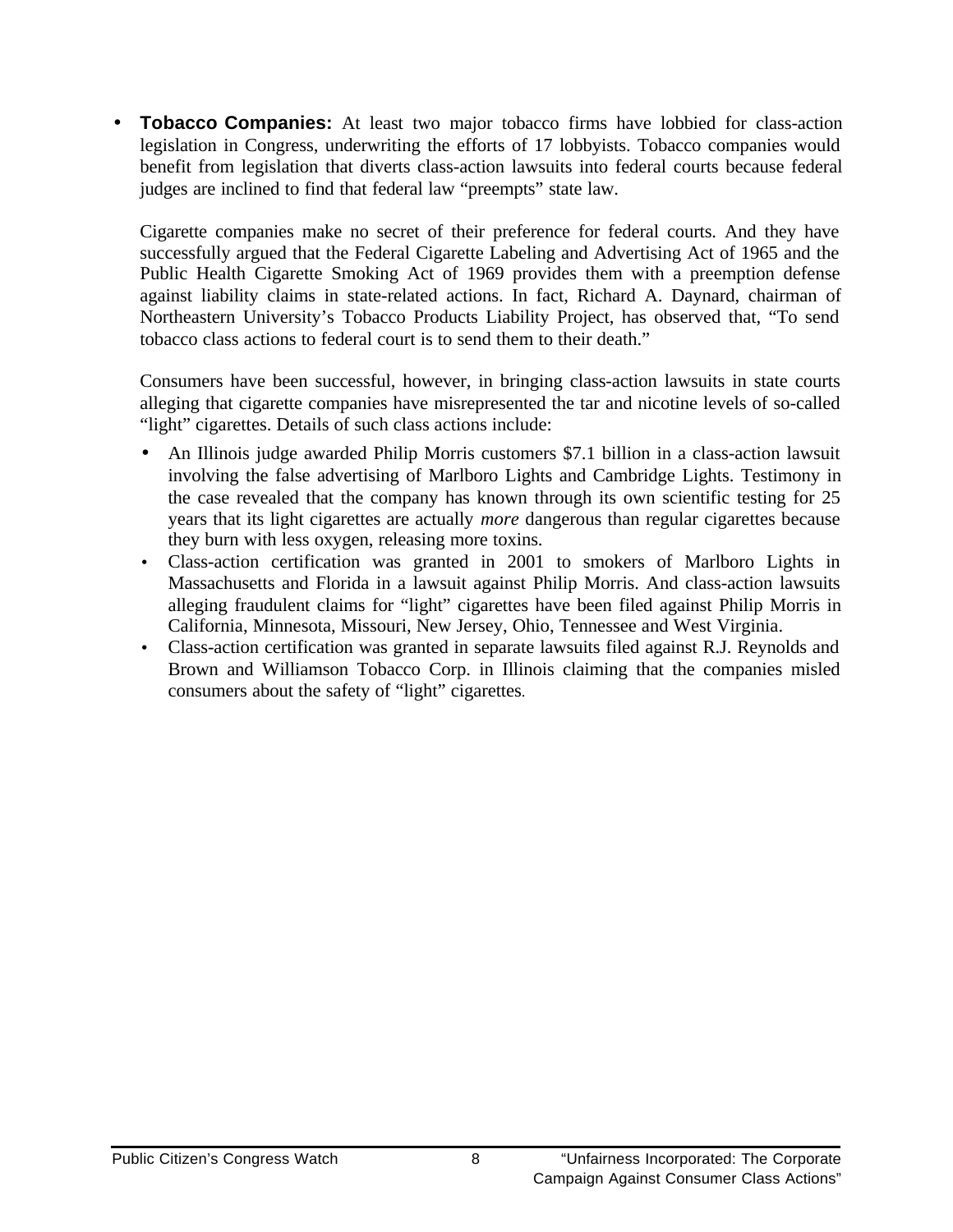- **Tobacco Companies:** At least two major tobacco firms have lobbied for class-action legislation in Congress, underwriting the efforts of 17 lobbyists. Tobacco companies would benefit from legislation that diverts class-action lawsuits into federal courts because federal judges are inclined to find that federal law "preempts" state law.

  Cigarette companies make no secret of their preference for federal courts. And they have successfully argued that the Federal Cigarette Labeling and Advertising Act of 1965 and the Public Health Cigarette Smoking Act of 1969 provides them with a preemption defense against liability claims in state-related actions. In fact, Richard A. Daynard, chairman of Northeastern University's Tobacco Products Liability Project, has observed that, "To send tobacco class actions to federal court is to send them to their death."

  Consumers have been successful, however, in bringing class-action lawsuits in state courts alleging that cigarette companies have misrepresented the tar and nicotine levels of so-called "light" cigarettes. Details of such class actions include:

  - An Illinois judge awarded Philip Morris customers $7.1 billion in a class-action lawsuit involving the false advertising of Marlboro Lights and Cambridge Lights. Testimony in the case revealed that the company has known through its own scientific testing for 25 years that its light cigarettes are actually *more* dangerous than regular cigarettes because they burn with less oxygen, releasing more toxins.
  - Class-action certification was granted in 2001 to smokers of Marlboro Lights in Massachusetts and Florida in a lawsuit against Philip Morris. And class-action lawsuits alleging fraudulent claims for "light" cigarettes have been filed against Philip Morris in California, Minnesota, Missouri, New Jersey, Ohio, Tennessee and West Virginia.
  - Class-action certification was granted in separate lawsuits filed against R.J. Reynolds and Brown and Williamson Tobacco Corp. in Illinois claiming that the companies misled consumers about the safety of "light" cigarettes.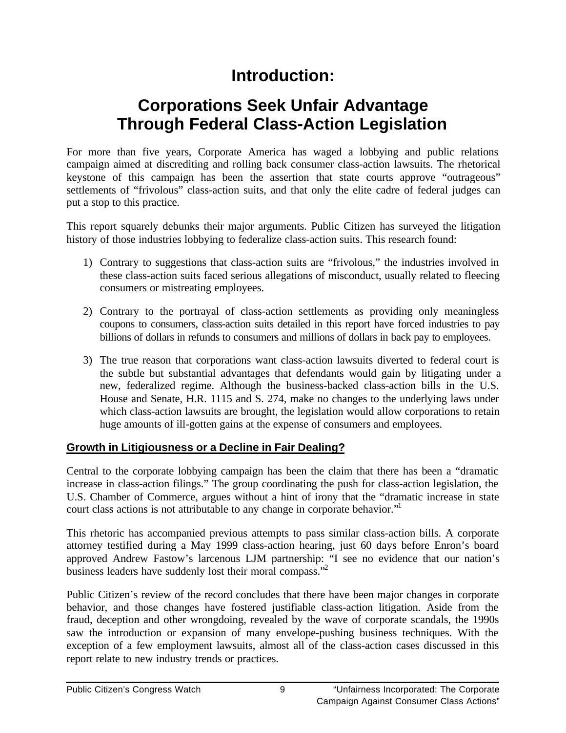# Introduction:

# Corporations Seek Unfair Advantage Through Federal Class-Action Legislation

For more than five years, Corporate America has waged a lobbying and public relations campaign aimed at discrediting and rolling back consumer class-action lawsuits. The rhetorical keystone of this campaign has been the assertion that state courts approve "outrageous" settlements of "frivolous" class-action suits, and that only the elite cadre of federal judges can put a stop to this practice.

This report squarely debunks their major arguments. Public Citizen has surveyed the litigation history of those industries lobbying to federalize class-action suits. This research found:

1) Contrary to suggestions that class-action suits are "frivolous," the industries involved in these class-action suits faced serious allegations of misconduct, usually related to fleecing consumers or mistreating employees.

2) Contrary to the portrayal of class-action settlements as providing only meaningless coupons to consumers, class-action suits detailed in this report have forced industries to pay billions of dollars in refunds to consumers and millions of dollars in back pay to employees.

3) The true reason that corporations want class-action lawsuits diverted to federal court is the subtle but substantial advantages that defendants would gain by litigating under a new, federalized regime. Although the business-backed class-action bills in the U.S. House and Senate, H.R. 1115 and S. 274, make no changes to the underlying laws under which class-action lawsuits are brought, the legislation would allow corporations to retain huge amounts of ill-gotten gains at the expense of consumers and employees.

## Growth in Litigiousness or a Decline in Fair Dealing?

Central to the corporate lobbying campaign has been the claim that there has been a "dramatic increase in class-action filings." The group coordinating the push for class-action legislation, the U.S. Chamber of Commerce, argues without a hint of irony that the "dramatic increase in state court class actions is not attributable to any change in corporate behavior."[1]

This rhetoric has accompanied previous attempts to pass similar class-action bills. A corporate attorney testified during a May 1999 class-action hearing, just 60 days before Enron's board approved Andrew Fastow's larcenous LJM partnership: "I see no evidence that our nation's business leaders have suddenly lost their moral compass."[2]

Public Citizen's review of the record concludes that there have been major changes in corporate behavior, and those changes have fostered justifiable class-action litigation. Aside from the fraud, deception and other wrongdoing, revealed by the wave of corporate scandals, the 1990s saw the introduction or expansion of many envelope-pushing business techniques. With the exception of a few employment lawsuits, almost all of the class-action cases discussed in this report relate to new industry trends or practices.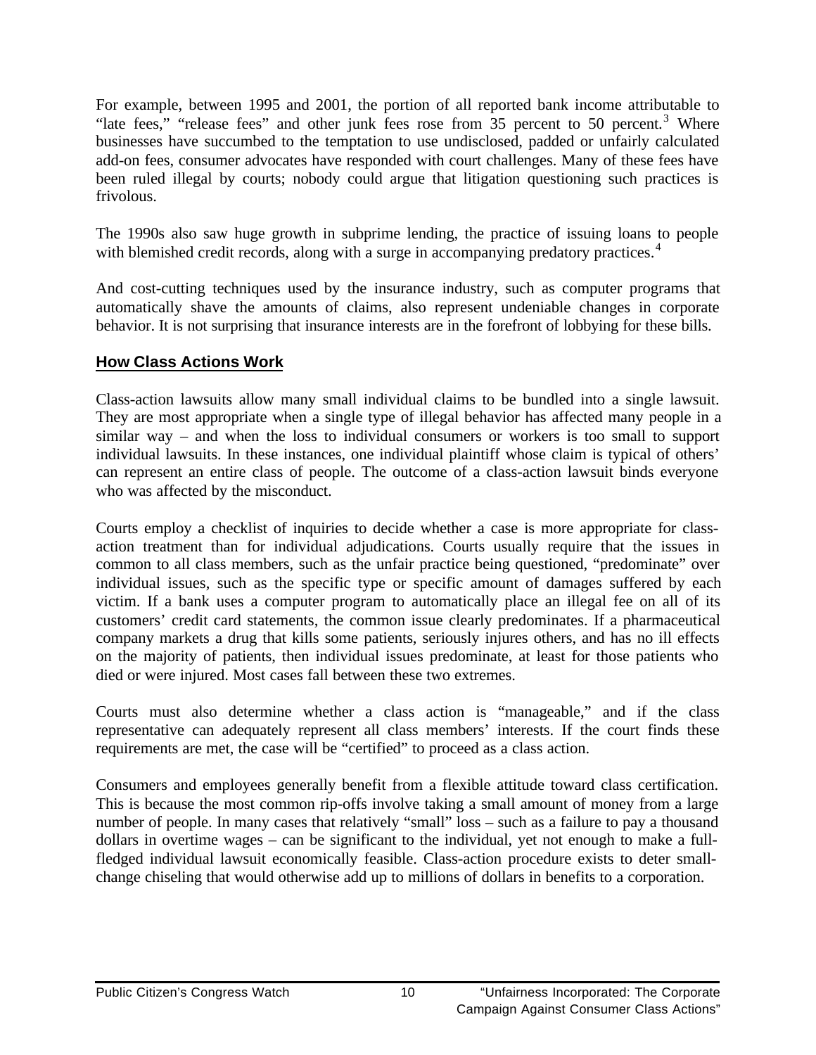For example, between 1995 and 2001, the portion of all reported bank income attributable to "late fees," "release fees" and other junk fees rose from 35 percent to 50 percent.[3] Where businesses have succumbed to the temptation to use undisclosed, padded or unfairly calculated add-on fees, consumer advocates have responded with court challenges. Many of these fees have been ruled illegal by courts; nobody could argue that litigation questioning such practices is frivolous.

The 1990s also saw huge growth in subprime lending, the practice of issuing loans to people with blemished credit records, along with a surge in accompanying predatory practices.[4]

And cost-cutting techniques used by the insurance industry, such as computer programs that automatically shave the amounts of claims, also represent undeniable changes in corporate behavior. It is not surprising that insurance interests are in the forefront of lobbying for these bills.

## How Class Actions Work

Class-action lawsuits allow many small individual claims to be bundled into a single lawsuit. They are most appropriate when a single type of illegal behavior has affected many people in a similar way – and when the loss to individual consumers or workers is too small to support individual lawsuits. In these instances, one individual plaintiff whose claim is typical of others' can represent an entire class of people. The outcome of a class-action lawsuit binds everyone who was affected by the misconduct.

Courts employ a checklist of inquiries to decide whether a case is more appropriate for class-action treatment than for individual adjudications. Courts usually require that the issues in common to all class members, such as the unfair practice being questioned, "predominate" over individual issues, such as the specific type or specific amount of damages suffered by each victim. If a bank uses a computer program to automatically place an illegal fee on all of its customers' credit card statements, the common issue clearly predominates. If a pharmaceutical company markets a drug that kills some patients, seriously injures others, and has no ill effects on the majority of patients, then individual issues predominate, at least for those patients who died or were injured. Most cases fall between these two extremes.

Courts must also determine whether a class action is "manageable," and if the class representative can adequately represent all class members' interests. If the court finds these requirements are met, the case will be "certified" to proceed as a class action.

Consumers and employees generally benefit from a flexible attitude toward class certification. This is because the most common rip-offs involve taking a small amount of money from a large number of people. In many cases that relatively "small" loss – such as a failure to pay a thousand dollars in overtime wages – can be significant to the individual, yet not enough to make a full-fledged individual lawsuit economically feasible. Class-action procedure exists to deter small-change chiseling that would otherwise add up to millions of dollars in benefits to a corporation.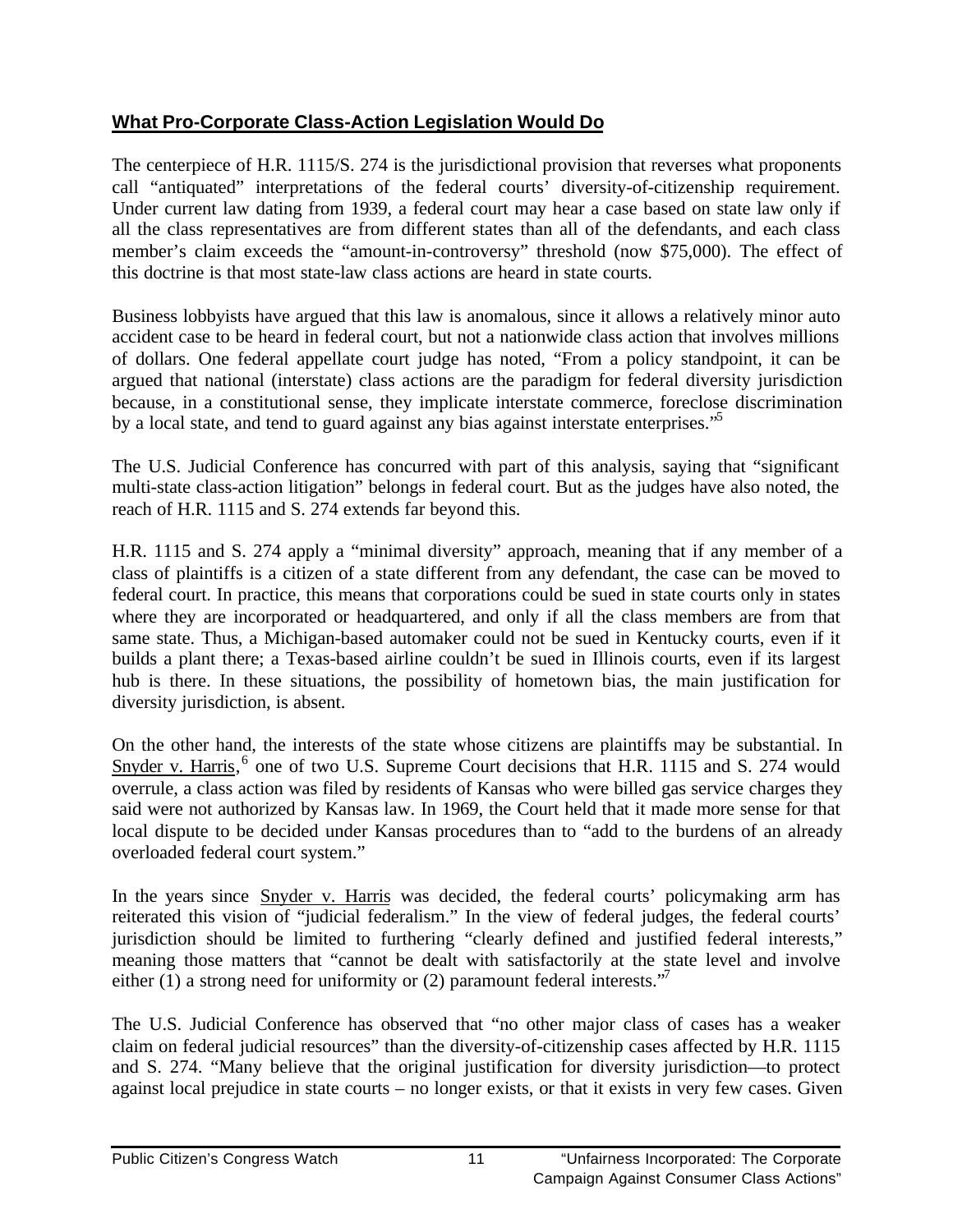## What Pro-Corporate Class-Action Legislation Would Do

The centerpiece of H.R. 1115/S. 274 is the jurisdictional provision that reverses what proponents call "antiquated" interpretations of the federal courts' diversity-of-citizenship requirement. Under current law dating from 1939, a federal court may hear a case based on state law only if all the class representatives are from different states than all of the defendants, and each class member's claim exceeds the "amount-in-controversy" threshold (now $75,000). The effect of this doctrine is that most state-law class actions are heard in state courts.

Business lobbyists have argued that this law is anomalous, since it allows a relatively minor auto accident case to be heard in federal court, but not a nationwide class action that involves millions of dollars. One federal appellate court judge has noted, "From a policy standpoint, it can be argued that national (interstate) class actions are the paradigm for federal diversity jurisdiction because, in a constitutional sense, they implicate interstate commerce, foreclose discrimination by a local state, and tend to guard against any bias against interstate enterprises."[5]

The U.S. Judicial Conference has concurred with part of this analysis, saying that "significant multi-state class-action litigation" belongs in federal court. But as the judges have also noted, the reach of H.R. 1115 and S. 274 extends far beyond this.

H.R. 1115 and S. 274 apply a "minimal diversity" approach, meaning that if any member of a class of plaintiffs is a citizen of a state different from any defendant, the case can be moved to federal court. In practice, this means that corporations could be sued in state courts only in states where they are incorporated or headquartered, and only if all the class members are from that same state. Thus, a Michigan-based automaker could not be sued in Kentucky courts, even if it builds a plant there; a Texas-based airline couldn't be sued in Illinois courts, even if its largest hub is there. In these situations, the possibility of hometown bias, the main justification for diversity jurisdiction, is absent.

On the other hand, the interests of the state whose citizens are plaintiffs may be substantial. In Snyder v. Harris,[6] one of two U.S. Supreme Court decisions that H.R. 1115 and S. 274 would overrule, a class action was filed by residents of Kansas who were billed gas service charges they said were not authorized by Kansas law. In 1969, the Court held that it made more sense for that local dispute to be decided under Kansas procedures than to "add to the burdens of an already overloaded federal court system."

In the years since Snyder v. Harris was decided, the federal courts' policymaking arm has reiterated this vision of "judicial federalism." In the view of federal judges, the federal courts' jurisdiction should be limited to furthering "clearly defined and justified federal interests," meaning those matters that "cannot be dealt with satisfactorily at the state level and involve either (1) a strong need for uniformity or (2) paramount federal interests."[7]

The U.S. Judicial Conference has observed that "no other major class of cases has a weaker claim on federal judicial resources" than the diversity-of-citizenship cases affected by H.R. 1115 and S. 274. "Many believe that the original justification for diversity jurisdiction—to protect against local prejudice in state courts – no longer exists, or that it exists in very few cases. Given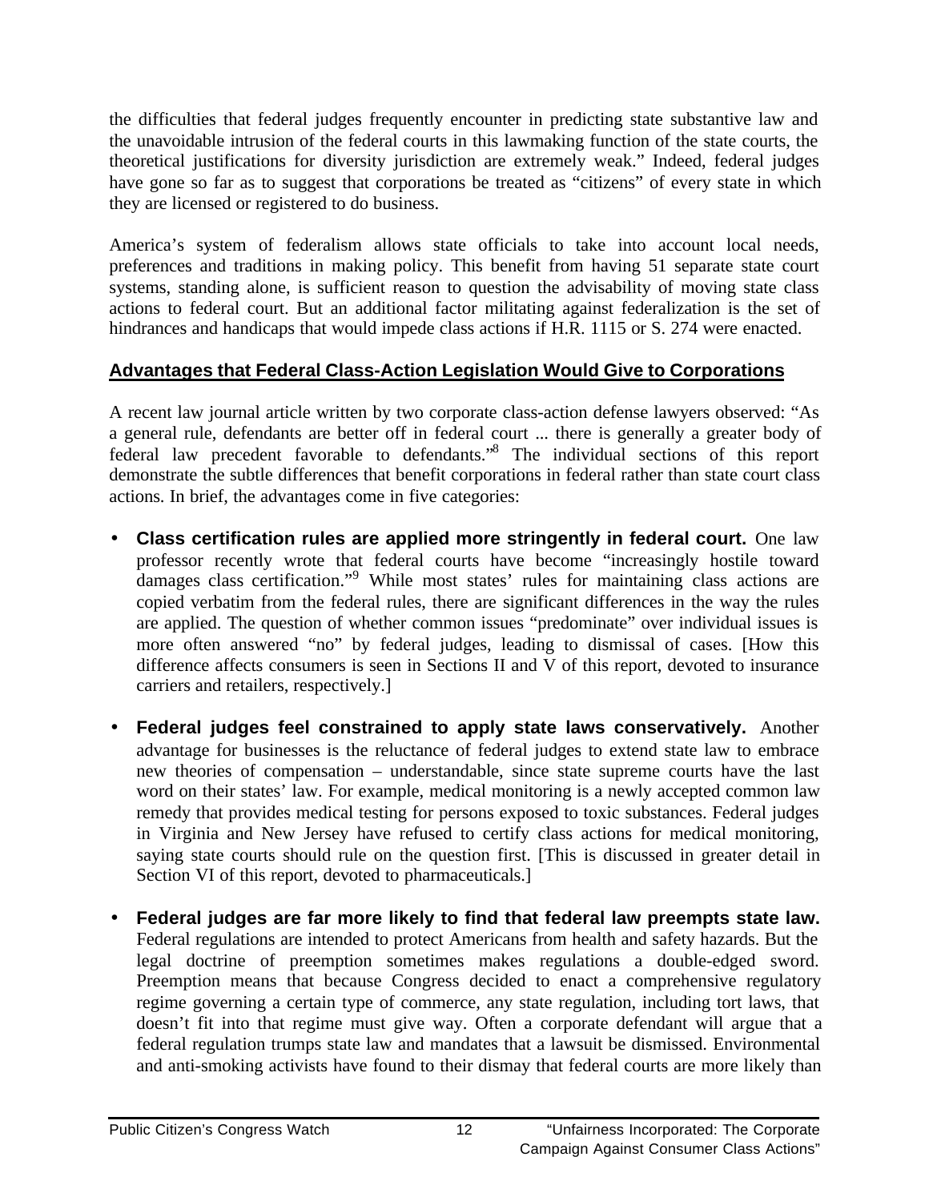the difficulties that federal judges frequently encounter in predicting state substantive law and the unavoidable intrusion of the federal courts in this lawmaking function of the state courts, the theoretical justifications for diversity jurisdiction are extremely weak." Indeed, federal judges have gone so far as to suggest that corporations be treated as "citizens" of every state in which they are licensed or registered to do business.

America's system of federalism allows state officials to take into account local needs, preferences and traditions in making policy. This benefit from having 51 separate state court systems, standing alone, is sufficient reason to question the advisability of moving state class actions to federal court. But an additional factor militating against federalization is the set of hindrances and handicaps that would impede class actions if H.R. 1115 or S. 274 were enacted.

## Advantages that Federal Class-Action Legislation Would Give to Corporations

A recent law journal article written by two corporate class-action defense lawyers observed: "As a general rule, defendants are better off in federal court ... there is generally a greater body of federal law precedent favorable to defendants."[8] The individual sections of this report demonstrate the subtle differences that benefit corporations in federal rather than state court class actions. In brief, the advantages come in five categories:

- **Class certification rules are applied more stringently in federal court.** One law professor recently wrote that federal courts have become "increasingly hostile toward damages class certification."[9] While most states' rules for maintaining class actions are copied verbatim from the federal rules, there are significant differences in the way the rules are applied. The question of whether common issues "predominate" over individual issues is more often answered "no" by federal judges, leading to dismissal of cases. [How this difference affects consumers is seen in Sections II and V of this report, devoted to insurance carriers and retailers, respectively.]

- **Federal judges feel constrained to apply state laws conservatively.** Another advantage for businesses is the reluctance of federal judges to extend state law to embrace new theories of compensation – understandable, since state supreme courts have the last word on their states' law. For example, medical monitoring is a newly accepted common law remedy that provides medical testing for persons exposed to toxic substances. Federal judges in Virginia and New Jersey have refused to certify class actions for medical monitoring, saying state courts should rule on the question first. [This is discussed in greater detail in Section VI of this report, devoted to pharmaceuticals.]

- **Federal judges are far more likely to find that federal law preempts state law.** Federal regulations are intended to protect Americans from health and safety hazards. But the legal doctrine of preemption sometimes makes regulations a double-edged sword. Preemption means that because Congress decided to enact a comprehensive regulatory regime governing a certain type of commerce, any state regulation, including tort laws, that doesn't fit into that regime must give way. Often a corporate defendant will argue that a federal regulation trumps state law and mandates that a lawsuit be dismissed. Environmental and anti-smoking activists have found to their dismay that federal courts are more likely than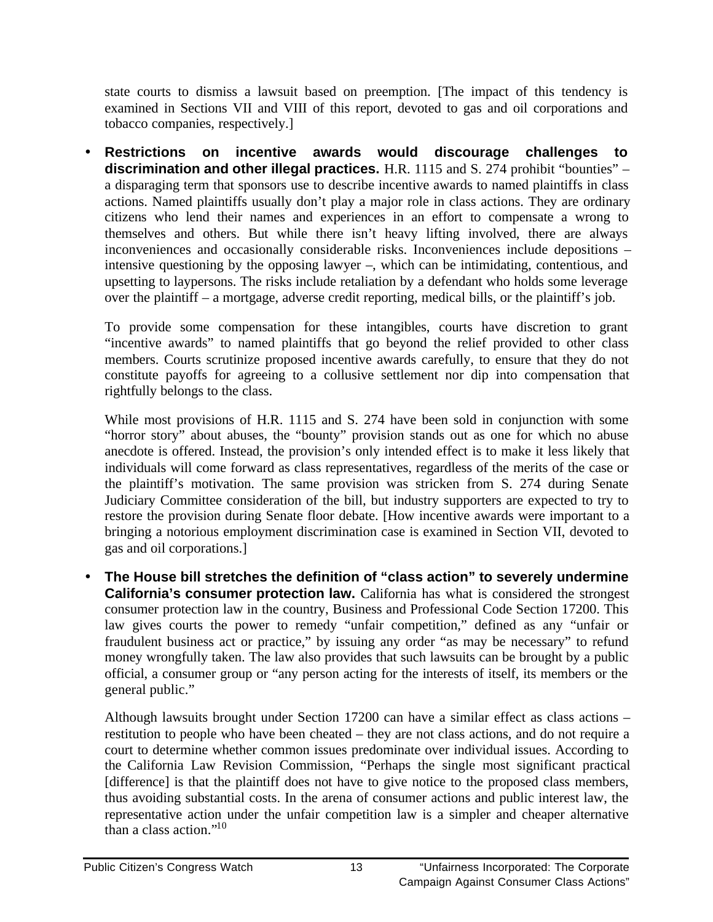state courts to dismiss a lawsuit based on preemption. [The impact of this tendency is examined in Sections VII and VIII of this report, devoted to gas and oil corporations and tobacco companies, respectively.]

- **Restrictions on incentive awards would discourage challenges to discrimination and other illegal practices.** H.R. 1115 and S. 274 prohibit "bounties" – a disparaging term that sponsors use to describe incentive awards to named plaintiffs in class actions. Named plaintiffs usually don't play a major role in class actions. They are ordinary citizens who lend their names and experiences in an effort to compensate a wrong to themselves and others. But while there isn't heavy lifting involved, there are always inconveniences and occasionally considerable risks. Inconveniences include depositions – intensive questioning by the opposing lawyer –, which can be intimidating, contentious, and upsetting to laypersons. The risks include retaliation by a defendant who holds some leverage over the plaintiff – a mortgage, adverse credit reporting, medical bills, or the plaintiff's job.

  To provide some compensation for these intangibles, courts have discretion to grant "incentive awards" to named plaintiffs that go beyond the relief provided to other class members. Courts scrutinize proposed incentive awards carefully, to ensure that they do not constitute payoffs for agreeing to a collusive settlement nor dip into compensation that rightfully belongs to the class.

  While most provisions of H.R. 1115 and S. 274 have been sold in conjunction with some "horror story" about abuses, the "bounty" provision stands out as one for which no abuse anecdote is offered. Instead, the provision's only intended effect is to make it less likely that individuals will come forward as class representatives, regardless of the merits of the case or the plaintiff's motivation. The same provision was stricken from S. 274 during Senate Judiciary Committee consideration of the bill, but industry supporters are expected to try to restore the provision during Senate floor debate. [How incentive awards were important to a bringing a notorious employment discrimination case is examined in Section VII, devoted to gas and oil corporations.]

- **The House bill stretches the definition of "class action" to severely undermine California's consumer protection law.** California has what is considered the strongest consumer protection law in the country, Business and Professional Code Section 17200. This law gives courts the power to remedy "unfair competition," defined as any "unfair or fraudulent business act or practice," by issuing any order "as may be necessary" to refund money wrongfully taken. The law also provides that such lawsuits can be brought by a public official, a consumer group or "any person acting for the interests of itself, its members or the general public."

  Although lawsuits brought under Section 17200 can have a similar effect as class actions – restitution to people who have been cheated – they are not class actions, and do not require a court to determine whether common issues predominate over individual issues. According to the California Law Revision Commission, "Perhaps the single most significant practical [difference] is that the plaintiff does not have to give notice to the proposed class members, thus avoiding substantial costs. In the arena of consumer actions and public interest law, the representative action under the unfair competition law is a simpler and cheaper alternative than a class action."[10]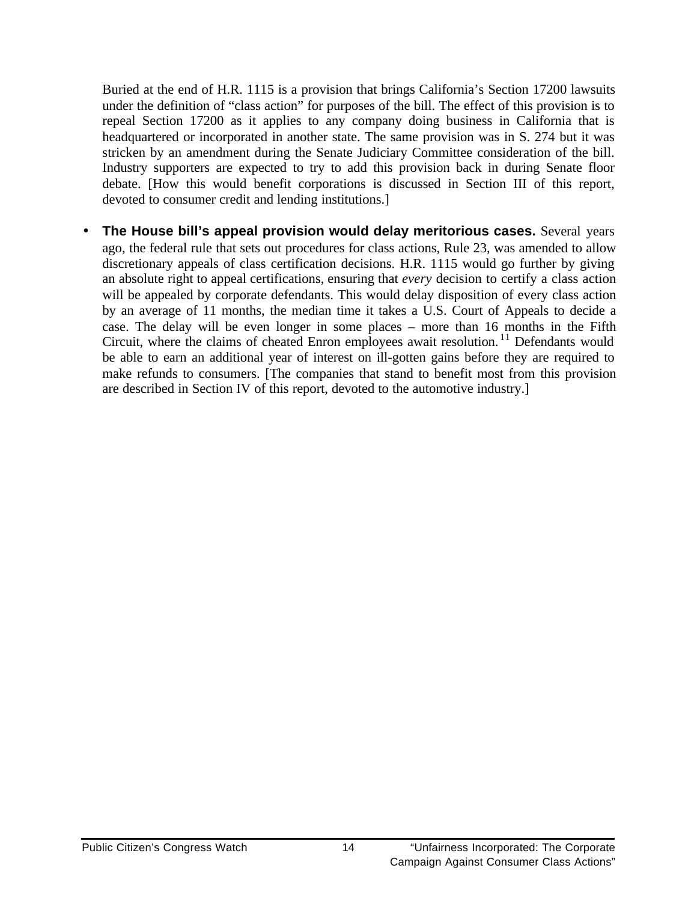Buried at the end of H.R. 1115 is a provision that brings California's Section 17200 lawsuits under the definition of "class action" for purposes of the bill. The effect of this provision is to repeal Section 17200 as it applies to any company doing business in California that is headquartered or incorporated in another state. The same provision was in S. 274 but it was stricken by an amendment during the Senate Judiciary Committee consideration of the bill. Industry supporters are expected to try to add this provision back in during Senate floor debate. [How this would benefit corporations is discussed in Section III of this report, devoted to consumer credit and lending institutions.]

- **The House bill's appeal provision would delay meritorious cases.** Several years ago, the federal rule that sets out procedures for class actions, Rule 23, was amended to allow discretionary appeals of class certification decisions. H.R. 1115 would go further by giving an absolute right to appeal certifications, ensuring that *every* decision to certify a class action will be appealed by corporate defendants. This would delay disposition of every class action by an average of 11 months, the median time it takes a U.S. Court of Appeals to decide a case. The delay will be even longer in some places – more than 16 months in the Fifth Circuit, where the claims of cheated Enron employees await resolution.[11] Defendants would be able to earn an additional year of interest on ill-gotten gains before they are required to make refunds to consumers. [The companies that stand to benefit most from this provision are described in Section IV of this report, devoted to the automotive industry.]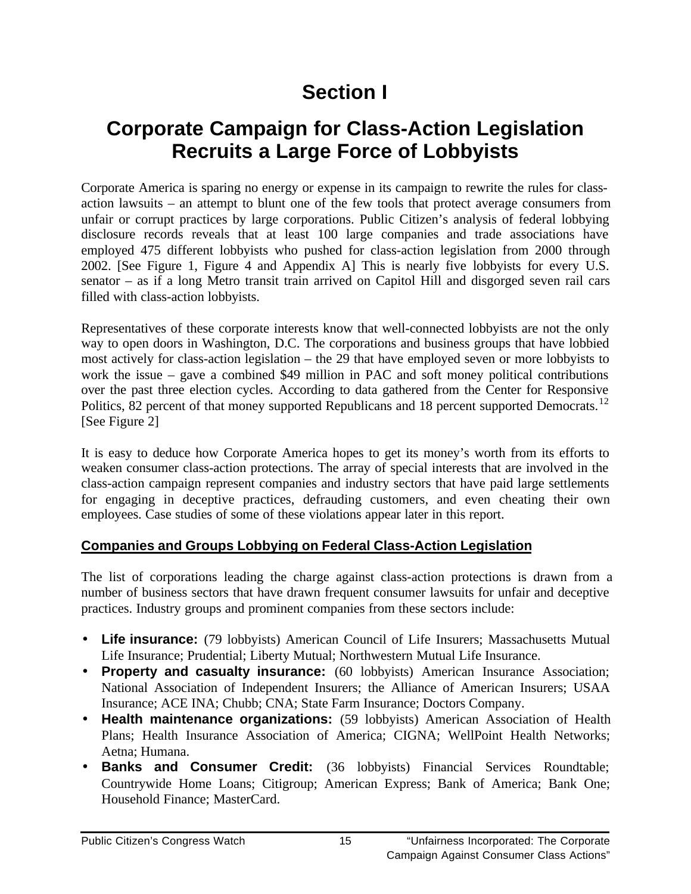# Section I

## Corporate Campaign for Class-Action Legislation Recruits a Large Force of Lobbyists

Corporate America is sparing no energy or expense in its campaign to rewrite the rules for class-action lawsuits – an attempt to blunt one of the few tools that protect average consumers from unfair or corrupt practices by large corporations. Public Citizen's analysis of federal lobbying disclosure records reveals that at least 100 large companies and trade associations have employed 475 different lobbyists who pushed for class-action legislation from 2000 through 2002. [See Figure 1, Figure 4 and Appendix A] This is nearly five lobbyists for every U.S. senator – as if a long Metro transit train arrived on Capitol Hill and disgorged seven rail cars filled with class-action lobbyists.

Representatives of these corporate interests know that well-connected lobbyists are not the only way to open doors in Washington, D.C. The corporations and business groups that have lobbied most actively for class-action legislation – the 29 that have employed seven or more lobbyists to work the issue – gave a combined $49 million in PAC and soft money political contributions over the past three election cycles. According to data gathered from the Center for Responsive Politics, 82 percent of that money supported Republicans and 18 percent supported Democrats.[12] [See Figure 2]

It is easy to deduce how Corporate America hopes to get its money's worth from its efforts to weaken consumer class-action protections. The array of special interests that are involved in the class-action campaign represent companies and industry sectors that have paid large settlements for engaging in deceptive practices, defrauding customers, and even cheating their own employees. Case studies of some of these violations appear later in this report.

### Companies and Groups Lobbying on Federal Class-Action Legislation

The list of corporations leading the charge against class-action protections is drawn from a number of business sectors that have drawn frequent consumer lawsuits for unfair and deceptive practices. Industry groups and prominent companies from these sectors include:

- **Life insurance:** (79 lobbyists) American Council of Life Insurers; Massachusetts Mutual Life Insurance; Prudential; Liberty Mutual; Northwestern Mutual Life Insurance.
- **Property and casualty insurance:** (60 lobbyists) American Insurance Association; National Association of Independent Insurers; the Alliance of American Insurers; USAA Insurance; ACE INA; Chubb; CNA; State Farm Insurance; Doctors Company.
- **Health maintenance organizations:** (59 lobbyists) American Association of Health Plans; Health Insurance Association of America; CIGNA; WellPoint Health Networks; Aetna; Humana.
- **Banks and Consumer Credit:** (36 lobbyists) Financial Services Roundtable; Countrywide Home Loans; Citigroup; American Express; Bank of America; Bank One; Household Finance; MasterCard.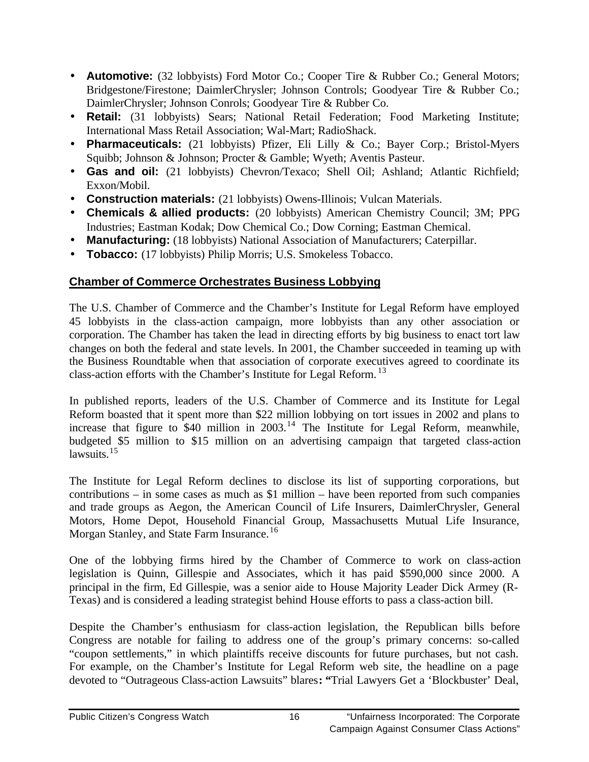- **Automotive:** (32 lobbyists) Ford Motor Co.; Cooper Tire & Rubber Co.; General Motors; Bridgestone/Firestone; DaimlerChrysler; Johnson Controls; Goodyear Tire & Rubber Co.; DaimlerChrysler; Johnson Conrols; Goodyear Tire & Rubber Co.
- **Retail:** (31 lobbyists) Sears; National Retail Federation; Food Marketing Institute; International Mass Retail Association; Wal-Mart; RadioShack.
- **Pharmaceuticals:** (21 lobbyists) Pfizer, Eli Lilly & Co.; Bayer Corp.; Bristol-Myers Squibb; Johnson & Johnson; Procter & Gamble; Wyeth; Aventis Pasteur.
- **Gas and oil:** (21 lobbyists) Chevron/Texaco; Shell Oil; Ashland; Atlantic Richfield; Exxon/Mobil.
- **Construction materials:** (21 lobbyists) Owens-Illinois; Vulcan Materials.
- **Chemicals & allied products:** (20 lobbyists) American Chemistry Council; 3M; PPG Industries; Eastman Kodak; Dow Chemical Co.; Dow Corning; Eastman Chemical.
- **Manufacturing:** (18 lobbyists) National Association of Manufacturers; Caterpillar.
- **Tobacco:** (17 lobbyists) Philip Morris; U.S. Smokeless Tobacco.

## Chamber of Commerce Orchestrates Business Lobbying

The U.S. Chamber of Commerce and the Chamber's Institute for Legal Reform have employed 45 lobbyists in the class-action campaign, more lobbyists than any other association or corporation. The Chamber has taken the lead in directing efforts by big business to enact tort law changes on both the federal and state levels. In 2001, the Chamber succeeded in teaming up with the Business Roundtable when that association of corporate executives agreed to coordinate its class-action efforts with the Chamber's Institute for Legal Reform.[13]

In published reports, leaders of the U.S. Chamber of Commerce and its Institute for Legal Reform boasted that it spent more than $22 million lobbying on tort issues in 2002 and plans to increase that figure to $40 million in 2003.[14] The Institute for Legal Reform, meanwhile, budgeted $5 million to $15 million on an advertising campaign that targeted class-action lawsuits.[15]

The Institute for Legal Reform declines to disclose its list of supporting corporations, but contributions – in some cases as much as $1 million – have been reported from such companies and trade groups as Aegon, the American Council of Life Insurers, DaimlerChrysler, General Motors, Home Depot, Household Financial Group, Massachusetts Mutual Life Insurance, Morgan Stanley, and State Farm Insurance.[16]

One of the lobbying firms hired by the Chamber of Commerce to work on class-action legislation is Quinn, Gillespie and Associates, which it has paid $590,000 since 2000. A principal in the firm, Ed Gillespie, was a senior aide to House Majority Leader Dick Armey (R-Texas) and is considered a leading strategist behind House efforts to pass a class-action bill.

Despite the Chamber's enthusiasm for class-action legislation, the Republican bills before Congress are notable for failing to address one of the group's primary concerns: so-called "coupon settlements," in which plaintiffs receive discounts for future purchases, but not cash. For example, on the Chamber's Institute for Legal Reform web site, the headline on a page devoted to "Outrageous Class-action Lawsuits" blares: "Trial Lawyers Get a 'Blockbuster' Deal,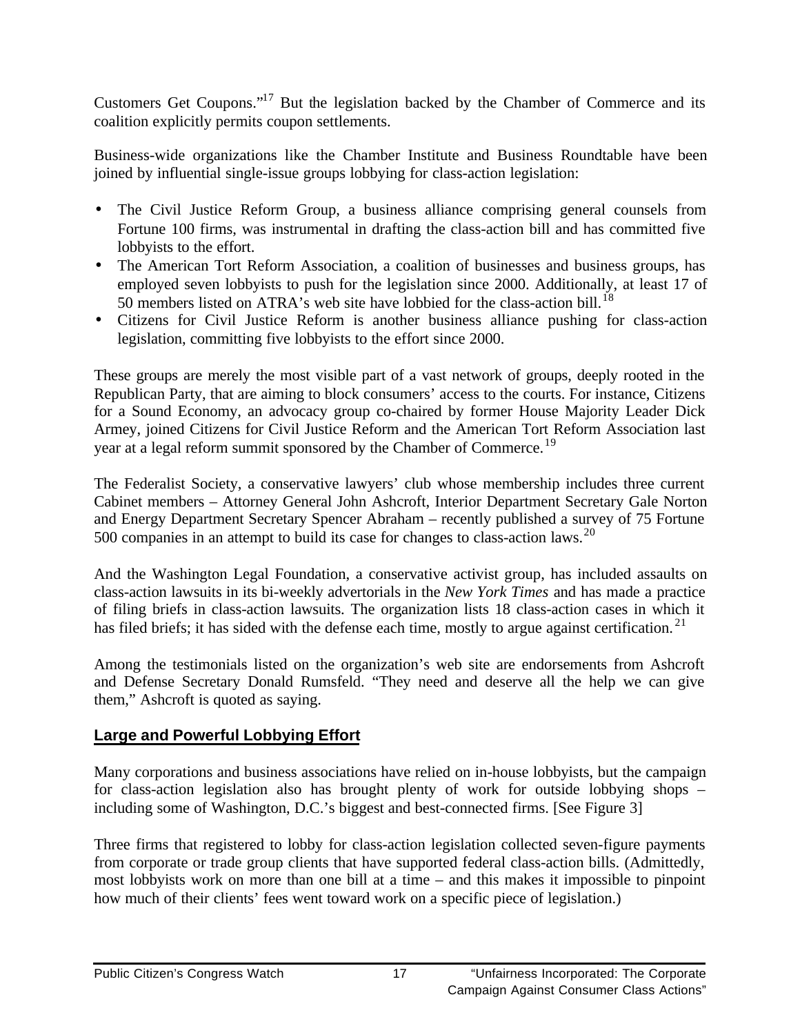Customers Get Coupons."[17] But the legislation backed by the Chamber of Commerce and its coalition explicitly permits coupon settlements.

Business-wide organizations like the Chamber Institute and Business Roundtable have been joined by influential single-issue groups lobbying for class-action legislation:

- The Civil Justice Reform Group, a business alliance comprising general counsels from Fortune 100 firms, was instrumental in drafting the class-action bill and has committed five lobbyists to the effort.
- The American Tort Reform Association, a coalition of businesses and business groups, has employed seven lobbyists to push for the legislation since 2000. Additionally, at least 17 of 50 members listed on ATRA's web site have lobbied for the class-action bill.[18]
- Citizens for Civil Justice Reform is another business alliance pushing for class-action legislation, committing five lobbyists to the effort since 2000.

These groups are merely the most visible part of a vast network of groups, deeply rooted in the Republican Party, that are aiming to block consumers' access to the courts. For instance, Citizens for a Sound Economy, an advocacy group co-chaired by former House Majority Leader Dick Armey, joined Citizens for Civil Justice Reform and the American Tort Reform Association last year at a legal reform summit sponsored by the Chamber of Commerce.[19]

The Federalist Society, a conservative lawyers' club whose membership includes three current Cabinet members – Attorney General John Ashcroft, Interior Department Secretary Gale Norton and Energy Department Secretary Spencer Abraham – recently published a survey of 75 Fortune 500 companies in an attempt to build its case for changes to class-action laws.[20]

And the Washington Legal Foundation, a conservative activist group, has included assaults on class-action lawsuits in its bi-weekly advertorials in the *New York Times* and has made a practice of filing briefs in class-action lawsuits. The organization lists 18 class-action cases in which it has filed briefs; it has sided with the defense each time, mostly to argue against certification.[21]

Among the testimonials listed on the organization's web site are endorsements from Ashcroft and Defense Secretary Donald Rumsfeld. "They need and deserve all the help we can give them," Ashcroft is quoted as saying.

## Large and Powerful Lobbying Effort

Many corporations and business associations have relied on in-house lobbyists, but the campaign for class-action legislation also has brought plenty of work for outside lobbying shops – including some of Washington, D.C.'s biggest and best-connected firms. [See Figure 3]

Three firms that registered to lobby for class-action legislation collected seven-figure payments from corporate or trade group clients that have supported federal class-action bills. (Admittedly, most lobbyists work on more than one bill at a time – and this makes it impossible to pinpoint how much of their clients' fees went toward work on a specific piece of legislation.)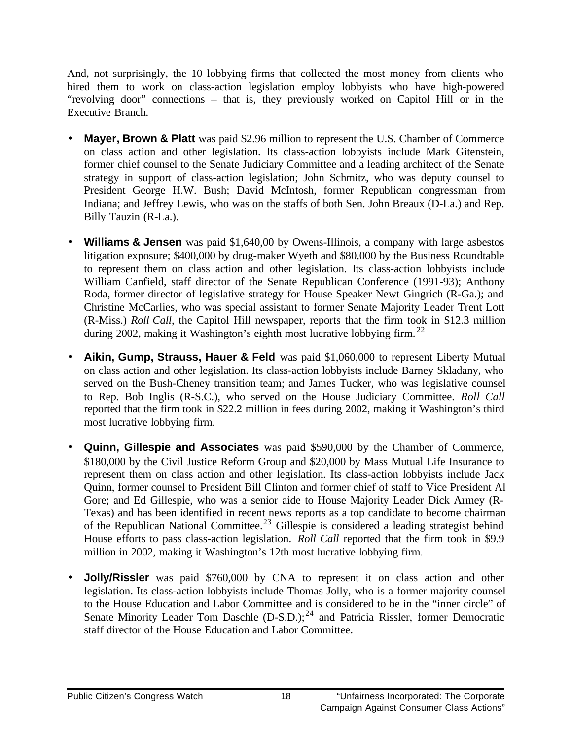And, not surprisingly, the 10 lobbying firms that collected the most money from clients who hired them to work on class-action legislation employ lobbyists who have high-powered "revolving door" connections – that is, they previously worked on Capitol Hill or in the Executive Branch.

- **Mayer, Brown & Platt** was paid $2.96 million to represent the U.S. Chamber of Commerce on class action and other legislation. Its class-action lobbyists include Mark Gitenstein, former chief counsel to the Senate Judiciary Committee and a leading architect of the Senate strategy in support of class-action legislation; John Schmitz, who was deputy counsel to President George H.W. Bush; David McIntosh, former Republican congressman from Indiana; and Jeffrey Lewis, who was on the staffs of both Sen. John Breaux (D-La.) and Rep. Billy Tauzin (R-La.).

- **Williams & Jensen** was paid $1,640,00 by Owens-Illinois, a company with large asbestos litigation exposure; $400,000 by drug-maker Wyeth and $80,000 by the Business Roundtable to represent them on class action and other legislation. Its class-action lobbyists include William Canfield, staff director of the Senate Republican Conference (1991-93); Anthony Roda, former director of legislative strategy for House Speaker Newt Gingrich (R-Ga.); and Christine McCarlies, who was special assistant to former Senate Majority Leader Trent Lott (R-Miss.) *Roll Call*, the Capitol Hill newspaper, reports that the firm took in $12.3 million during 2002, making it Washington's eighth most lucrative lobbying firm.[22]

- **Aikin, Gump, Strauss, Hauer & Feld** was paid $1,060,000 to represent Liberty Mutual on class action and other legislation. Its class-action lobbyists include Barney Skladany, who served on the Bush-Cheney transition team; and James Tucker, who was legislative counsel to Rep. Bob Inglis (R-S.C.), who served on the House Judiciary Committee. *Roll Call* reported that the firm took in $22.2 million in fees during 2002, making it Washington's third most lucrative lobbying firm.

- **Quinn, Gillespie and Associates** was paid $590,000 by the Chamber of Commerce, $180,000 by the Civil Justice Reform Group and $20,000 by Mass Mutual Life Insurance to represent them on class action and other legislation. Its class-action lobbyists include Jack Quinn, former counsel to President Bill Clinton and former chief of staff to Vice President Al Gore; and Ed Gillespie, who was a senior aide to House Majority Leader Dick Armey (R-Texas) and has been identified in recent news reports as a top candidate to become chairman of the Republican National Committee.[23] Gillespie is considered a leading strategist behind House efforts to pass class-action legislation. *Roll Call* reported that the firm took in $9.9 million in 2002, making it Washington's 12th most lucrative lobbying firm.

- **Jolly/Rissler** was paid $760,000 by CNA to represent it on class action and other legislation. Its class-action lobbyists include Thomas Jolly, who is a former majority counsel to the House Education and Labor Committee and is considered to be in the "inner circle" of Senate Minority Leader Tom Daschle (D-S.D.);[24] and Patricia Rissler, former Democratic staff director of the House Education and Labor Committee.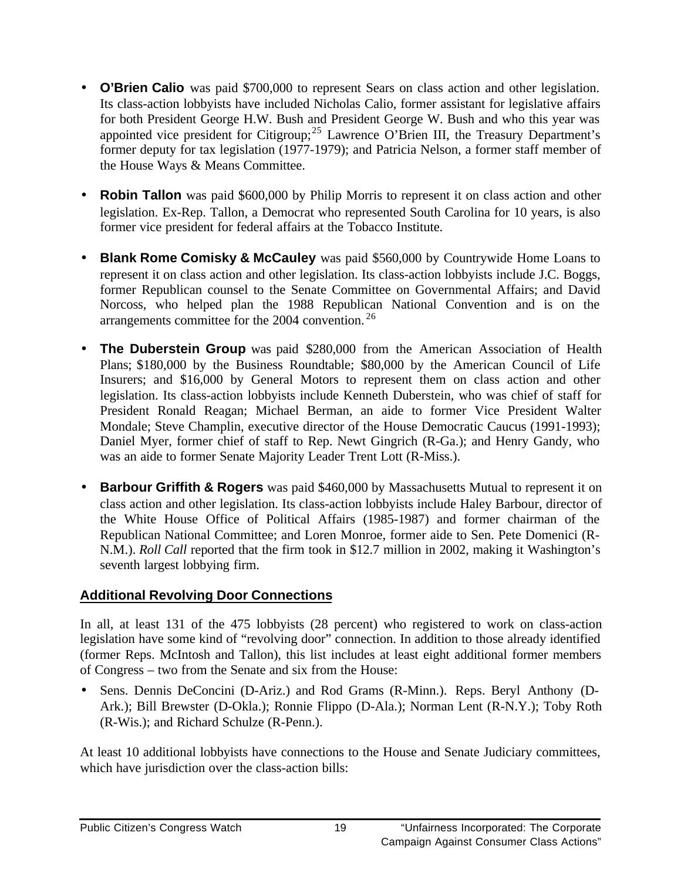- **O'Brien Calio** was paid $700,000 to represent Sears on class action and other legislation. Its class-action lobbyists have included Nicholas Calio, former assistant for legislative affairs for both President George H.W. Bush and President George W. Bush and who this year was appointed vice president for Citigroup;[25] Lawrence O'Brien III, the Treasury Department's former deputy for tax legislation (1977-1979); and Patricia Nelson, a former staff member of the House Ways & Means Committee.

- **Robin Tallon** was paid $600,000 by Philip Morris to represent it on class action and other legislation. Ex-Rep. Tallon, a Democrat who represented South Carolina for 10 years, is also former vice president for federal affairs at the Tobacco Institute.

- **Blank Rome Comisky & McCauley** was paid $560,000 by Countrywide Home Loans to represent it on class action and other legislation. Its class-action lobbyists include J.C. Boggs, former Republican counsel to the Senate Committee on Governmental Affairs; and David Norcoss, who helped plan the 1988 Republican National Convention and is on the arrangements committee for the 2004 convention.[26]

- **The Duberstein Group** was paid $280,000 from the American Association of Health Plans; $180,000 by the Business Roundtable; $80,000 by the American Council of Life Insurers; and $16,000 by General Motors to represent them on class action and other legislation. Its class-action lobbyists include Kenneth Duberstein, who was chief of staff for President Ronald Reagan; Michael Berman, an aide to former Vice President Walter Mondale; Steve Champlin, executive director of the House Democratic Caucus (1991-1993); Daniel Myer, former chief of staff to Rep. Newt Gingrich (R-Ga.); and Henry Gandy, who was an aide to former Senate Majority Leader Trent Lott (R-Miss.).

- **Barbour Griffith & Rogers** was paid $460,000 by Massachusetts Mutual to represent it on class action and other legislation. Its class-action lobbyists include Haley Barbour, director of the White House Office of Political Affairs (1985-1987) and former chairman of the Republican National Committee; and Loren Monroe, former aide to Sen. Pete Domenici (R-N.M.). *Roll Call* reported that the firm took in $12.7 million in 2002, making it Washington's seventh largest lobbying firm.

## Additional Revolving Door Connections

In all, at least 131 of the 475 lobbyists (28 percent) who registered to work on class-action legislation have some kind of "revolving door" connection. In addition to those already identified (former Reps. McIntosh and Tallon), this list includes at least eight additional former members of Congress – two from the Senate and six from the House:

- Sens. Dennis DeConcini (D-Ariz.) and Rod Grams (R-Minn.). Reps. Beryl Anthony (D-Ark.); Bill Brewster (D-Okla.); Ronnie Flippo (D-Ala.); Norman Lent (R-N.Y.); Toby Roth (R-Wis.); and Richard Schulze (R-Penn.).

At least 10 additional lobbyists have connections to the House and Senate Judiciary committees, which have jurisdiction over the class-action bills: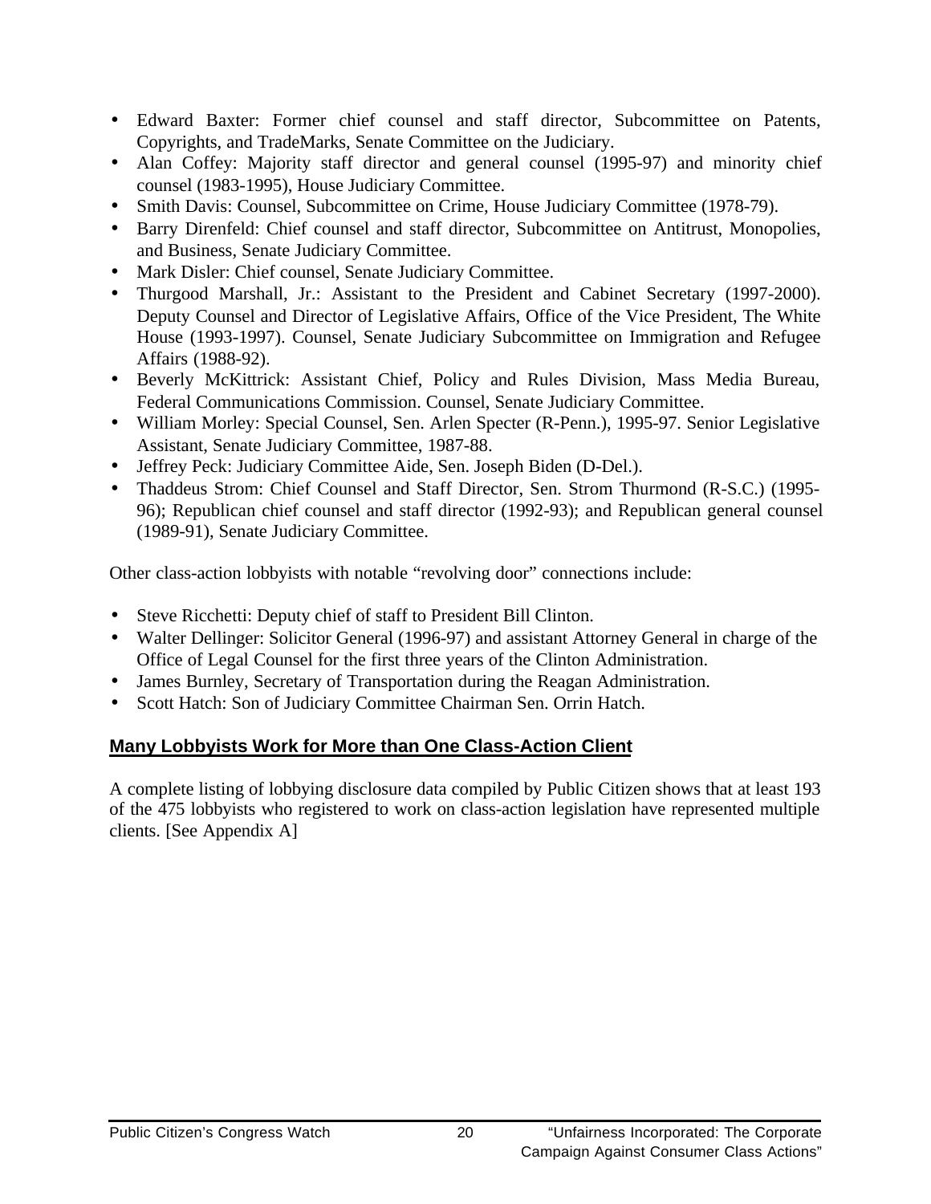- Edward Baxter: Former chief counsel and staff director, Subcommittee on Patents, Copyrights, and TradeMarks, Senate Committee on the Judiciary.
- Alan Coffey: Majority staff director and general counsel (1995-97) and minority chief counsel (1983-1995), House Judiciary Committee.
- Smith Davis: Counsel, Subcommittee on Crime, House Judiciary Committee (1978-79).
- Barry Direnfeld: Chief counsel and staff director, Subcommittee on Antitrust, Monopolies, and Business, Senate Judiciary Committee.
- Mark Disler: Chief counsel, Senate Judiciary Committee.
- Thurgood Marshall, Jr.: Assistant to the President and Cabinet Secretary (1997-2000). Deputy Counsel and Director of Legislative Affairs, Office of the Vice President, The White House (1993-1997). Counsel, Senate Judiciary Subcommittee on Immigration and Refugee Affairs (1988-92).
- Beverly McKittrick: Assistant Chief, Policy and Rules Division, Mass Media Bureau, Federal Communications Commission. Counsel, Senate Judiciary Committee.
- William Morley: Special Counsel, Sen. Arlen Specter (R-Penn.), 1995-97. Senior Legislative Assistant, Senate Judiciary Committee, 1987-88.
- Jeffrey Peck: Judiciary Committee Aide, Sen. Joseph Biden (D-Del.).
- Thaddeus Strom: Chief Counsel and Staff Director, Sen. Strom Thurmond (R-S.C.) (1995-96); Republican chief counsel and staff director (1992-93); and Republican general counsel (1989-91), Senate Judiciary Committee.

Other class-action lobbyists with notable "revolving door" connections include:

- Steve Ricchetti: Deputy chief of staff to President Bill Clinton.
- Walter Dellinger: Solicitor General (1996-97) and assistant Attorney General in charge of the Office of Legal Counsel for the first three years of the Clinton Administration.
- James Burnley, Secretary of Transportation during the Reagan Administration.
- Scott Hatch: Son of Judiciary Committee Chairman Sen. Orrin Hatch.

## Many Lobbyists Work for More than One Class-Action Client

A complete listing of lobbying disclosure data compiled by Public Citizen shows that at least 193 of the 475 lobbyists who registered to work on class-action legislation have represented multiple clients. [See Appendix A]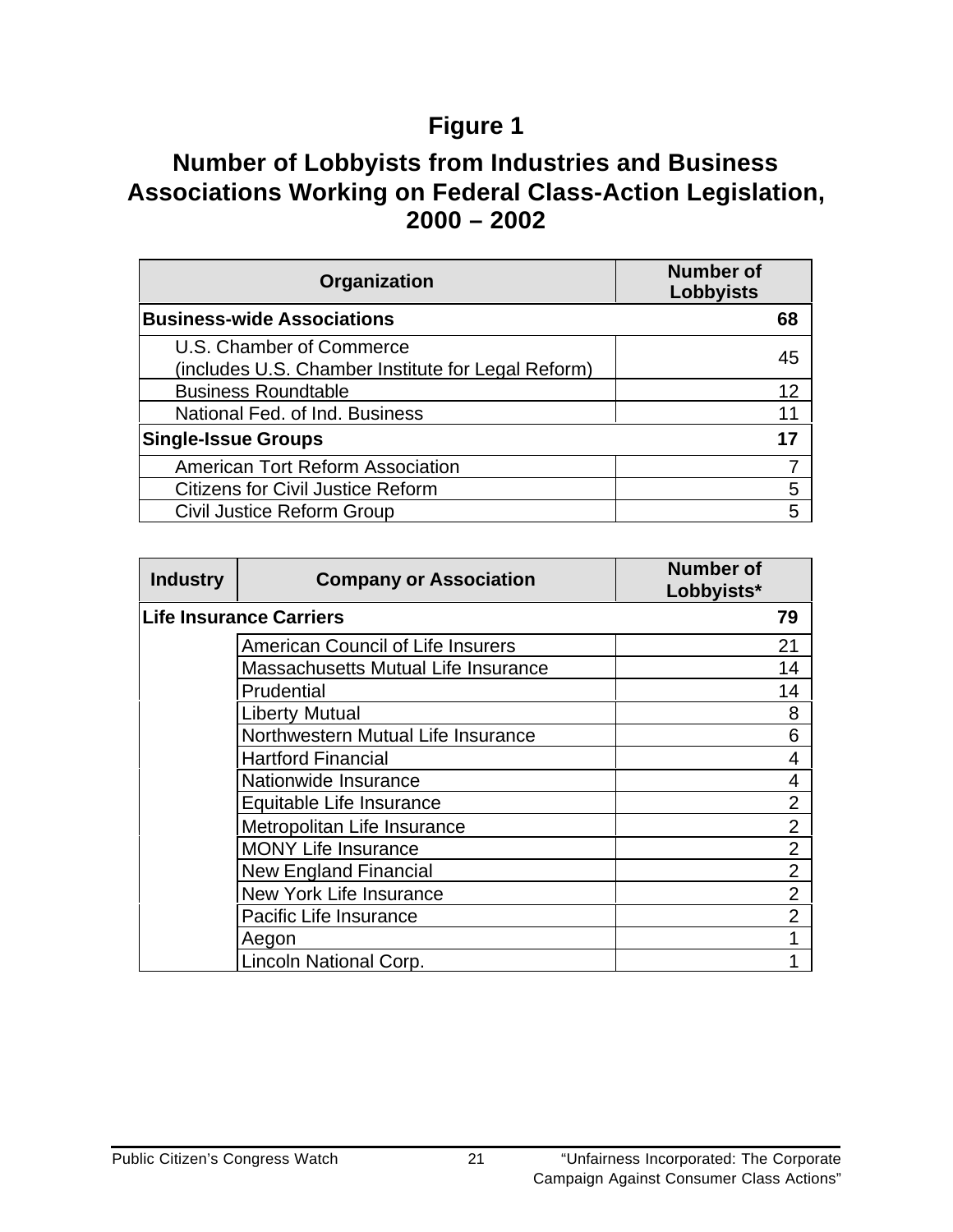## Figure 1

## Number of Lobbyists from Industries and Business Associations Working on Federal Class-Action Legislation, 2000 – 2002

| Organization | Number of Lobbyists |
|---|---|
| **Business-wide Associations** | **68** |
| U.S. Chamber of Commerce (includes U.S. Chamber Institute for Legal Reform) | 45 |
| Business Roundtable | 12 |
| National Fed. of Ind. Business | 11 |
| **Single-Issue Groups** | **17** |
| American Tort Reform Association | 7 |
| Citizens for Civil Justice Reform | 5 |
| Civil Justice Reform Group | 5 |

| Industry | Company or Association | Number of Lobbyists* |
|---|---|---|
| **Life Insurance Carriers** | | **79** |
| | American Council of Life Insurers | 21 |
| | Massachusetts Mutual Life Insurance | 14 |
| | Prudential | 14 |
| | Liberty Mutual | 8 |
| | Northwestern Mutual Life Insurance | 6 |
| | Hartford Financial | 4 |
| | Nationwide Insurance | 4 |
| | Equitable Life Insurance | 2 |
| | Metropolitan Life Insurance | 2 |
| | MONY Life Insurance | 2 |
| | New England Financial | 2 |
| | New York Life Insurance | 2 |
| | Pacific Life Insurance | 2 |
| | Aegon | 1 |
| | Lincoln National Corp. | 1 |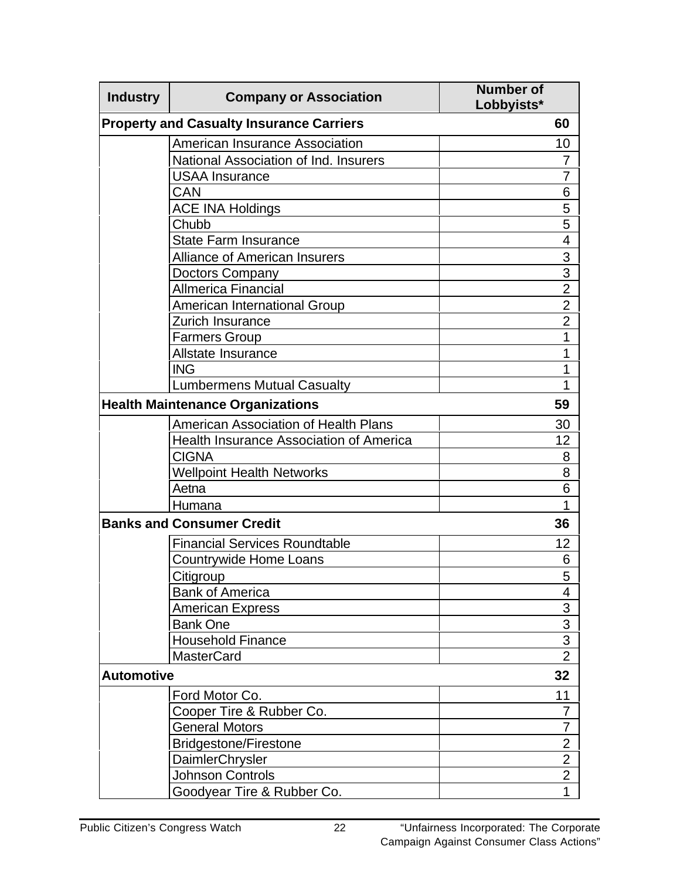| Industry | Company or Association | Number of Lobbyists* |
|---|---|---|
| **Property and Casualty Insurance Carriers** | | **60** |
| | American Insurance Association | 10 |
| | National Association of Ind. Insurers | 7 |
| | USAA Insurance | 7 |
| | CAN | 6 |
| | ACE INA Holdings | 5 |
| | Chubb | 5 |
| | State Farm Insurance | 4 |
| | Alliance of American Insurers | 3 |
| | Doctors Company | 3 |
| | Allmerica Financial | 2 |
| | American International Group | 2 |
| | Zurich Insurance | 2 |
| | Farmers Group | 1 |
| | Allstate Insurance | 1 |
| | ING | 1 |
| | Lumbermens Mutual Casualty | 1 |
| **Health Maintenance Organizations** | | **59** |
| | American Association of Health Plans | 30 |
| | Health Insurance Association of America | 12 |
| | CIGNA | 8 |
| | Wellpoint Health Networks | 8 |
| | Aetna | 6 |
| | Humana | 1 |
| **Banks and Consumer Credit** | | **36** |
| | Financial Services Roundtable | 12 |
| | Countrywide Home Loans | 6 |
| | Citigroup | 5 |
| | Bank of America | 4 |
| | American Express | 3 |
| | Bank One | 3 |
| | Household Finance | 3 |
| | MasterCard | 2 |
| **Automotive** | | **32** |
| | Ford Motor Co. | 11 |
| | Cooper Tire & Rubber Co. | 7 |
| | General Motors | 7 |
| | Bridgestone/Firestone | 2 |
| | DaimlerChrysler | 2 |
| | Johnson Controls | 2 |
| | Goodyear Tire & Rubber Co. | 1 |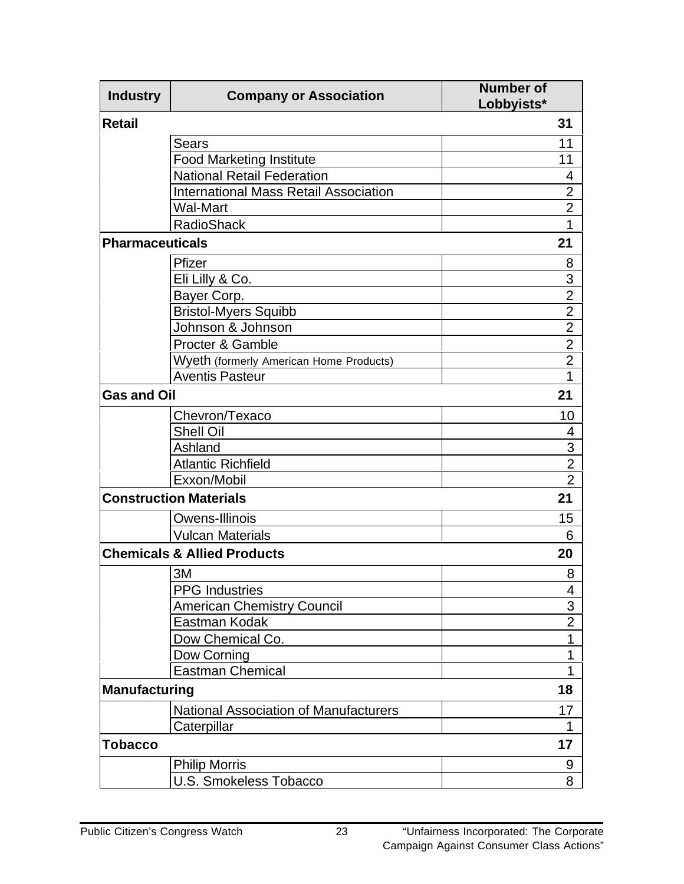| Industry | Company or Association | Number of Lobbyists* |
|---|---|---|
| **Retail** | | **31** |
| | Sears | 11 |
| | Food Marketing Institute | 11 |
| | National Retail Federation | 4 |
| | International Mass Retail Association | 2 |
| | Wal-Mart | 2 |
| | RadioShack | 1 |
| **Pharmaceuticals** | | **21** |
| | Pfizer | 8 |
| | Eli Lilly & Co. | 3 |
| | Bayer Corp. | 2 |
| | Bristol-Myers Squibb | 2 |
| | Johnson & Johnson | 2 |
| | Procter & Gamble | 2 |
| | Wyeth (formerly American Home Products) | 2 |
| | Aventis Pasteur | 1 |
| **Gas and Oil** | | **21** |
| | Chevron/Texaco | 10 |
| | Shell Oil | 4 |
| | Ashland | 3 |
| | Atlantic Richfield | 2 |
| | Exxon/Mobil | 2 |
| **Construction Materials** | | **21** |
| | Owens-Illinois | 15 |
| | Vulcan Materials | 6 |
| **Chemicals & Allied Products** | | **20** |
| | 3M | 8 |
| | PPG Industries | 4 |
| | American Chemistry Council | 3 |
| | Eastman Kodak | 2 |
| | Dow Chemical Co. | 1 |
| | Dow Corning | 1 |
| | Eastman Chemical | 1 |
| **Manufacturing** | | **18** |
| | National Association of Manufacturers | 17 |
| | Caterpillar | 1 |
| **Tobacco** | | **17** |
| | Philip Morris | 9 |
| | U.S. Smokeless Tobacco | 8 |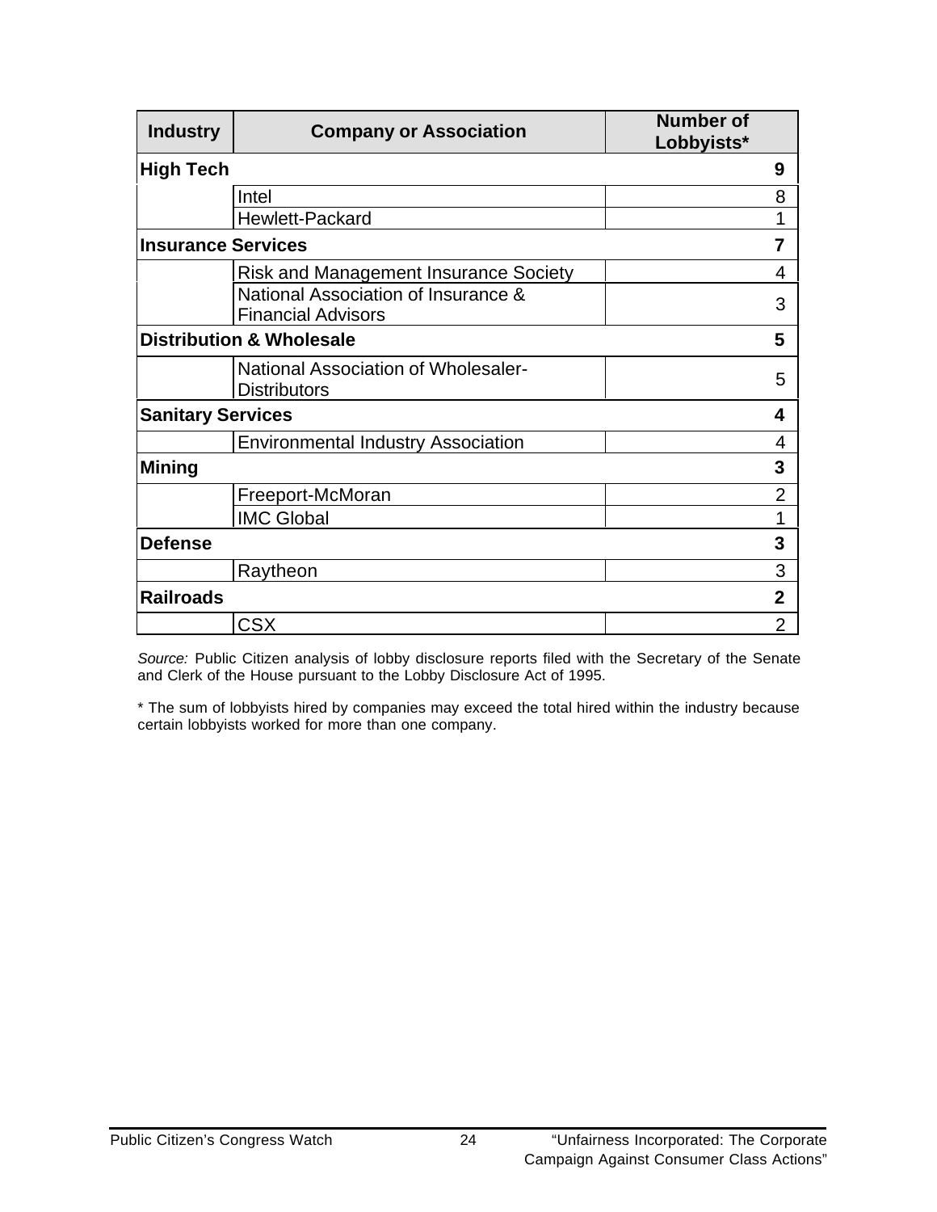| Industry | Company or Association | Number of Lobbyists* |
|---|---|---|
| **High Tech** | | **9** |
| | Intel | 8 |
| | Hewlett-Packard | 1 |
| **Insurance Services** | | **7** |
| | Risk and Management Insurance Society | 4 |
| | National Association of Insurance & Financial Advisors | 3 |
| **Distribution & Wholesale** | | **5** |
| | National Association of Wholesaler-Distributors | 5 |
| **Sanitary Services** | | **4** |
| | Environmental Industry Association | 4 |
| **Mining** | | **3** |
| | Freeport-McMoran | 2 |
| | IMC Global | 1 |
| **Defense** | | **3** |
| | Raytheon | 3 |
| **Railroads** | | **2** |
| | CSX | 2 |

*Source:* Public Citizen analysis of lobby disclosure reports filed with the Secretary of the Senate and Clerk of the House pursuant to the Lobby Disclosure Act of 1995.

* The sum of lobbyists hired by companies may exceed the total hired within the industry because certain lobbyists worked for more than one company.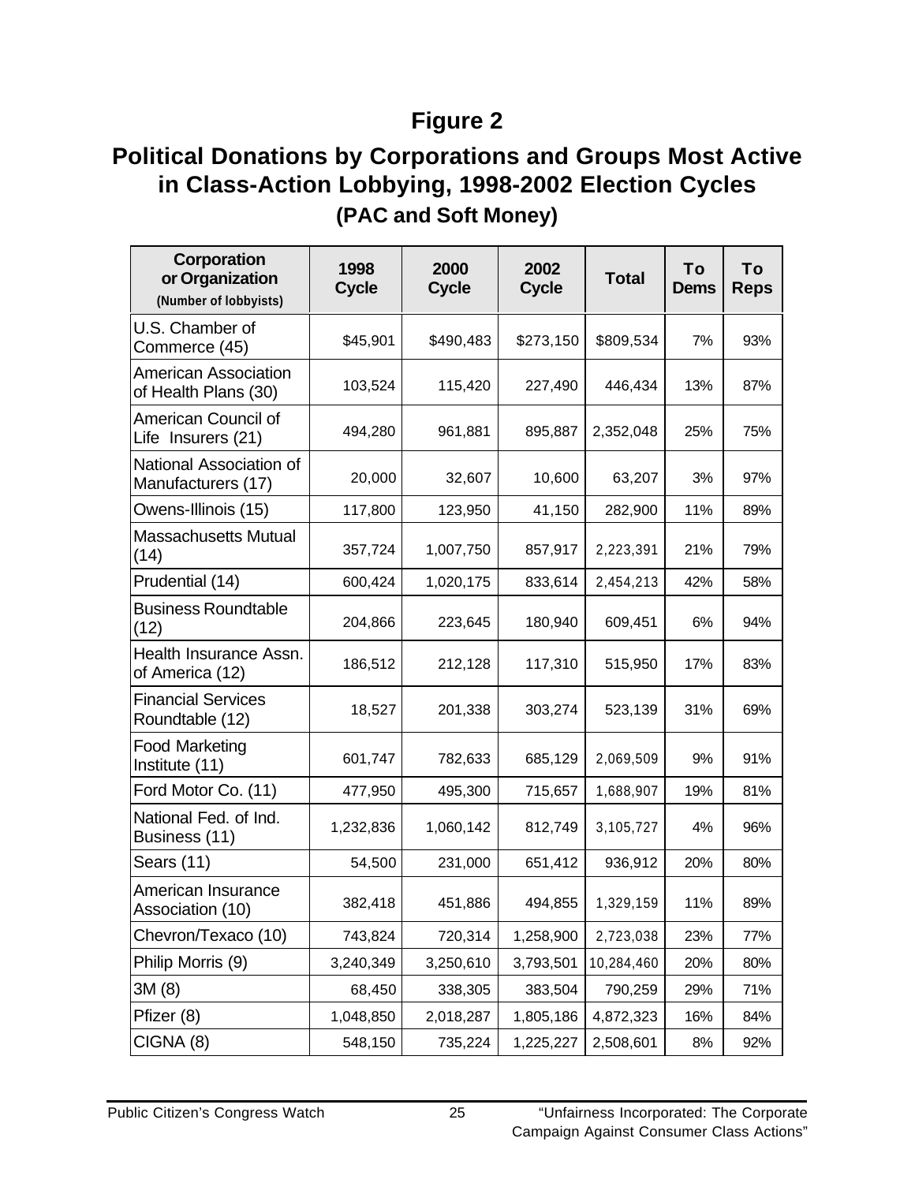# Figure 2

## Political Donations by Corporations and Groups Most Active in Class-Action Lobbying, 1998-2002 Election Cycles

### (PAC and Soft Money)

| Corporation or Organization (Number of lobbyists) | 1998 Cycle | 2000 Cycle | 2002 Cycle | Total | To Dems | To Reps |
|---|---|---|---|---|---|---|
| U.S. Chamber of Commerce (45) | $45,901 | $490,483 | $273,150 | $809,534 | 7% | 93% |
| American Association of Health Plans (30) | 103,524 | 115,420 | 227,490 | 446,434 | 13% | 87% |
| American Council of Life Insurers (21) | 494,280 | 961,881 | 895,887 | 2,352,048 | 25% | 75% |
| National Association of Manufacturers (17) | 20,000 | 32,607 | 10,600 | 63,207 | 3% | 97% |
| Owens-Illinois (15) | 117,800 | 123,950 | 41,150 | 282,900 | 11% | 89% |
| Massachusetts Mutual (14) | 357,724 | 1,007,750 | 857,917 | 2,223,391 | 21% | 79% |
| Prudential (14) | 600,424 | 1,020,175 | 833,614 | 2,454,213 | 42% | 58% |
| Business Roundtable (12) | 204,866 | 223,645 | 180,940 | 609,451 | 6% | 94% |
| Health Insurance Assn. of America (12) | 186,512 | 212,128 | 117,310 | 515,950 | 17% | 83% |
| Financial Services Roundtable (12) | 18,527 | 201,338 | 303,274 | 523,139 | 31% | 69% |
| Food Marketing Institute (11) | 601,747 | 782,633 | 685,129 | 2,069,509 | 9% | 91% |
| Ford Motor Co. (11) | 477,950 | 495,300 | 715,657 | 1,688,907 | 19% | 81% |
| National Fed. of Ind. Business (11) | 1,232,836 | 1,060,142 | 812,749 | 3,105,727 | 4% | 96% |
| Sears (11) | 54,500 | 231,000 | 651,412 | 936,912 | 20% | 80% |
| American Insurance Association (10) | 382,418 | 451,886 | 494,855 | 1,329,159 | 11% | 89% |
| Chevron/Texaco (10) | 743,824 | 720,314 | 1,258,900 | 2,723,038 | 23% | 77% |
| Philip Morris (9) | 3,240,349 | 3,250,610 | 3,793,501 | 10,284,460 | 20% | 80% |
| 3M (8) | 68,450 | 338,305 | 383,504 | 790,259 | 29% | 71% |
| Pfizer (8) | 1,048,850 | 2,018,287 | 1,805,186 | 4,872,323 | 16% | 84% |
| CIGNA (8) | 548,150 | 735,224 | 1,225,227 | 2,508,601 | 8% | 92% |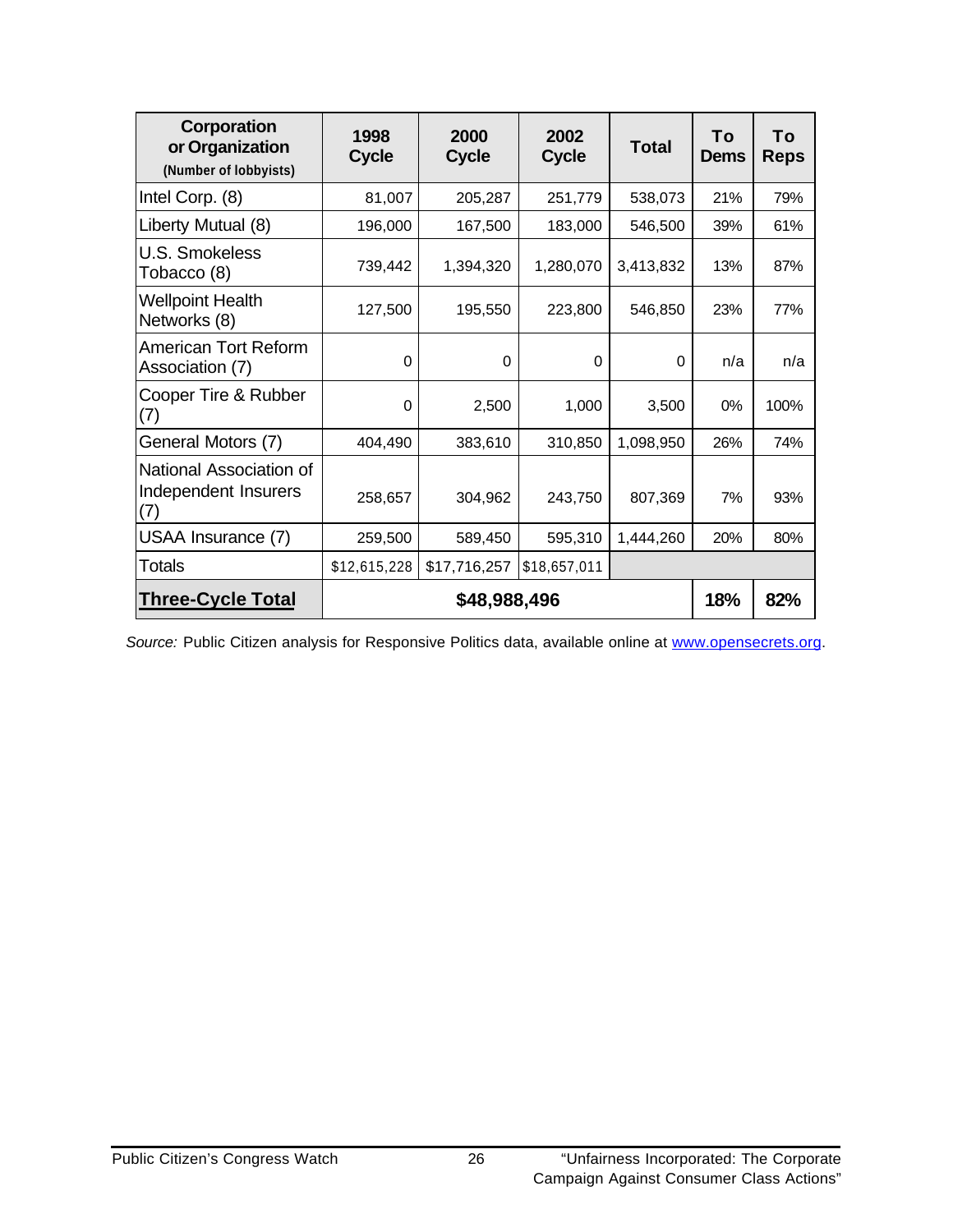| Corporation or Organization (Number of lobbyists) | 1998 Cycle | 2000 Cycle | 2002 Cycle | Total | To Dems | To Reps |
|---|---|---|---|---|---|---|
| Intel Corp. (8) | 81,007 | 205,287 | 251,779 | 538,073 | 21% | 79% |
| Liberty Mutual (8) | 196,000 | 167,500 | 183,000 | 546,500 | 39% | 61% |
| U.S. Smokeless Tobacco (8) | 739,442 | 1,394,320 | 1,280,070 | 3,413,832 | 13% | 87% |
| Wellpoint Health Networks (8) | 127,500 | 195,550 | 223,800 | 546,850 | 23% | 77% |
| American Tort Reform Association (7) | 0 | 0 | 0 | 0 | n/a | n/a |
| Cooper Tire & Rubber (7) | 0 | 2,500 | 1,000 | 3,500 | 0% | 100% |
| General Motors (7) | 404,490 | 383,610 | 310,850 | 1,098,950 | 26% | 74% |
| National Association of Independent Insurers (7) | 258,657 | 304,962 | 243,750 | 807,369 | 7% | 93% |
| USAA Insurance (7) | 259,500 | 589,450 | 595,310 | 1,444,260 | 20% | 80% |
| Totals | $12,615,228 | $17,716,257 | $18,657,011 | | | |
| **Three-Cycle Total** | **$48,988,496** | | | | **18%** | **82%** |

*Source:* Public Citizen analysis for Responsive Politics data, available online at www.opensecrets.org.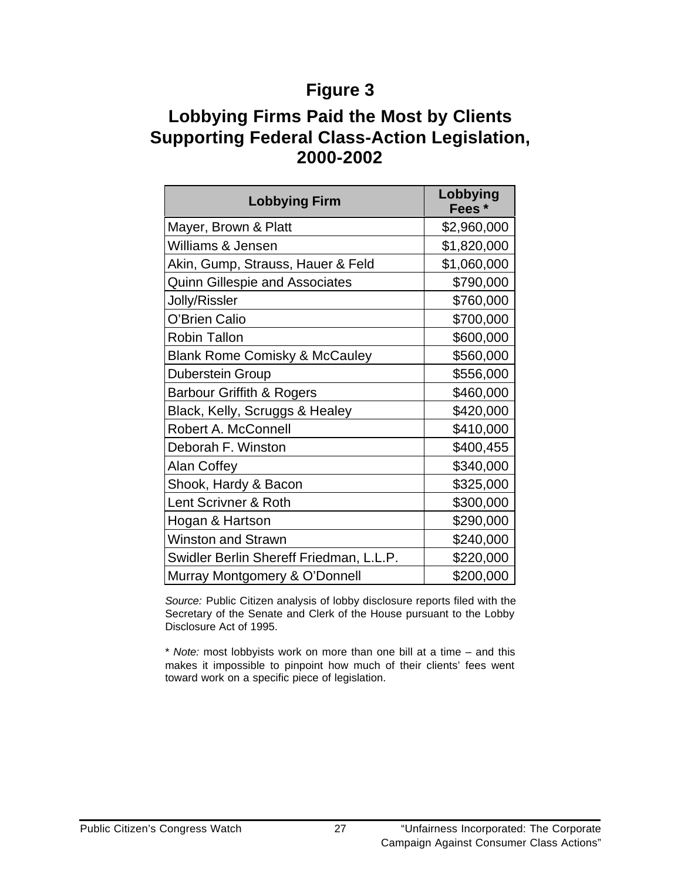# Figure 3

## Lobbying Firms Paid the Most by Clients Supporting Federal Class-Action Legislation, 2000-2002

| Lobbying Firm | Lobbying Fees * |
|---|---|
| Mayer, Brown & Platt | $2,960,000 |
| Williams & Jensen | $1,820,000 |
| Akin, Gump, Strauss, Hauer & Feld | $1,060,000 |
| Quinn Gillespie and Associates | $790,000 |
| Jolly/Rissler | $760,000 |
| O'Brien Calio | $700,000 |
| Robin Tallon | $600,000 |
| Blank Rome Comisky & McCauley | $560,000 |
| Duberstein Group | $556,000 |
| Barbour Griffith & Rogers | $460,000 |
| Black, Kelly, Scruggs & Healey | $420,000 |
| Robert A. McConnell | $410,000 |
| Deborah F. Winston | $400,455 |
| Alan Coffey | $340,000 |
| Shook, Hardy & Bacon | $325,000 |
| Lent Scrivner & Roth | $300,000 |
| Hogan & Hartson | $290,000 |
| Winston and Strawn | $240,000 |
| Swidler Berlin Shereff Friedman, L.L.P. | $220,000 |
| Murray Montgomery & O'Donnell | $200,000 |

*Source:* Public Citizen analysis of lobby disclosure reports filed with the Secretary of the Senate and Clerk of the House pursuant to the Lobby Disclosure Act of 1995.

* *Note:* most lobbyists work on more than one bill at a time – and this makes it impossible to pinpoint how much of their clients' fees went toward work on a specific piece of legislation.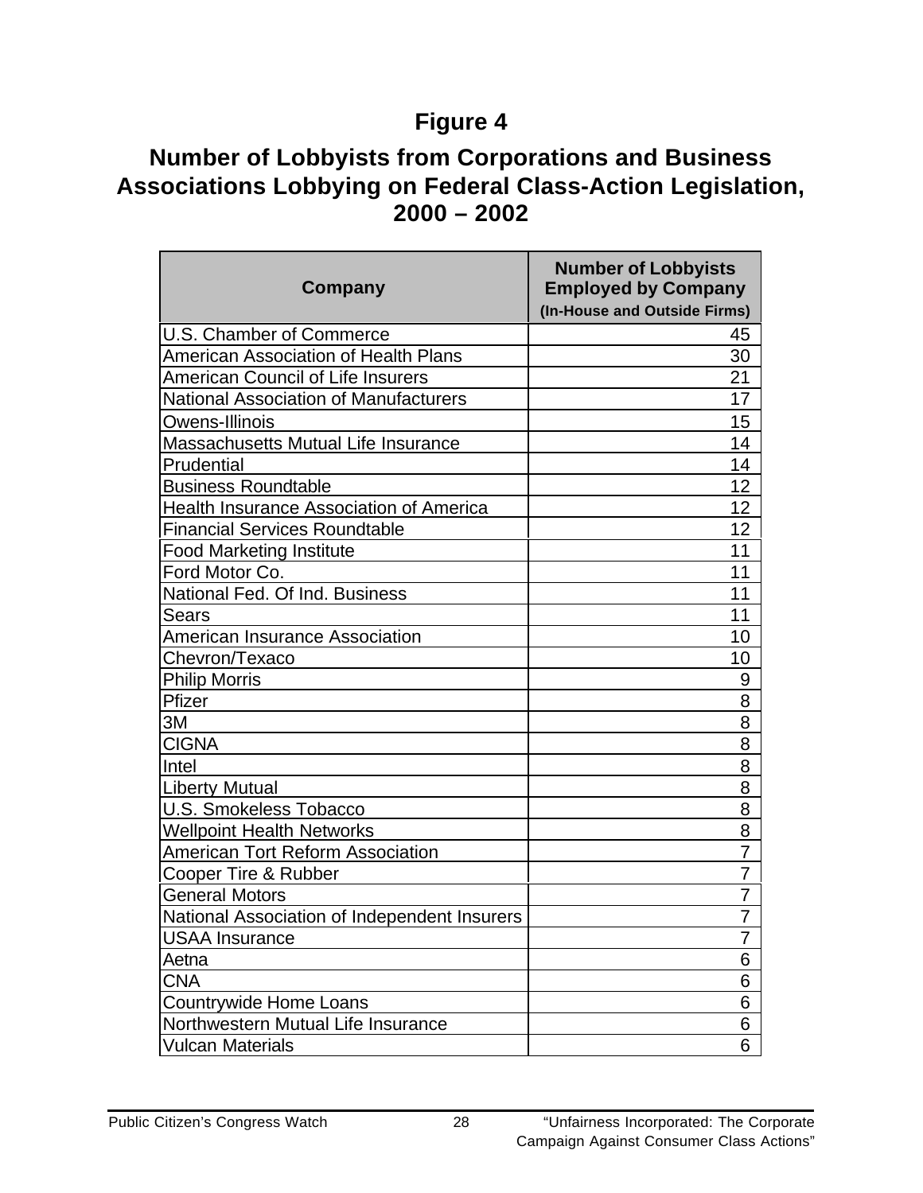## Figure 4

## Number of Lobbyists from Corporations and Business Associations Lobbying on Federal Class-Action Legislation, 2000 – 2002

| Company | Number of Lobbyists Employed by Company (In-House and Outside Firms) |
|---|---|
| U.S. Chamber of Commerce | 45 |
| American Association of Health Plans | 30 |
| American Council of Life Insurers | 21 |
| National Association of Manufacturers | 17 |
| Owens-Illinois | 15 |
| Massachusetts Mutual Life Insurance | 14 |
| Prudential | 14 |
| Business Roundtable | 12 |
| Health Insurance Association of America | 12 |
| Financial Services Roundtable | 12 |
| Food Marketing Institute | 11 |
| Ford Motor Co. | 11 |
| National Fed. Of Ind. Business | 11 |
| Sears | 11 |
| American Insurance Association | 10 |
| Chevron/Texaco | 10 |
| Philip Morris | 9 |
| Pfizer | 8 |
| 3M | 8 |
| CIGNA | 8 |
| Intel | 8 |
| Liberty Mutual | 8 |
| U.S. Smokeless Tobacco | 8 |
| Wellpoint Health Networks | 8 |
| American Tort Reform Association | 7 |
| Cooper Tire & Rubber | 7 |
| General Motors | 7 |
| National Association of Independent Insurers | 7 |
| USAA Insurance | 7 |
| Aetna | 6 |
| CNA | 6 |
| Countrywide Home Loans | 6 |
| Northwestern Mutual Life Insurance | 6 |
| Vulcan Materials | 6 |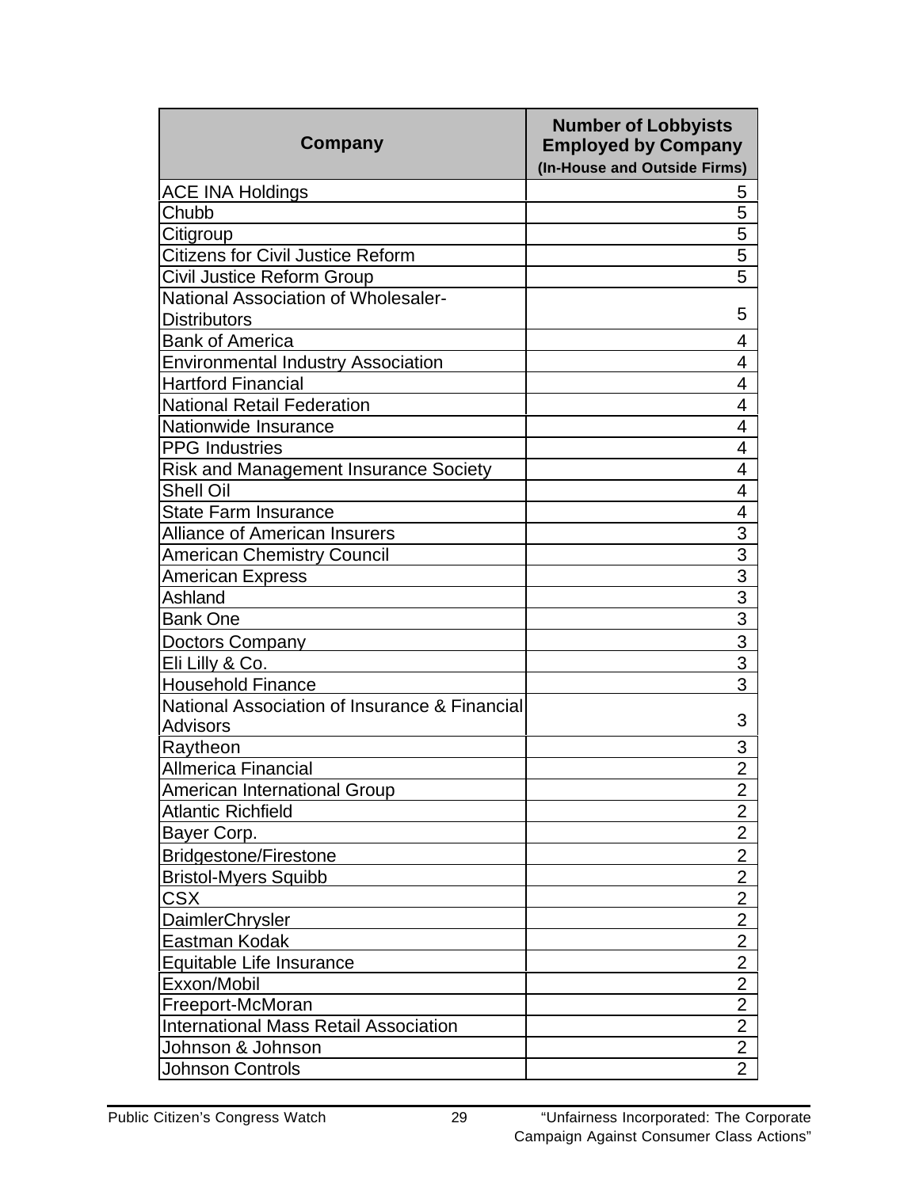| Company | Number of Lobbyists Employed by Company (In-House and Outside Firms) |
|---|---|
| ACE INA Holdings | 5 |
| Chubb | 5 |
| Citigroup | 5 |
| Citizens for Civil Justice Reform | 5 |
| Civil Justice Reform Group | 5 |
| National Association of Wholesaler-Distributors | 5 |
| Bank of America | 4 |
| Environmental Industry Association | 4 |
| Hartford Financial | 4 |
| National Retail Federation | 4 |
| Nationwide Insurance | 4 |
| PPG Industries | 4 |
| Risk and Management Insurance Society | 4 |
| Shell Oil | 4 |
| State Farm Insurance | 4 |
| Alliance of American Insurers | 3 |
| American Chemistry Council | 3 |
| American Express | 3 |
| Ashland | 3 |
| Bank One | 3 |
| Doctors Company | 3 |
| Eli Lilly & Co. | 3 |
| Household Finance | 3 |
| National Association of Insurance & Financial Advisors | 3 |
| Raytheon | 3 |
| Allmerica Financial | 2 |
| American International Group | 2 |
| Atlantic Richfield | 2 |
| Bayer Corp. | 2 |
| Bridgestone/Firestone | 2 |
| Bristol-Myers Squibb | 2 |
| CSX | 2 |
| DaimlerChrysler | 2 |
| Eastman Kodak | 2 |
| Equitable Life Insurance | 2 |
| Exxon/Mobil | 2 |
| Freeport-McMoran | 2 |
| International Mass Retail Association | 2 |
| Johnson & Johnson | 2 |
| Johnson Controls | 2 |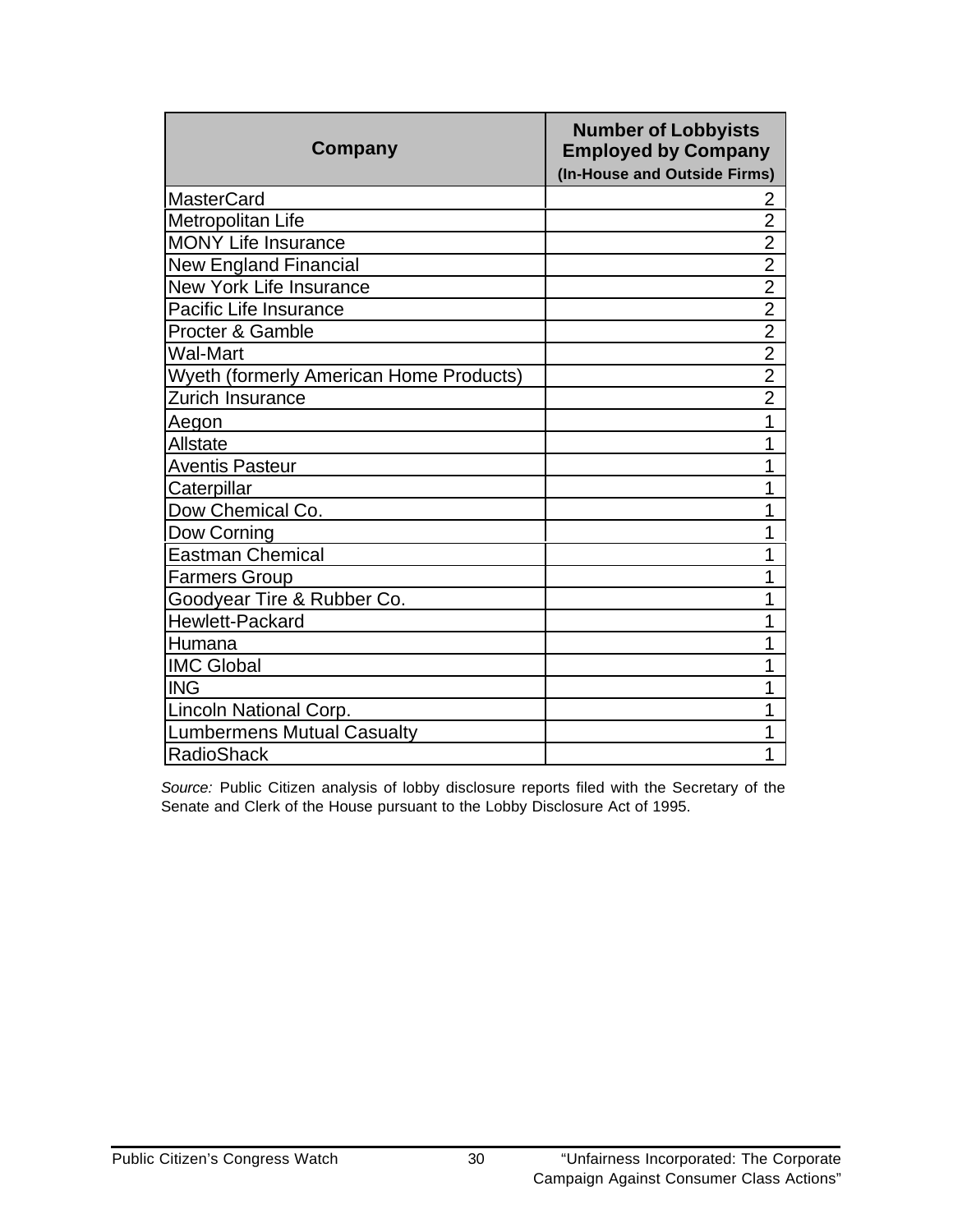| Company | Number of Lobbyists Employed by Company (In-House and Outside Firms) |
| --- | --- |
| MasterCard | 2 |
| Metropolitan Life | 2 |
| MONY Life Insurance | 2 |
| New England Financial | 2 |
| New York Life Insurance | 2 |
| Pacific Life Insurance | 2 |
| Procter & Gamble | 2 |
| Wal-Mart | 2 |
| Wyeth (formerly American Home Products) | 2 |
| Zurich Insurance | 2 |
| Aegon | 1 |
| Allstate | 1 |
| Aventis Pasteur | 1 |
| Caterpillar | 1 |
| Dow Chemical Co. | 1 |
| Dow Corning | 1 |
| Eastman Chemical | 1 |
| Farmers Group | 1 |
| Goodyear Tire & Rubber Co. | 1 |
| Hewlett-Packard | 1 |
| Humana | 1 |
| IMC Global | 1 |
| ING | 1 |
| Lincoln National Corp. | 1 |
| Lumbermens Mutual Casualty | 1 |
| RadioShack | 1 |

*Source:* Public Citizen analysis of lobby disclosure reports filed with the Secretary of the Senate and Clerk of the House pursuant to the Lobby Disclosure Act of 1995.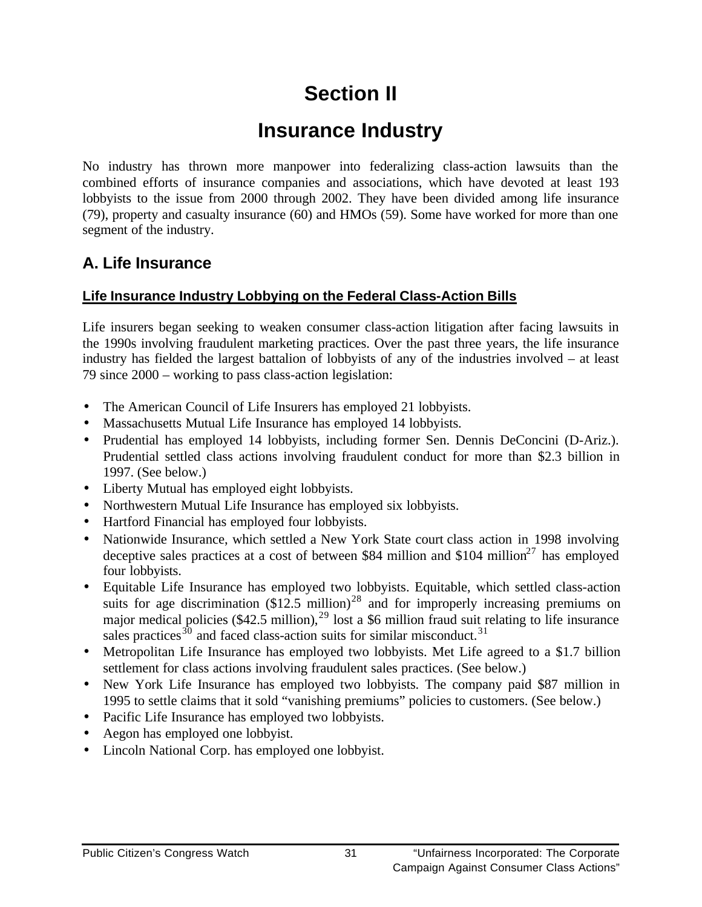# Section II

# Insurance Industry

No industry has thrown more manpower into federalizing class-action lawsuits than the combined efforts of insurance companies and associations, which have devoted at least 193 lobbyists to the issue from 2000 through 2002. They have been divided among life insurance (79), property and casualty insurance (60) and HMOs (59). Some have worked for more than one segment of the industry.

## A. Life Insurance

### Life Insurance Industry Lobbying on the Federal Class-Action Bills

Life insurers began seeking to weaken consumer class-action litigation after facing lawsuits in the 1990s involving fraudulent marketing practices. Over the past three years, the life insurance industry has fielded the largest battalion of lobbyists of any of the industries involved – at least 79 since 2000 – working to pass class-action legislation:

- The American Council of Life Insurers has employed 21 lobbyists.
- Massachusetts Mutual Life Insurance has employed 14 lobbyists.
- Prudential has employed 14 lobbyists, including former Sen. Dennis DeConcini (D-Ariz.). Prudential settled class actions involving fraudulent conduct for more than $2.3 billion in 1997. (See below.)
- Liberty Mutual has employed eight lobbyists.
- Northwestern Mutual Life Insurance has employed six lobbyists.
- Hartford Financial has employed four lobbyists.
- Nationwide Insurance, which settled a New York State court class action in 1998 involving deceptive sales practices at a cost of between $84 million and $104 million[27] has employed four lobbyists.
- Equitable Life Insurance has employed two lobbyists. Equitable, which settled class-action suits for age discrimination ($12.5 million)[28] and for improperly increasing premiums on major medical policies ($42.5 million),[29] lost a $6 million fraud suit relating to life insurance sales practices[30] and faced class-action suits for similar misconduct.[31]
- Metropolitan Life Insurance has employed two lobbyists. Met Life agreed to a $1.7 billion settlement for class actions involving fraudulent sales practices. (See below.)
- New York Life Insurance has employed two lobbyists. The company paid $87 million in 1995 to settle claims that it sold "vanishing premiums" policies to customers. (See below.)
- Pacific Life Insurance has employed two lobbyists.
- Aegon has employed one lobbyist.
- Lincoln National Corp. has employed one lobbyist.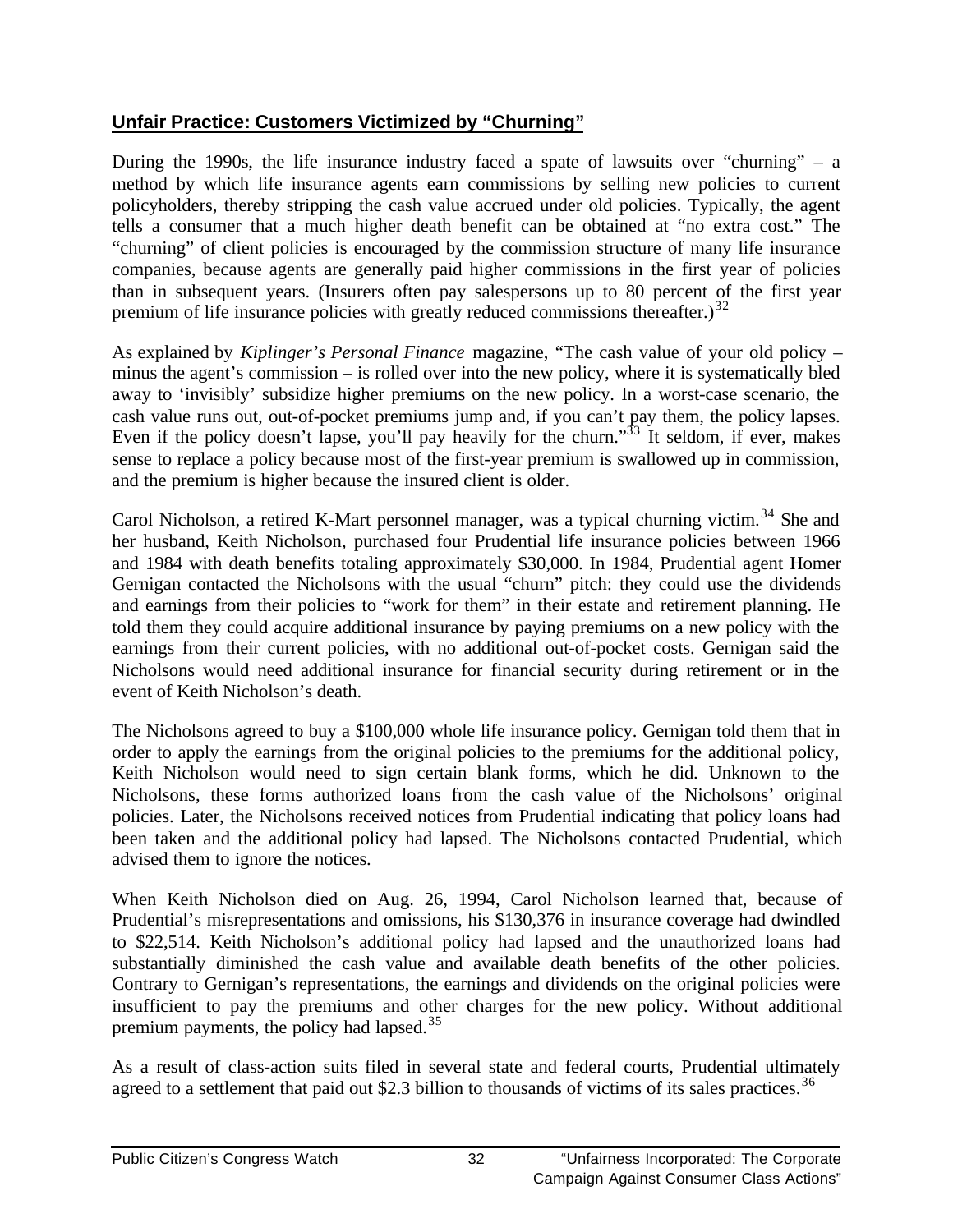## **Unfair Practice: Customers Victimized by "Churning"**

During the 1990s, the life insurance industry faced a spate of lawsuits over "churning" – a method by which life insurance agents earn commissions by selling new policies to current policyholders, thereby stripping the cash value accrued under old policies. Typically, the agent tells a consumer that a much higher death benefit can be obtained at "no extra cost." The "churning" of client policies is encouraged by the commission structure of many life insurance companies, because agents are generally paid higher commissions in the first year of policies than in subsequent years. (Insurers often pay salespersons up to 80 percent of the first year premium of life insurance policies with greatly reduced commissions thereafter.)[32]

As explained by *Kiplinger's Personal Finance* magazine, "The cash value of your old policy – minus the agent's commission – is rolled over into the new policy, where it is systematically bled away to 'invisibly' subsidize higher premiums on the new policy. In a worst-case scenario, the cash value runs out, out-of-pocket premiums jump and, if you can't pay them, the policy lapses. Even if the policy doesn't lapse, you'll pay heavily for the churn."[33] It seldom, if ever, makes sense to replace a policy because most of the first-year premium is swallowed up in commission, and the premium is higher because the insured client is older.

Carol Nicholson, a retired K-Mart personnel manager, was a typical churning victim.[34] She and her husband, Keith Nicholson, purchased four Prudential life insurance policies between 1966 and 1984 with death benefits totaling approximately $30,000. In 1984, Prudential agent Homer Gernigan contacted the Nicholsons with the usual "churn" pitch: they could use the dividends and earnings from their policies to "work for them" in their estate and retirement planning. He told them they could acquire additional insurance by paying premiums on a new policy with the earnings from their current policies, with no additional out-of-pocket costs. Gernigan said the Nicholsons would need additional insurance for financial security during retirement or in the event of Keith Nicholson's death.

The Nicholsons agreed to buy a $100,000 whole life insurance policy. Gernigan told them that in order to apply the earnings from the original policies to the premiums for the additional policy, Keith Nicholson would need to sign certain blank forms, which he did. Unknown to the Nicholsons, these forms authorized loans from the cash value of the Nicholsons' original policies. Later, the Nicholsons received notices from Prudential indicating that policy loans had been taken and the additional policy had lapsed. The Nicholsons contacted Prudential, which advised them to ignore the notices.

When Keith Nicholson died on Aug. 26, 1994, Carol Nicholson learned that, because of Prudential's misrepresentations and omissions, his $130,376 in insurance coverage had dwindled to $22,514. Keith Nicholson's additional policy had lapsed and the unauthorized loans had substantially diminished the cash value and available death benefits of the other policies. Contrary to Gernigan's representations, the earnings and dividends on the original policies were insufficient to pay the premiums and other charges for the new policy. Without additional premium payments, the policy had lapsed.[35]

As a result of class-action suits filed in several state and federal courts, Prudential ultimately agreed to a settlement that paid out $2.3 billion to thousands of victims of its sales practices.[36]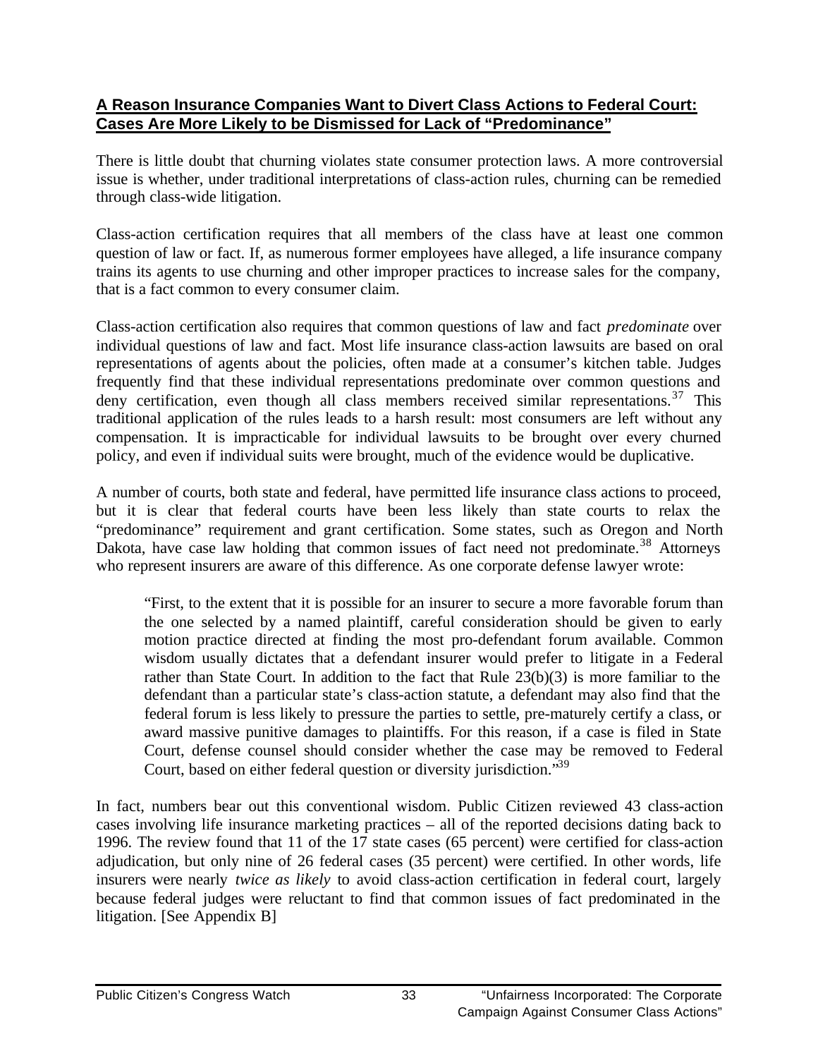## A Reason Insurance Companies Want to Divert Class Actions to Federal Court: Cases Are More Likely to be Dismissed for Lack of "Predominance"

There is little doubt that churning violates state consumer protection laws. A more controversial issue is whether, under traditional interpretations of class-action rules, churning can be remedied through class-wide litigation.

Class-action certification requires that all members of the class have at least one common question of law or fact. If, as numerous former employees have alleged, a life insurance company trains its agents to use churning and other improper practices to increase sales for the company, that is a fact common to every consumer claim.

Class-action certification also requires that common questions of law and fact *predominate* over individual questions of law and fact. Most life insurance class-action lawsuits are based on oral representations of agents about the policies, often made at a consumer's kitchen table. Judges frequently find that these individual representations predominate over common questions and deny certification, even though all class members received similar representations.[37] This traditional application of the rules leads to a harsh result: most consumers are left without any compensation. It is impracticable for individual lawsuits to be brought over every churned policy, and even if individual suits were brought, much of the evidence would be duplicative.

A number of courts, both state and federal, have permitted life insurance class actions to proceed, but it is clear that federal courts have been less likely than state courts to relax the "predominance" requirement and grant certification. Some states, such as Oregon and North Dakota, have case law holding that common issues of fact need not predominate.[38] Attorneys who represent insurers are aware of this difference. As one corporate defense lawyer wrote:

> "First, to the extent that it is possible for an insurer to secure a more favorable forum than the one selected by a named plaintiff, careful consideration should be given to early motion practice directed at finding the most pro-defendant forum available. Common wisdom usually dictates that a defendant insurer would prefer to litigate in a Federal rather than State Court. In addition to the fact that Rule 23(b)(3) is more familiar to the defendant than a particular state's class-action statute, a defendant may also find that the federal forum is less likely to pressure the parties to settle, pre-maturely certify a class, or award massive punitive damages to plaintiffs. For this reason, if a case is filed in State Court, defense counsel should consider whether the case may be removed to Federal Court, based on either federal question or diversity jurisdiction."[39]

In fact, numbers bear out this conventional wisdom. Public Citizen reviewed 43 class-action cases involving life insurance marketing practices – all of the reported decisions dating back to 1996. The review found that 11 of the 17 state cases (65 percent) were certified for class-action adjudication, but only nine of 26 federal cases (35 percent) were certified. In other words, life insurers were nearly *twice as likely* to avoid class-action certification in federal court, largely because federal judges were reluctant to find that common issues of fact predominated in the litigation. [See Appendix B]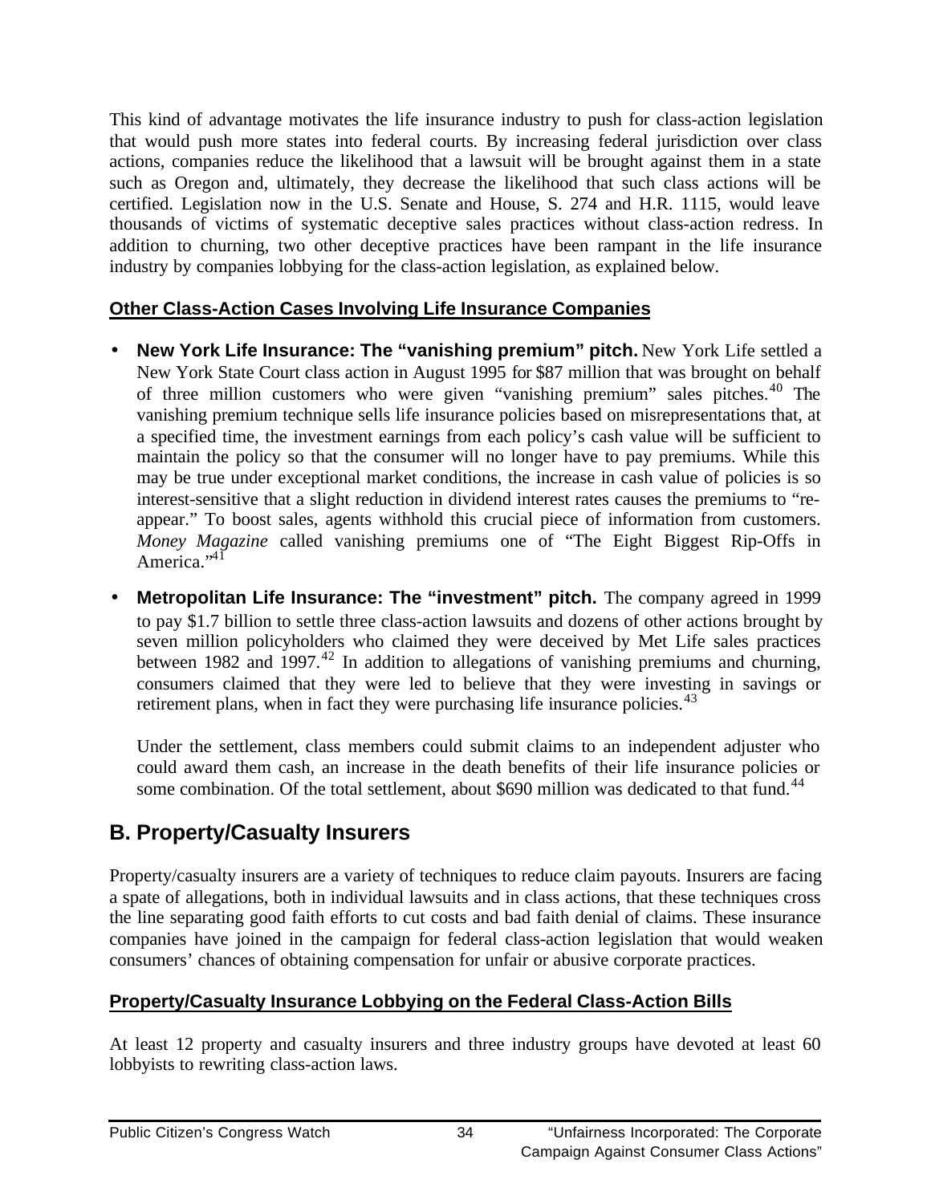This kind of advantage motivates the life insurance industry to push for class-action legislation that would push more states into federal courts. By increasing federal jurisdiction over class actions, companies reduce the likelihood that a lawsuit will be brought against them in a state such as Oregon and, ultimately, they decrease the likelihood that such class actions will be certified. Legislation now in the U.S. Senate and House, S. 274 and H.R. 1115, would leave thousands of victims of systematic deceptive sales practices without class-action redress. In addition to churning, two other deceptive practices have been rampant in the life insurance industry by companies lobbying for the class-action legislation, as explained below.

### Other Class-Action Cases Involving Life Insurance Companies

- **New York Life Insurance: The "vanishing premium" pitch.** New York Life settled a New York State Court class action in August 1995 for $87 million that was brought on behalf of three million customers who were given "vanishing premium" sales pitches.[40] The vanishing premium technique sells life insurance policies based on misrepresentations that, at a specified time, the investment earnings from each policy's cash value will be sufficient to maintain the policy so that the consumer will no longer have to pay premiums. While this may be true under exceptional market conditions, the increase in cash value of policies is so interest-sensitive that a slight reduction in dividend interest rates causes the premiums to "re-appear." To boost sales, agents withhold this crucial piece of information from customers. *Money Magazine* called vanishing premiums one of "The Eight Biggest Rip-Offs in America."[41]

- **Metropolitan Life Insurance: The "investment" pitch.** The company agreed in 1999 to pay $1.7 billion to settle three class-action lawsuits and dozens of other actions brought by seven million policyholders who claimed they were deceived by Met Life sales practices between 1982 and 1997.[42] In addition to allegations of vanishing premiums and churning, consumers claimed that they were led to believe that they were investing in savings or retirement plans, when in fact they were purchasing life insurance policies.[43]

  Under the settlement, class members could submit claims to an independent adjuster who could award them cash, an increase in the death benefits of their life insurance policies or some combination. Of the total settlement, about $690 million was dedicated to that fund.[44]

## B. Property/Casualty Insurers

Property/casualty insurers are a variety of techniques to reduce claim payouts. Insurers are facing a spate of allegations, both in individual lawsuits and in class actions, that these techniques cross the line separating good faith efforts to cut costs and bad faith denial of claims. These insurance companies have joined in the campaign for federal class-action legislation that would weaken consumers' chances of obtaining compensation for unfair or abusive corporate practices.

### Property/Casualty Insurance Lobbying on the Federal Class-Action Bills

At least 12 property and casualty insurers and three industry groups have devoted at least 60 lobbyists to rewriting class-action laws.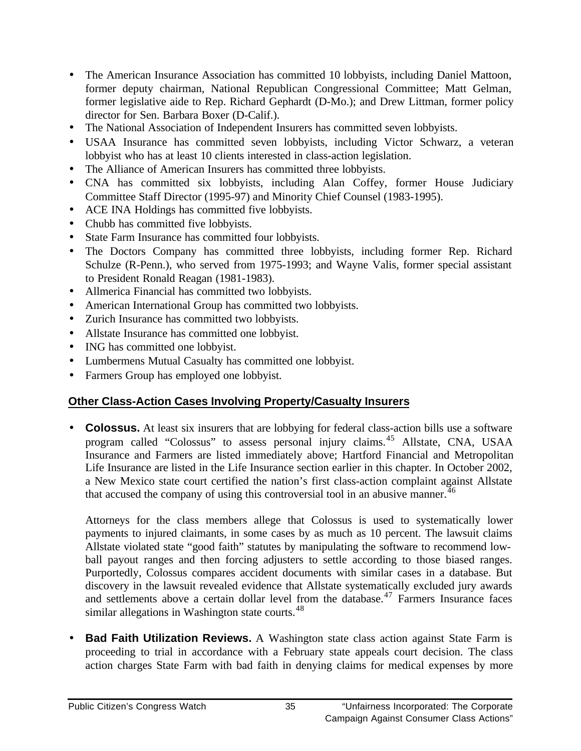- The American Insurance Association has committed 10 lobbyists, including Daniel Mattoon, former deputy chairman, National Republican Congressional Committee; Matt Gelman, former legislative aide to Rep. Richard Gephardt (D-Mo.); and Drew Littman, former policy director for Sen. Barbara Boxer (D-Calif.).
- The National Association of Independent Insurers has committed seven lobbyists.
- USAA Insurance has committed seven lobbyists, including Victor Schwarz, a veteran lobbyist who has at least 10 clients interested in class-action legislation.
- The Alliance of American Insurers has committed three lobbyists.
- CNA has committed six lobbyists, including Alan Coffey, former House Judiciary Committee Staff Director (1995-97) and Minority Chief Counsel (1983-1995).
- ACE INA Holdings has committed five lobbyists.
- Chubb has committed five lobbyists.
- State Farm Insurance has committed four lobbyists.
- The Doctors Company has committed three lobbyists, including former Rep. Richard Schulze (R-Penn.), who served from 1975-1993; and Wayne Valis, former special assistant to President Ronald Reagan (1981-1983).
- Allmerica Financial has committed two lobbyists.
- American International Group has committed two lobbyists.
- Zurich Insurance has committed two lobbyists.
- Allstate Insurance has committed one lobbyist.
- ING has committed one lobbyist.
- Lumbermens Mutual Casualty has committed one lobbyist.
- Farmers Group has employed one lobbyist.

## Other Class-Action Cases Involving Property/Casualty Insurers

- **Colossus.** At least six insurers that are lobbying for federal class-action bills use a software program called "Colossus" to assess personal injury claims.[45] Allstate, CNA, USAA Insurance and Farmers are listed immediately above; Hartford Financial and Metropolitan Life Insurance are listed in the Life Insurance section earlier in this chapter. In October 2002, a New Mexico state court certified the nation's first class-action complaint against Allstate that accused the company of using this controversial tool in an abusive manner.[46]

  Attorneys for the class members allege that Colossus is used to systematically lower payments to injured claimants, in some cases by as much as 10 percent. The lawsuit claims Allstate violated state "good faith" statutes by manipulating the software to recommend low-ball payout ranges and then forcing adjusters to settle according to those biased ranges. Purportedly, Colossus compares accident documents with similar cases in a database. But discovery in the lawsuit revealed evidence that Allstate systematically excluded jury awards and settlements above a certain dollar level from the database.[47] Farmers Insurance faces similar allegations in Washington state courts.[48]

- **Bad Faith Utilization Reviews.** A Washington state class action against State Farm is proceeding to trial in accordance with a February state appeals court decision. The class action charges State Farm with bad faith in denying claims for medical expenses by more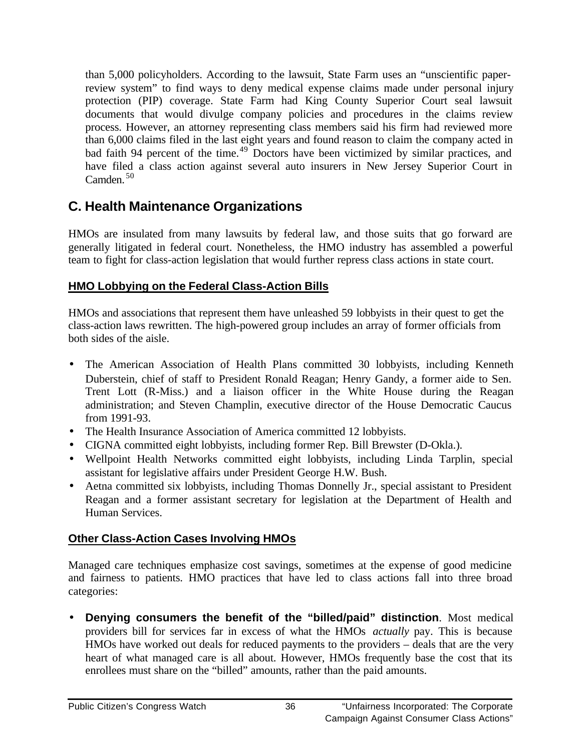than 5,000 policyholders. According to the lawsuit, State Farm uses an "unscientific paper-review system" to find ways to deny medical expense claims made under personal injury protection (PIP) coverage. State Farm had King County Superior Court seal lawsuit documents that would divulge company policies and procedures in the claims review process. However, an attorney representing class members said his firm had reviewed more than 6,000 claims filed in the last eight years and found reason to claim the company acted in bad faith 94 percent of the time.[49] Doctors have been victimized by similar practices, and have filed a class action against several auto insurers in New Jersey Superior Court in Camden.[50]

## C. Health Maintenance Organizations

HMOs are insulated from many lawsuits by federal law, and those suits that go forward are generally litigated in federal court. Nonetheless, the HMO industry has assembled a powerful team to fight for class-action legislation that would further repress class actions in state court.

### HMO Lobbying on the Federal Class-Action Bills

HMOs and associations that represent them have unleashed 59 lobbyists in their quest to get the class-action laws rewritten. The high-powered group includes an array of former officials from both sides of the aisle.

- The American Association of Health Plans committed 30 lobbyists, including Kenneth Duberstein, chief of staff to President Ronald Reagan; Henry Gandy, a former aide to Sen. Trent Lott (R-Miss.) and a liaison officer in the White House during the Reagan administration; and Steven Champlin, executive director of the House Democratic Caucus from 1991-93.
- The Health Insurance Association of America committed 12 lobbyists.
- CIGNA committed eight lobbyists, including former Rep. Bill Brewster (D-Okla.).
- Wellpoint Health Networks committed eight lobbyists, including Linda Tarplin, special assistant for legislative affairs under President George H.W. Bush.
- Aetna committed six lobbyists, including Thomas Donnelly Jr., special assistant to President Reagan and a former assistant secretary for legislation at the Department of Health and Human Services.

### Other Class-Action Cases Involving HMOs

Managed care techniques emphasize cost savings, sometimes at the expense of good medicine and fairness to patients. HMO practices that have led to class actions fall into three broad categories:

- **Denying consumers the benefit of the "billed/paid" distinction**. Most medical providers bill for services far in excess of what the HMOs *actually* pay. This is because HMOs have worked out deals for reduced payments to the providers – deals that are the very heart of what managed care is all about. However, HMOs frequently base the cost that its enrollees must share on the "billed" amounts, rather than the paid amounts.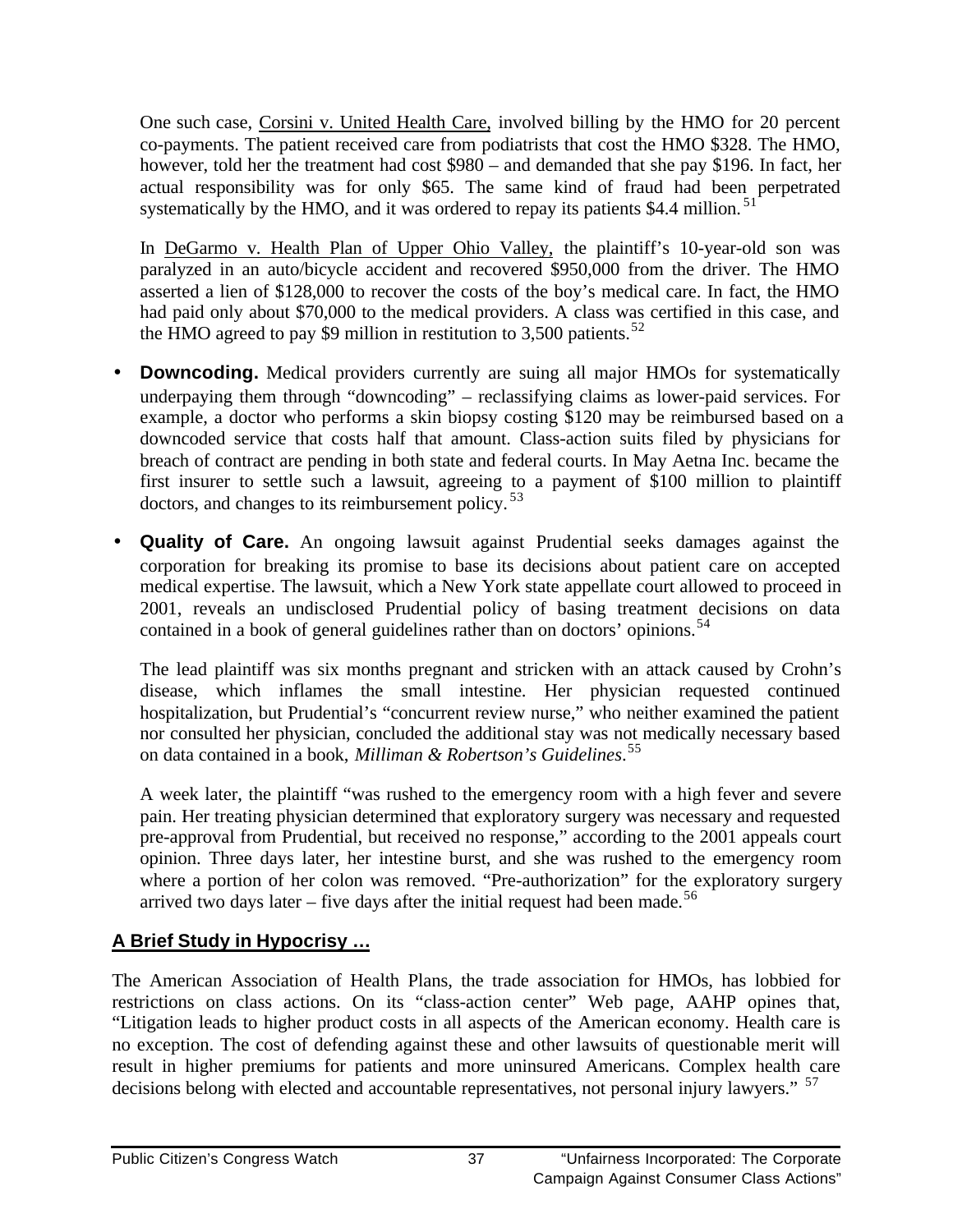One such case, Corsini v. United Health Care, involved billing by the HMO for 20 percent co-payments. The patient received care from podiatrists that cost the HMO $328. The HMO, however, told her the treatment had cost $980 – and demanded that she pay $196. In fact, her actual responsibility was for only $65. The same kind of fraud had been perpetrated systematically by the HMO, and it was ordered to repay its patients $4.4 million.[51]

In DeGarmo v. Health Plan of Upper Ohio Valley, the plaintiff's 10-year-old son was paralyzed in an auto/bicycle accident and recovered $950,000 from the driver. The HMO asserted a lien of $128,000 to recover the costs of the boy's medical care. In fact, the HMO had paid only about $70,000 to the medical providers. A class was certified in this case, and the HMO agreed to pay $9 million in restitution to 3,500 patients.[52]

- **Downcoding.** Medical providers currently are suing all major HMOs for systematically underpaying them through "downcoding" – reclassifying claims as lower-paid services. For example, a doctor who performs a skin biopsy costing $120 may be reimbursed based on a downcoded service that costs half that amount. Class-action suits filed by physicians for breach of contract are pending in both state and federal courts. In May Aetna Inc. became the first insurer to settle such a lawsuit, agreeing to a payment of $100 million to plaintiff doctors, and changes to its reimbursement policy.[53]

- **Quality of Care.** An ongoing lawsuit against Prudential seeks damages against the corporation for breaking its promise to base its decisions about patient care on accepted medical expertise. The lawsuit, which a New York state appellate court allowed to proceed in 2001, reveals an undisclosed Prudential policy of basing treatment decisions on data contained in a book of general guidelines rather than on doctors' opinions.[54]

  The lead plaintiff was six months pregnant and stricken with an attack caused by Crohn's disease, which inflames the small intestine. Her physician requested continued hospitalization, but Prudential's "concurrent review nurse," who neither examined the patient nor consulted her physician, concluded the additional stay was not medically necessary based on data contained in a book, *Milliman & Robertson's Guidelines*.[55]

  A week later, the plaintiff "was rushed to the emergency room with a high fever and severe pain. Her treating physician determined that exploratory surgery was necessary and requested pre-approval from Prudential, but received no response," according to the 2001 appeals court opinion. Three days later, her intestine burst, and she was rushed to the emergency room where a portion of her colon was removed. "Pre-authorization" for the exploratory surgery arrived two days later – five days after the initial request had been made.[56]

## A Brief Study in Hypocrisy …

The American Association of Health Plans, the trade association for HMOs, has lobbied for restrictions on class actions. On its "class-action center" Web page, AAHP opines that, "Litigation leads to higher product costs in all aspects of the American economy. Health care is no exception. The cost of defending against these and other lawsuits of questionable merit will result in higher premiums for patients and more uninsured Americans. Complex health care decisions belong with elected and accountable representatives, not personal injury lawyers."[57]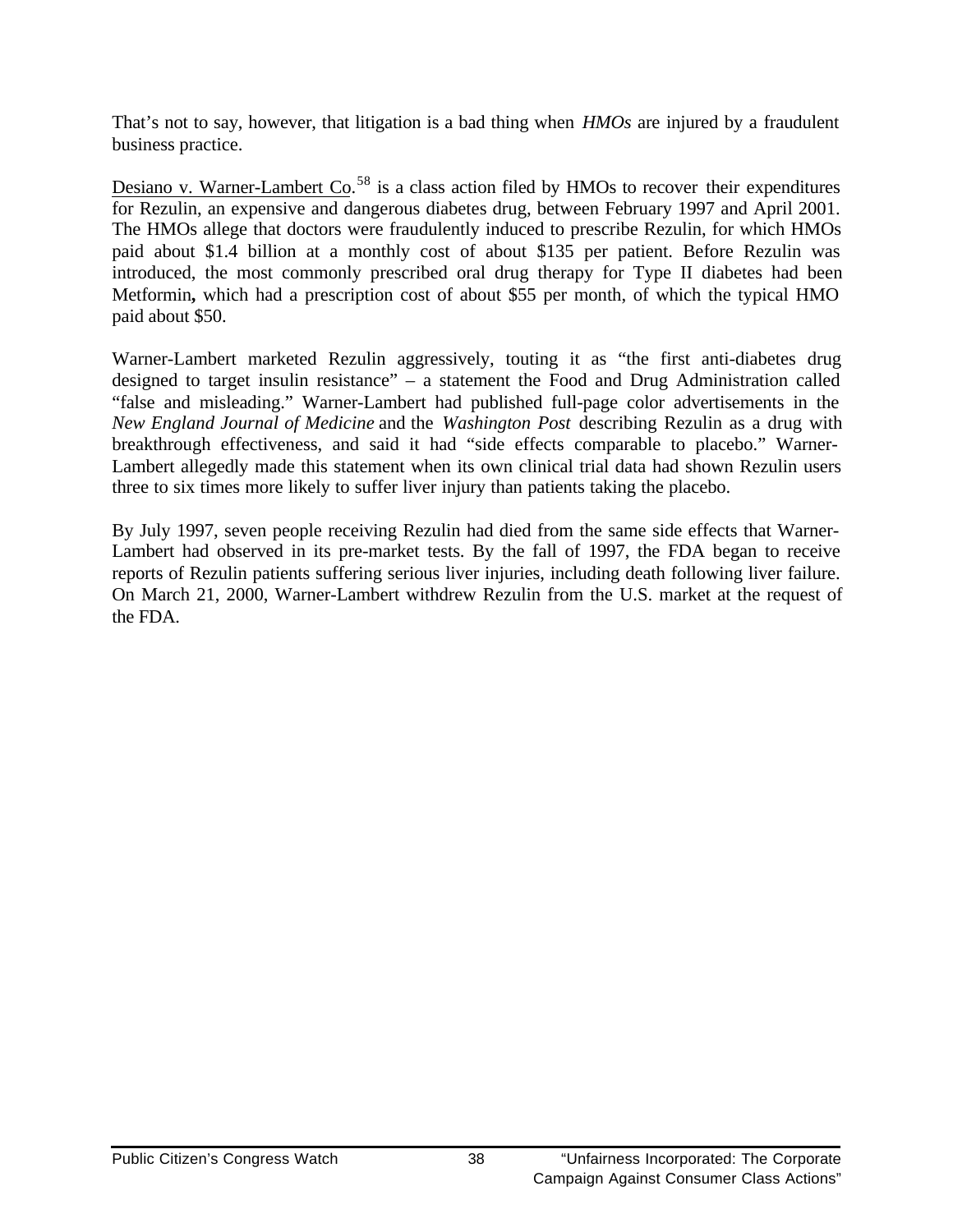That's not to say, however, that litigation is a bad thing when *HMOs* are injured by a fraudulent business practice.

Desiano v. Warner-Lambert Co.[58] is a class action filed by HMOs to recover their expenditures for Rezulin, an expensive and dangerous diabetes drug, between February 1997 and April 2001. The HMOs allege that doctors were fraudulently induced to prescribe Rezulin, for which HMOs paid about $1.4 billion at a monthly cost of about $135 per patient. Before Rezulin was introduced, the most commonly prescribed oral drug therapy for Type II diabetes had been Metformin**,** which had a prescription cost of about $55 per month, of which the typical HMO paid about $50.

Warner-Lambert marketed Rezulin aggressively, touting it as "the first anti-diabetes drug designed to target insulin resistance" – a statement the Food and Drug Administration called "false and misleading." Warner-Lambert had published full-page color advertisements in the *New England Journal of Medicine* and the *Washington Post* describing Rezulin as a drug with breakthrough effectiveness, and said it had "side effects comparable to placebo." Warner-Lambert allegedly made this statement when its own clinical trial data had shown Rezulin users three to six times more likely to suffer liver injury than patients taking the placebo.

By July 1997, seven people receiving Rezulin had died from the same side effects that Warner-Lambert had observed in its pre-market tests. By the fall of 1997, the FDA began to receive reports of Rezulin patients suffering serious liver injuries, including death following liver failure. On March 21, 2000, Warner-Lambert withdrew Rezulin from the U.S. market at the request of the FDA.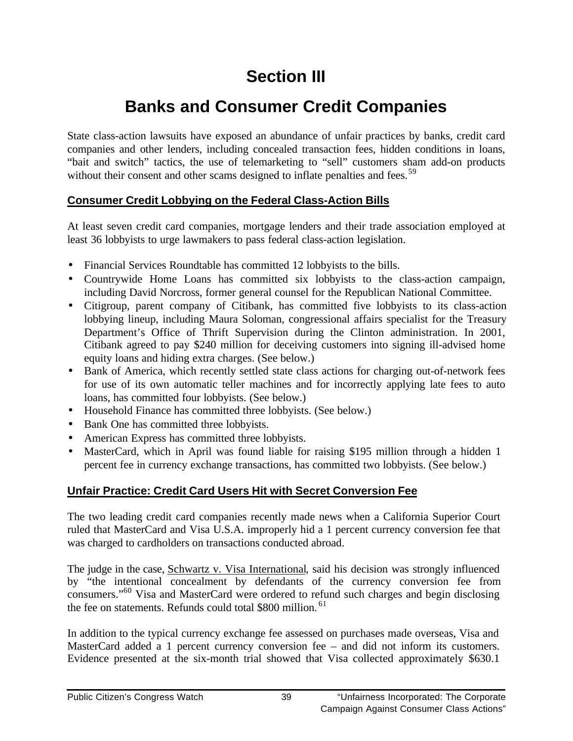# Section III

# Banks and Consumer Credit Companies

State class-action lawsuits have exposed an abundance of unfair practices by banks, credit card companies and other lenders, including concealed transaction fees, hidden conditions in loans, "bait and switch" tactics, the use of telemarketing to "sell" customers sham add-on products without their consent and other scams designed to inflate penalties and fees.[59]

## Consumer Credit Lobbying on the Federal Class-Action Bills

At least seven credit card companies, mortgage lenders and their trade association employed at least 36 lobbyists to urge lawmakers to pass federal class-action legislation.

- Financial Services Roundtable has committed 12 lobbyists to the bills.
- Countrywide Home Loans has committed six lobbyists to the class-action campaign, including David Norcross, former general counsel for the Republican National Committee.
- Citigroup, parent company of Citibank, has committed five lobbyists to its class-action lobbying lineup, including Maura Soloman, congressional affairs specialist for the Treasury Department's Office of Thrift Supervision during the Clinton administration. In 2001, Citibank agreed to pay $240 million for deceiving customers into signing ill-advised home equity loans and hiding extra charges. (See below.)
- Bank of America, which recently settled state class actions for charging out-of-network fees for use of its own automatic teller machines and for incorrectly applying late fees to auto loans, has committed four lobbyists. (See below.)
- Household Finance has committed three lobbyists. (See below.)
- Bank One has committed three lobbyists.
- American Express has committed three lobbyists.
- MasterCard, which in April was found liable for raising $195 million through a hidden 1 percent fee in currency exchange transactions, has committed two lobbyists. (See below.)

## Unfair Practice: Credit Card Users Hit with Secret Conversion Fee

The two leading credit card companies recently made news when a California Superior Court ruled that MasterCard and Visa U.S.A. improperly hid a 1 percent currency conversion fee that was charged to cardholders on transactions conducted abroad.

The judge in the case, Schwartz v. Visa International, said his decision was strongly influenced by "the intentional concealment by defendants of the currency conversion fee from consumers."[60] Visa and MasterCard were ordered to refund such charges and begin disclosing the fee on statements. Refunds could total $800 million.[61]

In addition to the typical currency exchange fee assessed on purchases made overseas, Visa and MasterCard added a 1 percent currency conversion fee – and did not inform its customers. Evidence presented at the six-month trial showed that Visa collected approximately $630.1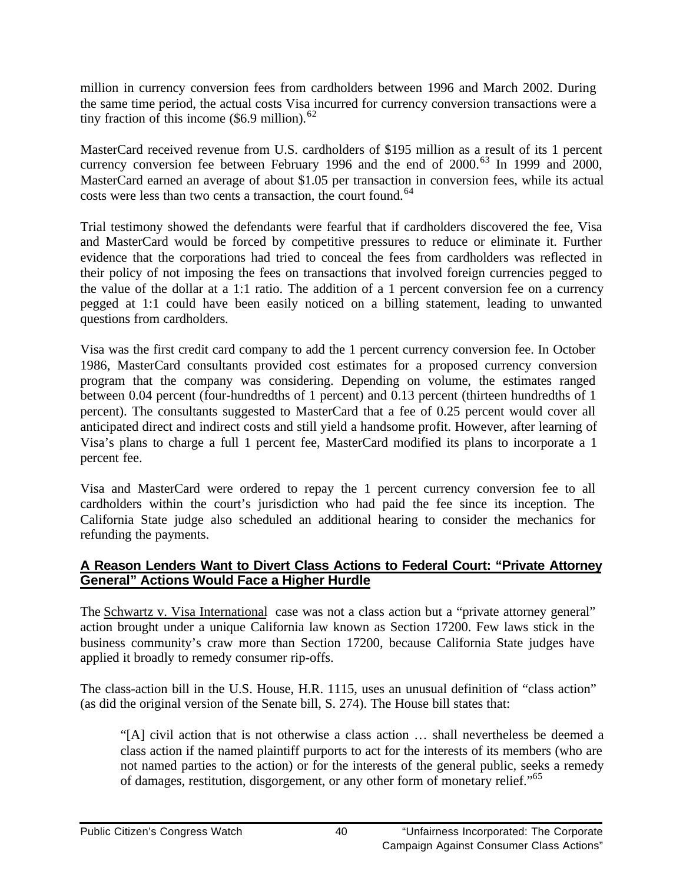million in currency conversion fees from cardholders between 1996 and March 2002. During the same time period, the actual costs Visa incurred for currency conversion transactions were a tiny fraction of this income ($6.9 million).[62]

MasterCard received revenue from U.S. cardholders of $195 million as a result of its 1 percent currency conversion fee between February 1996 and the end of 2000.[63] In 1999 and 2000, MasterCard earned an average of about $1.05 per transaction in conversion fees, while its actual costs were less than two cents a transaction, the court found.[64]

Trial testimony showed the defendants were fearful that if cardholders discovered the fee, Visa and MasterCard would be forced by competitive pressures to reduce or eliminate it. Further evidence that the corporations had tried to conceal the fees from cardholders was reflected in their policy of not imposing the fees on transactions that involved foreign currencies pegged to the value of the dollar at a 1:1 ratio. The addition of a 1 percent conversion fee on a currency pegged at 1:1 could have been easily noticed on a billing statement, leading to unwanted questions from cardholders.

Visa was the first credit card company to add the 1 percent currency conversion fee. In October 1986, MasterCard consultants provided cost estimates for a proposed currency conversion program that the company was considering. Depending on volume, the estimates ranged between 0.04 percent (four-hundredths of 1 percent) and 0.13 percent (thirteen hundredths of 1 percent). The consultants suggested to MasterCard that a fee of 0.25 percent would cover all anticipated direct and indirect costs and still yield a handsome profit. However, after learning of Visa's plans to charge a full 1 percent fee, MasterCard modified its plans to incorporate a 1 percent fee.

Visa and MasterCard were ordered to repay the 1 percent currency conversion fee to all cardholders within the court's jurisdiction who had paid the fee since its inception. The California State judge also scheduled an additional hearing to consider the mechanics for refunding the payments.

## A Reason Lenders Want to Divert Class Actions to Federal Court: "Private Attorney General" Actions Would Face a Higher Hurdle

The Schwartz v. Visa International case was not a class action but a "private attorney general" action brought under a unique California law known as Section 17200. Few laws stick in the business community's craw more than Section 17200, because California State judges have applied it broadly to remedy consumer rip-offs.

The class-action bill in the U.S. House, H.R. 1115, uses an unusual definition of "class action" (as did the original version of the Senate bill, S. 274). The House bill states that:

> "[A] civil action that is not otherwise a class action … shall nevertheless be deemed a class action if the named plaintiff purports to act for the interests of its members (who are not named parties to the action) or for the interests of the general public, seeks a remedy of damages, restitution, disgorgement, or any other form of monetary relief."[65]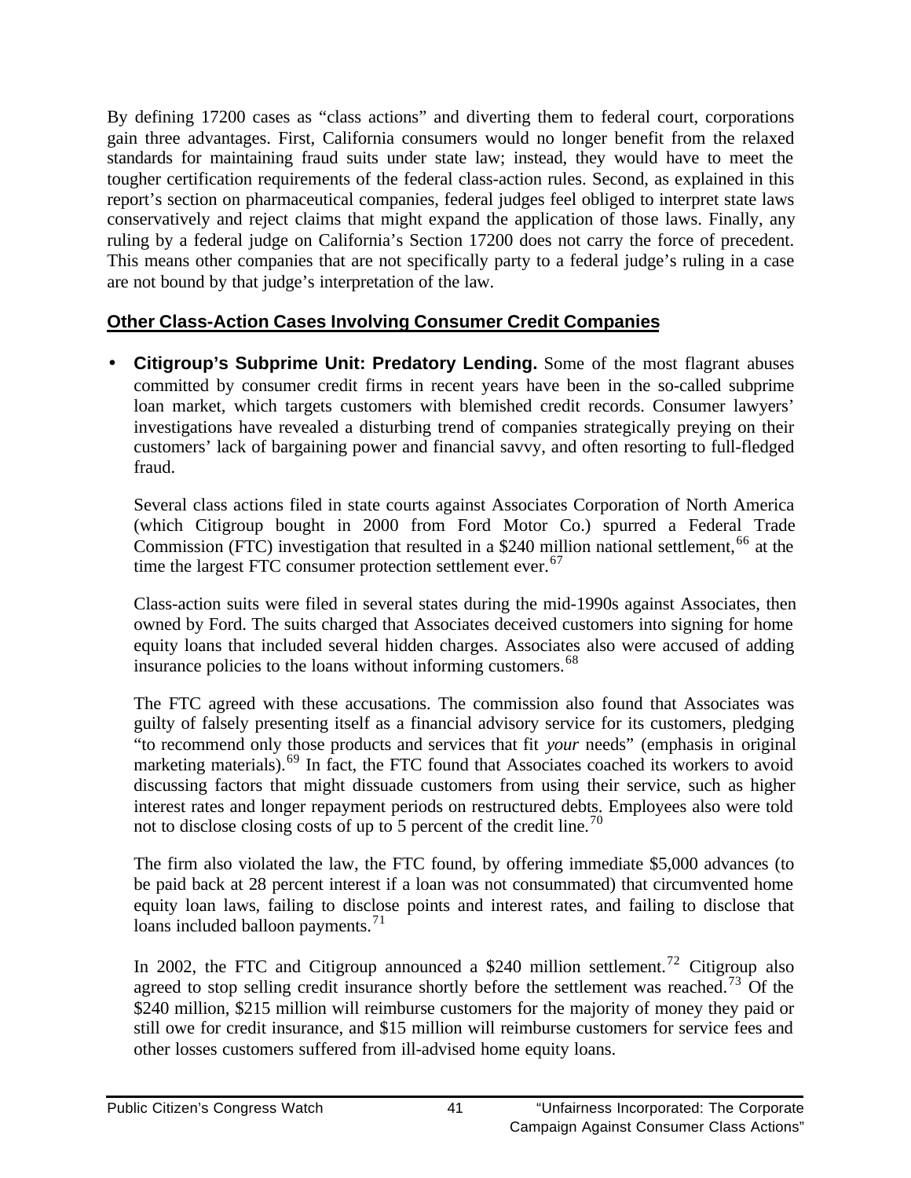By defining 17200 cases as "class actions" and diverting them to federal court, corporations gain three advantages. First, California consumers would no longer benefit from the relaxed standards for maintaining fraud suits under state law; instead, they would have to meet the tougher certification requirements of the federal class-action rules. Second, as explained in this report's section on pharmaceutical companies, federal judges feel obliged to interpret state laws conservatively and reject claims that might expand the application of those laws. Finally, any ruling by a federal judge on California's Section 17200 does not carry the force of precedent. This means other companies that are not specifically party to a federal judge's ruling in a case are not bound by that judge's interpretation of the law.

## Other Class-Action Cases Involving Consumer Credit Companies

- **Citigroup's Subprime Unit: Predatory Lending.** Some of the most flagrant abuses committed by consumer credit firms in recent years have been in the so-called subprime loan market, which targets customers with blemished credit records. Consumer lawyers' investigations have revealed a disturbing trend of companies strategically preying on their customers' lack of bargaining power and financial savvy, and often resorting to full-fledged fraud.

  Several class actions filed in state courts against Associates Corporation of North America (which Citigroup bought in 2000 from Ford Motor Co.) spurred a Federal Trade Commission (FTC) investigation that resulted in a $240 million national settlement,[66] at the time the largest FTC consumer protection settlement ever.[67]

  Class-action suits were filed in several states during the mid-1990s against Associates, then owned by Ford. The suits charged that Associates deceived customers into signing for home equity loans that included several hidden charges. Associates also were accused of adding insurance policies to the loans without informing customers.[68]

  The FTC agreed with these accusations. The commission also found that Associates was guilty of falsely presenting itself as a financial advisory service for its customers, pledging "to recommend only those products and services that fit *your* needs" (emphasis in original marketing materials).[69] In fact, the FTC found that Associates coached its workers to avoid discussing factors that might dissuade customers from using their service, such as higher interest rates and longer repayment periods on restructured debts. Employees also were told not to disclose closing costs of up to 5 percent of the credit line.[70]

  The firm also violated the law, the FTC found, by offering immediate $5,000 advances (to be paid back at 28 percent interest if a loan was not consummated) that circumvented home equity loan laws, failing to disclose points and interest rates, and failing to disclose that loans included balloon payments.[71]

  In 2002, the FTC and Citigroup announced a $240 million settlement.[72] Citigroup also agreed to stop selling credit insurance shortly before the settlement was reached.[73] Of the $240 million, $215 million will reimburse customers for the majority of money they paid or still owe for credit insurance, and $15 million will reimburse customers for service fees and other losses customers suffered from ill-advised home equity loans.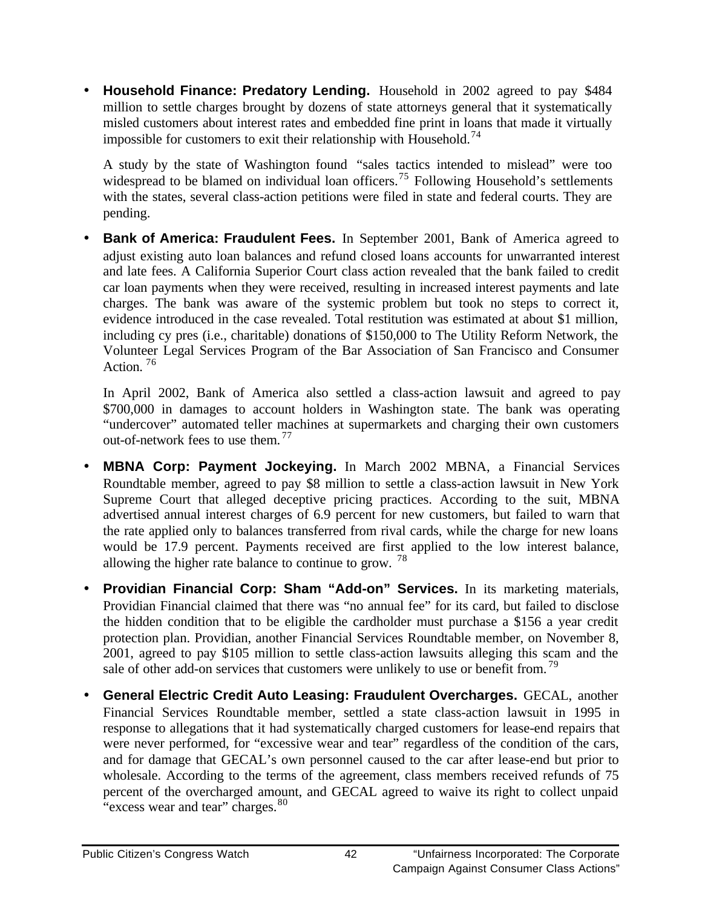- **Household Finance: Predatory Lending.** Household in 2002 agreed to pay $484 million to settle charges brought by dozens of state attorneys general that it systematically misled customers about interest rates and embedded fine print in loans that made it virtually impossible for customers to exit their relationship with Household.[74]

  A study by the state of Washington found "sales tactics intended to mislead" were too widespread to be blamed on individual loan officers.[75] Following Household's settlements with the states, several class-action petitions were filed in state and federal courts. They are pending.

- **Bank of America: Fraudulent Fees.** In September 2001, Bank of America agreed to adjust existing auto loan balances and refund closed loans accounts for unwarranted interest and late fees. A California Superior Court class action revealed that the bank failed to credit car loan payments when they were received, resulting in increased interest payments and late charges. The bank was aware of the systemic problem but took no steps to correct it, evidence introduced in the case revealed. Total restitution was estimated at about $1 million, including cy pres (i.e., charitable) donations of $150,000 to The Utility Reform Network, the Volunteer Legal Services Program of the Bar Association of San Francisco and Consumer Action.[76]

  In April 2002, Bank of America also settled a class-action lawsuit and agreed to pay $700,000 in damages to account holders in Washington state. The bank was operating "undercover" automated teller machines at supermarkets and charging their own customers out-of-network fees to use them.[77]

- **MBNA Corp: Payment Jockeying.** In March 2002 MBNA, a Financial Services Roundtable member, agreed to pay $8 million to settle a class-action lawsuit in New York Supreme Court that alleged deceptive pricing practices. According to the suit, MBNA advertised annual interest charges of 6.9 percent for new customers, but failed to warn that the rate applied only to balances transferred from rival cards, while the charge for new loans would be 17.9 percent. Payments received are first applied to the low interest balance, allowing the higher rate balance to continue to grow.[78]

- **Providian Financial Corp: Sham "Add-on" Services.** In its marketing materials, Providian Financial claimed that there was "no annual fee" for its card, but failed to disclose the hidden condition that to be eligible the cardholder must purchase a $156 a year credit protection plan. Providian, another Financial Services Roundtable member, on November 8, 2001, agreed to pay $105 million to settle class-action lawsuits alleging this scam and the sale of other add-on services that customers were unlikely to use or benefit from.[79]

- **General Electric Credit Auto Leasing: Fraudulent Overcharges.** GECAL, another Financial Services Roundtable member, settled a state class-action lawsuit in 1995 in response to allegations that it had systematically charged customers for lease-end repairs that were never performed, for "excessive wear and tear" regardless of the condition of the cars, and for damage that GECAL's own personnel caused to the car after lease-end but prior to wholesale. According to the terms of the agreement, class members received refunds of 75 percent of the overcharged amount, and GECAL agreed to waive its right to collect unpaid "excess wear and tear" charges.[80]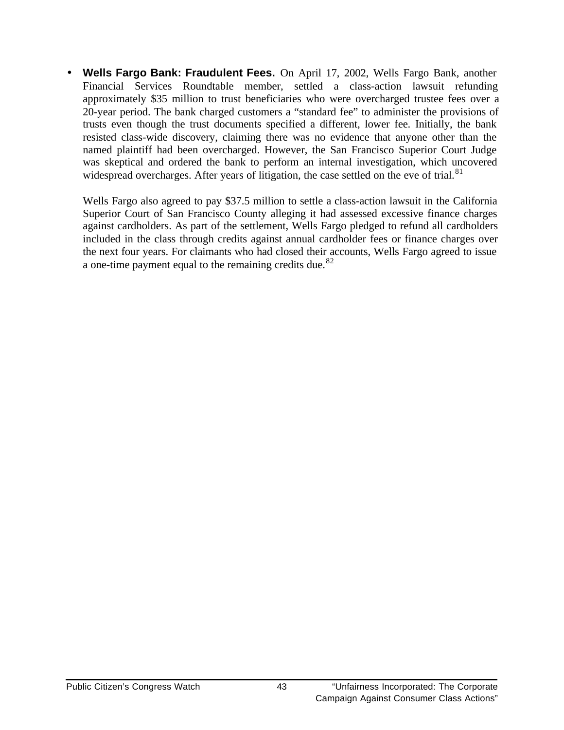- **Wells Fargo Bank: Fraudulent Fees.** On April 17, 2002, Wells Fargo Bank, another Financial Services Roundtable member, settled a class-action lawsuit refunding approximately $35 million to trust beneficiaries who were overcharged trustee fees over a 20-year period. The bank charged customers a "standard fee" to administer the provisions of trusts even though the trust documents specified a different, lower fee. Initially, the bank resisted class-wide discovery, claiming there was no evidence that anyone other than the named plaintiff had been overcharged. However, the San Francisco Superior Court Judge was skeptical and ordered the bank to perform an internal investigation, which uncovered widespread overcharges. After years of litigation, the case settled on the eve of trial.[81]

  Wells Fargo also agreed to pay $37.5 million to settle a class-action lawsuit in the California Superior Court of San Francisco County alleging it had assessed excessive finance charges against cardholders. As part of the settlement, Wells Fargo pledged to refund all cardholders included in the class through credits against annual cardholder fees or finance charges over the next four years. For claimants who had closed their accounts, Wells Fargo agreed to issue a one-time payment equal to the remaining credits due.[82]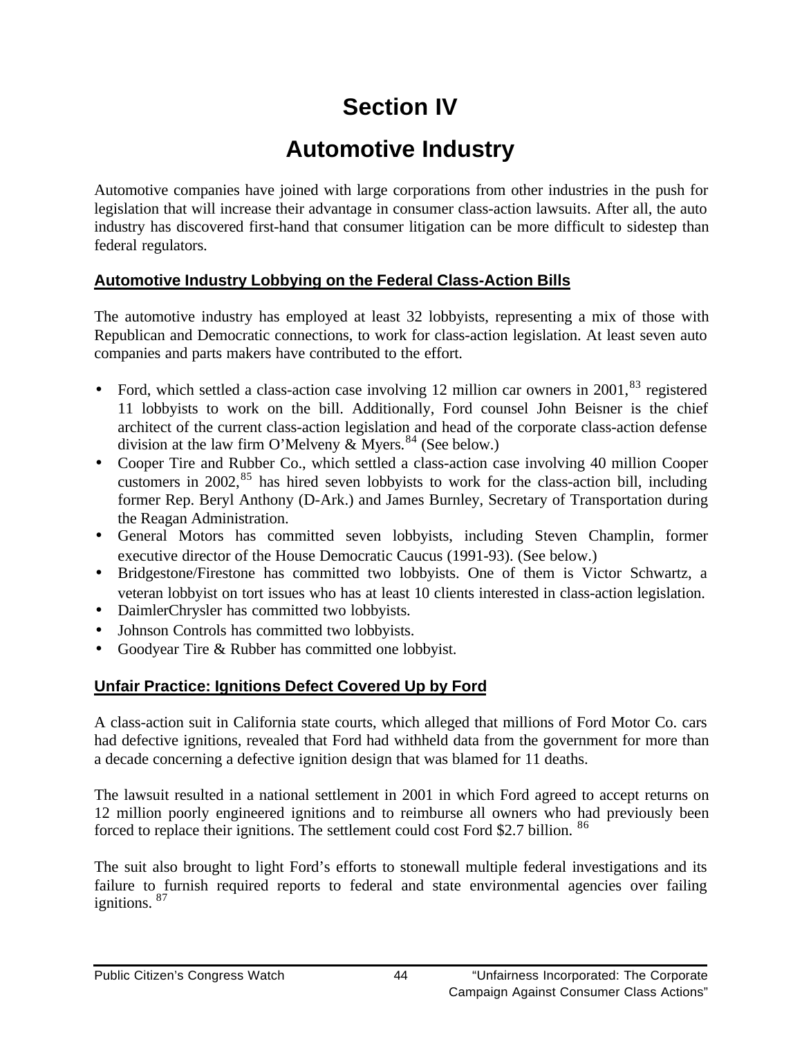# Section IV

# Automotive Industry

Automotive companies have joined with large corporations from other industries in the push for legislation that will increase their advantage in consumer class-action lawsuits. After all, the auto industry has discovered first-hand that consumer litigation can be more difficult to sidestep than federal regulators.

## Automotive Industry Lobbying on the Federal Class-Action Bills

The automotive industry has employed at least 32 lobbyists, representing a mix of those with Republican and Democratic connections, to work for class-action legislation. At least seven auto companies and parts makers have contributed to the effort.

- Ford, which settled a class-action case involving 12 million car owners in 2001,[83] registered 11 lobbyists to work on the bill. Additionally, Ford counsel John Beisner is the chief architect of the current class-action legislation and head of the corporate class-action defense division at the law firm O'Melveny & Myers.[84] (See below.)
- Cooper Tire and Rubber Co., which settled a class-action case involving 40 million Cooper customers in 2002,[85] has hired seven lobbyists to work for the class-action bill, including former Rep. Beryl Anthony (D-Ark.) and James Burnley, Secretary of Transportation during the Reagan Administration.
- General Motors has committed seven lobbyists, including Steven Champlin, former executive director of the House Democratic Caucus (1991-93). (See below.)
- Bridgestone/Firestone has committed two lobbyists. One of them is Victor Schwartz, a veteran lobbyist on tort issues who has at least 10 clients interested in class-action legislation.
- DaimlerChrysler has committed two lobbyists.
- Johnson Controls has committed two lobbyists.
- Goodyear Tire & Rubber has committed one lobbyist.

## Unfair Practice: Ignitions Defect Covered Up by Ford

A class-action suit in California state courts, which alleged that millions of Ford Motor Co. cars had defective ignitions, revealed that Ford had withheld data from the government for more than a decade concerning a defective ignition design that was blamed for 11 deaths.

The lawsuit resulted in a national settlement in 2001 in which Ford agreed to accept returns on 12 million poorly engineered ignitions and to reimburse all owners who had previously been forced to replace their ignitions. The settlement could cost Ford $2.7 billion. [86]

The suit also brought to light Ford's efforts to stonewall multiple federal investigations and its failure to furnish required reports to federal and state environmental agencies over failing ignitions. [87]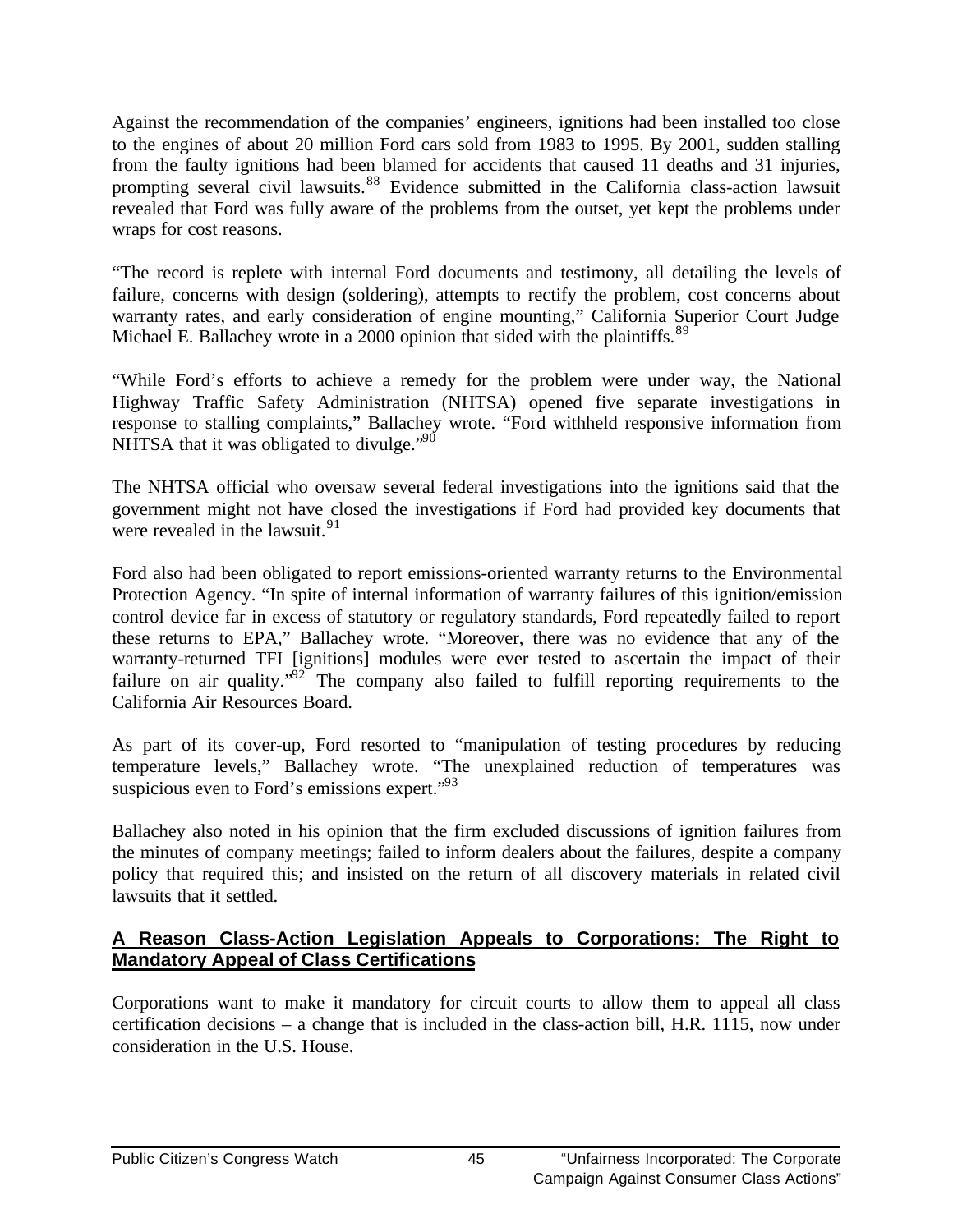Against the recommendation of the companies' engineers, ignitions had been installed too close to the engines of about 20 million Ford cars sold from 1983 to 1995. By 2001, sudden stalling from the faulty ignitions had been blamed for accidents that caused 11 deaths and 31 injuries, prompting several civil lawsuits.[88] Evidence submitted in the California class-action lawsuit revealed that Ford was fully aware of the problems from the outset, yet kept the problems under wraps for cost reasons.

"The record is replete with internal Ford documents and testimony, all detailing the levels of failure, concerns with design (soldering), attempts to rectify the problem, cost concerns about warranty rates, and early consideration of engine mounting," California Superior Court Judge Michael E. Ballachey wrote in a 2000 opinion that sided with the plaintiffs.[89]

"While Ford's efforts to achieve a remedy for the problem were under way, the National Highway Traffic Safety Administration (NHTSA) opened five separate investigations in response to stalling complaints," Ballachey wrote. "Ford withheld responsive information from NHTSA that it was obligated to divulge."[90]

The NHTSA official who oversaw several federal investigations into the ignitions said that the government might not have closed the investigations if Ford had provided key documents that were revealed in the lawsuit.[91]

Ford also had been obligated to report emissions-oriented warranty returns to the Environmental Protection Agency. "In spite of internal information of warranty failures of this ignition/emission control device far in excess of statutory or regulatory standards, Ford repeatedly failed to report these returns to EPA," Ballachey wrote. "Moreover, there was no evidence that any of the warranty-returned TFI [ignitions] modules were ever tested to ascertain the impact of their failure on air quality."[92] The company also failed to fulfill reporting requirements to the California Air Resources Board.

As part of its cover-up, Ford resorted to "manipulation of testing procedures by reducing temperature levels," Ballachey wrote. "The unexplained reduction of temperatures was suspicious even to Ford's emissions expert."[93]

Ballachey also noted in his opinion that the firm excluded discussions of ignition failures from the minutes of company meetings; failed to inform dealers about the failures, despite a company policy that required this; and insisted on the return of all discovery materials in related civil lawsuits that it settled.

## A Reason Class-Action Legislation Appeals to Corporations: The Right to Mandatory Appeal of Class Certifications

Corporations want to make it mandatory for circuit courts to allow them to appeal all class certification decisions – a change that is included in the class-action bill, H.R. 1115, now under consideration in the U.S. House.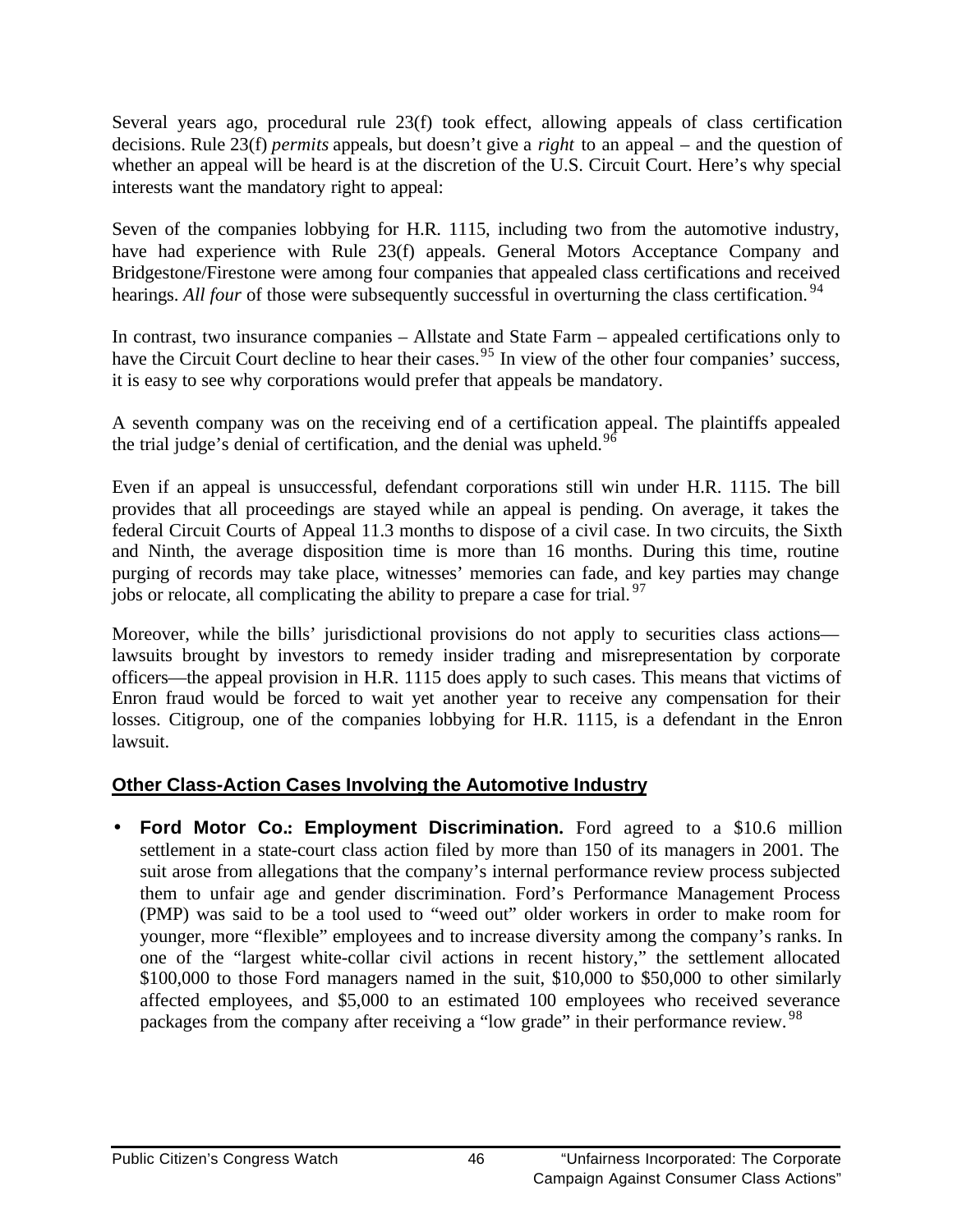Several years ago, procedural rule 23(f) took effect, allowing appeals of class certification decisions. Rule 23(f) *permits* appeals, but doesn't give a *right* to an appeal – and the question of whether an appeal will be heard is at the discretion of the U.S. Circuit Court. Here's why special interests want the mandatory right to appeal:

Seven of the companies lobbying for H.R. 1115, including two from the automotive industry, have had experience with Rule 23(f) appeals. General Motors Acceptance Company and Bridgestone/Firestone were among four companies that appealed class certifications and received hearings. *All four* of those were subsequently successful in overturning the class certification.[94]

In contrast, two insurance companies – Allstate and State Farm – appealed certifications only to have the Circuit Court decline to hear their cases.[95] In view of the other four companies' success, it is easy to see why corporations would prefer that appeals be mandatory.

A seventh company was on the receiving end of a certification appeal. The plaintiffs appealed the trial judge's denial of certification, and the denial was upheld.[96]

Even if an appeal is unsuccessful, defendant corporations still win under H.R. 1115. The bill provides that all proceedings are stayed while an appeal is pending. On average, it takes the federal Circuit Courts of Appeal 11.3 months to dispose of a civil case. In two circuits, the Sixth and Ninth, the average disposition time is more than 16 months. During this time, routine purging of records may take place, witnesses' memories can fade, and key parties may change jobs or relocate, all complicating the ability to prepare a case for trial.[97]

Moreover, while the bills' jurisdictional provisions do not apply to securities class actions—lawsuits brought by investors to remedy insider trading and misrepresentation by corporate officers—the appeal provision in H.R. 1115 does apply to such cases. This means that victims of Enron fraud would be forced to wait yet another year to receive any compensation for their losses. Citigroup, one of the companies lobbying for H.R. 1115, is a defendant in the Enron lawsuit.

## Other Class-Action Cases Involving the Automotive Industry

- **Ford Motor Co.: Employment Discrimination.** Ford agreed to a $10.6 million settlement in a state-court class action filed by more than 150 of its managers in 2001. The suit arose from allegations that the company's internal performance review process subjected them to unfair age and gender discrimination. Ford's Performance Management Process (PMP) was said to be a tool used to "weed out" older workers in order to make room for younger, more "flexible" employees and to increase diversity among the company's ranks. In one of the "largest white-collar civil actions in recent history," the settlement allocated $100,000 to those Ford managers named in the suit, $10,000 to $50,000 to other similarly affected employees, and $5,000 to an estimated 100 employees who received severance packages from the company after receiving a "low grade" in their performance review.[98]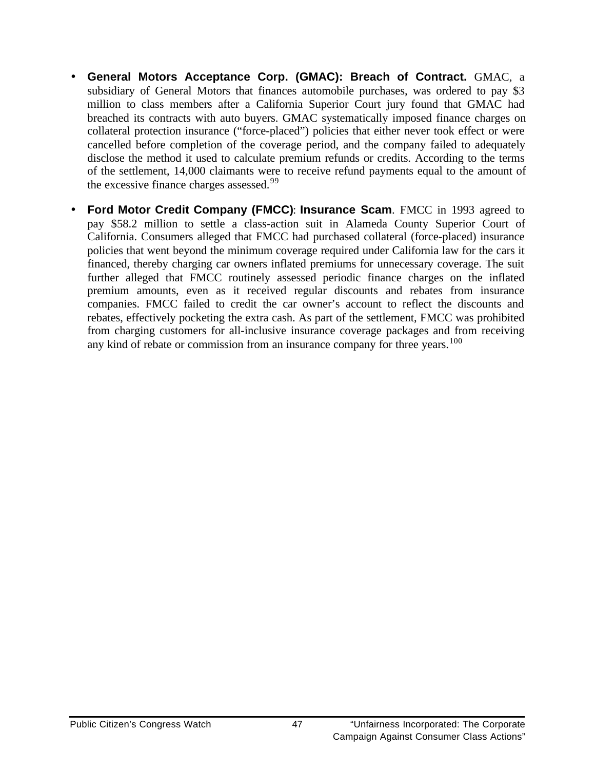- **General Motors Acceptance Corp. (GMAC): Breach of Contract.** GMAC, a subsidiary of General Motors that finances automobile purchases, was ordered to pay $3 million to class members after a California Superior Court jury found that GMAC had breached its contracts with auto buyers. GMAC systematically imposed finance charges on collateral protection insurance ("force-placed") policies that either never took effect or were cancelled before completion of the coverage period, and the company failed to adequately disclose the method it used to calculate premium refunds or credits. According to the terms of the settlement, 14,000 claimants were to receive refund payments equal to the amount of the excessive finance charges assessed.[99]

- **Ford Motor Credit Company (FMCC): Insurance Scam**. FMCC in 1993 agreed to pay $58.2 million to settle a class-action suit in Alameda County Superior Court of California. Consumers alleged that FMCC had purchased collateral (force-placed) insurance policies that went beyond the minimum coverage required under California law for the cars it financed, thereby charging car owners inflated premiums for unnecessary coverage. The suit further alleged that FMCC routinely assessed periodic finance charges on the inflated premium amounts, even as it received regular discounts and rebates from insurance companies. FMCC failed to credit the car owner's account to reflect the discounts and rebates, effectively pocketing the extra cash. As part of the settlement, FMCC was prohibited from charging customers for all-inclusive insurance coverage packages and from receiving any kind of rebate or commission from an insurance company for three years.[100]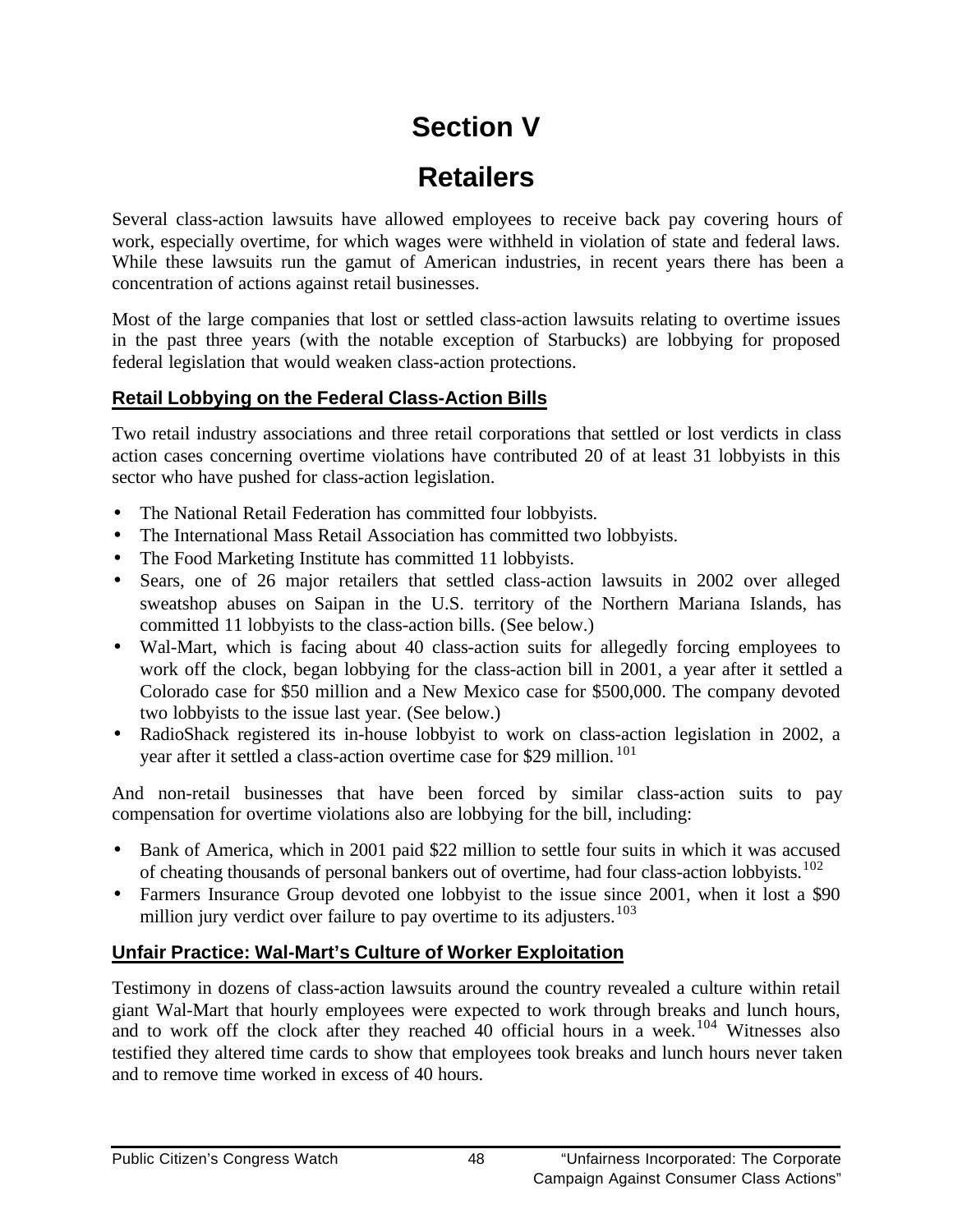# Section V

# Retailers

Several class-action lawsuits have allowed employees to receive back pay covering hours of work, especially overtime, for which wages were withheld in violation of state and federal laws. While these lawsuits run the gamut of American industries, in recent years there has been a concentration of actions against retail businesses.

Most of the large companies that lost or settled class-action lawsuits relating to overtime issues in the past three years (with the notable exception of Starbucks) are lobbying for proposed federal legislation that would weaken class-action protections.

## Retail Lobbying on the Federal Class-Action Bills

Two retail industry associations and three retail corporations that settled or lost verdicts in class action cases concerning overtime violations have contributed 20 of at least 31 lobbyists in this sector who have pushed for class-action legislation.

- The National Retail Federation has committed four lobbyists.
- The International Mass Retail Association has committed two lobbyists.
- The Food Marketing Institute has committed 11 lobbyists.
- Sears, one of 26 major retailers that settled class-action lawsuits in 2002 over alleged sweatshop abuses on Saipan in the U.S. territory of the Northern Mariana Islands, has committed 11 lobbyists to the class-action bills. (See below.)
- Wal-Mart, which is facing about 40 class-action suits for allegedly forcing employees to work off the clock, began lobbying for the class-action bill in 2001, a year after it settled a Colorado case for $50 million and a New Mexico case for $500,000. The company devoted two lobbyists to the issue last year. (See below.)
- RadioShack registered its in-house lobbyist to work on class-action legislation in 2002, a year after it settled a class-action overtime case for $29 million.[101]

And non-retail businesses that have been forced by similar class-action suits to pay compensation for overtime violations also are lobbying for the bill, including:

- Bank of America, which in 2001 paid $22 million to settle four suits in which it was accused of cheating thousands of personal bankers out of overtime, had four class-action lobbyists.[102]
- Farmers Insurance Group devoted one lobbyist to the issue since 2001, when it lost a $90 million jury verdict over failure to pay overtime to its adjusters.[103]

## Unfair Practice: Wal-Mart's Culture of Worker Exploitation

Testimony in dozens of class-action lawsuits around the country revealed a culture within retail giant Wal-Mart that hourly employees were expected to work through breaks and lunch hours, and to work off the clock after they reached 40 official hours in a week.[104] Witnesses also testified they altered time cards to show that employees took breaks and lunch hours never taken and to remove time worked in excess of 40 hours.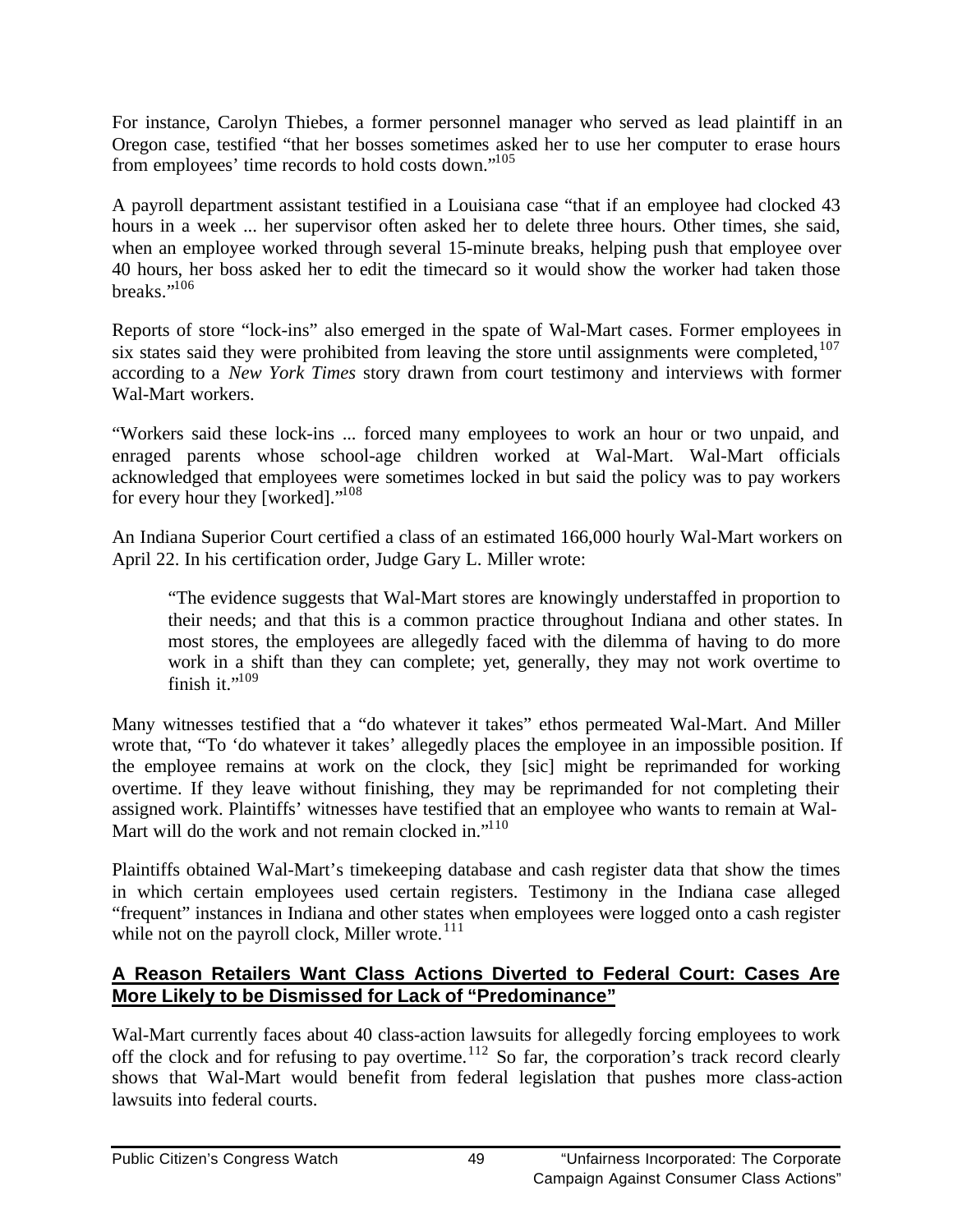For instance, Carolyn Thiebes, a former personnel manager who served as lead plaintiff in an Oregon case, testified "that her bosses sometimes asked her to use her computer to erase hours from employees' time records to hold costs down."[105]

A payroll department assistant testified in a Louisiana case "that if an employee had clocked 43 hours in a week ... her supervisor often asked her to delete three hours. Other times, she said, when an employee worked through several 15-minute breaks, helping push that employee over 40 hours, her boss asked her to edit the timecard so it would show the worker had taken those breaks."[106]

Reports of store "lock-ins" also emerged in the spate of Wal-Mart cases. Former employees in six states said they were prohibited from leaving the store until assignments were completed,[107] according to a *New York Times* story drawn from court testimony and interviews with former Wal-Mart workers.

"Workers said these lock-ins ... forced many employees to work an hour or two unpaid, and enraged parents whose school-age children worked at Wal-Mart. Wal-Mart officials acknowledged that employees were sometimes locked in but said the policy was to pay workers for every hour they [worked]."[108]

An Indiana Superior Court certified a class of an estimated 166,000 hourly Wal-Mart workers on April 22. In his certification order, Judge Gary L. Miller wrote:

> "The evidence suggests that Wal-Mart stores are knowingly understaffed in proportion to their needs; and that this is a common practice throughout Indiana and other states. In most stores, the employees are allegedly faced with the dilemma of having to do more work in a shift than they can complete; yet, generally, they may not work overtime to finish it."[109]

Many witnesses testified that a "do whatever it takes" ethos permeated Wal-Mart. And Miller wrote that, "To 'do whatever it takes' allegedly places the employee in an impossible position. If the employee remains at work on the clock, they [sic] might be reprimanded for working overtime. If they leave without finishing, they may be reprimanded for not completing their assigned work. Plaintiffs' witnesses have testified that an employee who wants to remain at Wal-Mart will do the work and not remain clocked in."[110]

Plaintiffs obtained Wal-Mart's timekeeping database and cash register data that show the times in which certain employees used certain registers. Testimony in the Indiana case alleged "frequent" instances in Indiana and other states when employees were logged onto a cash register while not on the payroll clock, Miller wrote.[111]

### A Reason Retailers Want Class Actions Diverted to Federal Court: Cases Are More Likely to be Dismissed for Lack of "Predominance"

Wal-Mart currently faces about 40 class-action lawsuits for allegedly forcing employees to work off the clock and for refusing to pay overtime.[112] So far, the corporation's track record clearly shows that Wal-Mart would benefit from federal legislation that pushes more class-action lawsuits into federal courts.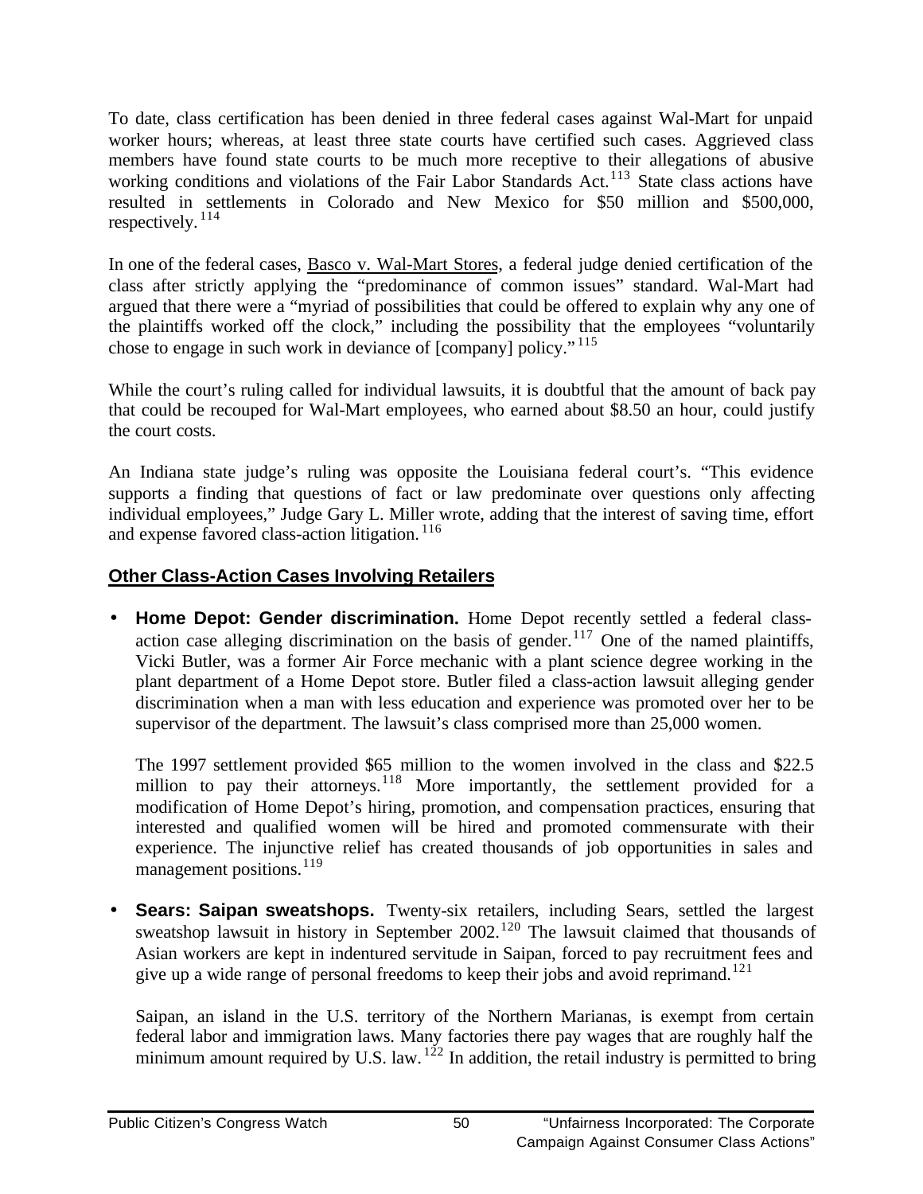To date, class certification has been denied in three federal cases against Wal-Mart for unpaid worker hours; whereas, at least three state courts have certified such cases. Aggrieved class members have found state courts to be much more receptive to their allegations of abusive working conditions and violations of the Fair Labor Standards Act.[113] State class actions have resulted in settlements in Colorado and New Mexico for $50 million and $500,000, respectively.[114]

In one of the federal cases, Basco v. Wal-Mart Stores, a federal judge denied certification of the class after strictly applying the "predominance of common issues" standard. Wal-Mart had argued that there were a "myriad of possibilities that could be offered to explain why any one of the plaintiffs worked off the clock," including the possibility that the employees "voluntarily chose to engage in such work in deviance of [company] policy."[115]

While the court's ruling called for individual lawsuits, it is doubtful that the amount of back pay that could be recouped for Wal-Mart employees, who earned about $8.50 an hour, could justify the court costs.

An Indiana state judge's ruling was opposite the Louisiana federal court's. "This evidence supports a finding that questions of fact or law predominate over questions only affecting individual employees," Judge Gary L. Miller wrote, adding that the interest of saving time, effort and expense favored class-action litigation.[116]

## Other Class-Action Cases Involving Retailers

- **Home Depot: Gender discrimination.** Home Depot recently settled a federal class-action case alleging discrimination on the basis of gender.[117] One of the named plaintiffs, Vicki Butler, was a former Air Force mechanic with a plant science degree working in the plant department of a Home Depot store. Butler filed a class-action lawsuit alleging gender discrimination when a man with less education and experience was promoted over her to be supervisor of the department. The lawsuit's class comprised more than 25,000 women.

  The 1997 settlement provided $65 million to the women involved in the class and $22.5 million to pay their attorneys.[118] More importantly, the settlement provided for a modification of Home Depot's hiring, promotion, and compensation practices, ensuring that interested and qualified women will be hired and promoted commensurate with their experience. The injunctive relief has created thousands of job opportunities in sales and management positions.[119]

- **Sears: Saipan sweatshops.** Twenty-six retailers, including Sears, settled the largest sweatshop lawsuit in history in September 2002.[120] The lawsuit claimed that thousands of Asian workers are kept in indentured servitude in Saipan, forced to pay recruitment fees and give up a wide range of personal freedoms to keep their jobs and avoid reprimand.[121]

  Saipan, an island in the U.S. territory of the Northern Marianas, is exempt from certain federal labor and immigration laws. Many factories there pay wages that are roughly half the minimum amount required by U.S. law.[122] In addition, the retail industry is permitted to bring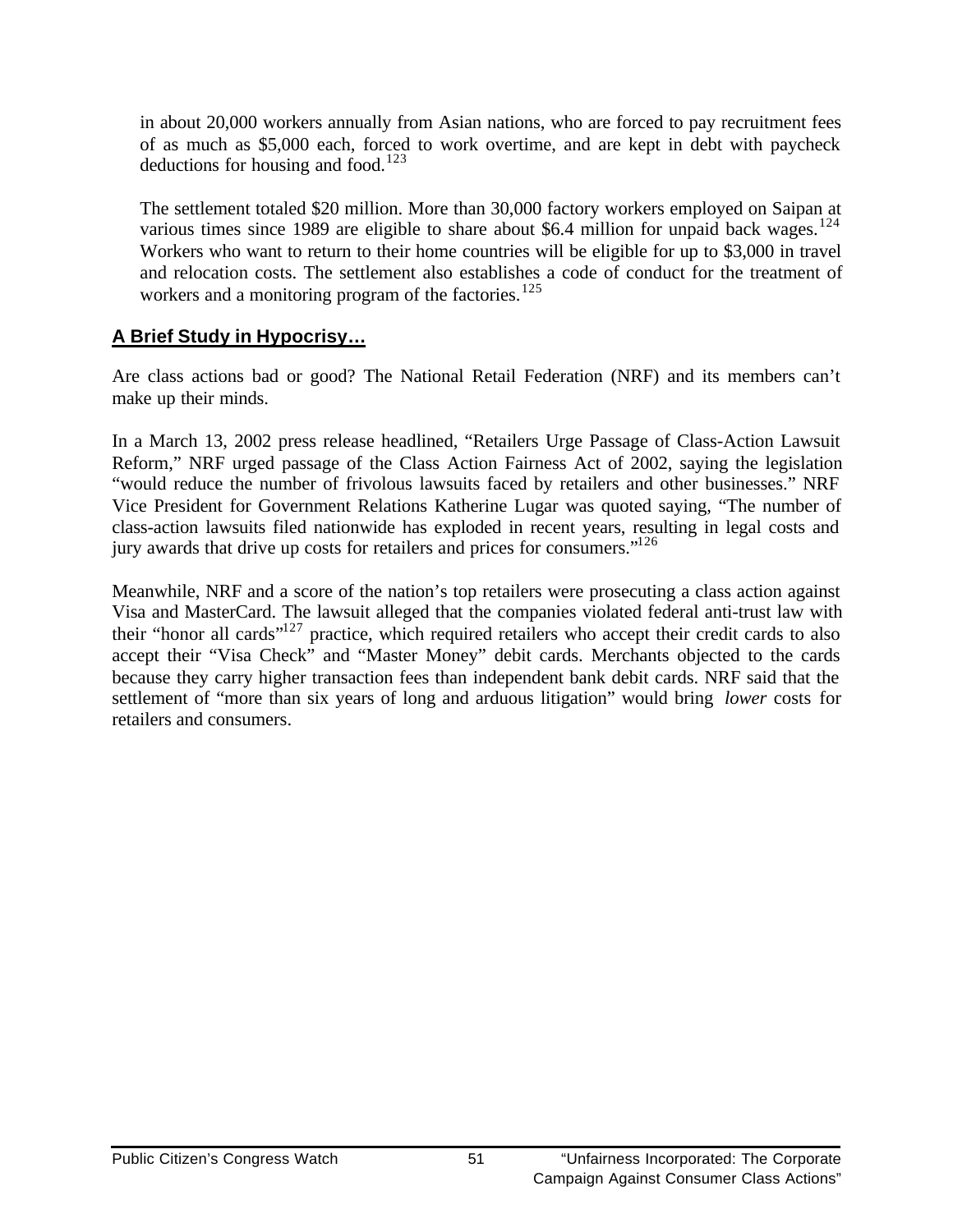in about 20,000 workers annually from Asian nations, who are forced to pay recruitment fees of as much as $5,000 each, forced to work overtime, and are kept in debt with paycheck deductions for housing and food.[123]

The settlement totaled $20 million. More than 30,000 factory workers employed on Saipan at various times since 1989 are eligible to share about $6.4 million for unpaid back wages.[124] Workers who want to return to their home countries will be eligible for up to $3,000 in travel and relocation costs. The settlement also establishes a code of conduct for the treatment of workers and a monitoring program of the factories.[125]

## A Brief Study in Hypocrisy…

Are class actions bad or good? The National Retail Federation (NRF) and its members can't make up their minds.

In a March 13, 2002 press release headlined, "Retailers Urge Passage of Class-Action Lawsuit Reform," NRF urged passage of the Class Action Fairness Act of 2002, saying the legislation "would reduce the number of frivolous lawsuits faced by retailers and other businesses." NRF Vice President for Government Relations Katherine Lugar was quoted saying, "The number of class-action lawsuits filed nationwide has exploded in recent years, resulting in legal costs and jury awards that drive up costs for retailers and prices for consumers."[126]

Meanwhile, NRF and a score of the nation's top retailers were prosecuting a class action against Visa and MasterCard. The lawsuit alleged that the companies violated federal anti-trust law with their "honor all cards"[127] practice, which required retailers who accept their credit cards to also accept their "Visa Check" and "Master Money" debit cards. Merchants objected to the cards because they carry higher transaction fees than independent bank debit cards. NRF said that the settlement of "more than six years of long and arduous litigation" would bring *lower* costs for retailers and consumers.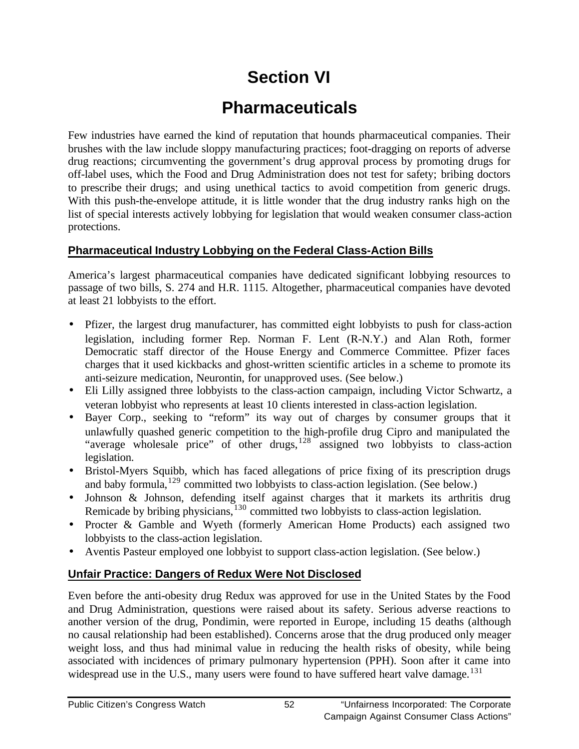# Section VI

# Pharmaceuticals

Few industries have earned the kind of reputation that hounds pharmaceutical companies. Their brushes with the law include sloppy manufacturing practices; foot-dragging on reports of adverse drug reactions; circumventing the government's drug approval process by promoting drugs for off-label uses, which the Food and Drug Administration does not test for safety; bribing doctors to prescribe their drugs; and using unethical tactics to avoid competition from generic drugs. With this push-the-envelope attitude, it is little wonder that the drug industry ranks high on the list of special interests actively lobbying for legislation that would weaken consumer class-action protections.

## Pharmaceutical Industry Lobbying on the Federal Class-Action Bills

America's largest pharmaceutical companies have dedicated significant lobbying resources to passage of two bills, S. 274 and H.R. 1115. Altogether, pharmaceutical companies have devoted at least 21 lobbyists to the effort.

- Pfizer, the largest drug manufacturer, has committed eight lobbyists to push for class-action legislation, including former Rep. Norman F. Lent (R-N.Y.) and Alan Roth, former Democratic staff director of the House Energy and Commerce Committee. Pfizer faces charges that it used kickbacks and ghost-written scientific articles in a scheme to promote its anti-seizure medication, Neurontin, for unapproved uses. (See below.)
- Eli Lilly assigned three lobbyists to the class-action campaign, including Victor Schwartz, a veteran lobbyist who represents at least 10 clients interested in class-action legislation.
- Bayer Corp., seeking to "reform" its way out of charges by consumer groups that it unlawfully quashed generic competition to the high-profile drug Cipro and manipulated the "average wholesale price" of other drugs,[128] assigned two lobbyists to class-action legislation.
- Bristol-Myers Squibb, which has faced allegations of price fixing of its prescription drugs and baby formula,[129] committed two lobbyists to class-action legislation. (See below.)
- Johnson & Johnson, defending itself against charges that it markets its arthritis drug Remicade by bribing physicians,[130] committed two lobbyists to class-action legislation.
- Procter & Gamble and Wyeth (formerly American Home Products) each assigned two lobbyists to the class-action legislation.
- Aventis Pasteur employed one lobbyist to support class-action legislation. (See below.)

## Unfair Practice: Dangers of Redux Were Not Disclosed

Even before the anti-obesity drug Redux was approved for use in the United States by the Food and Drug Administration, questions were raised about its safety. Serious adverse reactions to another version of the drug, Pondimin, were reported in Europe, including 15 deaths (although no causal relationship had been established). Concerns arose that the drug produced only meager weight loss, and thus had minimal value in reducing the health risks of obesity, while being associated with incidences of primary pulmonary hypertension (PPH). Soon after it came into widespread use in the U.S., many users were found to have suffered heart valve damage.[131]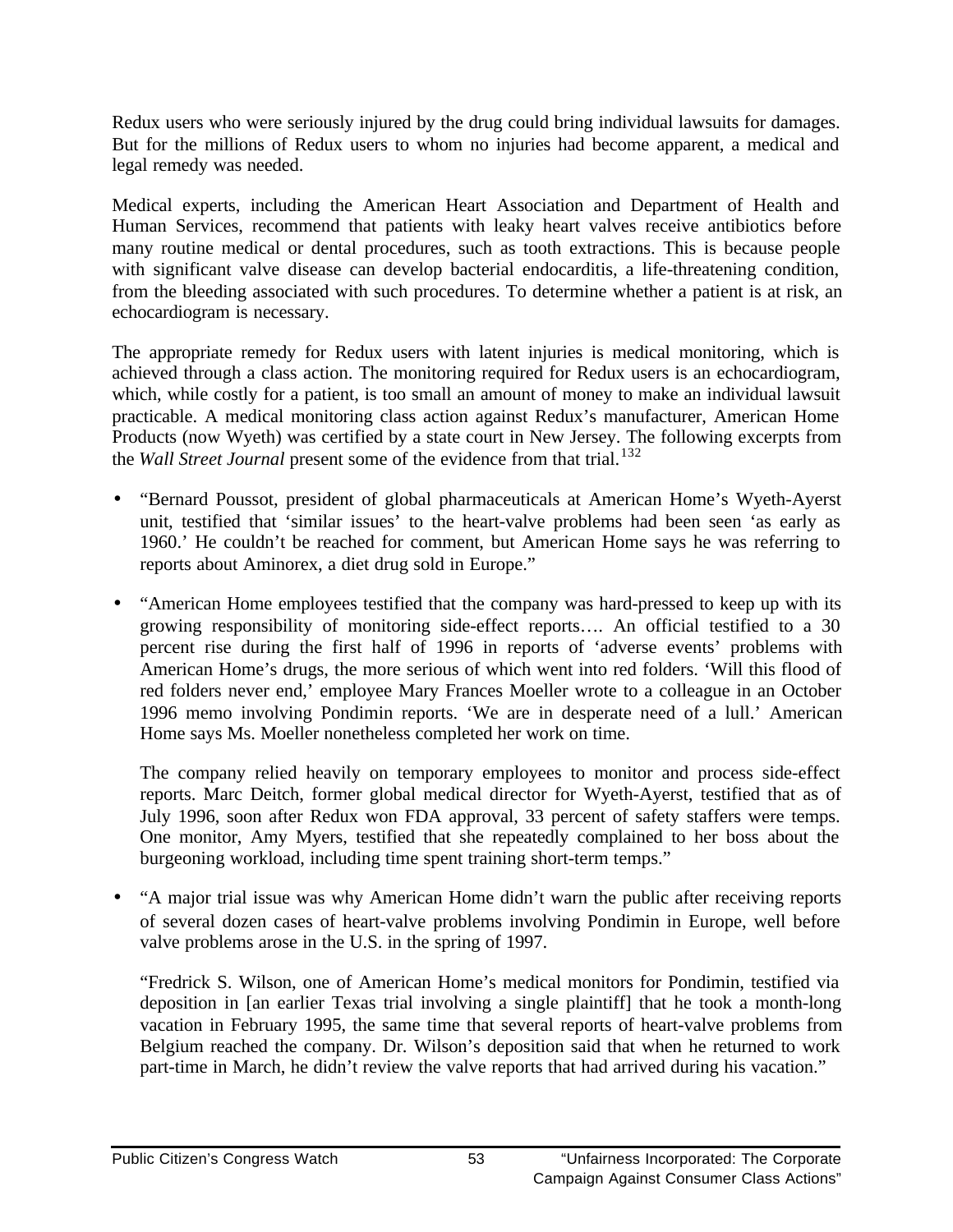Redux users who were seriously injured by the drug could bring individual lawsuits for damages. But for the millions of Redux users to whom no injuries had become apparent, a medical and legal remedy was needed.

Medical experts, including the American Heart Association and Department of Health and Human Services, recommend that patients with leaky heart valves receive antibiotics before many routine medical or dental procedures, such as tooth extractions. This is because people with significant valve disease can develop bacterial endocarditis, a life-threatening condition, from the bleeding associated with such procedures. To determine whether a patient is at risk, an echocardiogram is necessary.

The appropriate remedy for Redux users with latent injuries is medical monitoring, which is achieved through a class action. The monitoring required for Redux users is an echocardiogram, which, while costly for a patient, is too small an amount of money to make an individual lawsuit practicable. A medical monitoring class action against Redux's manufacturer, American Home Products (now Wyeth) was certified by a state court in New Jersey. The following excerpts from the *Wall Street Journal* present some of the evidence from that trial.[132]

- "Bernard Poussot, president of global pharmaceuticals at American Home's Wyeth-Ayerst unit, testified that 'similar issues' to the heart-valve problems had been seen 'as early as 1960.' He couldn't be reached for comment, but American Home says he was referring to reports about Aminorex, a diet drug sold in Europe."

- "American Home employees testified that the company was hard-pressed to keep up with its growing responsibility of monitoring side-effect reports…. An official testified to a 30 percent rise during the first half of 1996 in reports of 'adverse events' problems with American Home's drugs, the more serious of which went into red folders. 'Will this flood of red folders never end,' employee Mary Frances Moeller wrote to a colleague in an October 1996 memo involving Pondimin reports. 'We are in desperate need of a lull.' American Home says Ms. Moeller nonetheless completed her work on time.

  The company relied heavily on temporary employees to monitor and process side-effect reports. Marc Deitch, former global medical director for Wyeth-Ayerst, testified that as of July 1996, soon after Redux won FDA approval, 33 percent of safety staffers were temps. One monitor, Amy Myers, testified that she repeatedly complained to her boss about the burgeoning workload, including time spent training short-term temps."

- "A major trial issue was why American Home didn't warn the public after receiving reports of several dozen cases of heart-valve problems involving Pondimin in Europe, well before valve problems arose in the U.S. in the spring of 1997.

  "Fredrick S. Wilson, one of American Home's medical monitors for Pondimin, testified via deposition in [an earlier Texas trial involving a single plaintiff] that he took a month-long vacation in February 1995, the same time that several reports of heart-valve problems from Belgium reached the company. Dr. Wilson's deposition said that when he returned to work part-time in March, he didn't review the valve reports that had arrived during his vacation."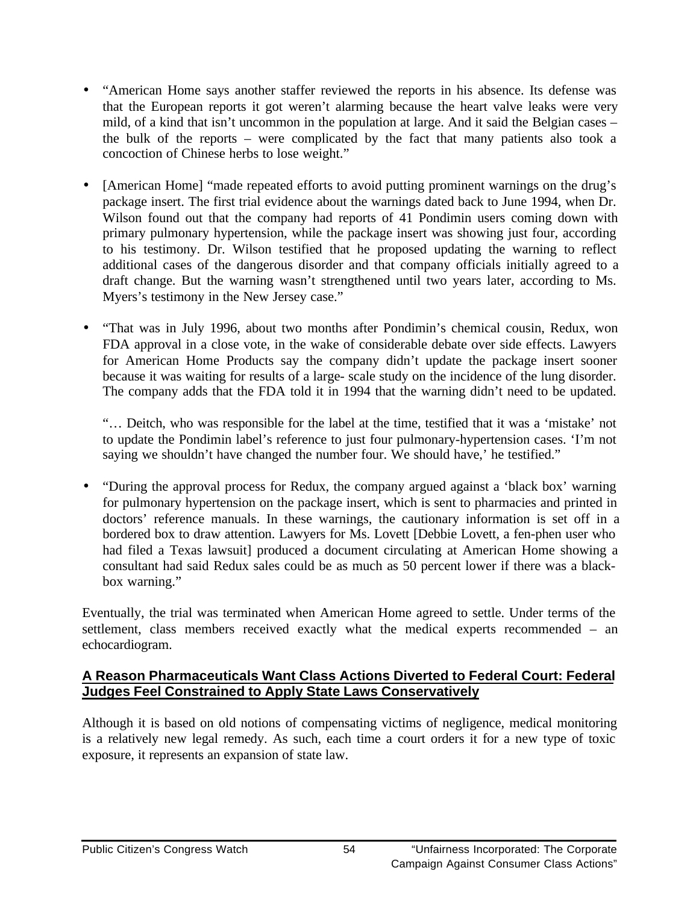- "American Home says another staffer reviewed the reports in his absence. Its defense was that the European reports it got weren't alarming because the heart valve leaks were very mild, of a kind that isn't uncommon in the population at large. And it said the Belgian cases – the bulk of the reports – were complicated by the fact that many patients also took a concoction of Chinese herbs to lose weight."

- [American Home] "made repeated efforts to avoid putting prominent warnings on the drug's package insert. The first trial evidence about the warnings dated back to June 1994, when Dr. Wilson found out that the company had reports of 41 Pondimin users coming down with primary pulmonary hypertension, while the package insert was showing just four, according to his testimony. Dr. Wilson testified that he proposed updating the warning to reflect additional cases of the dangerous disorder and that company officials initially agreed to a draft change. But the warning wasn't strengthened until two years later, according to Ms. Myers's testimony in the New Jersey case."

- "That was in July 1996, about two months after Pondimin's chemical cousin, Redux, won FDA approval in a close vote, in the wake of considerable debate over side effects. Lawyers for American Home Products say the company didn't update the package insert sooner because it was waiting for results of a large- scale study on the incidence of the lung disorder. The company adds that the FDA told it in 1994 that the warning didn't need to be updated.

  "… Deitch, who was responsible for the label at the time, testified that it was a 'mistake' not to update the Pondimin label's reference to just four pulmonary-hypertension cases. 'I'm not saying we shouldn't have changed the number four. We should have,' he testified."

- "During the approval process for Redux, the company argued against a 'black box' warning for pulmonary hypertension on the package insert, which is sent to pharmacies and printed in doctors' reference manuals. In these warnings, the cautionary information is set off in a bordered box to draw attention. Lawyers for Ms. Lovett [Debbie Lovett, a fen-phen user who had filed a Texas lawsuit] produced a document circulating at American Home showing a consultant had said Redux sales could be as much as 50 percent lower if there was a black-box warning."

Eventually, the trial was terminated when American Home agreed to settle. Under terms of the settlement, class members received exactly what the medical experts recommended – an echocardiogram.

## A Reason Pharmaceuticals Want Class Actions Diverted to Federal Court: Federal Judges Feel Constrained to Apply State Laws Conservatively

Although it is based on old notions of compensating victims of negligence, medical monitoring is a relatively new legal remedy. As such, each time a court orders it for a new type of toxic exposure, it represents an expansion of state law.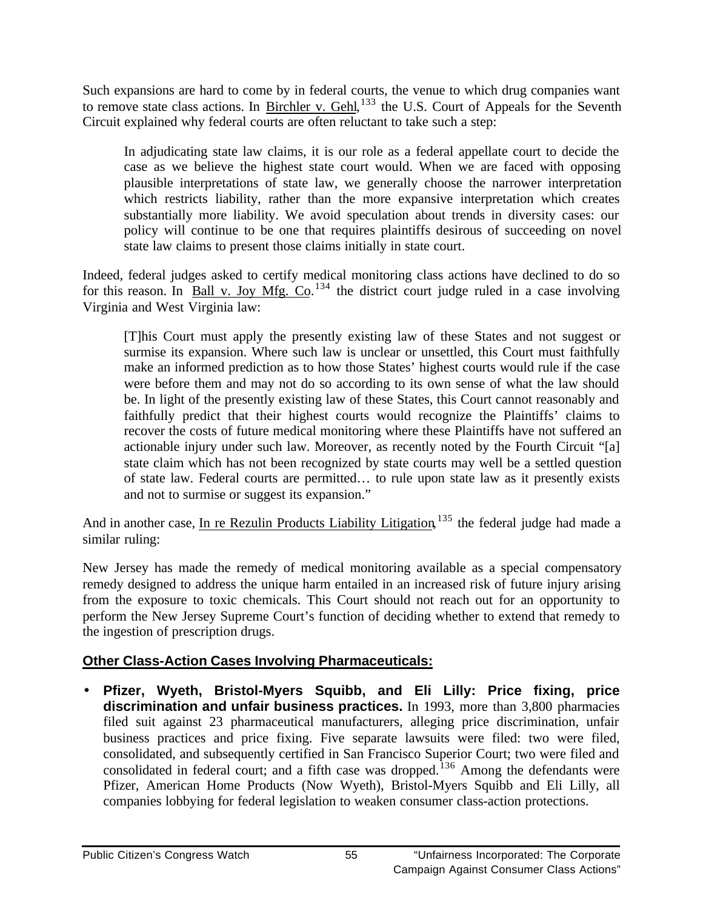Such expansions are hard to come by in federal courts, the venue to which drug companies want to remove state class actions. In Birchler v. Gehl,[133] the U.S. Court of Appeals for the Seventh Circuit explained why federal courts are often reluctant to take such a step:

> In adjudicating state law claims, it is our role as a federal appellate court to decide the case as we believe the highest state court would. When we are faced with opposing plausible interpretations of state law, we generally choose the narrower interpretation which restricts liability, rather than the more expansive interpretation which creates substantially more liability. We avoid speculation about trends in diversity cases: our policy will continue to be one that requires plaintiffs desirous of succeeding on novel state law claims to present those claims initially in state court.

Indeed, federal judges asked to certify medical monitoring class actions have declined to do so for this reason. In Ball v. Joy Mfg. Co.[134] the district court judge ruled in a case involving Virginia and West Virginia law:

> [T]his Court must apply the presently existing law of these States and not suggest or surmise its expansion. Where such law is unclear or unsettled, this Court must faithfully make an informed prediction as to how those States' highest courts would rule if the case were before them and may not do so according to its own sense of what the law should be. In light of the presently existing law of these States, this Court cannot reasonably and faithfully predict that their highest courts would recognize the Plaintiffs' claims to recover the costs of future medical monitoring where these Plaintiffs have not suffered an actionable injury under such law. Moreover, as recently noted by the Fourth Circuit "[a] state claim which has not been recognized by state courts may well be a settled question of state law. Federal courts are permitted… to rule upon state law as it presently exists and not to surmise or suggest its expansion."

And in another case, In re Rezulin Products Liability Litigation,[135] the federal judge had made a similar ruling:

New Jersey has made the remedy of medical monitoring available as a special compensatory remedy designed to address the unique harm entailed in an increased risk of future injury arising from the exposure to toxic chemicals. This Court should not reach out for an opportunity to perform the New Jersey Supreme Court's function of deciding whether to extend that remedy to the ingestion of prescription drugs.

## Other Class-Action Cases Involving Pharmaceuticals:

- **Pfizer, Wyeth, Bristol-Myers Squibb, and Eli Lilly: Price fixing, price discrimination and unfair business practices.** In 1993, more than 3,800 pharmacies filed suit against 23 pharmaceutical manufacturers, alleging price discrimination, unfair business practices and price fixing. Five separate lawsuits were filed: two were filed, consolidated, and subsequently certified in San Francisco Superior Court; two were filed and consolidated in federal court; and a fifth case was dropped.[136] Among the defendants were Pfizer, American Home Products (Now Wyeth), Bristol-Myers Squibb and Eli Lilly, all companies lobbying for federal legislation to weaken consumer class-action protections.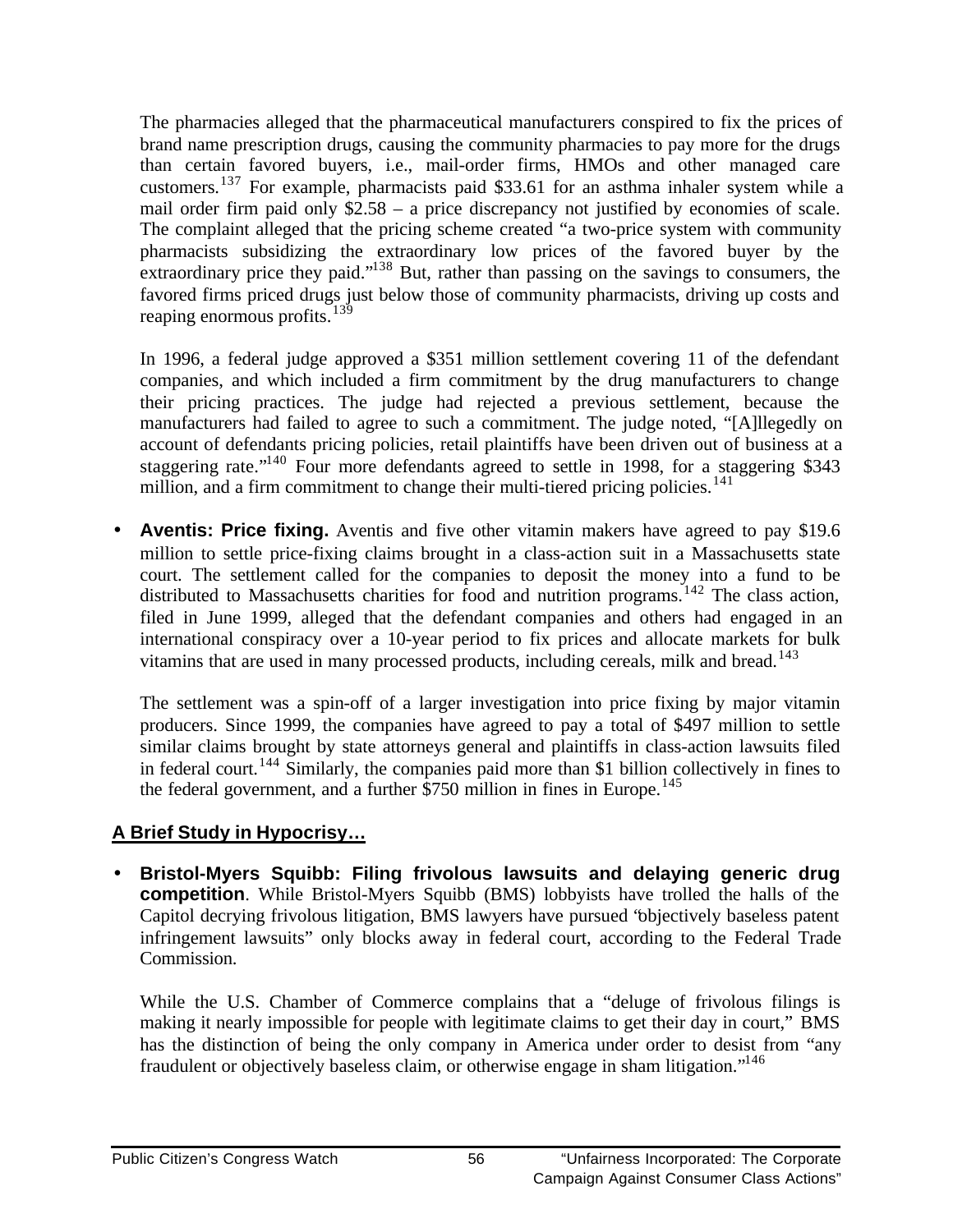The pharmacies alleged that the pharmaceutical manufacturers conspired to fix the prices of brand name prescription drugs, causing the community pharmacies to pay more for the drugs than certain favored buyers, i.e., mail-order firms, HMOs and other managed care customers.[137] For example, pharmacists paid $33.61 for an asthma inhaler system while a mail order firm paid only $2.58 – a price discrepancy not justified by economies of scale. The complaint alleged that the pricing scheme created "a two-price system with community pharmacists subsidizing the extraordinary low prices of the favored buyer by the extraordinary price they paid."[138] But, rather than passing on the savings to consumers, the favored firms priced drugs just below those of community pharmacists, driving up costs and reaping enormous profits.[139]

In 1996, a federal judge approved a $351 million settlement covering 11 of the defendant companies, and which included a firm commitment by the drug manufacturers to change their pricing practices. The judge had rejected a previous settlement, because the manufacturers had failed to agree to such a commitment. The judge noted, "[A]llegedly on account of defendants pricing policies, retail plaintiffs have been driven out of business at a staggering rate."[140] Four more defendants agreed to settle in 1998, for a staggering $343 million, and a firm commitment to change their multi-tiered pricing policies.[141]

- **Aventis: Price fixing.** Aventis and five other vitamin makers have agreed to pay $19.6 million to settle price-fixing claims brought in a class-action suit in a Massachusetts state court. The settlement called for the companies to deposit the money into a fund to be distributed to Massachusetts charities for food and nutrition programs.[142] The class action, filed in June 1999, alleged that the defendant companies and others had engaged in an international conspiracy over a 10-year period to fix prices and allocate markets for bulk vitamins that are used in many processed products, including cereals, milk and bread.[143]

  The settlement was a spin-off of a larger investigation into price fixing by major vitamin producers. Since 1999, the companies have agreed to pay a total of $497 million to settle similar claims brought by state attorneys general and plaintiffs in class-action lawsuits filed in federal court.[144] Similarly, the companies paid more than $1 billion collectively in fines to the federal government, and a further $750 million in fines in Europe.[145]

## A Brief Study in Hypocrisy…

- **Bristol-Myers Squibb: Filing frivolous lawsuits and delaying generic drug competition**. While Bristol-Myers Squibb (BMS) lobbyists have trolled the halls of the Capitol decrying frivolous litigation, BMS lawyers have pursued "objectively baseless patent infringement lawsuits" only blocks away in federal court, according to the Federal Trade Commission.

  While the U.S. Chamber of Commerce complains that a "deluge of frivolous filings is making it nearly impossible for people with legitimate claims to get their day in court," BMS has the distinction of being the only company in America under order to desist from "any fraudulent or objectively baseless claim, or otherwise engage in sham litigation."[146]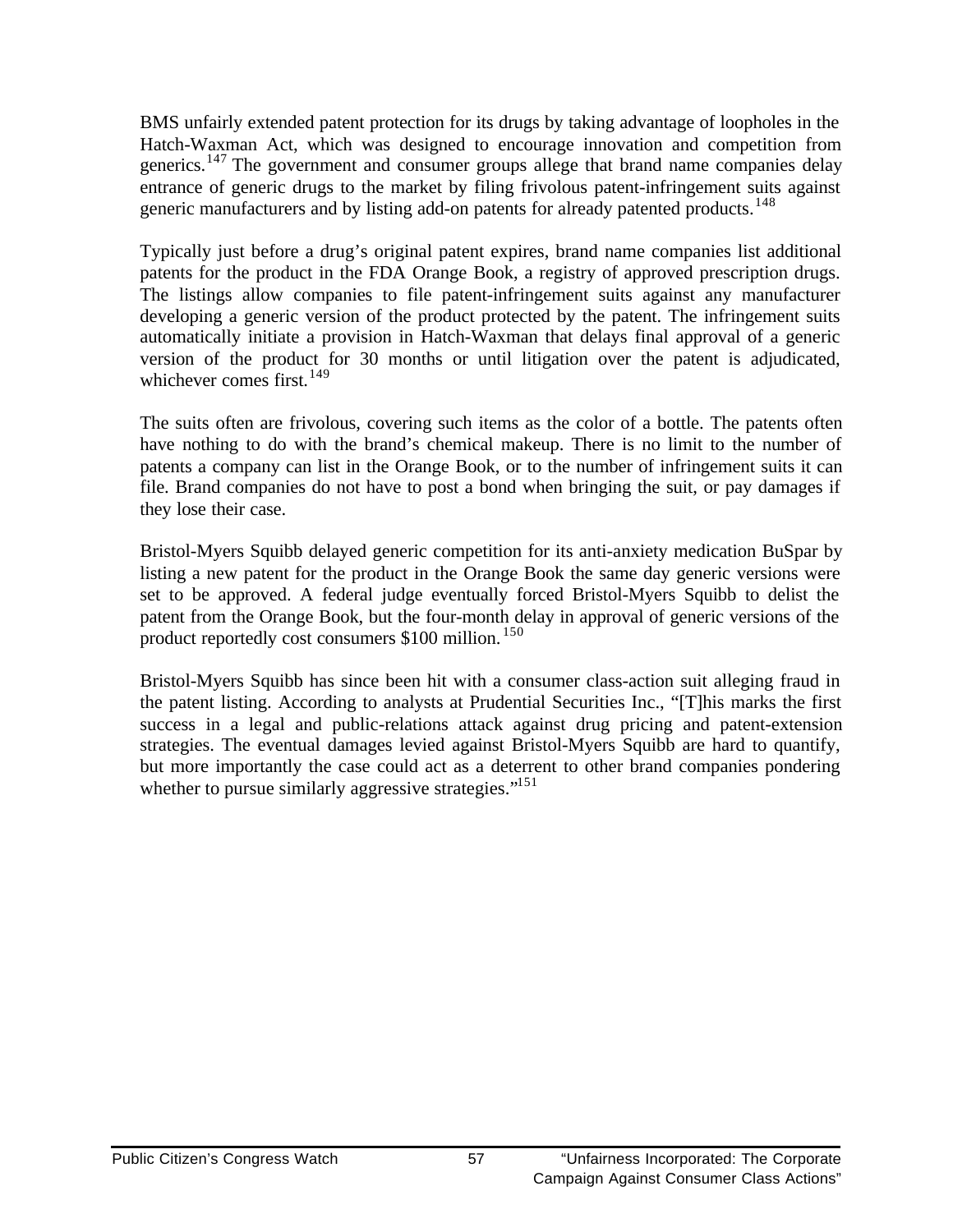BMS unfairly extended patent protection for its drugs by taking advantage of loopholes in the Hatch-Waxman Act, which was designed to encourage innovation and competition from generics.[147] The government and consumer groups allege that brand name companies delay entrance of generic drugs to the market by filing frivolous patent-infringement suits against generic manufacturers and by listing add-on patents for already patented products.[148]

Typically just before a drug's original patent expires, brand name companies list additional patents for the product in the FDA Orange Book, a registry of approved prescription drugs. The listings allow companies to file patent-infringement suits against any manufacturer developing a generic version of the product protected by the patent. The infringement suits automatically initiate a provision in Hatch-Waxman that delays final approval of a generic version of the product for 30 months or until litigation over the patent is adjudicated, whichever comes first.[149]

The suits often are frivolous, covering such items as the color of a bottle. The patents often have nothing to do with the brand's chemical makeup. There is no limit to the number of patents a company can list in the Orange Book, or to the number of infringement suits it can file. Brand companies do not have to post a bond when bringing the suit, or pay damages if they lose their case.

Bristol-Myers Squibb delayed generic competition for its anti-anxiety medication BuSpar by listing a new patent for the product in the Orange Book the same day generic versions were set to be approved. A federal judge eventually forced Bristol-Myers Squibb to delist the patent from the Orange Book, but the four-month delay in approval of generic versions of the product reportedly cost consumers $100 million.[150]

Bristol-Myers Squibb has since been hit with a consumer class-action suit alleging fraud in the patent listing. According to analysts at Prudential Securities Inc., "[T]his marks the first success in a legal and public-relations attack against drug pricing and patent-extension strategies. The eventual damages levied against Bristol-Myers Squibb are hard to quantify, but more importantly the case could act as a deterrent to other brand companies pondering whether to pursue similarly aggressive strategies."[151]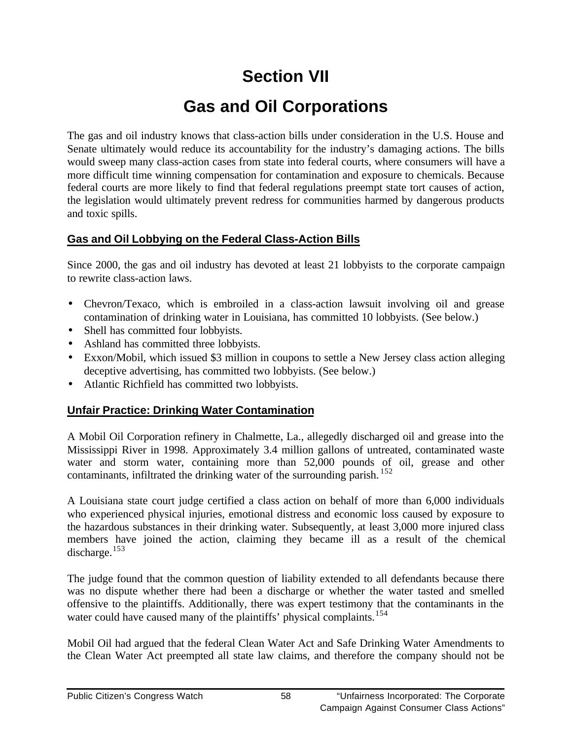# Section VII

# Gas and Oil Corporations

The gas and oil industry knows that class-action bills under consideration in the U.S. House and Senate ultimately would reduce its accountability for the industry's damaging actions. The bills would sweep many class-action cases from state into federal courts, where consumers will have a more difficult time winning compensation for contamination and exposure to chemicals. Because federal courts are more likely to find that federal regulations preempt state tort causes of action, the legislation would ultimately prevent redress for communities harmed by dangerous products and toxic spills.

## Gas and Oil Lobbying on the Federal Class-Action Bills

Since 2000, the gas and oil industry has devoted at least 21 lobbyists to the corporate campaign to rewrite class-action laws.

- Chevron/Texaco, which is embroiled in a class-action lawsuit involving oil and grease contamination of drinking water in Louisiana, has committed 10 lobbyists. (See below.)
- Shell has committed four lobbyists.
- Ashland has committed three lobbyists.
- Exxon/Mobil, which issued $3 million in coupons to settle a New Jersey class action alleging deceptive advertising, has committed two lobbyists. (See below.)
- Atlantic Richfield has committed two lobbyists.

## Unfair Practice: Drinking Water Contamination

A Mobil Oil Corporation refinery in Chalmette, La., allegedly discharged oil and grease into the Mississippi River in 1998. Approximately 3.4 million gallons of untreated, contaminated waste water and storm water, containing more than 52,000 pounds of oil, grease and other contaminants, infiltrated the drinking water of the surrounding parish.[152]

A Louisiana state court judge certified a class action on behalf of more than 6,000 individuals who experienced physical injuries, emotional distress and economic loss caused by exposure to the hazardous substances in their drinking water. Subsequently, at least 3,000 more injured class members have joined the action, claiming they became ill as a result of the chemical discharge.[153]

The judge found that the common question of liability extended to all defendants because there was no dispute whether there had been a discharge or whether the water tasted and smelled offensive to the plaintiffs. Additionally, there was expert testimony that the contaminants in the water could have caused many of the plaintiffs' physical complaints.[154]

Mobil Oil had argued that the federal Clean Water Act and Safe Drinking Water Amendments to the Clean Water Act preempted all state law claims, and therefore the company should not be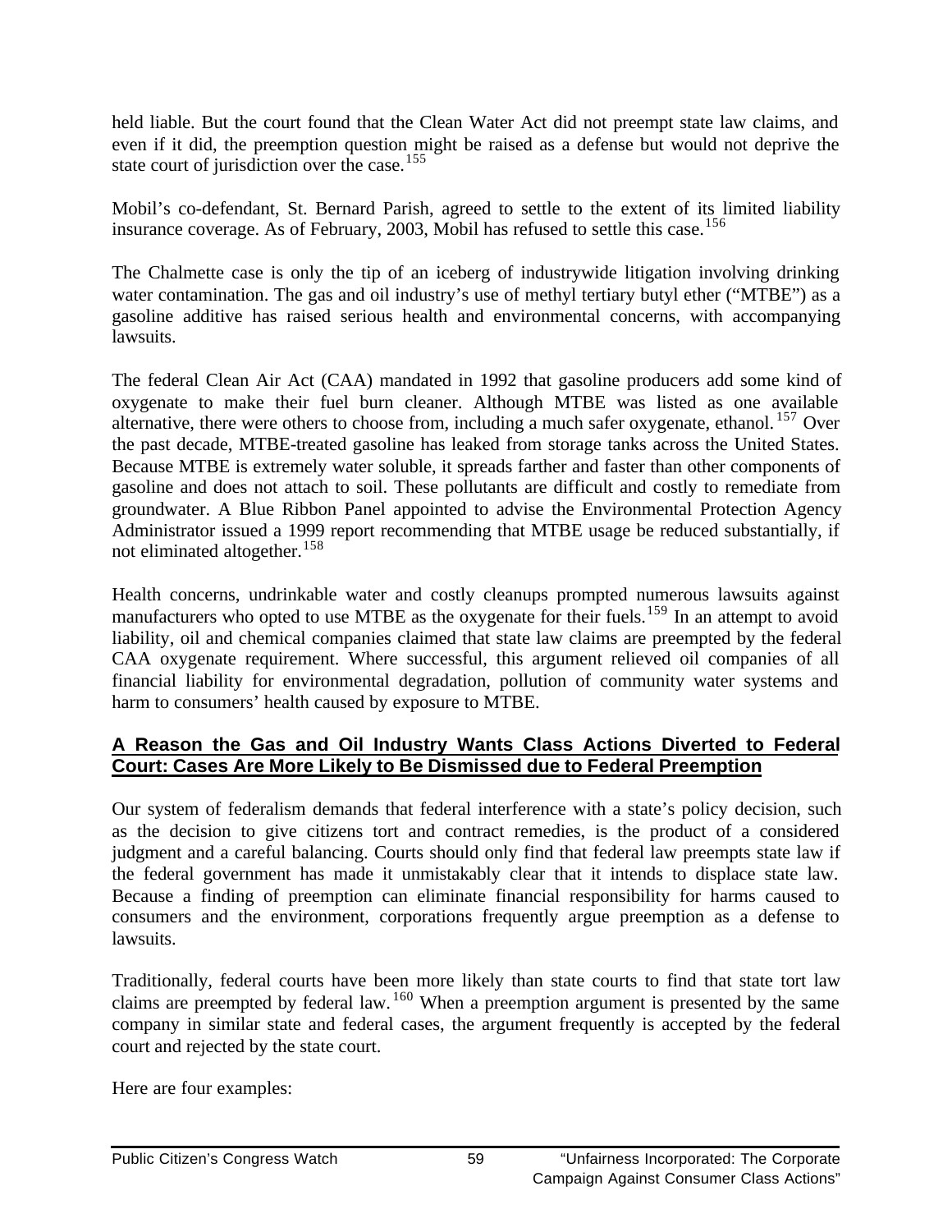held liable. But the court found that the Clean Water Act did not preempt state law claims, and even if it did, the preemption question might be raised as a defense but would not deprive the state court of jurisdiction over the case.[155]

Mobil's co-defendant, St. Bernard Parish, agreed to settle to the extent of its limited liability insurance coverage. As of February, 2003, Mobil has refused to settle this case.[156]

The Chalmette case is only the tip of an iceberg of industrywide litigation involving drinking water contamination. The gas and oil industry's use of methyl tertiary butyl ether ("MTBE") as a gasoline additive has raised serious health and environmental concerns, with accompanying lawsuits.

The federal Clean Air Act (CAA) mandated in 1992 that gasoline producers add some kind of oxygenate to make their fuel burn cleaner. Although MTBE was listed as one available alternative, there were others to choose from, including a much safer oxygenate, ethanol.[157] Over the past decade, MTBE-treated gasoline has leaked from storage tanks across the United States. Because MTBE is extremely water soluble, it spreads farther and faster than other components of gasoline and does not attach to soil. These pollutants are difficult and costly to remediate from groundwater. A Blue Ribbon Panel appointed to advise the Environmental Protection Agency Administrator issued a 1999 report recommending that MTBE usage be reduced substantially, if not eliminated altogether.[158]

Health concerns, undrinkable water and costly cleanups prompted numerous lawsuits against manufacturers who opted to use MTBE as the oxygenate for their fuels.[159] In an attempt to avoid liability, oil and chemical companies claimed that state law claims are preempted by the federal CAA oxygenate requirement. Where successful, this argument relieved oil companies of all financial liability for environmental degradation, pollution of community water systems and harm to consumers' health caused by exposure to MTBE.

## A Reason the Gas and Oil Industry Wants Class Actions Diverted to Federal Court: Cases Are More Likely to Be Dismissed due to Federal Preemption

Our system of federalism demands that federal interference with a state's policy decision, such as the decision to give citizens tort and contract remedies, is the product of a considered judgment and a careful balancing. Courts should only find that federal law preempts state law if the federal government has made it unmistakably clear that it intends to displace state law. Because a finding of preemption can eliminate financial responsibility for harms caused to consumers and the environment, corporations frequently argue preemption as a defense to lawsuits.

Traditionally, federal courts have been more likely than state courts to find that state tort law claims are preempted by federal law.[160] When a preemption argument is presented by the same company in similar state and federal cases, the argument frequently is accepted by the federal court and rejected by the state court.

Here are four examples: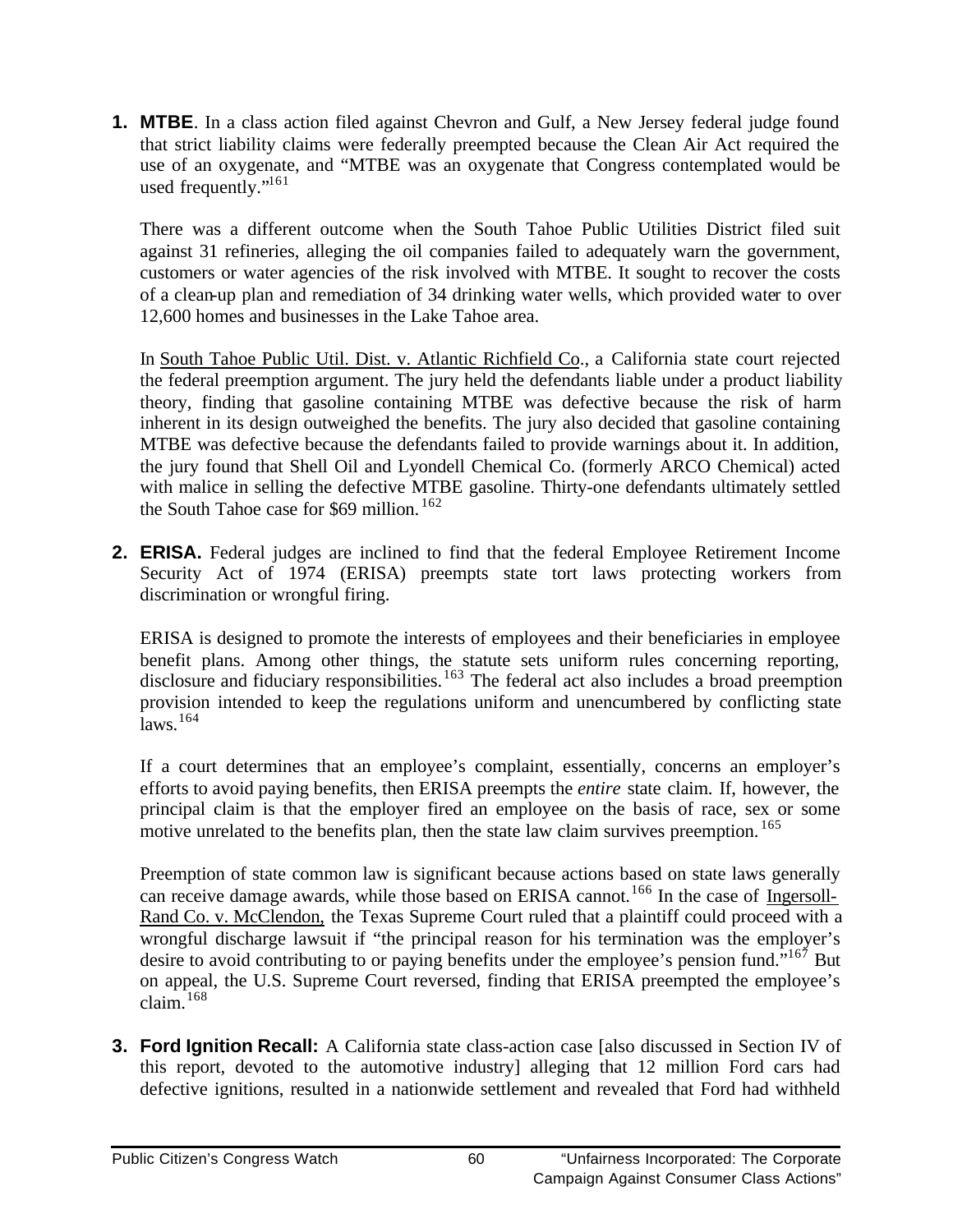1. **MTBE**. In a class action filed against Chevron and Gulf, a New Jersey federal judge found that strict liability claims were federally preempted because the Clean Air Act required the use of an oxygenate, and "MTBE was an oxygenate that Congress contemplated would be used frequently."[161]

   There was a different outcome when the South Tahoe Public Utilities District filed suit against 31 refineries, alleging the oil companies failed to adequately warn the government, customers or water agencies of the risk involved with MTBE. It sought to recover the costs of a clean-up plan and remediation of 34 drinking water wells, which provided water to over 12,600 homes and businesses in the Lake Tahoe area.

   In South Tahoe Public Util. Dist. v. Atlantic Richfield Co., a California state court rejected the federal preemption argument. The jury held the defendants liable under a product liability theory, finding that gasoline containing MTBE was defective because the risk of harm inherent in its design outweighed the benefits. The jury also decided that gasoline containing MTBE was defective because the defendants failed to provide warnings about it. In addition, the jury found that Shell Oil and Lyondell Chemical Co. (formerly ARCO Chemical) acted with malice in selling the defective MTBE gasoline. Thirty-one defendants ultimately settled the South Tahoe case for $69 million.[162]

2. **ERISA.** Federal judges are inclined to find that the federal Employee Retirement Income Security Act of 1974 (ERISA) preempts state tort laws protecting workers from discrimination or wrongful firing.

   ERISA is designed to promote the interests of employees and their beneficiaries in employee benefit plans. Among other things, the statute sets uniform rules concerning reporting, disclosure and fiduciary responsibilities.[163] The federal act also includes a broad preemption provision intended to keep the regulations uniform and unencumbered by conflicting state laws.[164]

   If a court determines that an employee's complaint, essentially, concerns an employer's efforts to avoid paying benefits, then ERISA preempts the *entire* state claim. If, however, the principal claim is that the employer fired an employee on the basis of race, sex or some motive unrelated to the benefits plan, then the state law claim survives preemption.[165]

   Preemption of state common law is significant because actions based on state laws generally can receive damage awards, while those based on ERISA cannot.[166] In the case of Ingersoll-Rand Co. v. McClendon, the Texas Supreme Court ruled that a plaintiff could proceed with a wrongful discharge lawsuit if "the principal reason for his termination was the employer's desire to avoid contributing to or paying benefits under the employee's pension fund."[167] But on appeal, the U.S. Supreme Court reversed, finding that ERISA preempted the employee's claim.[168]

3. **Ford Ignition Recall:** A California state class-action case [also discussed in Section IV of this report, devoted to the automotive industry] alleging that 12 million Ford cars had defective ignitions, resulted in a nationwide settlement and revealed that Ford had withheld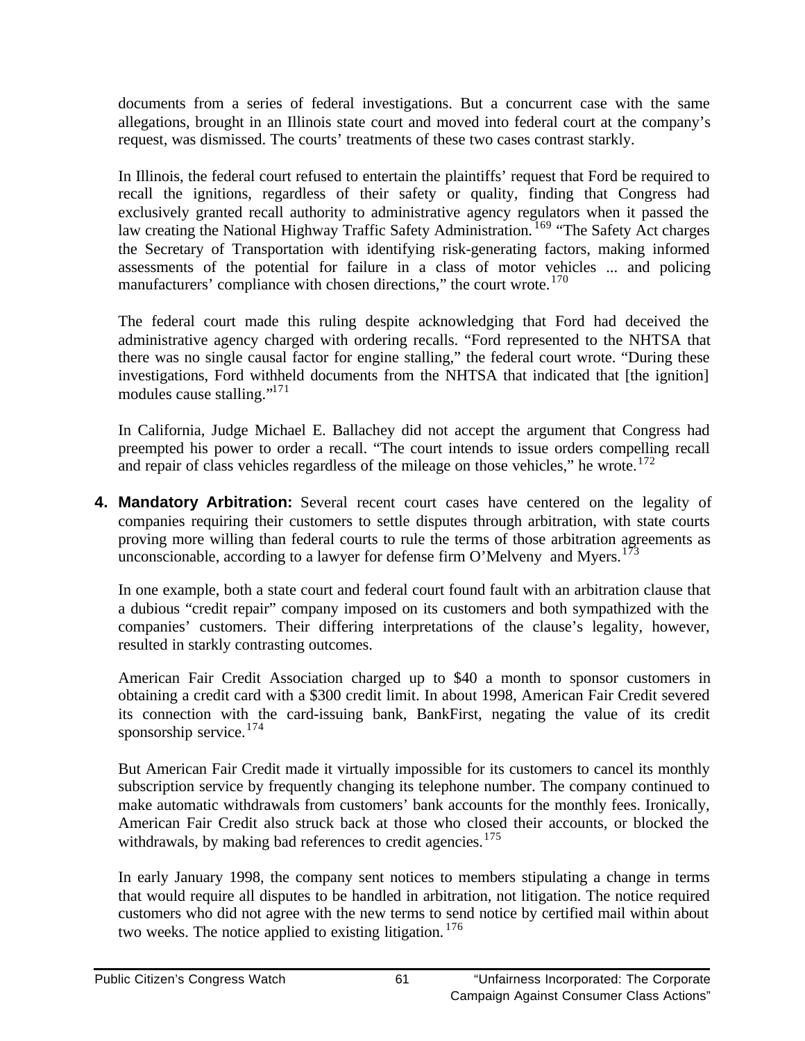documents from a series of federal investigations. But a concurrent case with the same allegations, brought in an Illinois state court and moved into federal court at the company's request, was dismissed. The courts' treatments of these two cases contrast starkly.

In Illinois, the federal court refused to entertain the plaintiffs' request that Ford be required to recall the ignitions, regardless of their safety or quality, finding that Congress had exclusively granted recall authority to administrative agency regulators when it passed the law creating the National Highway Traffic Safety Administration.[169] "The Safety Act charges the Secretary of Transportation with identifying risk-generating factors, making informed assessments of the potential for failure in a class of motor vehicles ... and policing manufacturers' compliance with chosen directions," the court wrote.[170]

The federal court made this ruling despite acknowledging that Ford had deceived the administrative agency charged with ordering recalls. "Ford represented to the NHTSA that there was no single causal factor for engine stalling," the federal court wrote. "During these investigations, Ford withheld documents from the NHTSA that indicated that [the ignition] modules cause stalling."[171]

In California, Judge Michael E. Ballachey did not accept the argument that Congress had preempted his power to order a recall. "The court intends to issue orders compelling recall and repair of class vehicles regardless of the mileage on those vehicles," he wrote.[172]

4. **Mandatory Arbitration:** Several recent court cases have centered on the legality of companies requiring their customers to settle disputes through arbitration, with state courts proving more willing than federal courts to rule the terms of those arbitration agreements as unconscionable, according to a lawyer for defense firm O'Melveny and Myers.[173]

   In one example, both a state court and federal court found fault with an arbitration clause that a dubious "credit repair" company imposed on its customers and both sympathized with the companies' customers. Their differing interpretations of the clause's legality, however, resulted in starkly contrasting outcomes.

   American Fair Credit Association charged up to $40 a month to sponsor customers in obtaining a credit card with a $300 credit limit. In about 1998, American Fair Credit severed its connection with the card-issuing bank, BankFirst, negating the value of its credit sponsorship service.[174]

   But American Fair Credit made it virtually impossible for its customers to cancel its monthly subscription service by frequently changing its telephone number. The company continued to make automatic withdrawals from customers' bank accounts for the monthly fees. Ironically, American Fair Credit also struck back at those who closed their accounts, or blocked the withdrawals, by making bad references to credit agencies.[175]

   In early January 1998, the company sent notices to members stipulating a change in terms that would require all disputes to be handled in arbitration, not litigation. The notice required customers who did not agree with the new terms to send notice by certified mail within about two weeks. The notice applied to existing litigation.[176]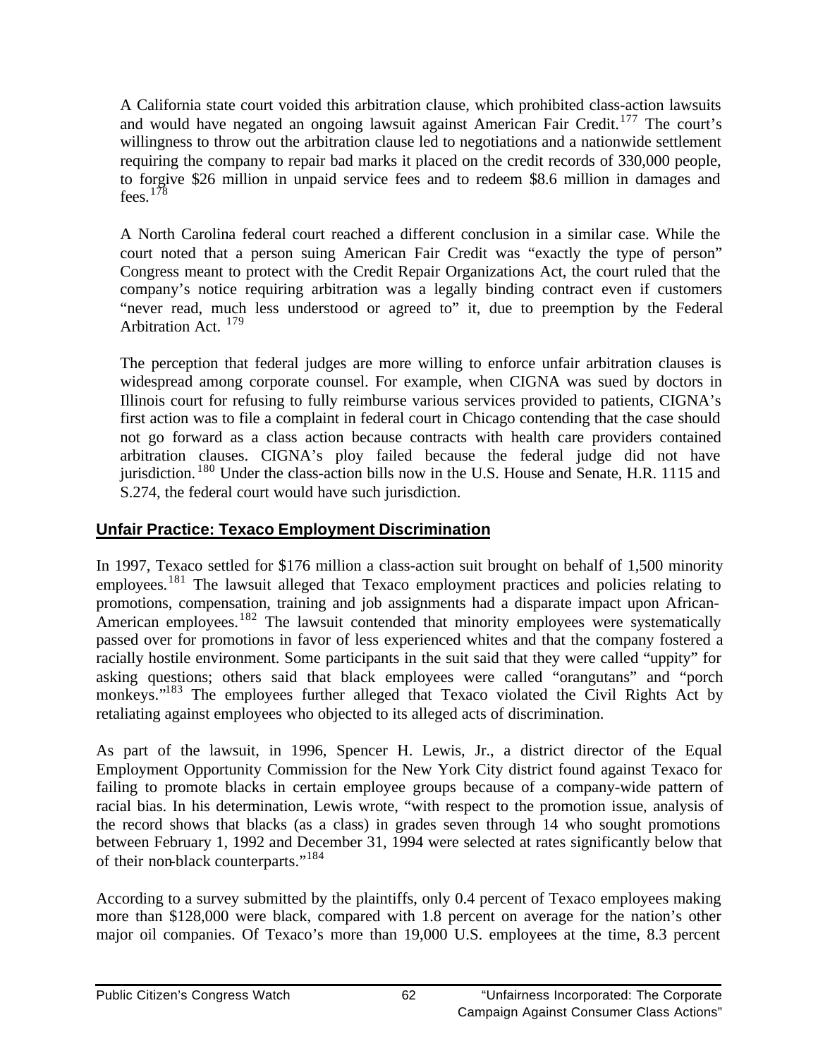A California state court voided this arbitration clause, which prohibited class-action lawsuits and would have negated an ongoing lawsuit against American Fair Credit.[177] The court's willingness to throw out the arbitration clause led to negotiations and a nationwide settlement requiring the company to repair bad marks it placed on the credit records of 330,000 people, to forgive $26 million in unpaid service fees and to redeem $8.6 million in damages and fees.[178]

A North Carolina federal court reached a different conclusion in a similar case. While the court noted that a person suing American Fair Credit was "exactly the type of person" Congress meant to protect with the Credit Repair Organizations Act, the court ruled that the company's notice requiring arbitration was a legally binding contract even if customers "never read, much less understood or agreed to" it, due to preemption by the Federal Arbitration Act.[179]

The perception that federal judges are more willing to enforce unfair arbitration clauses is widespread among corporate counsel. For example, when CIGNA was sued by doctors in Illinois court for refusing to fully reimburse various services provided to patients, CIGNA's first action was to file a complaint in federal court in Chicago contending that the case should not go forward as a class action because contracts with health care providers contained arbitration clauses. CIGNA's ploy failed because the federal judge did not have jurisdiction.[180] Under the class-action bills now in the U.S. House and Senate, H.R. 1115 and S.274, the federal court would have such jurisdiction.

## Unfair Practice: Texaco Employment Discrimination

In 1997, Texaco settled for $176 million a class-action suit brought on behalf of 1,500 minority employees.[181] The lawsuit alleged that Texaco employment practices and policies relating to promotions, compensation, training and job assignments had a disparate impact upon African-American employees.[182] The lawsuit contended that minority employees were systematically passed over for promotions in favor of less experienced whites and that the company fostered a racially hostile environment. Some participants in the suit said that they were called "uppity" for asking questions; others said that black employees were called "orangutans" and "porch monkeys."[183] The employees further alleged that Texaco violated the Civil Rights Act by retaliating against employees who objected to its alleged acts of discrimination.

As part of the lawsuit, in 1996, Spencer H. Lewis, Jr., a district director of the Equal Employment Opportunity Commission for the New York City district found against Texaco for failing to promote blacks in certain employee groups because of a company-wide pattern of racial bias. In his determination, Lewis wrote, "with respect to the promotion issue, analysis of the record shows that blacks (as a class) in grades seven through 14 who sought promotions between February 1, 1992 and December 31, 1994 were selected at rates significantly below that of their non-black counterparts."[184]

According to a survey submitted by the plaintiffs, only 0.4 percent of Texaco employees making more than $128,000 were black, compared with 1.8 percent on average for the nation's other major oil companies. Of Texaco's more than 19,000 U.S. employees at the time, 8.3 percent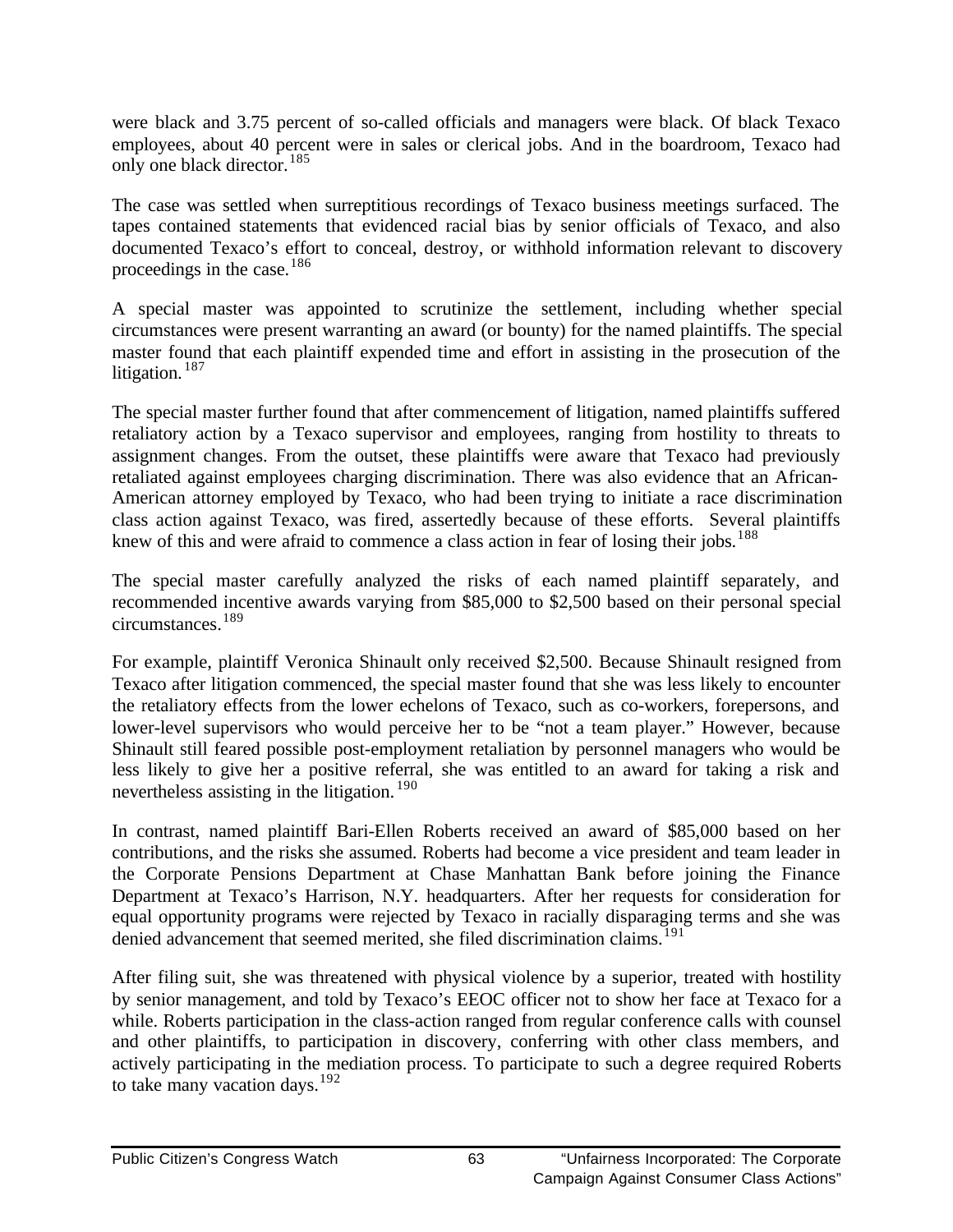were black and 3.75 percent of so-called officials and managers were black. Of black Texaco employees, about 40 percent were in sales or clerical jobs. And in the boardroom, Texaco had only one black director.[185]

The case was settled when surreptitious recordings of Texaco business meetings surfaced. The tapes contained statements that evidenced racial bias by senior officials of Texaco, and also documented Texaco's effort to conceal, destroy, or withhold information relevant to discovery proceedings in the case.[186]

A special master was appointed to scrutinize the settlement, including whether special circumstances were present warranting an award (or bounty) for the named plaintiffs. The special master found that each plaintiff expended time and effort in assisting in the prosecution of the litigation.[187]

The special master further found that after commencement of litigation, named plaintiffs suffered retaliatory action by a Texaco supervisor and employees, ranging from hostility to threats to assignment changes. From the outset, these plaintiffs were aware that Texaco had previously retaliated against employees charging discrimination. There was also evidence that an African-American attorney employed by Texaco, who had been trying to initiate a race discrimination class action against Texaco, was fired, assertedly because of these efforts. Several plaintiffs knew of this and were afraid to commence a class action in fear of losing their jobs.[188]

The special master carefully analyzed the risks of each named plaintiff separately, and recommended incentive awards varying from $85,000 to $2,500 based on their personal special circumstances.[189]

For example, plaintiff Veronica Shinault only received $2,500. Because Shinault resigned from Texaco after litigation commenced, the special master found that she was less likely to encounter the retaliatory effects from the lower echelons of Texaco, such as co-workers, forepersons, and lower-level supervisors who would perceive her to be "not a team player." However, because Shinault still feared possible post-employment retaliation by personnel managers who would be less likely to give her a positive referral, she was entitled to an award for taking a risk and nevertheless assisting in the litigation.[190]

In contrast, named plaintiff Bari-Ellen Roberts received an award of $85,000 based on her contributions, and the risks she assumed. Roberts had become a vice president and team leader in the Corporate Pensions Department at Chase Manhattan Bank before joining the Finance Department at Texaco's Harrison, N.Y. headquarters. After her requests for consideration for equal opportunity programs were rejected by Texaco in racially disparaging terms and she was denied advancement that seemed merited, she filed discrimination claims.[191]

After filing suit, she was threatened with physical violence by a superior, treated with hostility by senior management, and told by Texaco's EEOC officer not to show her face at Texaco for a while. Roberts participation in the class-action ranged from regular conference calls with counsel and other plaintiffs, to participation in discovery, conferring with other class members, and actively participating in the mediation process. To participate to such a degree required Roberts to take many vacation days.[192]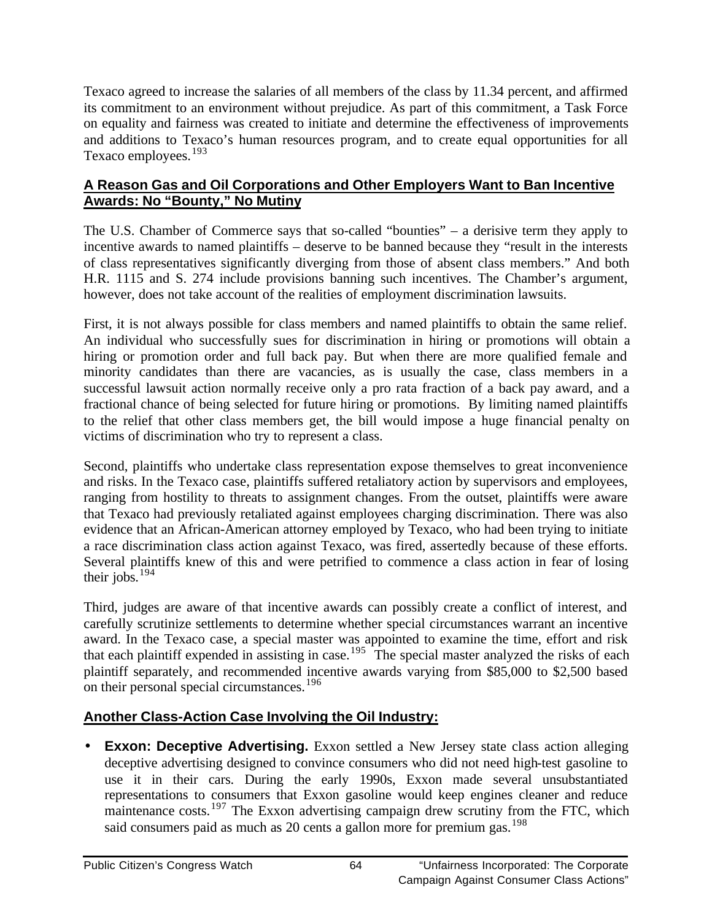Texaco agreed to increase the salaries of all members of the class by 11.34 percent, and affirmed its commitment to an environment without prejudice. As part of this commitment, a Task Force on equality and fairness was created to initiate and determine the effectiveness of improvements and additions to Texaco's human resources program, and to create equal opportunities for all Texaco employees.[193]

## A Reason Gas and Oil Corporations and Other Employers Want to Ban Incentive Awards: No "Bounty," No Mutiny

The U.S. Chamber of Commerce says that so-called "bounties" – a derisive term they apply to incentive awards to named plaintiffs – deserve to be banned because they "result in the interests of class representatives significantly diverging from those of absent class members." And both H.R. 1115 and S. 274 include provisions banning such incentives. The Chamber's argument, however, does not take account of the realities of employment discrimination lawsuits.

First, it is not always possible for class members and named plaintiffs to obtain the same relief. An individual who successfully sues for discrimination in hiring or promotions will obtain a hiring or promotion order and full back pay. But when there are more qualified female and minority candidates than there are vacancies, as is usually the case, class members in a successful lawsuit action normally receive only a pro rata fraction of a back pay award, and a fractional chance of being selected for future hiring or promotions. By limiting named plaintiffs to the relief that other class members get, the bill would impose a huge financial penalty on victims of discrimination who try to represent a class.

Second, plaintiffs who undertake class representation expose themselves to great inconvenience and risks. In the Texaco case, plaintiffs suffered retaliatory action by supervisors and employees, ranging from hostility to threats to assignment changes. From the outset, plaintiffs were aware that Texaco had previously retaliated against employees charging discrimination. There was also evidence that an African-American attorney employed by Texaco, who had been trying to initiate a race discrimination class action against Texaco, was fired, assertedly because of these efforts. Several plaintiffs knew of this and were petrified to commence a class action in fear of losing their jobs.[194]

Third, judges are aware of that incentive awards can possibly create a conflict of interest, and carefully scrutinize settlements to determine whether special circumstances warrant an incentive award. In the Texaco case, a special master was appointed to examine the time, effort and risk that each plaintiff expended in assisting in case.[195] The special master analyzed the risks of each plaintiff separately, and recommended incentive awards varying from $85,000 to $2,500 based on their personal special circumstances.[196]

## Another Class-Action Case Involving the Oil Industry:

- **Exxon: Deceptive Advertising.** Exxon settled a New Jersey state class action alleging deceptive advertising designed to convince consumers who did not need high-test gasoline to use it in their cars. During the early 1990s, Exxon made several unsubstantiated representations to consumers that Exxon gasoline would keep engines cleaner and reduce maintenance costs.[197] The Exxon advertising campaign drew scrutiny from the FTC, which said consumers paid as much as 20 cents a gallon more for premium gas.[198]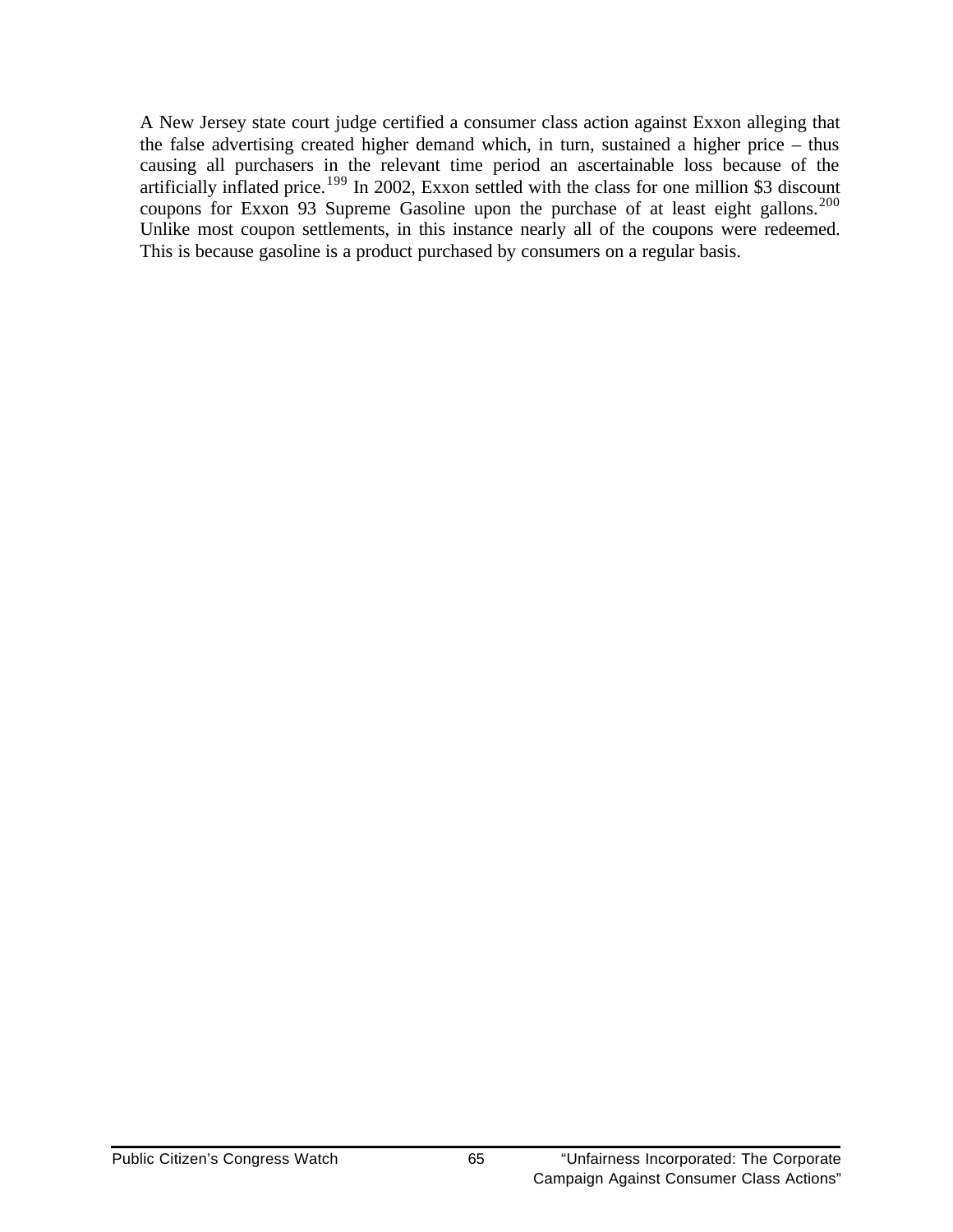A New Jersey state court judge certified a consumer class action against Exxon alleging that the false advertising created higher demand which, in turn, sustained a higher price – thus causing all purchasers in the relevant time period an ascertainable loss because of the artificially inflated price.[199] In 2002, Exxon settled with the class for one million $3 discount coupons for Exxon 93 Supreme Gasoline upon the purchase of at least eight gallons.[200] Unlike most coupon settlements, in this instance nearly all of the coupons were redeemed. This is because gasoline is a product purchased by consumers on a regular basis.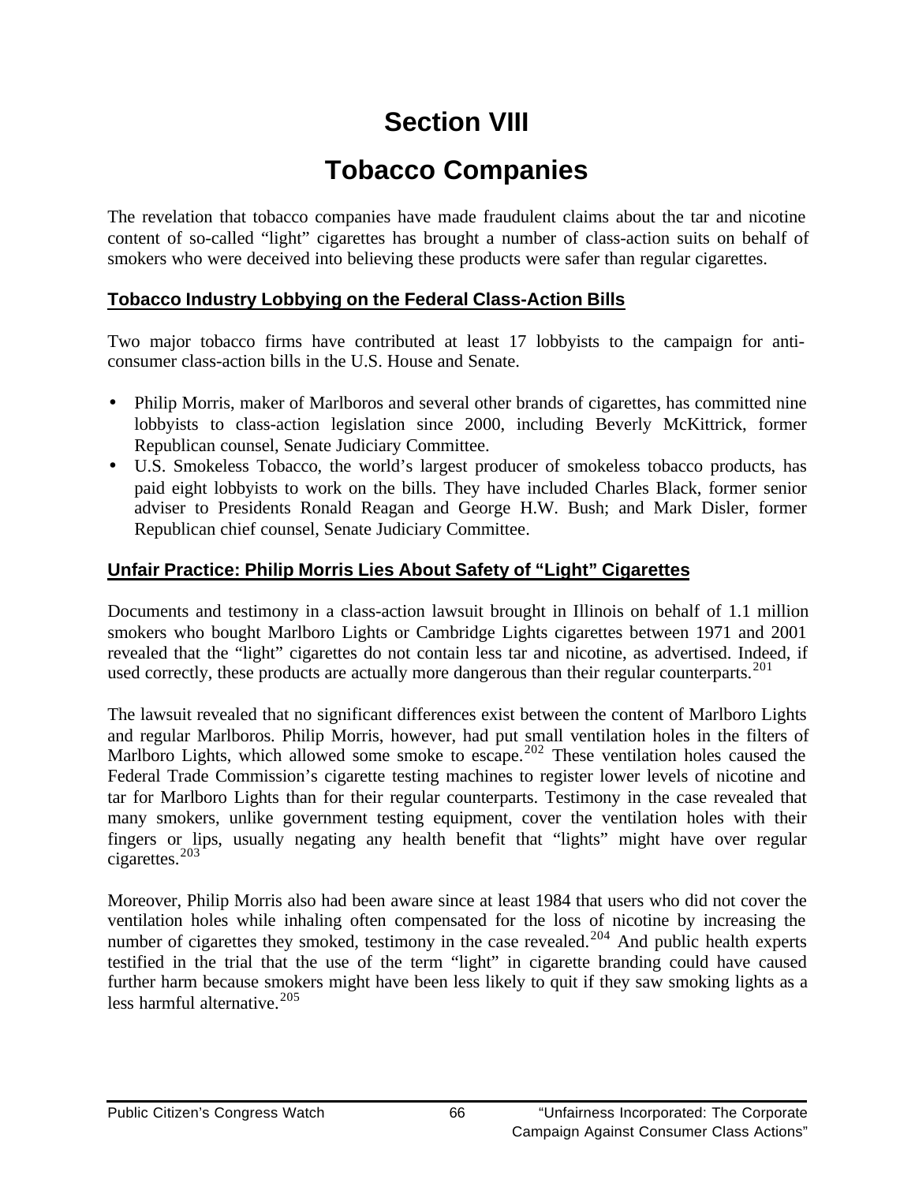# Section VIII

# Tobacco Companies

The revelation that tobacco companies have made fraudulent claims about the tar and nicotine content of so-called "light" cigarettes has brought a number of class-action suits on behalf of smokers who were deceived into believing these products were safer than regular cigarettes.

## Tobacco Industry Lobbying on the Federal Class-Action Bills

Two major tobacco firms have contributed at least 17 lobbyists to the campaign for anti-consumer class-action bills in the U.S. House and Senate.

- Philip Morris, maker of Marlboros and several other brands of cigarettes, has committed nine lobbyists to class-action legislation since 2000, including Beverly McKittrick, former Republican counsel, Senate Judiciary Committee.
- U.S. Smokeless Tobacco, the world's largest producer of smokeless tobacco products, has paid eight lobbyists to work on the bills. They have included Charles Black, former senior adviser to Presidents Ronald Reagan and George H.W. Bush; and Mark Disler, former Republican chief counsel, Senate Judiciary Committee.

## Unfair Practice: Philip Morris Lies About Safety of "Light" Cigarettes

Documents and testimony in a class-action lawsuit brought in Illinois on behalf of 1.1 million smokers who bought Marlboro Lights or Cambridge Lights cigarettes between 1971 and 2001 revealed that the "light" cigarettes do not contain less tar and nicotine, as advertised. Indeed, if used correctly, these products are actually more dangerous than their regular counterparts.[201]

The lawsuit revealed that no significant differences exist between the content of Marlboro Lights and regular Marlboros. Philip Morris, however, had put small ventilation holes in the filters of Marlboro Lights, which allowed some smoke to escape.[202] These ventilation holes caused the Federal Trade Commission's cigarette testing machines to register lower levels of nicotine and tar for Marlboro Lights than for their regular counterparts. Testimony in the case revealed that many smokers, unlike government testing equipment, cover the ventilation holes with their fingers or lips, usually negating any health benefit that "lights" might have over regular cigarettes.[203]

Moreover, Philip Morris also had been aware since at least 1984 that users who did not cover the ventilation holes while inhaling often compensated for the loss of nicotine by increasing the number of cigarettes they smoked, testimony in the case revealed.[204] And public health experts testified in the trial that the use of the term "light" in cigarette branding could have caused further harm because smokers might have been less likely to quit if they saw smoking lights as a less harmful alternative.[205]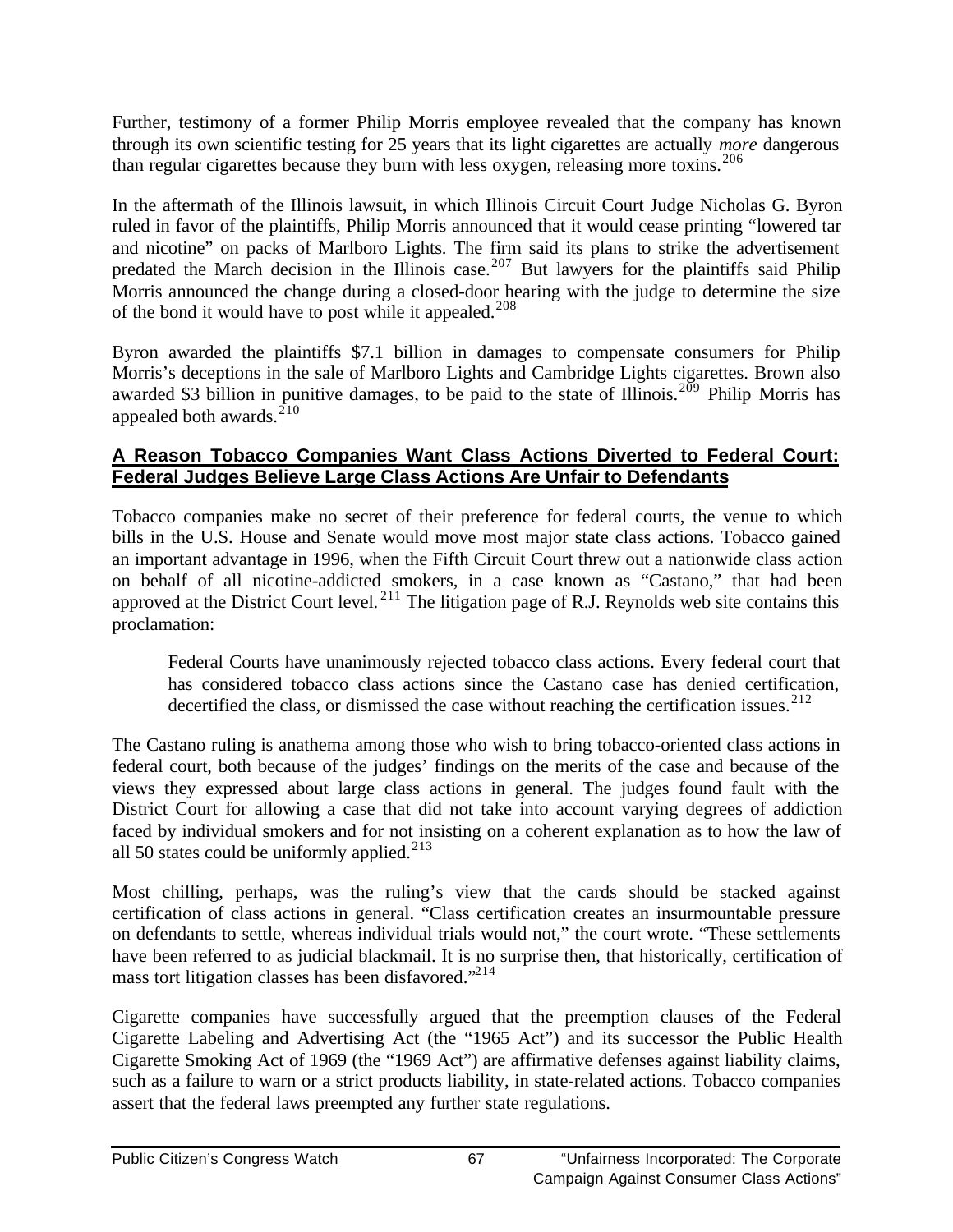Further, testimony of a former Philip Morris employee revealed that the company has known through its own scientific testing for 25 years that its light cigarettes are actually *more* dangerous than regular cigarettes because they burn with less oxygen, releasing more toxins.[206]

In the aftermath of the Illinois lawsuit, in which Illinois Circuit Court Judge Nicholas G. Byron ruled in favor of the plaintiffs, Philip Morris announced that it would cease printing "lowered tar and nicotine" on packs of Marlboro Lights. The firm said its plans to strike the advertisement predated the March decision in the Illinois case.[207] But lawyers for the plaintiffs said Philip Morris announced the change during a closed-door hearing with the judge to determine the size of the bond it would have to post while it appealed.[208]

Byron awarded the plaintiffs \$7.1 billion in damages to compensate consumers for Philip Morris's deceptions in the sale of Marlboro Lights and Cambridge Lights cigarettes. Brown also awarded \$3 billion in punitive damages, to be paid to the state of Illinois.[209] Philip Morris has appealed both awards.[210]

## A Reason Tobacco Companies Want Class Actions Diverted to Federal Court: Federal Judges Believe Large Class Actions Are Unfair to Defendants

Tobacco companies make no secret of their preference for federal courts, the venue to which bills in the U.S. House and Senate would move most major state class actions. Tobacco gained an important advantage in 1996, when the Fifth Circuit Court threw out a nationwide class action on behalf of all nicotine-addicted smokers, in a case known as "Castano," that had been approved at the District Court level.[211] The litigation page of R.J. Reynolds web site contains this proclamation:

> Federal Courts have unanimously rejected tobacco class actions. Every federal court that has considered tobacco class actions since the Castano case has denied certification, decertified the class, or dismissed the case without reaching the certification issues.[212]

The Castano ruling is anathema among those who wish to bring tobacco-oriented class actions in federal court, both because of the judges' findings on the merits of the case and because of the views they expressed about large class actions in general. The judges found fault with the District Court for allowing a case that did not take into account varying degrees of addiction faced by individual smokers and for not insisting on a coherent explanation as to how the law of all 50 states could be uniformly applied.[213]

Most chilling, perhaps, was the ruling's view that the cards should be stacked against certification of class actions in general. "Class certification creates an insurmountable pressure on defendants to settle, whereas individual trials would not," the court wrote. "These settlements have been referred to as judicial blackmail. It is no surprise then, that historically, certification of mass tort litigation classes has been disfavored."[214]

Cigarette companies have successfully argued that the preemption clauses of the Federal Cigarette Labeling and Advertising Act (the "1965 Act") and its successor the Public Health Cigarette Smoking Act of 1969 (the "1969 Act") are affirmative defenses against liability claims, such as a failure to warn or a strict products liability, in state-related actions. Tobacco companies assert that the federal laws preempted any further state regulations.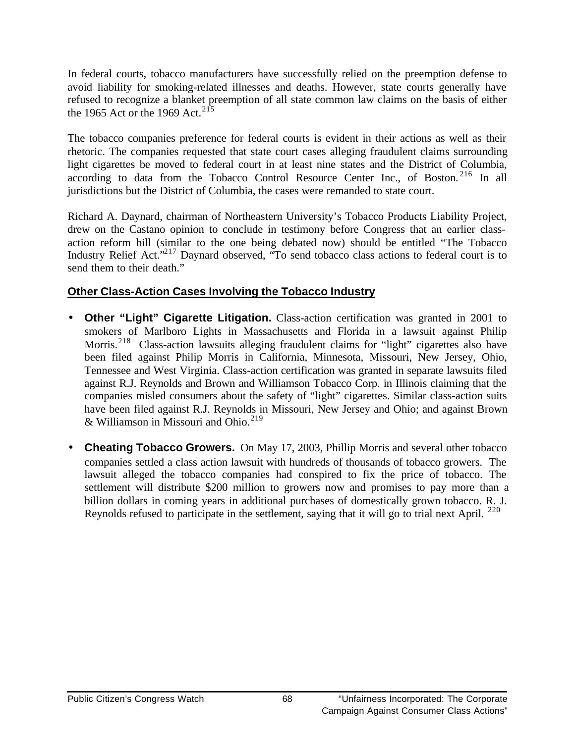In federal courts, tobacco manufacturers have successfully relied on the preemption defense to avoid liability for smoking-related illnesses and deaths. However, state courts generally have refused to recognize a blanket preemption of all state common law claims on the basis of either the 1965 Act or the 1969 Act.[215]

The tobacco companies preference for federal courts is evident in their actions as well as their rhetoric. The companies requested that state court cases alleging fraudulent claims surrounding light cigarettes be moved to federal court in at least nine states and the District of Columbia, according to data from the Tobacco Control Resource Center Inc., of Boston.[216] In all jurisdictions but the District of Columbia, the cases were remanded to state court.

Richard A. Daynard, chairman of Northeastern University's Tobacco Products Liability Project, drew on the Castano opinion to conclude in testimony before Congress that an earlier class-action reform bill (similar to the one being debated now) should be entitled "The Tobacco Industry Relief Act."[217] Daynard observed, "To send tobacco class actions to federal court is to send them to their death."

## Other Class-Action Cases Involving the Tobacco Industry

- **Other "Light" Cigarette Litigation.** Class-action certification was granted in 2001 to smokers of Marlboro Lights in Massachusetts and Florida in a lawsuit against Philip Morris.[218] Class-action lawsuits alleging fraudulent claims for "light" cigarettes also have been filed against Philip Morris in California, Minnesota, Missouri, New Jersey, Ohio, Tennessee and West Virginia. Class-action certification was granted in separate lawsuits filed against R.J. Reynolds and Brown and Williamson Tobacco Corp. in Illinois claiming that the companies misled consumers about the safety of "light" cigarettes. Similar class-action suits have been filed against R.J. Reynolds in Missouri, New Jersey and Ohio; and against Brown & Williamson in Missouri and Ohio.[219]

- **Cheating Tobacco Growers.** On May 17, 2003, Phillip Morris and several other tobacco companies settled a class action lawsuit with hundreds of thousands of tobacco growers. The lawsuit alleged the tobacco companies had conspired to fix the price of tobacco. The settlement will distribute $200 million to growers now and promises to pay more than a billion dollars in coming years in additional purchases of domestically grown tobacco. R. J. Reynolds refused to participate in the settlement, saying that it will go to trial next April.[220]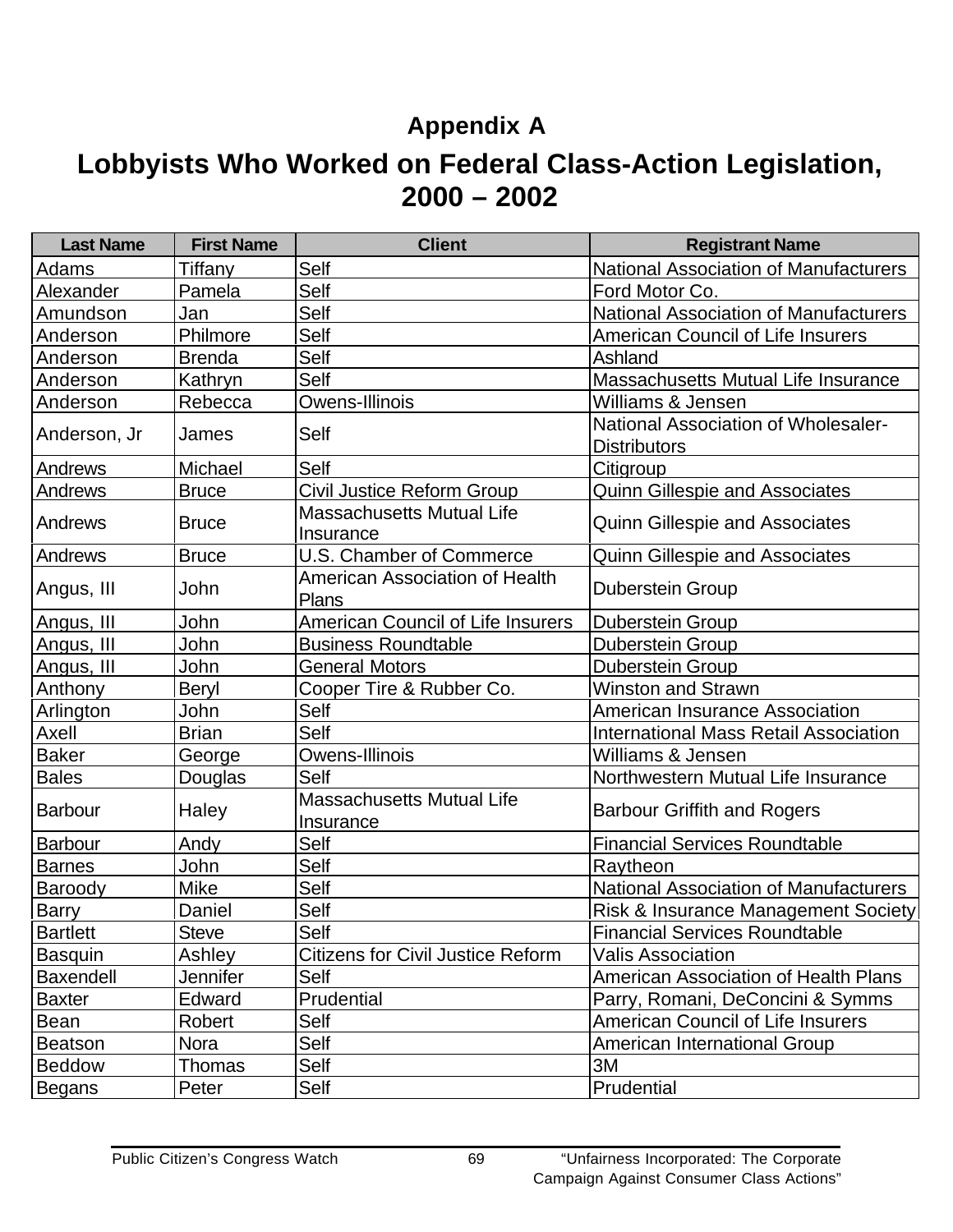## Appendix A

# Lobbyists Who Worked on Federal Class-Action Legislation, 2000 – 2002

| Last Name | First Name | Client | Registrant Name |
|---|---|---|---|
| Adams | Tiffany | Self | National Association of Manufacturers |
| Alexander | Pamela | Self | Ford Motor Co. |
| Amundson | Jan | Self | National Association of Manufacturers |
| Anderson | Philmore | Self | American Council of Life Insurers |
| Anderson | Brenda | Self | Ashland |
| Anderson | Kathryn | Self | Massachusetts Mutual Life Insurance |
| Anderson | Rebecca | Owens-Illinois | Williams & Jensen |
| Anderson, Jr | James | Self | National Association of Wholesaler-Distributors |
| Andrews | Michael | Self | Citigroup |
| Andrews | Bruce | Civil Justice Reform Group | Quinn Gillespie and Associates |
| Andrews | Bruce | Massachusetts Mutual Life Insurance | Quinn Gillespie and Associates |
| Andrews | Bruce | U.S. Chamber of Commerce | Quinn Gillespie and Associates |
| Angus, III | John | American Association of Health Plans | Duberstein Group |
| Angus, III | John | American Council of Life Insurers | Duberstein Group |
| Angus, III | John | Business Roundtable | Duberstein Group |
| Angus, III | John | General Motors | Duberstein Group |
| Anthony | Beryl | Cooper Tire & Rubber Co. | Winston and Strawn |
| Arlington | John | Self | American Insurance Association |
| Axell | Brian | Self | International Mass Retail Association |
| Baker | George | Owens-Illinois | Williams & Jensen |
| Bales | Douglas | Self | Northwestern Mutual Life Insurance |
| Barbour | Haley | Massachusetts Mutual Life Insurance | Barbour Griffith and Rogers |
| Barbour | Andy | Self | Financial Services Roundtable |
| Barnes | John | Self | Raytheon |
| Baroody | Mike | Self | National Association of Manufacturers |
| Barry | Daniel | Self | Risk & Insurance Management Society |
| Bartlett | Steve | Self | Financial Services Roundtable |
| Basquin | Ashley | Citizens for Civil Justice Reform | Valis Association |
| Baxendell | Jennifer | Self | American Association of Health Plans |
| Baxter | Edward | Prudential | Parry, Romani, DeConcini & Symms |
| Bean | Robert | Self | American Council of Life Insurers |
| Beatson | Nora | Self | American International Group |
| Beddow | Thomas | Self | 3M |
| Begans | Peter | Self | Prudential |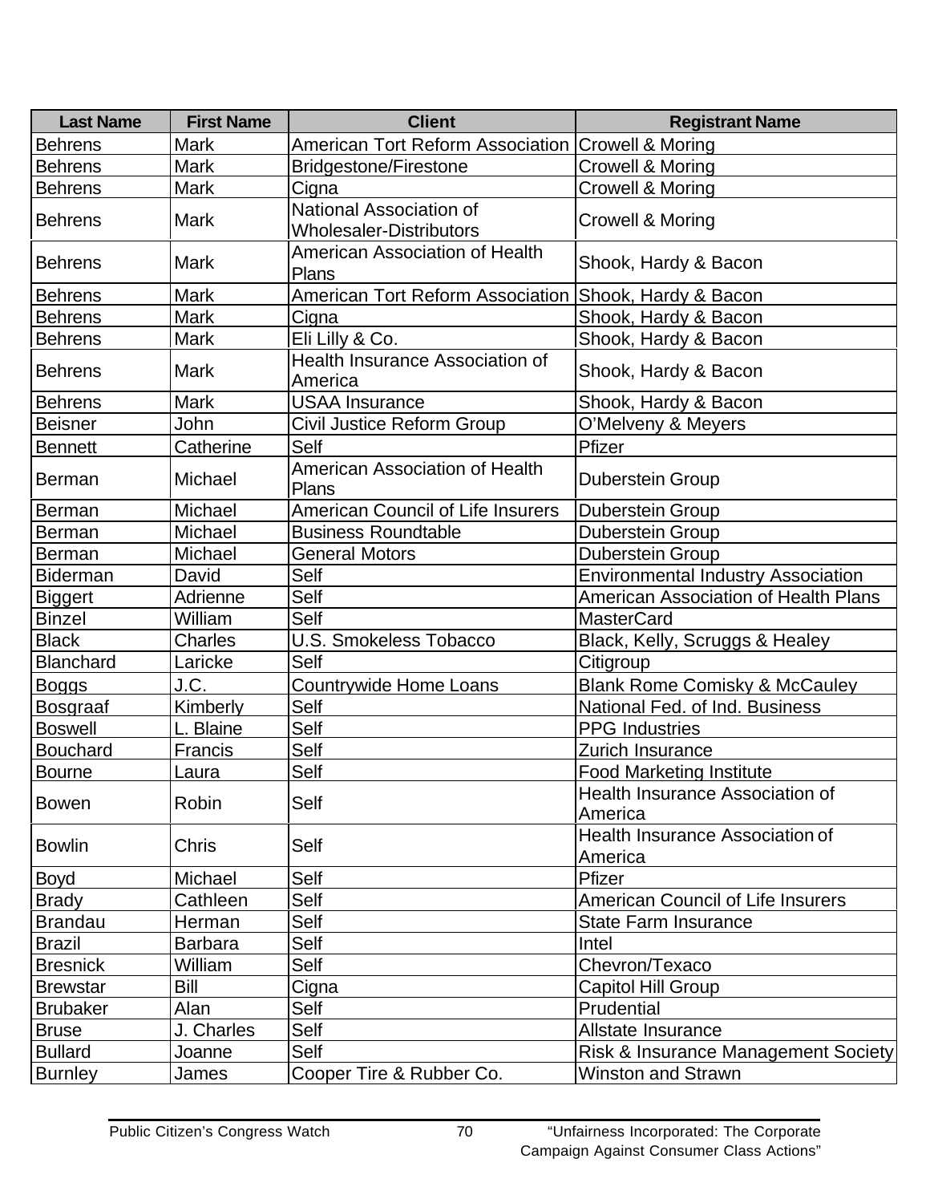| Last Name | First Name | Client | Registrant Name |
| --- | --- | --- | --- |
| Behrens | Mark | American Tort Reform Association | Crowell & Moring |
| Behrens | Mark | Bridgestone/Firestone | Crowell & Moring |
| Behrens | Mark | Cigna | Crowell & Moring |
| Behrens | Mark | National Association of Wholesaler-Distributors | Crowell & Moring |
| Behrens | Mark | American Association of Health Plans | Shook, Hardy & Bacon |
| Behrens | Mark | American Tort Reform Association | Shook, Hardy & Bacon |
| Behrens | Mark | Cigna | Shook, Hardy & Bacon |
| Behrens | Mark | Eli Lilly & Co. | Shook, Hardy & Bacon |
| Behrens | Mark | Health Insurance Association of America | Shook, Hardy & Bacon |
| Behrens | Mark | USAA Insurance | Shook, Hardy & Bacon |
| Beisner | John | Civil Justice Reform Group | O'Melveny & Meyers |
| Bennett | Catherine | Self | Pfizer |
| Berman | Michael | American Association of Health Plans | Duberstein Group |
| Berman | Michael | American Council of Life Insurers | Duberstein Group |
| Berman | Michael | Business Roundtable | Duberstein Group |
| Berman | Michael | General Motors | Duberstein Group |
| Biderman | David | Self | Environmental Industry Association |
| Biggert | Adrienne | Self | American Association of Health Plans |
| Binzel | William | Self | MasterCard |
| Black | Charles | U.S. Smokeless Tobacco | Black, Kelly, Scruggs & Healey |
| Blanchard | Laricke | Self | Citigroup |
| Boggs | J.C. | Countrywide Home Loans | Blank Rome Comisky & McCauley |
| Bosgraaf | Kimberly | Self | National Fed. of Ind. Business |
| Boswell | L. Blaine | Self | PPG Industries |
| Bouchard | Francis | Self | Zurich Insurance |
| Bourne | Laura | Self | Food Marketing Institute |
| Bowen | Robin | Self | Health Insurance Association of America |
| Bowlin | Chris | Self | Health Insurance Association of America |
| Boyd | Michael | Self | Pfizer |
| Brady | Cathleen | Self | American Council of Life Insurers |
| Brandau | Herman | Self | State Farm Insurance |
| Brazil | Barbara | Self | Intel |
| Bresnick | William | Self | Chevron/Texaco |
| Brewstar | Bill | Cigna | Capitol Hill Group |
| Brubaker | Alan | Self | Prudential |
| Bruse | J. Charles | Self | Allstate Insurance |
| Bullard | Joanne | Self | Risk & Insurance Management Society |
| Burnley | James | Cooper Tire & Rubber Co. | Winston and Strawn |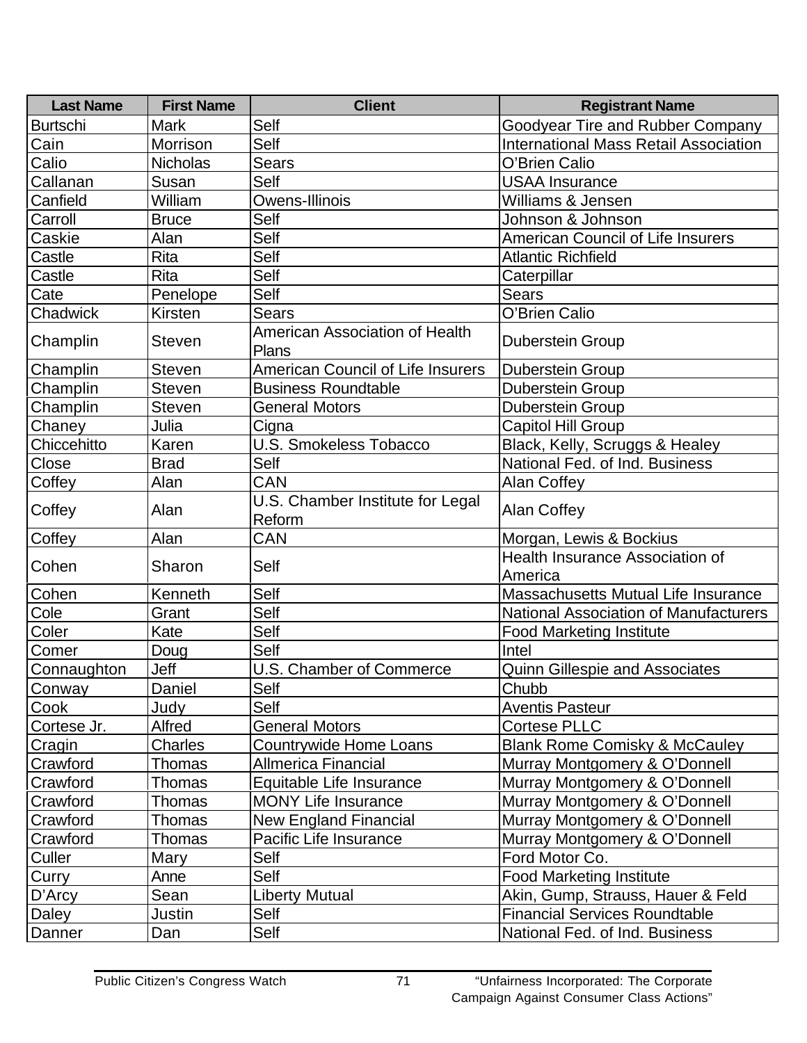| Last Name | First Name | Client | Registrant Name |
| --- | --- | --- | --- |
| Burtschi | Mark | Self | Goodyear Tire and Rubber Company |
| Cain | Morrison | Self | International Mass Retail Association |
| Calio | Nicholas | Sears | O'Brien Calio |
| Callanan | Susan | Self | USAA Insurance |
| Canfield | William | Owens-Illinois | Williams & Jensen |
| Carroll | Bruce | Self | Johnson & Johnson |
| Caskie | Alan | Self | American Council of Life Insurers |
| Castle | Rita | Self | Atlantic Richfield |
| Castle | Rita | Self | Caterpillar |
| Cate | Penelope | Self | Sears |
| Chadwick | Kirsten | Sears | O'Brien Calio |
| Champlin | Steven | American Association of Health Plans | Duberstein Group |
| Champlin | Steven | American Council of Life Insurers | Duberstein Group |
| Champlin | Steven | Business Roundtable | Duberstein Group |
| Champlin | Steven | General Motors | Duberstein Group |
| Chaney | Julia | Cigna | Capitol Hill Group |
| Chiccehitto | Karen | U.S. Smokeless Tobacco | Black, Kelly, Scruggs & Healey |
| Close | Brad | Self | National Fed. of Ind. Business |
| Coffey | Alan | CAN | Alan Coffey |
| Coffey | Alan | U.S. Chamber Institute for Legal Reform | Alan Coffey |
| Coffey | Alan | CAN | Morgan, Lewis & Bockius |
| Cohen | Sharon | Self | Health Insurance Association of America |
| Cohen | Kenneth | Self | Massachusetts Mutual Life Insurance |
| Cole | Grant | Self | National Association of Manufacturers |
| Coler | Kate | Self | Food Marketing Institute |
| Comer | Doug | Self | Intel |
| Connaughton | Jeff | U.S. Chamber of Commerce | Quinn Gillespie and Associates |
| Conway | Daniel | Self | Chubb |
| Cook | Judy | Self | Aventis Pasteur |
| Cortese Jr. | Alfred | General Motors | Cortese PLLC |
| Cragin | Charles | Countrywide Home Loans | Blank Rome Comisky & McCauley |
| Crawford | Thomas | Allmerica Financial | Murray Montgomery & O'Donnell |
| Crawford | Thomas | Equitable Life Insurance | Murray Montgomery & O'Donnell |
| Crawford | Thomas | MONY Life Insurance | Murray Montgomery & O'Donnell |
| Crawford | Thomas | New England Financial | Murray Montgomery & O'Donnell |
| Crawford | Thomas | Pacific Life Insurance | Murray Montgomery & O'Donnell |
| Culler | Mary | Self | Ford Motor Co. |
| Curry | Anne | Self | Food Marketing Institute |
| D'Arcy | Sean | Liberty Mutual | Akin, Gump, Strauss, Hauer & Feld |
| Daley | Justin | Self | Financial Services Roundtable |
| Danner | Dan | Self | National Fed. of Ind. Business |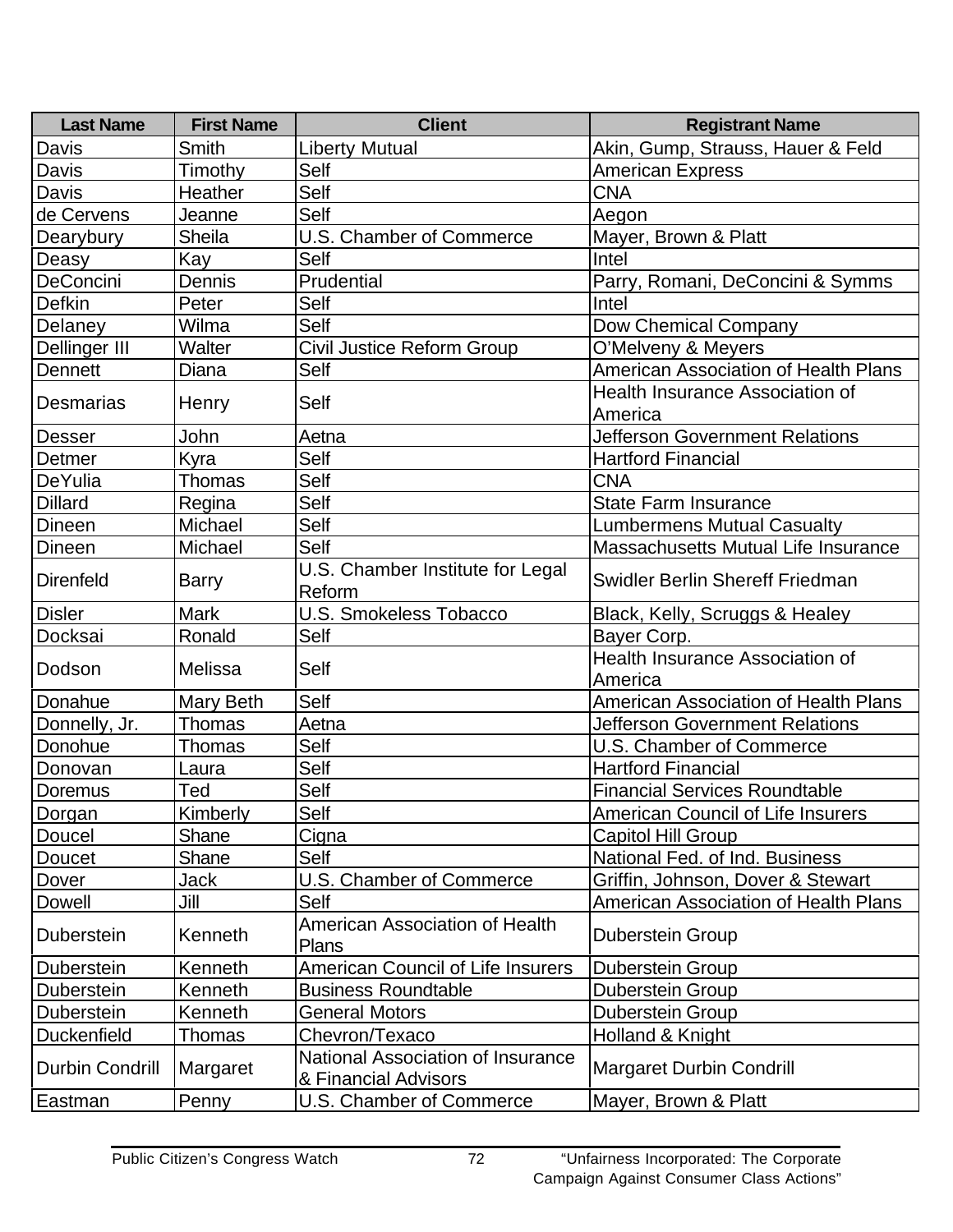| Last Name | First Name | Client | Registrant Name |
|---|---|---|---|
| Davis | Smith | Liberty Mutual | Akin, Gump, Strauss, Hauer & Feld |
| Davis | Timothy | Self | American Express |
| Davis | Heather | Self | CNA |
| de Cervens | Jeanne | Self | Aegon |
| Dearybury | Sheila | U.S. Chamber of Commerce | Mayer, Brown & Platt |
| Deasy | Kay | Self | Intel |
| DeConcini | Dennis | Prudential | Parry, Romani, DeConcini & Symms |
| Defkin | Peter | Self | Intel |
| Delaney | Wilma | Self | Dow Chemical Company |
| Dellinger III | Walter | Civil Justice Reform Group | O'Melveny & Meyers |
| Dennett | Diana | Self | American Association of Health Plans |
| Desmarias | Henry | Self | Health Insurance Association of America |
| Desser | John | Aetna | Jefferson Government Relations |
| Detmer | Kyra | Self | Hartford Financial |
| DeYulia | Thomas | Self | CNA |
| Dillard | Regina | Self | State Farm Insurance |
| Dineen | Michael | Self | Lumbermens Mutual Casualty |
| Dineen | Michael | Self | Massachusetts Mutual Life Insurance |
| Direnfeld | Barry | U.S. Chamber Institute for Legal Reform | Swidler Berlin Shereff Friedman |
| Disler | Mark | U.S. Smokeless Tobacco | Black, Kelly, Scruggs & Healey |
| Docksai | Ronald | Self | Bayer Corp. |
| Dodson | Melissa | Self | Health Insurance Association of America |
| Donahue | Mary Beth | Self | American Association of Health Plans |
| Donnelly, Jr. | Thomas | Aetna | Jefferson Government Relations |
| Donohue | Thomas | Self | U.S. Chamber of Commerce |
| Donovan | Laura | Self | Hartford Financial |
| Doremus | Ted | Self | Financial Services Roundtable |
| Dorgan | Kimberly | Self | American Council of Life Insurers |
| Doucel | Shane | Cigna | Capitol Hill Group |
| Doucet | Shane | Self | National Fed. of Ind. Business |
| Dover | Jack | U.S. Chamber of Commerce | Griffin, Johnson, Dover & Stewart |
| Dowell | Jill | Self | American Association of Health Plans |
| Duberstein | Kenneth | American Association of Health Plans | Duberstein Group |
| Duberstein | Kenneth | American Council of Life Insurers | Duberstein Group |
| Duberstein | Kenneth | Business Roundtable | Duberstein Group |
| Duberstein | Kenneth | General Motors | Duberstein Group |
| Duckenfield | Thomas | Chevron/Texaco | Holland & Knight |
| Durbin Condrill | Margaret | National Association of Insurance & Financial Advisors | Margaret Durbin Condrill |
| Eastman | Penny | U.S. Chamber of Commerce | Mayer, Brown & Platt |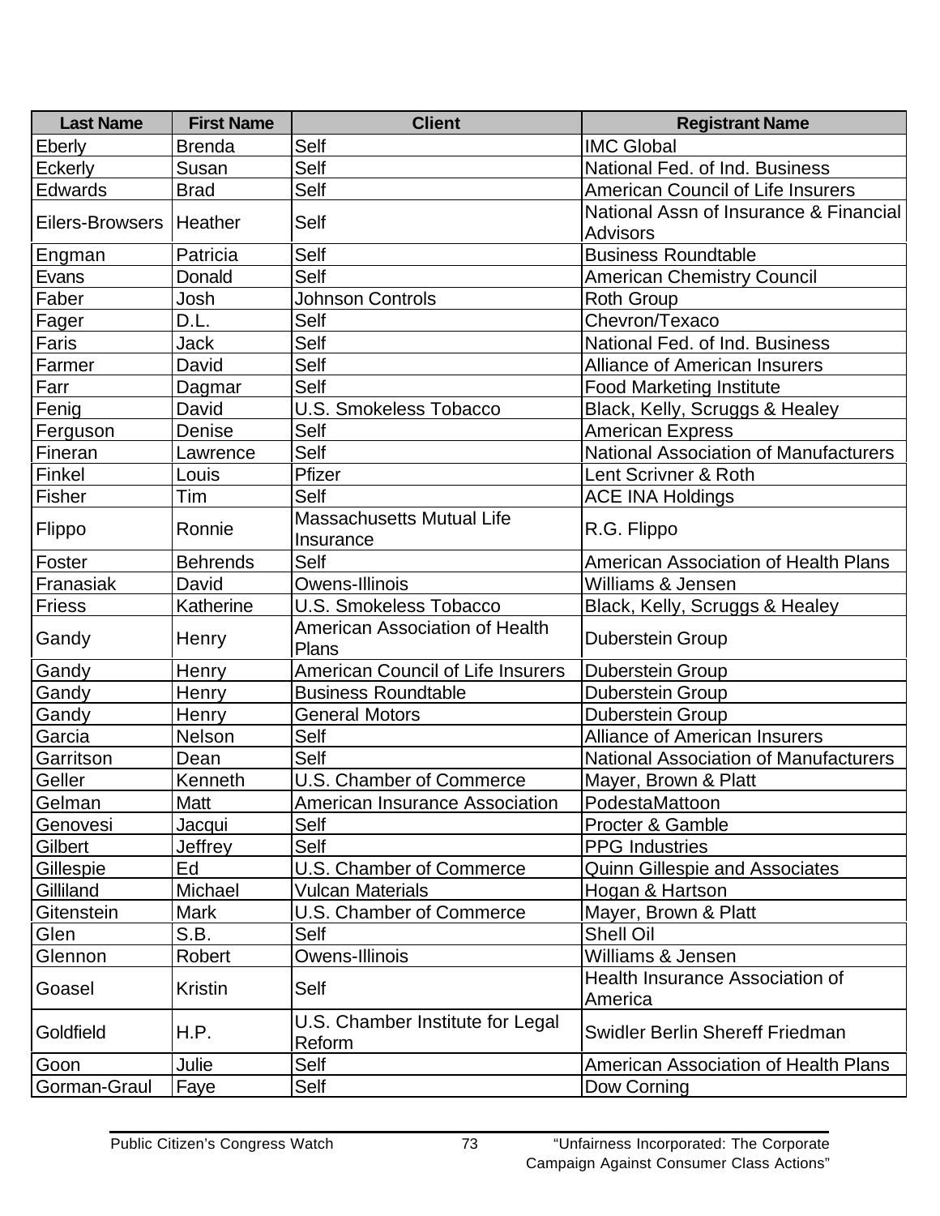| Last Name | First Name | Client | Registrant Name |
|---|---|---|---|
| Eberly | Brenda | Self | IMC Global |
| Eckerly | Susan | Self | National Fed. of Ind. Business |
| Edwards | Brad | Self | American Council of Life Insurers |
| Eilers-Browsers | Heather | Self | National Assn of Insurance & Financial Advisors |
| Engman | Patricia | Self | Business Roundtable |
| Evans | Donald | Self | American Chemistry Council |
| Faber | Josh | Johnson Controls | Roth Group |
| Fager | D.L. | Self | Chevron/Texaco |
| Faris | Jack | Self | National Fed. of Ind. Business |
| Farmer | David | Self | Alliance of American Insurers |
| Farr | Dagmar | Self | Food Marketing Institute |
| Fenig | David | U.S. Smokeless Tobacco | Black, Kelly, Scruggs & Healey |
| Ferguson | Denise | Self | American Express |
| Fineran | Lawrence | Self | National Association of Manufacturers |
| Finkel | Louis | Pfizer | Lent Scrivner & Roth |
| Fisher | Tim | Self | ACE INA Holdings |
| Flippo | Ronnie | Massachusetts Mutual Life Insurance | R.G. Flippo |
| Foster | Behrends | Self | American Association of Health Plans |
| Franasiak | David | Owens-Illinois | Williams & Jensen |
| Friess | Katherine | U.S. Smokeless Tobacco | Black, Kelly, Scruggs & Healey |
| Gandy | Henry | American Association of Health Plans | Duberstein Group |
| Gandy | Henry | American Council of Life Insurers | Duberstein Group |
| Gandy | Henry | Business Roundtable | Duberstein Group |
| Gandy | Henry | General Motors | Duberstein Group |
| Garcia | Nelson | Self | Alliance of American Insurers |
| Garritson | Dean | Self | National Association of Manufacturers |
| Geller | Kenneth | U.S. Chamber of Commerce | Mayer, Brown & Platt |
| Gelman | Matt | American Insurance Association | PodestaMattoon |
| Genovesi | Jacqui | Self | Procter & Gamble |
| Gilbert | Jeffrey | Self | PPG Industries |
| Gillespie | Ed | U.S. Chamber of Commerce | Quinn Gillespie and Associates |
| Gilliland | Michael | Vulcan Materials | Hogan & Hartson |
| Gitenstein | Mark | U.S. Chamber of Commerce | Mayer, Brown & Platt |
| Glen | S.B. | Self | Shell Oil |
| Glennon | Robert | Owens-Illinois | Williams & Jensen |
| Goasel | Kristin | Self | Health Insurance Association of America |
| Goldfield | H.P. | U.S. Chamber Institute for Legal Reform | Swidler Berlin Shereff Friedman |
| Goon | Julie | Self | American Association of Health Plans |
| Gorman-Graul | Faye | Self | Dow Corning |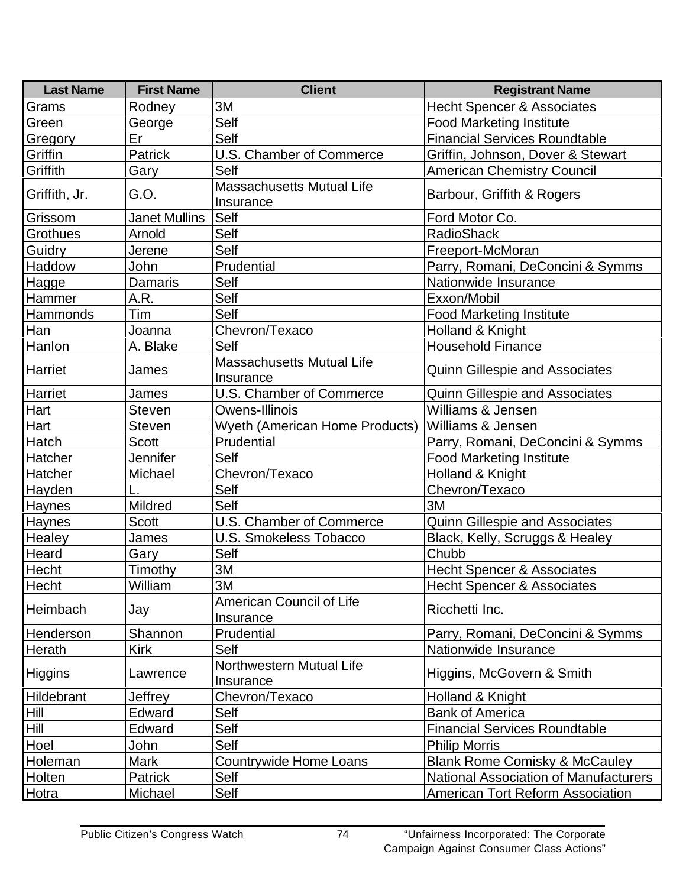| Last Name | First Name | Client | Registrant Name |
| --- | --- | --- | --- |
| Grams | Rodney | 3M | Hecht Spencer & Associates |
| Green | George | Self | Food Marketing Institute |
| Gregory | Er | Self | Financial Services Roundtable |
| Griffin | Patrick | U.S. Chamber of Commerce | Griffin, Johnson, Dover & Stewart |
| Griffith | Gary | Self | American Chemistry Council |
| Griffith, Jr. | G.O. | Massachusetts Mutual Life Insurance | Barbour, Griffith & Rogers |
| Grissom | Janet Mullins | Self | Ford Motor Co. |
| Grothues | Arnold | Self | RadioShack |
| Guidry | Jerene | Self | Freeport-McMoran |
| Haddow | John | Prudential | Parry, Romani, DeConcini & Symms |
| Hagge | Damaris | Self | Nationwide Insurance |
| Hammer | A.R. | Self | Exxon/Mobil |
| Hammonds | Tim | Self | Food Marketing Institute |
| Han | Joanna | Chevron/Texaco | Holland & Knight |
| Hanlon | A. Blake | Self | Household Finance |
| Harriet | James | Massachusetts Mutual Life Insurance | Quinn Gillespie and Associates |
| Harriet | James | U.S. Chamber of Commerce | Quinn Gillespie and Associates |
| Hart | Steven | Owens-Illinois | Williams & Jensen |
| Hart | Steven | Wyeth (American Home Products) | Williams & Jensen |
| Hatch | Scott | Prudential | Parry, Romani, DeConcini & Symms |
| Hatcher | Jennifer | Self | Food Marketing Institute |
| Hatcher | Michael | Chevron/Texaco | Holland & Knight |
| Hayden | L. | Self | Chevron/Texaco |
| Haynes | Mildred | Self | 3M |
| Haynes | Scott | U.S. Chamber of Commerce | Quinn Gillespie and Associates |
| Healey | James | U.S. Smokeless Tobacco | Black, Kelly, Scruggs & Healey |
| Heard | Gary | Self | Chubb |
| Hecht | Timothy | 3M | Hecht Spencer & Associates |
| Hecht | William | 3M | Hecht Spencer & Associates |
| Heimbach | Jay | American Council of Life Insurance | Ricchetti Inc. |
| Henderson | Shannon | Prudential | Parry, Romani, DeConcini & Symms |
| Herath | Kirk | Self | Nationwide Insurance |
| Higgins | Lawrence | Northwestern Mutual Life Insurance | Higgins, McGovern & Smith |
| Hildebrant | Jeffrey | Chevron/Texaco | Holland & Knight |
| Hill | Edward | Self | Bank of America |
| Hill | Edward | Self | Financial Services Roundtable |
| Hoel | John | Self | Philip Morris |
| Holeman | Mark | Countrywide Home Loans | Blank Rome Comisky & McCauley |
| Holten | Patrick | Self | National Association of Manufacturers |
| Hotra | Michael | Self | American Tort Reform Association |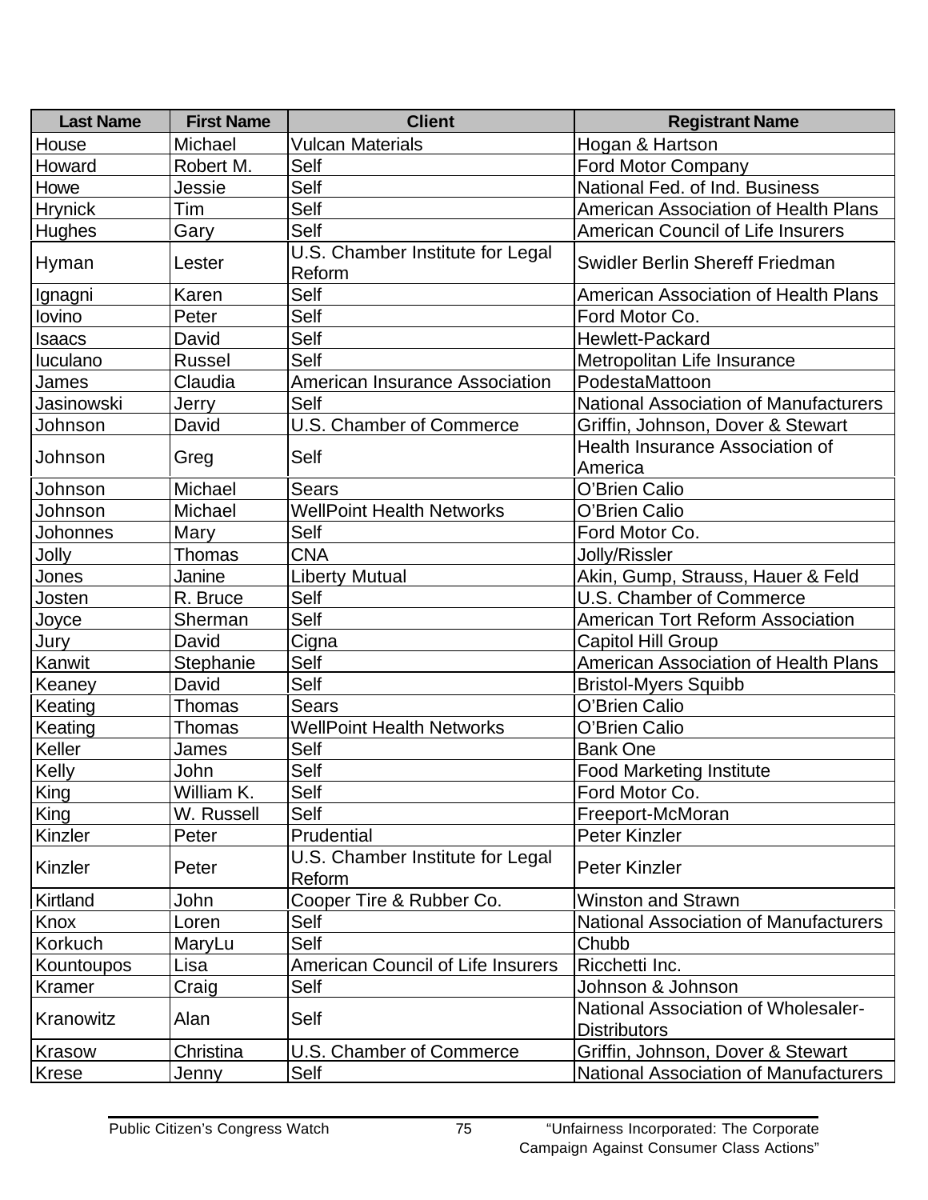| Last Name | First Name | Client | Registrant Name |
|---|---|---|---|
| House | Michael | Vulcan Materials | Hogan & Hartson |
| Howard | Robert M. | Self | Ford Motor Company |
| Howe | Jessie | Self | National Fed. of Ind. Business |
| Hrynick | Tim | Self | American Association of Health Plans |
| Hughes | Gary | Self | American Council of Life Insurers |
| Hyman | Lester | U.S. Chamber Institute for Legal Reform | Swidler Berlin Shereff Friedman |
| Ignagni | Karen | Self | American Association of Health Plans |
| Iovino | Peter | Self | Ford Motor Co. |
| Isaacs | David | Self | Hewlett-Packard |
| Iuculano | Russel | Self | Metropolitan Life Insurance |
| James | Claudia | American Insurance Association | PodestaMattoon |
| Jasinowski | Jerry | Self | National Association of Manufacturers |
| Johnson | David | U.S. Chamber of Commerce | Griffin, Johnson, Dover & Stewart |
| Johnson | Greg | Self | Health Insurance Association of America |
| Johnson | Michael | Sears | O'Brien Calio |
| Johnson | Michael | WellPoint Health Networks | O'Brien Calio |
| Johonnes | Mary | Self | Ford Motor Co. |
| Jolly | Thomas | CNA | Jolly/Rissler |
| Jones | Janine | Liberty Mutual | Akin, Gump, Strauss, Hauer & Feld |
| Josten | R. Bruce | Self | U.S. Chamber of Commerce |
| Joyce | Sherman | Self | American Tort Reform Association |
| Jury | David | Cigna | Capitol Hill Group |
| Kanwit | Stephanie | Self | American Association of Health Plans |
| Keaney | David | Self | Bristol-Myers Squibb |
| Keating | Thomas | Sears | O'Brien Calio |
| Keating | Thomas | WellPoint Health Networks | O'Brien Calio |
| Keller | James | Self | Bank One |
| Kelly | John | Self | Food Marketing Institute |
| King | William K. | Self | Ford Motor Co. |
| King | W. Russell | Self | Freeport-McMoran |
| Kinzler | Peter | Prudential | Peter Kinzler |
| Kinzler | Peter | U.S. Chamber Institute for Legal Reform | Peter Kinzler |
| Kirtland | John | Cooper Tire & Rubber Co. | Winston and Strawn |
| Knox | Loren | Self | National Association of Manufacturers |
| Korkuch | MaryLu | Self | Chubb |
| Kountoupos | Lisa | American Council of Life Insurers | Ricchetti Inc. |
| Kramer | Craig | Self | Johnson & Johnson |
| Kranowitz | Alan | Self | National Association of Wholesaler-Distributors |
| Krasow | Christina | U.S. Chamber of Commerce | Griffin, Johnson, Dover & Stewart |
| Krese | Jenny | Self | National Association of Manufacturers |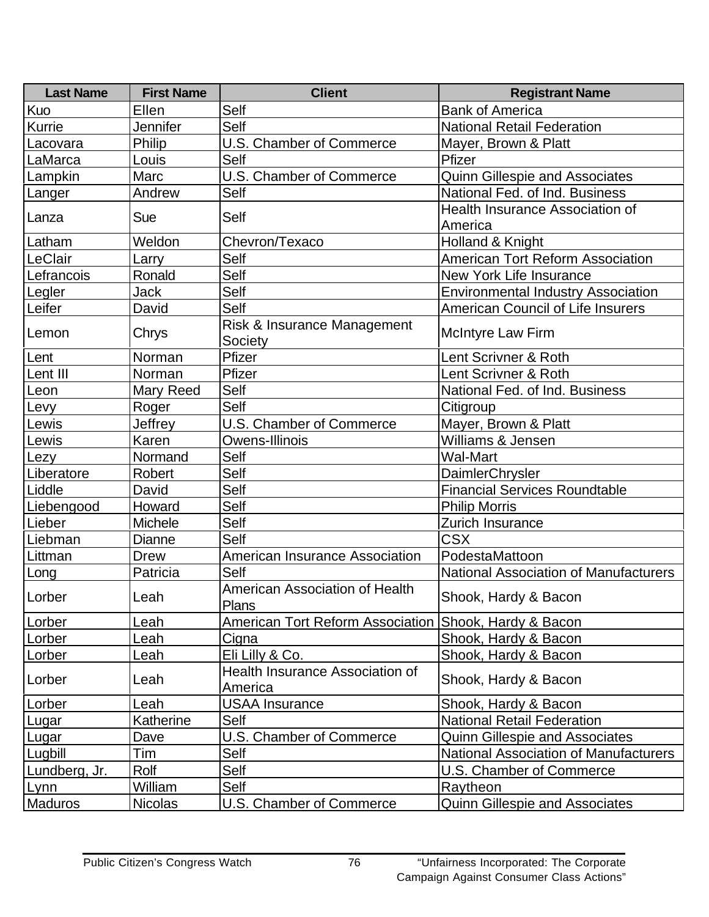| Last Name | First Name | Client | Registrant Name |
|---|---|---|---|
| Kuo | Ellen | Self | Bank of America |
| Kurrie | Jennifer | Self | National Retail Federation |
| Lacovara | Philip | U.S. Chamber of Commerce | Mayer, Brown & Platt |
| LaMarca | Louis | Self | Pfizer |
| Lampkin | Marc | U.S. Chamber of Commerce | Quinn Gillespie and Associates |
| Langer | Andrew | Self | National Fed. of Ind. Business |
| Lanza | Sue | Self | Health Insurance Association of America |
| Latham | Weldon | Chevron/Texaco | Holland & Knight |
| LeClair | Larry | Self | American Tort Reform Association |
| Lefrancois | Ronald | Self | New York Life Insurance |
| Legler | Jack | Self | Environmental Industry Association |
| Leifer | David | Self | American Council of Life Insurers |
| Lemon | Chrys | Risk & Insurance Management Society | McIntyre Law Firm |
| Lent | Norman | Pfizer | Lent Scrivner & Roth |
| Lent III | Norman | Pfizer | Lent Scrivner & Roth |
| Leon | Mary Reed | Self | National Fed. of Ind. Business |
| Levy | Roger | Self | Citigroup |
| Lewis | Jeffrey | U.S. Chamber of Commerce | Mayer, Brown & Platt |
| Lewis | Karen | Owens-Illinois | Williams & Jensen |
| Lezy | Normand | Self | Wal-Mart |
| Liberatore | Robert | Self | DaimlerChrysler |
| Liddle | David | Self | Financial Services Roundtable |
| Liebengood | Howard | Self | Philip Morris |
| Lieber | Michele | Self | Zurich Insurance |
| Liebman | Dianne | Self | CSX |
| Littman | Drew | American Insurance Association | PodestaMattoon |
| Long | Patricia | Self | National Association of Manufacturers |
| Lorber | Leah | American Association of Health Plans | Shook, Hardy & Bacon |
| Lorber | Leah | American Tort Reform Association | Shook, Hardy & Bacon |
| Lorber | Leah | Cigna | Shook, Hardy & Bacon |
| Lorber | Leah | Eli Lilly & Co. | Shook, Hardy & Bacon |
| Lorber | Leah | Health Insurance Association of America | Shook, Hardy & Bacon |
| Lorber | Leah | USAA Insurance | Shook, Hardy & Bacon |
| Lugar | Katherine | Self | National Retail Federation |
| Lugar | Dave | U.S. Chamber of Commerce | Quinn Gillespie and Associates |
| Lugbill | Tim | Self | National Association of Manufacturers |
| Lundberg, Jr. | Rolf | Self | U.S. Chamber of Commerce |
| Lynn | William | Self | Raytheon |
| Maduros | Nicolas | U.S. Chamber of Commerce | Quinn Gillespie and Associates |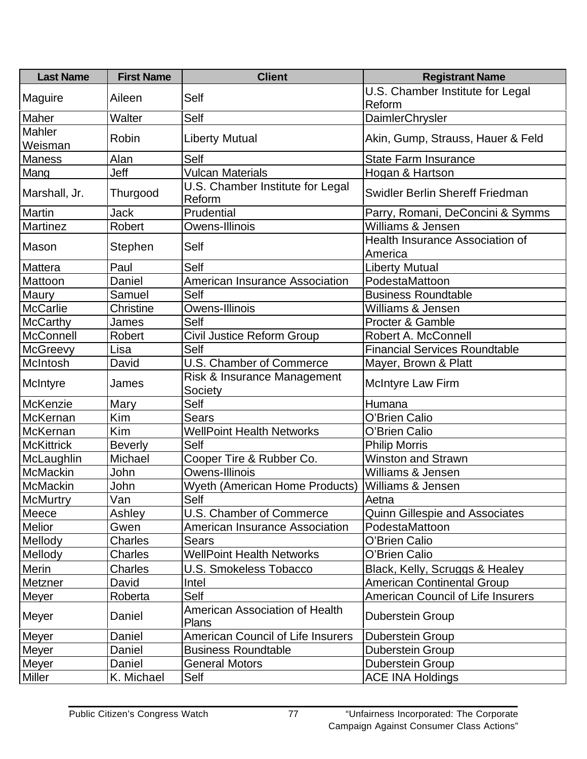| Last Name | First Name | Client | Registrant Name |
|---|---|---|---|
| Maguire | Aileen | Self | U.S. Chamber Institute for Legal Reform |
| Maher | Walter | Self | DaimlerChrysler |
| Mahler Weisman | Robin | Liberty Mutual | Akin, Gump, Strauss, Hauer & Feld |
| Maness | Alan | Self | State Farm Insurance |
| Mang | Jeff | Vulcan Materials | Hogan & Hartson |
| Marshall, Jr. | Thurgood | U.S. Chamber Institute for Legal Reform | Swidler Berlin Shereff Friedman |
| Martin | Jack | Prudential | Parry, Romani, DeConcini & Symms |
| Martinez | Robert | Owens-Illinois | Williams & Jensen |
| Mason | Stephen | Self | Health Insurance Association of America |
| Mattera | Paul | Self | Liberty Mutual |
| Mattoon | Daniel | American Insurance Association | PodestaMattoon |
| Maury | Samuel | Self | Business Roundtable |
| McCarlie | Christine | Owens-Illinois | Williams & Jensen |
| McCarthy | James | Self | Procter & Gamble |
| McConnell | Robert | Civil Justice Reform Group | Robert A. McConnell |
| McGreevy | Lisa | Self | Financial Services Roundtable |
| McIntosh | David | U.S. Chamber of Commerce | Mayer, Brown & Platt |
| McIntyre | James | Risk & Insurance Management Society | McIntyre Law Firm |
| McKenzie | Mary | Self | Humana |
| McKernan | Kim | Sears | O'Brien Calio |
| McKernan | Kim | WellPoint Health Networks | O'Brien Calio |
| McKittrick | Beverly | Self | Philip Morris |
| McLaughlin | Michael | Cooper Tire & Rubber Co. | Winston and Strawn |
| McMackin | John | Owens-Illinois | Williams & Jensen |
| McMackin | John | Wyeth (American Home Products) | Williams & Jensen |
| McMurtry | Van | Self | Aetna |
| Meece | Ashley | U.S. Chamber of Commerce | Quinn Gillespie and Associates |
| Melior | Gwen | American Insurance Association | PodestaMattoon |
| Mellody | Charles | Sears | O'Brien Calio |
| Mellody | Charles | WellPoint Health Networks | O'Brien Calio |
| Merin | Charles | U.S. Smokeless Tobacco | Black, Kelly, Scruggs & Healey |
| Metzner | David | Intel | American Continental Group |
| Meyer | Roberta | Self | American Council of Life Insurers |
| Meyer | Daniel | American Association of Health Plans | Duberstein Group |
| Meyer | Daniel | American Council of Life Insurers | Duberstein Group |
| Meyer | Daniel | Business Roundtable | Duberstein Group |
| Meyer | Daniel | General Motors | Duberstein Group |
| Miller | K. Michael | Self | ACE INA Holdings |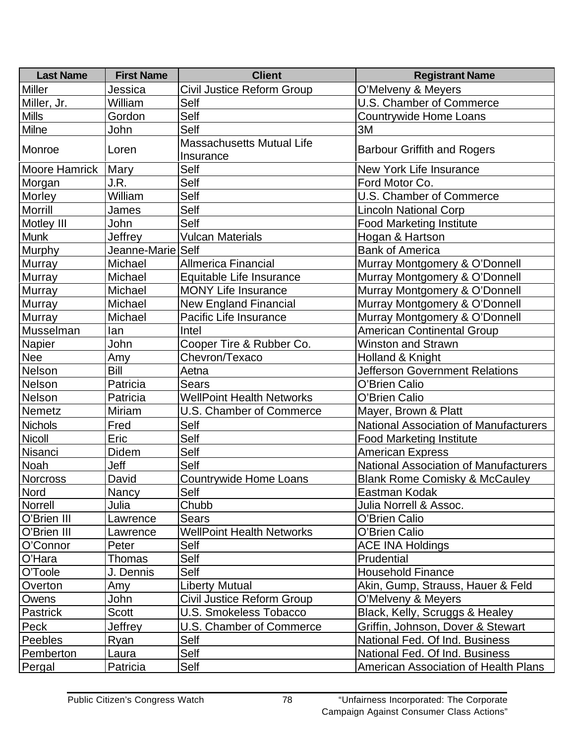| Last Name | First Name | Client | Registrant Name |
|---|---|---|---|
| Miller | Jessica | Civil Justice Reform Group | O'Melveny & Meyers |
| Miller, Jr. | William | Self | U.S. Chamber of Commerce |
| Mills | Gordon | Self | Countrywide Home Loans |
| Milne | John | Self | 3M |
| Monroe | Loren | Massachusetts Mutual Life Insurance | Barbour Griffith and Rogers |
| Moore Hamrick | Mary | Self | New York Life Insurance |
| Morgan | J.R. | Self | Ford Motor Co. |
| Morley | William | Self | U.S. Chamber of Commerce |
| Morrill | James | Self | Lincoln National Corp |
| Motley III | John | Self | Food Marketing Institute |
| Munk | Jeffrey | Vulcan Materials | Hogan & Hartson |
| Murphy | Jeanne-Marie | Self | Bank of America |
| Murray | Michael | Allmerica Financial | Murray Montgomery & O'Donnell |
| Murray | Michael | Equitable Life Insurance | Murray Montgomery & O'Donnell |
| Murray | Michael | MONY Life Insurance | Murray Montgomery & O'Donnell |
| Murray | Michael | New England Financial | Murray Montgomery & O'Donnell |
| Murray | Michael | Pacific Life Insurance | Murray Montgomery & O'Donnell |
| Musselman | Ian | Intel | American Continental Group |
| Napier | John | Cooper Tire & Rubber Co. | Winston and Strawn |
| Nee | Amy | Chevron/Texaco | Holland & Knight |
| Nelson | Bill | Aetna | Jefferson Government Relations |
| Nelson | Patricia | Sears | O'Brien Calio |
| Nelson | Patricia | WellPoint Health Networks | O'Brien Calio |
| Nemetz | Miriam | U.S. Chamber of Commerce | Mayer, Brown & Platt |
| Nichols | Fred | Self | National Association of Manufacturers |
| Nicoll | Eric | Self | Food Marketing Institute |
| Nisanci | Didem | Self | American Express |
| Noah | Jeff | Self | National Association of Manufacturers |
| Norcross | David | Countrywide Home Loans | Blank Rome Comisky & McCauley |
| Nord | Nancy | Self | Eastman Kodak |
| Norrell | Julia | Chubb | Julia Norrell & Assoc. |
| O'Brien III | Lawrence | Sears | O'Brien Calio |
| O'Brien III | Lawrence | WellPoint Health Networks | O'Brien Calio |
| O'Connor | Peter | Self | ACE INA Holdings |
| O'Hara | Thomas | Self | Prudential |
| O'Toole | J. Dennis | Self | Household Finance |
| Overton | Amy | Liberty Mutual | Akin, Gump, Strauss, Hauer & Feld |
| Owens | John | Civil Justice Reform Group | O'Melveny & Meyers |
| Pastrick | Scott | U.S. Smokeless Tobacco | Black, Kelly, Scruggs & Healey |
| Peck | Jeffrey | U.S. Chamber of Commerce | Griffin, Johnson, Dover & Stewart |
| Peebles | Ryan | Self | National Fed. Of Ind. Business |
| Pemberton | Laura | Self | National Fed. Of Ind. Business |
| Pergal | Patricia | Self | American Association of Health Plans |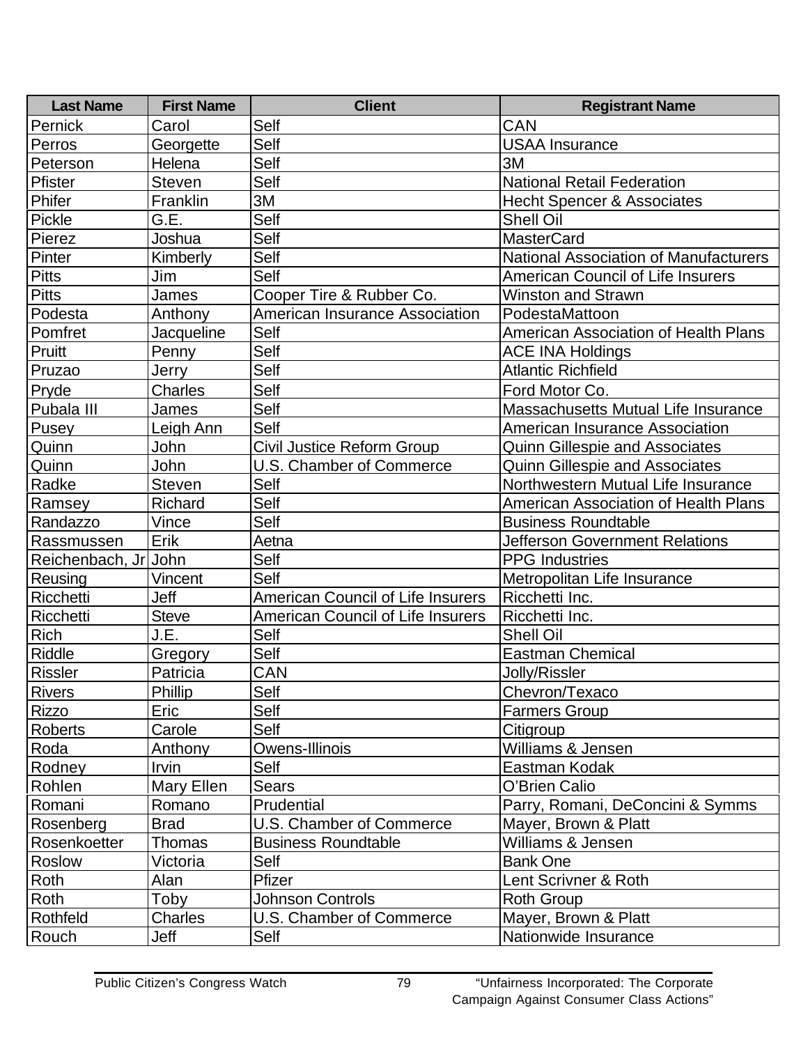| Last Name | First Name | Client | Registrant Name |
|---|---|---|---|
| Pernick | Carol | Self | CAN |
| Perros | Georgette | Self | USAA Insurance |
| Peterson | Helena | Self | 3M |
| Pfister | Steven | Self | National Retail Federation |
| Phifer | Franklin | 3M | Hecht Spencer & Associates |
| Pickle | G.E. | Self | Shell Oil |
| Pierez | Joshua | Self | MasterCard |
| Pinter | Kimberly | Self | National Association of Manufacturers |
| Pitts | Jim | Self | American Council of Life Insurers |
| Pitts | James | Cooper Tire & Rubber Co. | Winston and Strawn |
| Podesta | Anthony | American Insurance Association | PodestaMattoon |
| Pomfret | Jacqueline | Self | American Association of Health Plans |
| Pruitt | Penny | Self | ACE INA Holdings |
| Pruzao | Jerry | Self | Atlantic Richfield |
| Pryde | Charles | Self | Ford Motor Co. |
| Pubala III | James | Self | Massachusetts Mutual Life Insurance |
| Pusey | Leigh Ann | Self | American Insurance Association |
| Quinn | John | Civil Justice Reform Group | Quinn Gillespie and Associates |
| Quinn | John | U.S. Chamber of Commerce | Quinn Gillespie and Associates |
| Radke | Steven | Self | Northwestern Mutual Life Insurance |
| Ramsey | Richard | Self | American Association of Health Plans |
| Randazzo | Vince | Self | Business Roundtable |
| Rassmussen | Erik | Aetna | Jefferson Government Relations |
| Reichenbach, Jr | John | Self | PPG Industries |
| Reusing | Vincent | Self | Metropolitan Life Insurance |
| Ricchetti | Jeff | American Council of Life Insurers | Ricchetti Inc. |
| Ricchetti | Steve | American Council of Life Insurers | Ricchetti Inc. |
| Rich | J.E. | Self | Shell Oil |
| Riddle | Gregory | Self | Eastman Chemical |
| Rissler | Patricia | CAN | Jolly/Rissler |
| Rivers | Phillip | Self | Chevron/Texaco |
| Rizzo | Eric | Self | Farmers Group |
| Roberts | Carole | Self | Citigroup |
| Roda | Anthony | Owens-Illinois | Williams & Jensen |
| Rodney | Irvin | Self | Eastman Kodak |
| Rohlen | Mary Ellen | Sears | O'Brien Calio |
| Romani | Romano | Prudential | Parry, Romani, DeConcini & Symms |
| Rosenberg | Brad | U.S. Chamber of Commerce | Mayer, Brown & Platt |
| Rosenkoetter | Thomas | Business Roundtable | Williams & Jensen |
| Roslow | Victoria | Self | Bank One |
| Roth | Alan | Pfizer | Lent Scrivner & Roth |
| Roth | Toby | Johnson Controls | Roth Group |
| Rothfeld | Charles | U.S. Chamber of Commerce | Mayer, Brown & Platt |
| Rouch | Jeff | Self | Nationwide Insurance |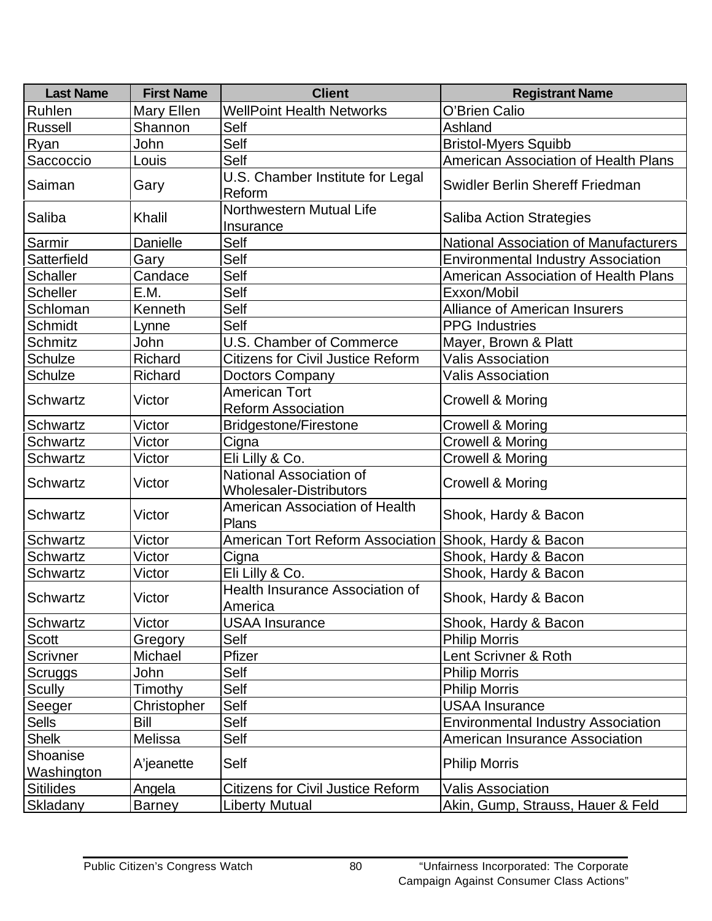| Last Name | First Name | Client | Registrant Name |
|---|---|---|---|
| Ruhlen | Mary Ellen | WellPoint Health Networks | O'Brien Calio |
| Russell | Shannon | Self | Ashland |
| Ryan | John | Self | Bristol-Myers Squibb |
| Saccoccio | Louis | Self | American Association of Health Plans |
| Saiman | Gary | U.S. Chamber Institute for Legal Reform | Swidler Berlin Shereff Friedman |
| Saliba | Khalil | Northwestern Mutual Life Insurance | Saliba Action Strategies |
| Sarmir | Danielle | Self | National Association of Manufacturers |
| Satterfield | Gary | Self | Environmental Industry Association |
| Schaller | Candace | Self | American Association of Health Plans |
| Scheller | E.M. | Self | Exxon/Mobil |
| Schloman | Kenneth | Self | Alliance of American Insurers |
| Schmidt | Lynne | Self | PPG Industries |
| Schmitz | John | U.S. Chamber of Commerce | Mayer, Brown & Platt |
| Schulze | Richard | Citizens for Civil Justice Reform | Valis Association |
| Schulze | Richard | Doctors Company | Valis Association |
| Schwartz | Victor | American Tort Reform Association | Crowell & Moring |
| Schwartz | Victor | Bridgestone/Firestone | Crowell & Moring |
| Schwartz | Victor | Cigna | Crowell & Moring |
| Schwartz | Victor | Eli Lilly & Co. | Crowell & Moring |
| Schwartz | Victor | National Association of Wholesaler-Distributors | Crowell & Moring |
| Schwartz | Victor | American Association of Health Plans | Shook, Hardy & Bacon |
| Schwartz | Victor | American Tort Reform Association | Shook, Hardy & Bacon |
| Schwartz | Victor | Cigna | Shook, Hardy & Bacon |
| Schwartz | Victor | Eli Lilly & Co. | Shook, Hardy & Bacon |
| Schwartz | Victor | Health Insurance Association of America | Shook, Hardy & Bacon |
| Schwartz | Victor | USAA Insurance | Shook, Hardy & Bacon |
| Scott | Gregory | Self | Philip Morris |
| Scrivner | Michael | Pfizer | Lent Scrivner & Roth |
| Scruggs | John | Self | Philip Morris |
| Scully | Timothy | Self | Philip Morris |
| Seeger | Christopher | Self | USAA Insurance |
| Sells | Bill | Self | Environmental Industry Association |
| Shelk | Melissa | Self | American Insurance Association |
| Shoanise Washington | A'jeanette | Self | Philip Morris |
| Sitilides | Angela | Citizens for Civil Justice Reform | Valis Association |
| Skladany | Barney | Liberty Mutual | Akin, Gump, Strauss, Hauer & Feld |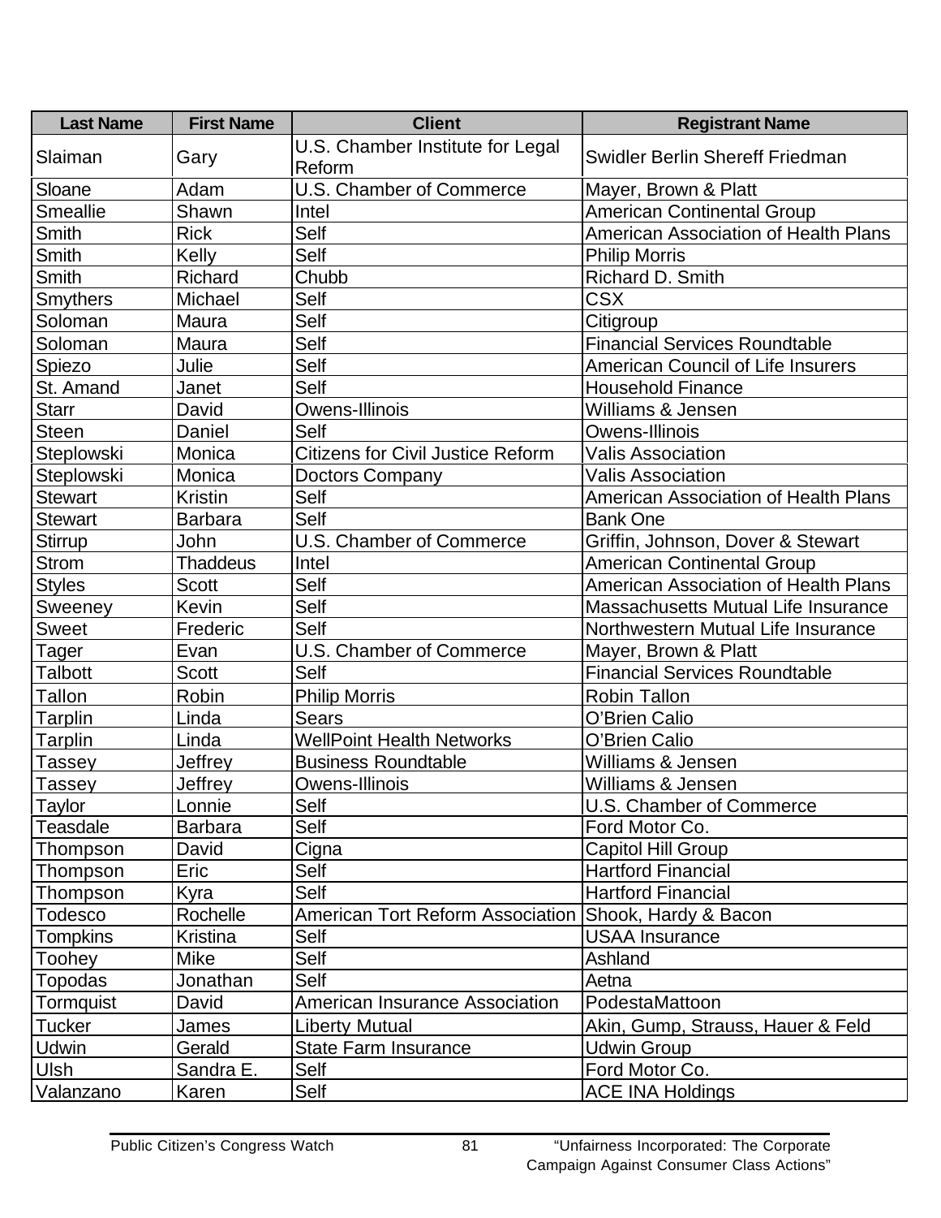| Last Name | First Name | Client | Registrant Name |
|---|---|---|---|
| Slaiman | Gary | U.S. Chamber Institute for Legal Reform | Swidler Berlin Shereff Friedman |
| Sloane | Adam | U.S. Chamber of Commerce | Mayer, Brown & Platt |
| Smeallie | Shawn | Intel | American Continental Group |
| Smith | Rick | Self | American Association of Health Plans |
| Smith | Kelly | Self | Philip Morris |
| Smith | Richard | Chubb | Richard D. Smith |
| Smythers | Michael | Self | CSX |
| Soloman | Maura | Self | Citigroup |
| Soloman | Maura | Self | Financial Services Roundtable |
| Spiezo | Julie | Self | American Council of Life Insurers |
| St. Amand | Janet | Self | Household Finance |
| Starr | David | Owens-Illinois | Williams & Jensen |
| Steen | Daniel | Self | Owens-Illinois |
| Steplowski | Monica | Citizens for Civil Justice Reform | Valis Association |
| Steplowski | Monica | Doctors Company | Valis Association |
| Stewart | Kristin | Self | American Association of Health Plans |
| Stewart | Barbara | Self | Bank One |
| Stirrup | John | U.S. Chamber of Commerce | Griffin, Johnson, Dover & Stewart |
| Strom | Thaddeus | Intel | American Continental Group |
| Styles | Scott | Self | American Association of Health Plans |
| Sweeney | Kevin | Self | Massachusetts Mutual Life Insurance |
| Sweet | Frederic | Self | Northwestern Mutual Life Insurance |
| Tager | Evan | U.S. Chamber of Commerce | Mayer, Brown & Platt |
| Talbott | Scott | Self | Financial Services Roundtable |
| Tallon | Robin | Philip Morris | Robin Tallon |
| Tarplin | Linda | Sears | O'Brien Calio |
| Tarplin | Linda | WellPoint Health Networks | O'Brien Calio |
| Tassey | Jeffrey | Business Roundtable | Williams & Jensen |
| Tassey | Jeffrey | Owens-Illinois | Williams & Jensen |
| Taylor | Lonnie | Self | U.S. Chamber of Commerce |
| Teasdale | Barbara | Self | Ford Motor Co. |
| Thompson | David | Cigna | Capitol Hill Group |
| Thompson | Eric | Self | Hartford Financial |
| Thompson | Kyra | Self | Hartford Financial |
| Todesco | Rochelle | American Tort Reform Association | Shook, Hardy & Bacon |
| Tompkins | Kristina | Self | USAA Insurance |
| Toohey | Mike | Self | Ashland |
| Topodas | Jonathan | Self | Aetna |
| Tormquist | David | American Insurance Association | PodestaMattoon |
| Tucker | James | Liberty Mutual | Akin, Gump, Strauss, Hauer & Feld |
| Udwin | Gerald | State Farm Insurance | Udwin Group |
| Ulsh | Sandra E. | Self | Ford Motor Co. |
| Valanzano | Karen | Self | ACE INA Holdings |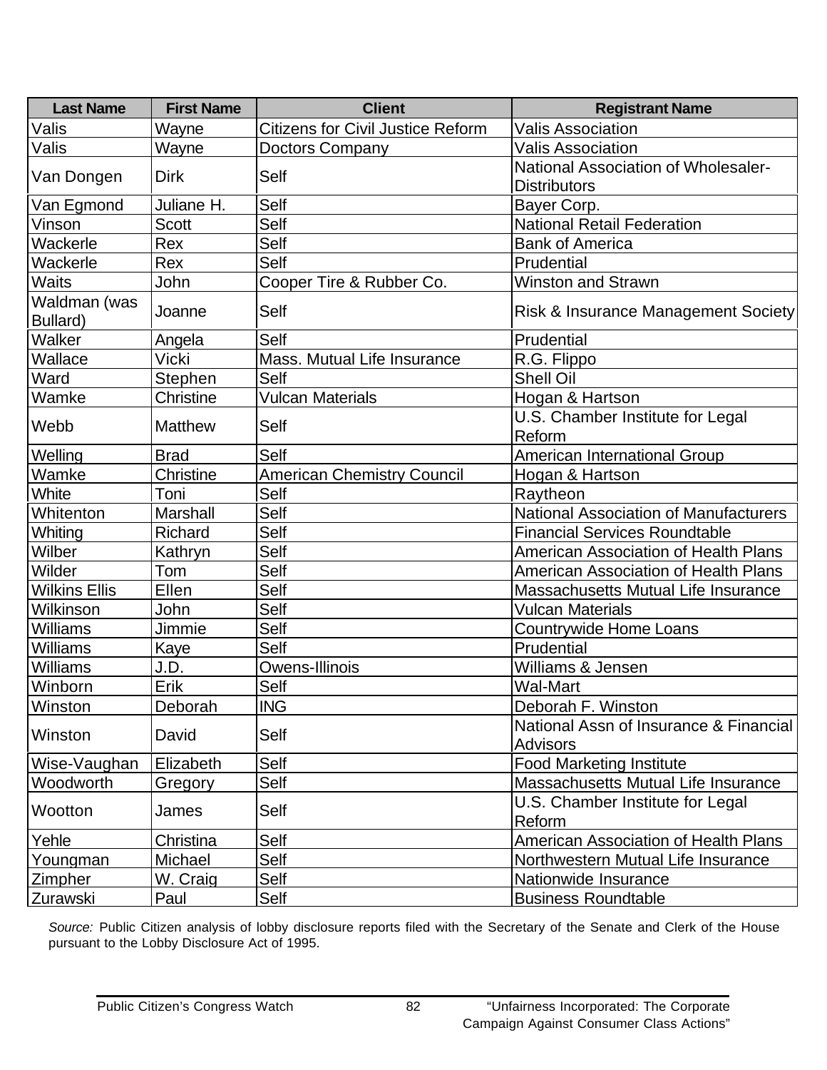| Last Name | First Name | Client | Registrant Name |
|---|---|---|---|
| Valis | Wayne | Citizens for Civil Justice Reform | Valis Association |
| Valis | Wayne | Doctors Company | Valis Association |
| Van Dongen | Dirk | Self | National Association of Wholesaler-Distributors |
| Van Egmond | Juliane H. | Self | Bayer Corp. |
| Vinson | Scott | Self | National Retail Federation |
| Wackerle | Rex | Self | Bank of America |
| Wackerle | Rex | Self | Prudential |
| Waits | John | Cooper Tire & Rubber Co. | Winston and Strawn |
| Waldman (was Bullard) | Joanne | Self | Risk & Insurance Management Society |
| Walker | Angela | Self | Prudential |
| Wallace | Vicki | Mass. Mutual Life Insurance | R.G. Flippo |
| Ward | Stephen | Self | Shell Oil |
| Wamke | Christine | Vulcan Materials | Hogan & Hartson |
| Webb | Matthew | Self | U.S. Chamber Institute for Legal Reform |
| Welling | Brad | Self | American International Group |
| Wamke | Christine | American Chemistry Council | Hogan & Hartson |
| White | Toni | Self | Raytheon |
| Whitenton | Marshall | Self | National Association of Manufacturers |
| Whiting | Richard | Self | Financial Services Roundtable |
| Wilber | Kathryn | Self | American Association of Health Plans |
| Wilder | Tom | Self | American Association of Health Plans |
| Wilkins Ellis | Ellen | Self | Massachusetts Mutual Life Insurance |
| Wilkinson | John | Self | Vulcan Materials |
| Williams | Jimmie | Self | Countrywide Home Loans |
| Williams | Kaye | Self | Prudential |
| Williams | J.D. | Owens-Illinois | Williams & Jensen |
| Winborn | Erik | Self | Wal-Mart |
| Winston | Deborah | ING | Deborah F. Winston |
| Winston | David | Self | National Assn of Insurance & Financial Advisors |
| Wise-Vaughan | Elizabeth | Self | Food Marketing Institute |
| Woodworth | Gregory | Self | Massachusetts Mutual Life Insurance |
| Wootton | James | Self | U.S. Chamber Institute for Legal Reform |
| Yehle | Christina | Self | American Association of Health Plans |
| Youngman | Michael | Self | Northwestern Mutual Life Insurance |
| Zimpher | W. Craig | Self | Nationwide Insurance |
| Zurawski | Paul | Self | Business Roundtable |

*Source:* Public Citizen analysis of lobby disclosure reports filed with the Secretary of the Senate and Clerk of the House pursuant to the Lobby Disclosure Act of 1995.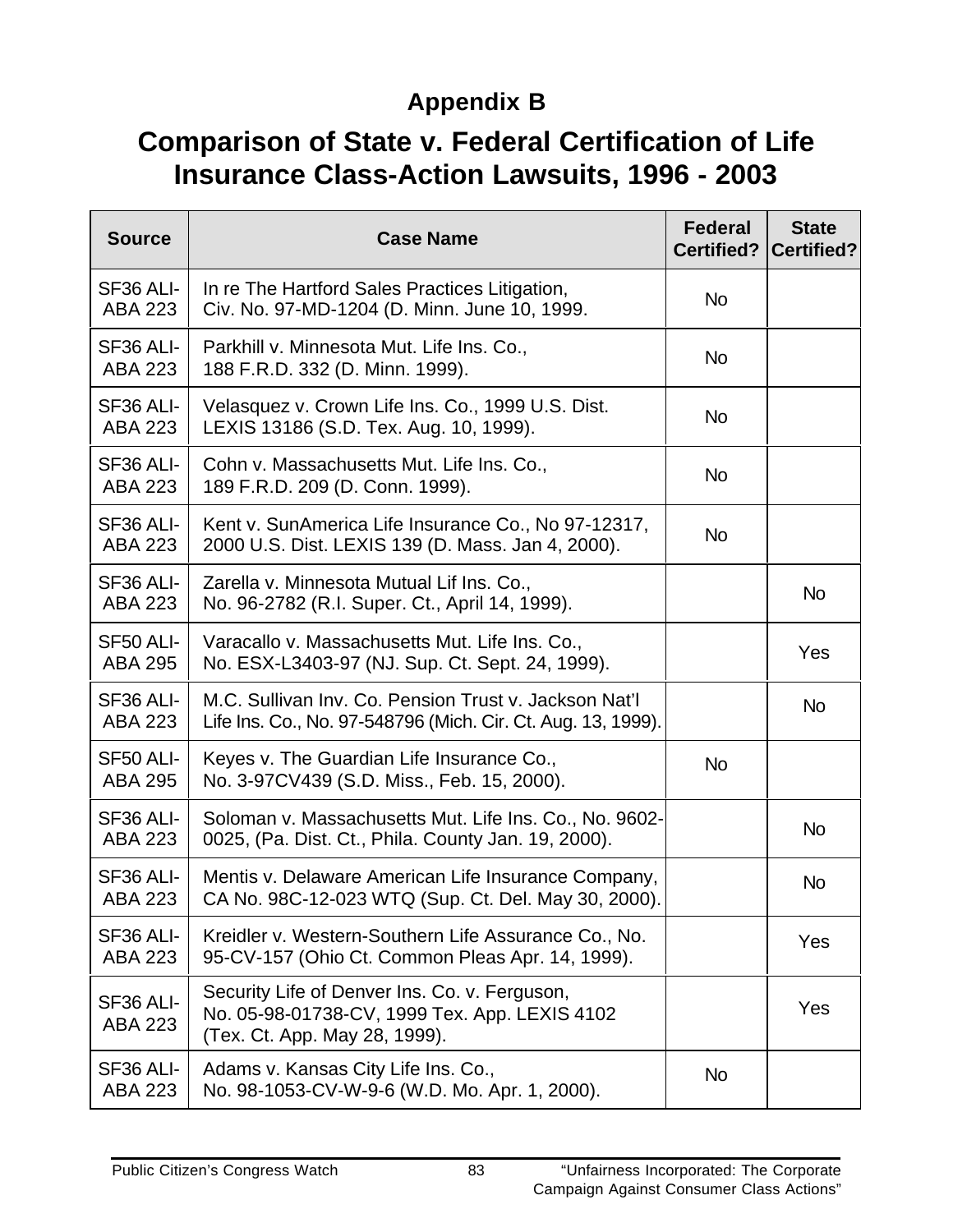## Appendix B

# Comparison of State v. Federal Certification of Life Insurance Class-Action Lawsuits, 1996 - 2003

| Source | Case Name | Federal Certified? | State Certified? |
|---|---|---|---|
| SF36 ALI-ABA 223 | In re The Hartford Sales Practices Litigation, Civ. No. 97-MD-1204 (D. Minn. June 10, 1999. | No | |
| SF36 ALI-ABA 223 | Parkhill v. Minnesota Mut. Life Ins. Co., 188 F.R.D. 332 (D. Minn. 1999). | No | |
| SF36 ALI-ABA 223 | Velasquez v. Crown Life Ins. Co., 1999 U.S. Dist. LEXIS 13186 (S.D. Tex. Aug. 10, 1999). | No | |
| SF36 ALI-ABA 223 | Cohn v. Massachusetts Mut. Life Ins. Co., 189 F.R.D. 209 (D. Conn. 1999). | No | |
| SF36 ALI-ABA 223 | Kent v. SunAmerica Life Insurance Co., No 97-12317, 2000 U.S. Dist. LEXIS 139 (D. Mass. Jan 4, 2000). | No | |
| SF36 ALI-ABA 223 | Zarella v. Minnesota Mutual Lif Ins. Co., No. 96-2782 (R.I. Super. Ct., April 14, 1999). | | No |
| SF50 ALI-ABA 295 | Varacallo v. Massachusetts Mut. Life Ins. Co., No. ESX-L3403-97 (NJ. Sup. Ct. Sept. 24, 1999). | | Yes |
| SF36 ALI-ABA 223 | M.C. Sullivan Inv. Co. Pension Trust v. Jackson Nat'l Life Ins. Co., No. 97-548796 (Mich. Cir. Ct. Aug. 13, 1999). | | No |
| SF50 ALI-ABA 295 | Keyes v. The Guardian Life Insurance Co., No. 3-97CV439 (S.D. Miss., Feb. 15, 2000). | No | |
| SF36 ALI-ABA 223 | Soloman v. Massachusetts Mut. Life Ins. Co., No. 9602-0025, (Pa. Dist. Ct., Phila. County Jan. 19, 2000). | | No |
| SF36 ALI-ABA 223 | Mentis v. Delaware American Life Insurance Company, CA No. 98C-12-023 WTQ (Sup. Ct. Del. May 30, 2000). | | No |
| SF36 ALI-ABA 223 | Kreidler v. Western-Southern Life Assurance Co., No. 95-CV-157 (Ohio Ct. Common Pleas Apr. 14, 1999). | | Yes |
| SF36 ALI-ABA 223 | Security Life of Denver Ins. Co. v. Ferguson, No. 05-98-01738-CV, 1999 Tex. App. LEXIS 4102 (Tex. Ct. App. May 28, 1999). | | Yes |
| SF36 ALI-ABA 223 | Adams v. Kansas City Life Ins. Co., No. 98-1053-CV-W-9-6 (W.D. Mo. Apr. 1, 2000). | No | |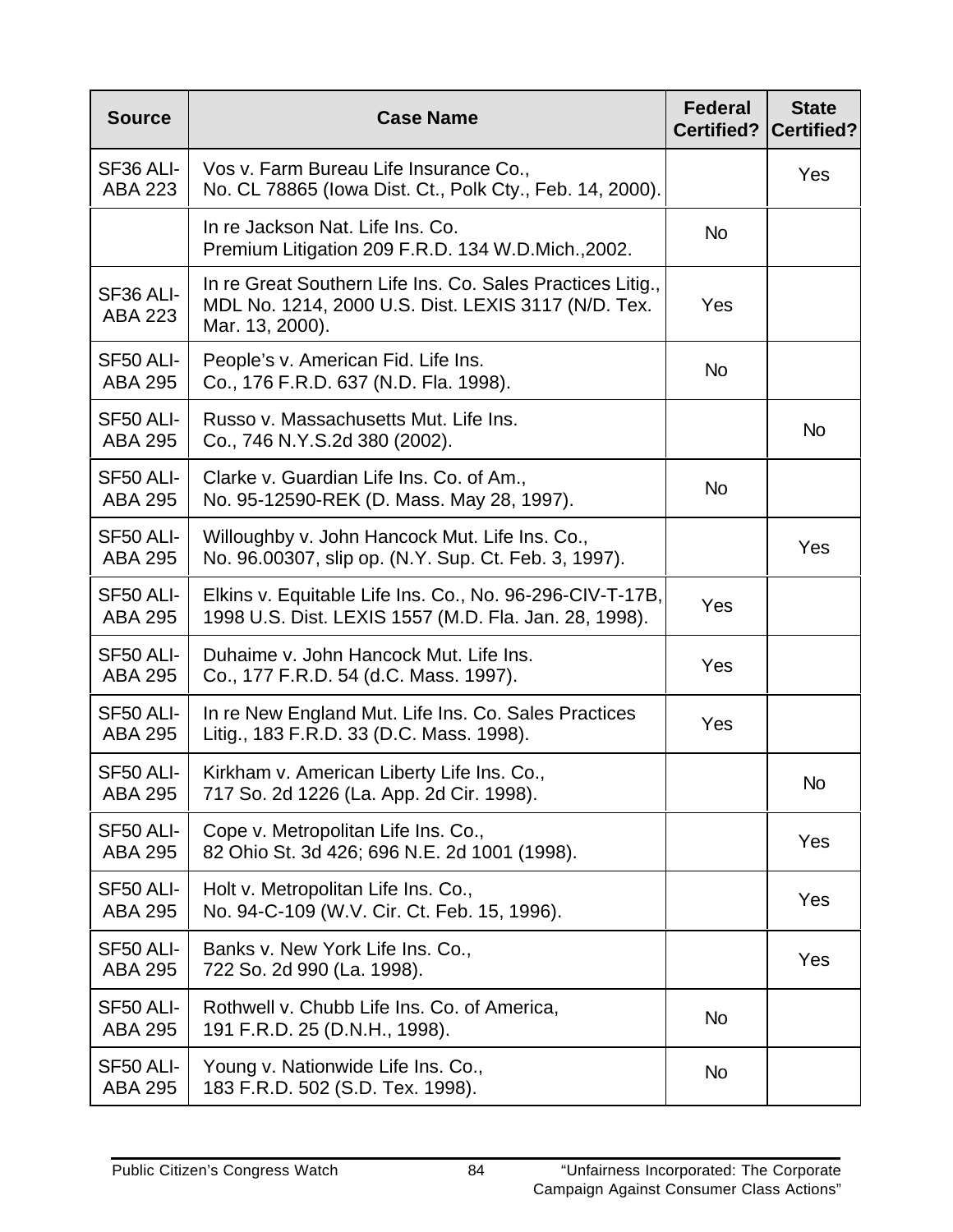| Source | Case Name | Federal Certified? | State Certified? |
|---|---|---|---|
| SF36 ALI-ABA 223 | Vos v. Farm Bureau Life Insurance Co., No. CL 78865 (Iowa Dist. Ct., Polk Cty., Feb. 14, 2000). | | Yes |
| | In re Jackson Nat. Life Ins. Co. Premium Litigation 209 F.R.D. 134 W.D.Mich.,2002. | No | |
| SF36 ALI-ABA 223 | In re Great Southern Life Ins. Co. Sales Practices Litig., MDL No. 1214, 2000 U.S. Dist. LEXIS 3117 (N/D. Tex. Mar. 13, 2000). | Yes | |
| SF50 ALI-ABA 295 | People's v. American Fid. Life Ins. Co., 176 F.R.D. 637 (N.D. Fla. 1998). | No | |
| SF50 ALI-ABA 295 | Russo v. Massachusetts Mut. Life Ins. Co., 746 N.Y.S.2d 380 (2002). | | No |
| SF50 ALI-ABA 295 | Clarke v. Guardian Life Ins. Co. of Am., No. 95-12590-REK (D. Mass. May 28, 1997). | No | |
| SF50 ALI-ABA 295 | Willoughby v. John Hancock Mut. Life Ins. Co., No. 96.00307, slip op. (N.Y. Sup. Ct. Feb. 3, 1997). | | Yes |
| SF50 ALI-ABA 295 | Elkins v. Equitable Life Ins. Co., No. 96-296-CIV-T-17B, 1998 U.S. Dist. LEXIS 1557 (M.D. Fla. Jan. 28, 1998). | Yes | |
| SF50 ALI-ABA 295 | Duhaime v. John Hancock Mut. Life Ins. Co., 177 F.R.D. 54 (d.C. Mass. 1997). | Yes | |
| SF50 ALI-ABA 295 | In re New England Mut. Life Ins. Co. Sales Practices Litig., 183 F.R.D. 33 (D.C. Mass. 1998). | Yes | |
| SF50 ALI-ABA 295 | Kirkham v. American Liberty Life Ins. Co., 717 So. 2d 1226 (La. App. 2d Cir. 1998). | | No |
| SF50 ALI-ABA 295 | Cope v. Metropolitan Life Ins. Co., 82 Ohio St. 3d 426; 696 N.E. 2d 1001 (1998). | | Yes |
| SF50 ALI-ABA 295 | Holt v. Metropolitan Life Ins. Co., No. 94-C-109 (W.V. Cir. Ct. Feb. 15, 1996). | | Yes |
| SF50 ALI-ABA 295 | Banks v. New York Life Ins. Co., 722 So. 2d 990 (La. 1998). | | Yes |
| SF50 ALI-ABA 295 | Rothwell v. Chubb Life Ins. Co. of America, 191 F.R.D. 25 (D.N.H., 1998). | No | |
| SF50 ALI-ABA 295 | Young v. Nationwide Life Ins. Co., 183 F.R.D. 502 (S.D. Tex. 1998). | No | |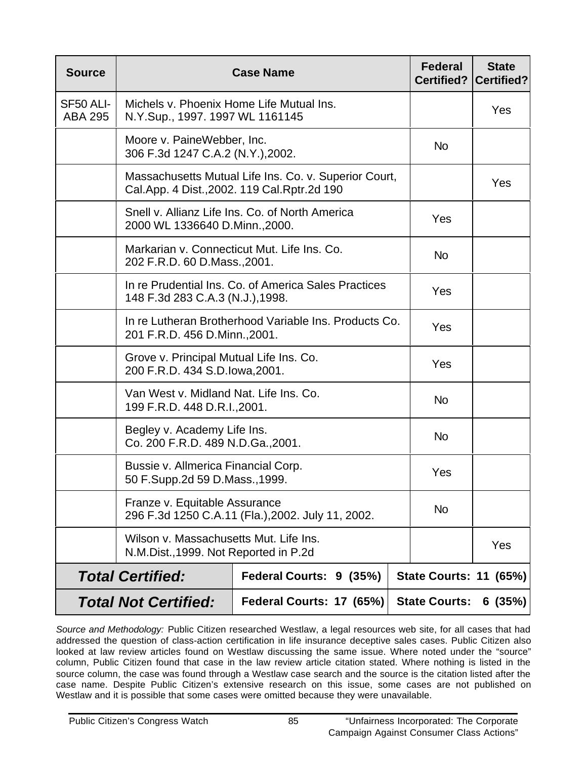| Source | Case Name | Federal Certified? | State Certified? |
|---|---|---|---|
| SF50 ALI-ABA 295 | Michels v. Phoenix Home Life Mutual Ins. N.Y.Sup., 1997. 1997 WL 1161145 | | Yes |
| | Moore v. PaineWebber, Inc. 306 F.3d 1247 C.A.2 (N.Y.),2002. | No | |
| | Massachusetts Mutual Life Ins. Co. v. Superior Court, Cal.App. 4 Dist.,2002. 119 Cal.Rptr.2d 190 | | Yes |
| | Snell v. Allianz Life Ins. Co. of North America 2000 WL 1336640 D.Minn.,2000. | Yes | |
| | Markarian v. Connecticut Mut. Life Ins. Co. 202 F.R.D. 60 D.Mass.,2001. | No | |
| | In re Prudential Ins. Co. of America Sales Practices 148 F.3d 283 C.A.3 (N.J.),1998. | Yes | |
| | In re Lutheran Brotherhood Variable Ins. Products Co. 201 F.R.D. 456 D.Minn.,2001. | Yes | |
| | Grove v. Principal Mutual Life Ins. Co. 200 F.R.D. 434 S.D.Iowa,2001. | Yes | |
| | Van West v. Midland Nat. Life Ins. Co. 199 F.R.D. 448 D.R.I.,2001. | No | |
| | Begley v. Academy Life Ins. Co. 200 F.R.D. 489 N.D.Ga.,2001. | No | |
| | Bussie v. Allmerica Financial Corp. 50 F.Supp.2d 59 D.Mass.,1999. | Yes | |
| | Franze v. Equitable Assurance 296 F.3d 1250 C.A.11 (Fla.),2002. July 11, 2002. | No | |
| | Wilson v. Massachusetts Mut. Life Ins. N.M.Dist.,1999. Not Reported in P.2d | | Yes |
| ***Total Certified:*** | **Federal Courts: 9 (35%)** | **State Courts: 11 (65%)** | |
| ***Total Not Certified:*** | **Federal Courts: 17 (65%)** | **State Courts: 6 (35%)** | |

*Source and Methodology:* Public Citizen researched Westlaw, a legal resources web site, for all cases that had addressed the question of class-action certification in life insurance deceptive sales cases. Public Citizen also looked at law review articles found on Westlaw discussing the same issue. Where noted under the "source" column, Public Citizen found that case in the law review article citation stated. Where nothing is listed in the source column, the case was found through a Westlaw case search and the source is the citation listed after the case name. Despite Public Citizen's extensive research on this issue, some cases are not published on Westlaw and it is possible that some cases were omitted because they were unavailable.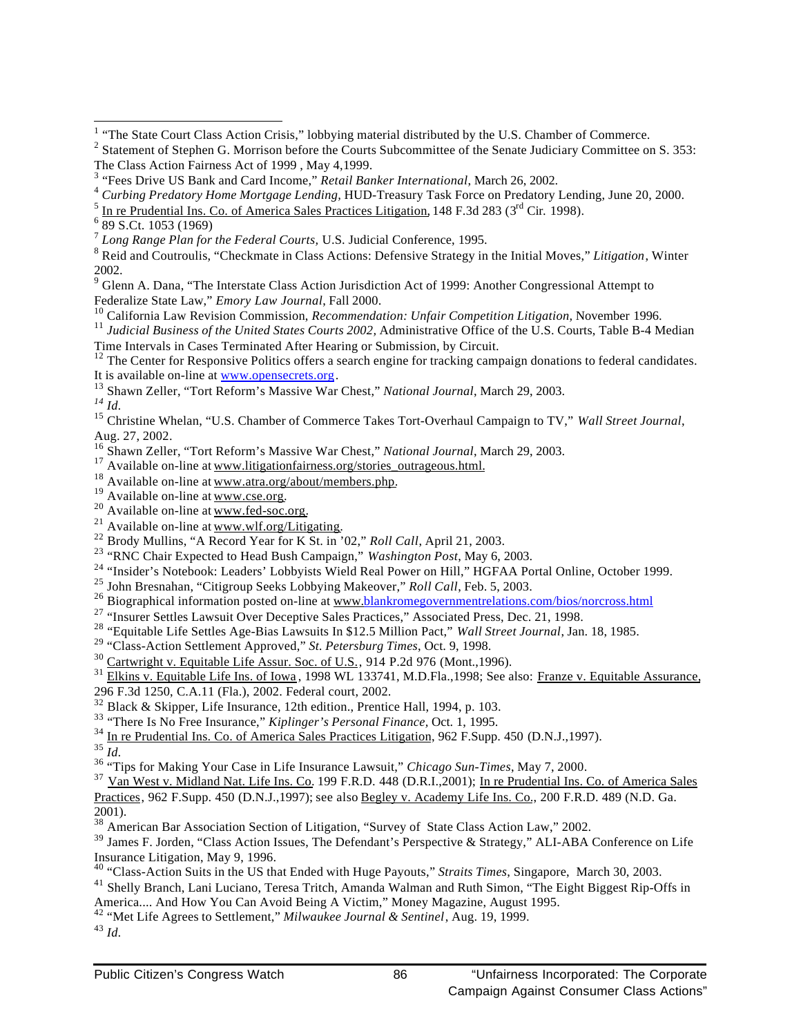[1] "The State Court Class Action Crisis," lobbying material distributed by the U.S. Chamber of Commerce.

[2] Statement of Stephen G. Morrison before the Courts Subcommittee of the Senate Judiciary Committee on S. 353: The Class Action Fairness Act of 1999 , May 4,1999.

[3] "Fees Drive US Bank and Card Income," *Retail Banker International*, March 26, 2002.

[4] *Curbing Predatory Home Mortgage Lending,* HUD-Treasury Task Force on Predatory Lending, June 20, 2000.

[5] In re Prudential Ins. Co. of America Sales Practices Litigation, 148 F.3d 283 (3rd Cir. 1998).

[6] 89 S.Ct. 1053 (1969)

[7] *Long Range Plan for the Federal Courts,* U.S. Judicial Conference, 1995.

[8] Reid and Coutroulis, "Checkmate in Class Actions: Defensive Strategy in the Initial Moves," *Litigation*, Winter 2002.

[9] Glenn A. Dana, "The Interstate Class Action Jurisdiction Act of 1999: Another Congressional Attempt to Federalize State Law," *Emory Law Journal*, Fall 2000.

[10] California Law Revision Commission, *Recommendation: Unfair Competition Litigation,* November 1996.

[11] *Judicial Business of the United States Courts 2002,* Administrative Office of the U.S. Courts, Table B-4 Median Time Intervals in Cases Terminated After Hearing or Submission, by Circuit.

[12] The Center for Responsive Politics offers a search engine for tracking campaign donations to federal candidates. It is available on-line at www.opensecrets.org.

[13] Shawn Zeller, "Tort Reform's Massive War Chest," *National Journal*, March 29, 2003.

[14] *Id.*

[15] Christine Whelan, "U.S. Chamber of Commerce Takes Tort-Overhaul Campaign to TV," *Wall Street Journal*, Aug. 27, 2002.

[16] Shawn Zeller, "Tort Reform's Massive War Chest," *National Journal*, March 29, 2003.

[17] Available on-line at www.litigationfairness.org/stories_outrageous.html.

[18] Available on-line at www.atra.org/about/members.php.

[19] Available on-line at www.cse.org.

[20] Available on-line at www.fed-soc.org.

[21] Available on-line at www.wlf.org/Litigating.

[22] Brody Mullins, "A Record Year for K St. in '02," *Roll Call*, April 21, 2003.

[23] "RNC Chair Expected to Head Bush Campaign," *Washington Post*, May 6, 2003.

[24] "Insider's Notebook: Leaders' Lobbyists Wield Real Power on Hill," HGFAA Portal Online, October 1999.

[25] John Bresnahan, "Citigroup Seeks Lobbying Makeover," *Roll Call*, Feb. 5, 2003.

[26] Biographical information posted on-line at www.blankromegovernmentrelations.com/bios/norcross.html

[27] "Insurer Settles Lawsuit Over Deceptive Sales Practices," Associated Press, Dec. 21, 1998.

[28] "Equitable Life Settles Age-Bias Lawsuits In $12.5 Million Pact," *Wall Street Journal*, Jan. 18, 1985.

[29] "Class-Action Settlement Approved," *St. Petersburg Times*, Oct. 9, 1998.

[30] Cartwright v. Equitable Life Assur. Soc. of U.S., 914 P.2d 976 (Mont.,1996).

[31] Elkins v. Equitable Life Ins. of Iowa, 1998 WL 133741, M.D.Fla.,1998; See also: Franze v. Equitable Assurance, 296 F.3d 1250, C.A.11 (Fla.), 2002. Federal court, 2002.

[32] Black & Skipper, Life Insurance, 12th edition., Prentice Hall, 1994, p. 103.

[33] "There Is No Free Insurance," *Kiplinger's Personal Finance*, Oct. 1, 1995.

[34] In re Prudential Ins. Co. of America Sales Practices Litigation, 962 F.Supp. 450 (D.N.J.,1997).

[35] *Id.*

[36] "Tips for Making Your Case in Life Insurance Lawsuit," *Chicago Sun-Times*, May 7, 2000.

[37] Van West v. Midland Nat. Life Ins. Co. 199 F.R.D. 448 (D.R.I.,2001); In re Prudential Ins. Co. of America Sales Practices, 962 F.Supp. 450 (D.N.J.,1997); see also Begley v. Academy Life Ins. Co., 200 F.R.D. 489 (N.D. Ga. 2001).

[38] American Bar Association Section of Litigation, "Survey of State Class Action Law," 2002.

[39] James F. Jorden, "Class Action Issues, The Defendant's Perspective & Strategy," ALI-ABA Conference on Life Insurance Litigation, May 9, 1996.

[40] "Class-Action Suits in the US that Ended with Huge Payouts," *Straits Times*, Singapore, March 30, 2003.

[41] Shelly Branch, Lani Luciano, Teresa Tritch, Amanda Walman and Ruth Simon, "The Eight Biggest Rip-Offs in America.... And How You Can Avoid Being A Victim," Money Magazine, August 1995.

[42] "Met Life Agrees to Settlement," *Milwaukee Journal & Sentinel*, Aug. 19, 1999.

[43] *Id.*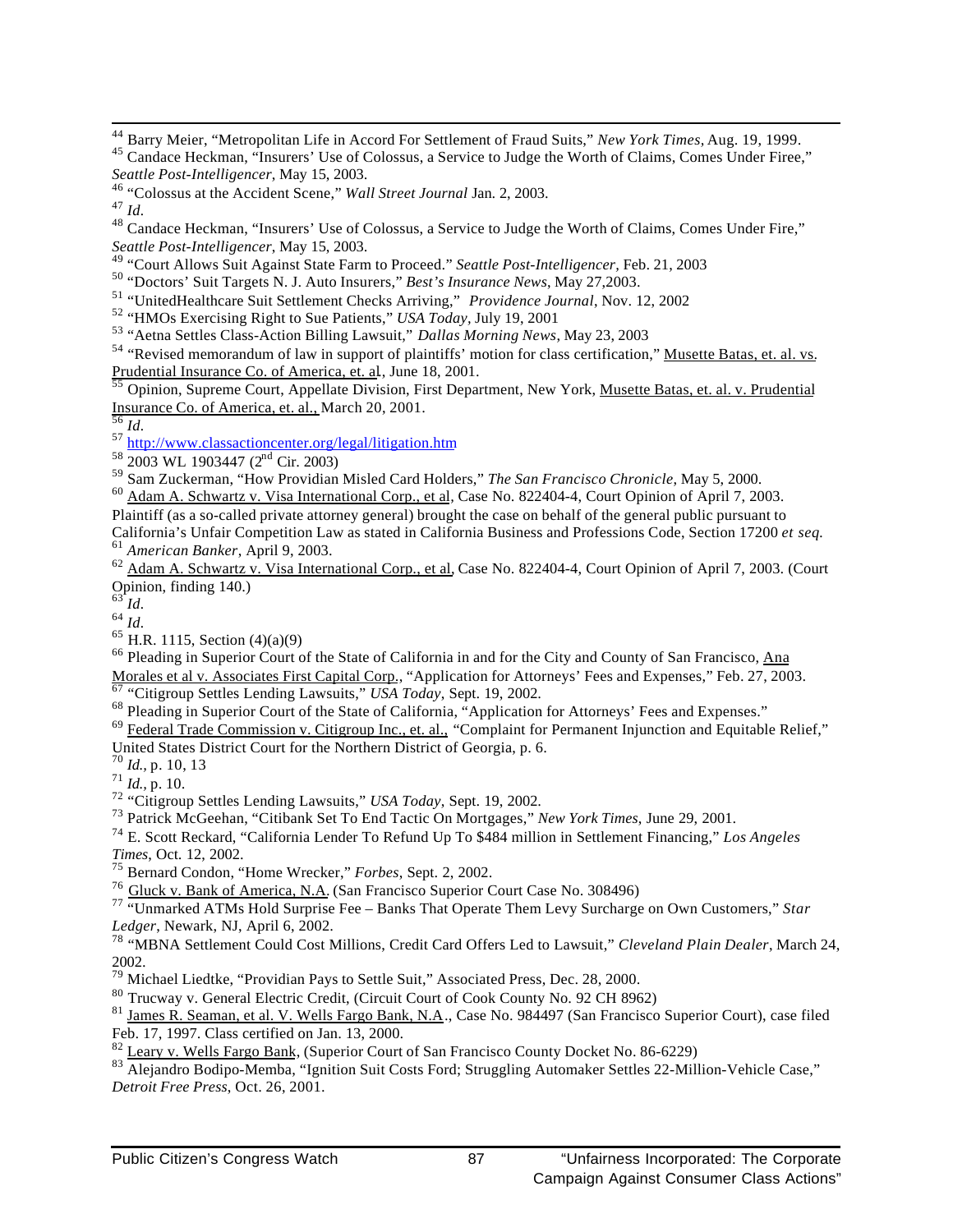[44] Barry Meier, "Metropolitan Life in Accord For Settlement of Fraud Suits," *New York Times*, Aug. 19, 1999.

[45] Candace Heckman, "Insurers' Use of Colossus, a Service to Judge the Worth of Claims, Comes Under Fire," *Seattle Post-Intelligencer*, May 15, 2003.

[46] "Colossus at the Accident Scene," *Wall Street Journal* Jan. 2, 2003.

[47] *Id.*

[48] Candace Heckman, "Insurers' Use of Colossus, a Service to Judge the Worth of Claims, Comes Under Fire," *Seattle Post-Intelligencer*, May 15, 2003.

[49] "Court Allows Suit Against State Farm to Proceed." *Seattle Post-Intelligencer*, Feb. 21, 2003

[50] "Doctors' Suit Targets N. J. Auto Insurers," *Best's Insurance News*, May 27,2003.

[51] "UnitedHealthcare Suit Settlement Checks Arriving," *Providence Journal*, Nov. 12, 2002

[52] "HMOs Exercising Right to Sue Patients," *USA Today*, July 19, 2001

[53] "Aetna Settles Class-Action Billing Lawsuit," *Dallas Morning News*, May 23, 2003

[54] "Revised memorandum of law in support of plaintiffs' motion for class certification," Musette Batas, et. al. vs. Prudential Insurance Co. of America, et. al, June 18, 2001.

[55] Opinion, Supreme Court, Appellate Division, First Department, New York, Musette Batas, et. al. v. Prudential Insurance Co. of America, et. al., March 20, 2001.

[56] *Id.*

[57] http://www.classactioncenter.org/legal/litigation.htm

[58] 2003 WL 1903447 (2nd Cir. 2003)

[59] Sam Zuckerman, "How Providian Misled Card Holders," *The San Francisco Chronicle*, May 5, 2000.

[60] Adam A. Schwartz v. Visa International Corp., et al, Case No. 822404-4, Court Opinion of April 7, 2003. Plaintiff (as a so-called private attorney general) brought the case on behalf of the general public pursuant to California's Unfair Competition Law as stated in California Business and Professions Code, Section 17200 *et seq.*

[61] *American Banker*, April 9, 2003.

[62] Adam A. Schwartz v. Visa International Corp., et al, Case No. 822404-4, Court Opinion of April 7, 2003. (Court Opinion, finding 140.)

[63] *Id.*

[64] *Id.*

[65] H.R. 1115, Section (4)(a)(9)

[66] Pleading in Superior Court of the State of California in and for the City and County of San Francisco, Ana Morales et al v. Associates First Capital Corp., "Application for Attorneys' Fees and Expenses," Feb. 27, 2003.

[67] "Citigroup Settles Lending Lawsuits," *USA Today*, Sept. 19, 2002.

[68] Pleading in Superior Court of the State of California, "Application for Attorneys' Fees and Expenses."

[69] Federal Trade Commission v. Citigroup Inc., et. al., "Complaint for Permanent Injunction and Equitable Relief," United States District Court for the Northern District of Georgia, p. 6.

[70] *Id.*, p. 10, 13

[71] *Id.*, p. 10.

[72] "Citigroup Settles Lending Lawsuits," *USA Today*, Sept. 19, 2002.

[73] Patrick McGeehan, "Citibank Set To End Tactic On Mortgages," *New York Times*, June 29, 2001.

[74] E. Scott Reckard, "California Lender To Refund Up To $484 million in Settlement Financing," *Los Angeles Times*, Oct. 12, 2002.

[75] Bernard Condon, "Home Wrecker," *Forbes*, Sept. 2, 2002.

[76] Gluck v. Bank of America, N.A. (San Francisco Superior Court Case No. 308496)

[77] "Unmarked ATMs Hold Surprise Fee – Banks That Operate Them Levy Surcharge on Own Customers," *Star Ledger*, Newark, NJ, April 6, 2002.

[78] "MBNA Settlement Could Cost Millions, Credit Card Offers Led to Lawsuit," *Cleveland Plain Dealer*, March 24, 2002.

[79] Michael Liedtke, "Providian Pays to Settle Suit," Associated Press, Dec. 28, 2000.

[80] Trucway v. General Electric Credit, (Circuit Court of Cook County No. 92 CH 8962)

[81] James R. Seaman, et al. V. Wells Fargo Bank, N.A., Case No. 984497 (San Francisco Superior Court), case filed Feb. 17, 1997. Class certified on Jan. 13, 2000.

[82] Leary v. Wells Fargo Bank, (Superior Court of San Francisco County Docket No. 86-6229)

[83] Alejandro Bodipo-Memba, "Ignition Suit Costs Ford; Struggling Automaker Settles 22-Million-Vehicle Case," *Detroit Free Press*, Oct. 26, 2001.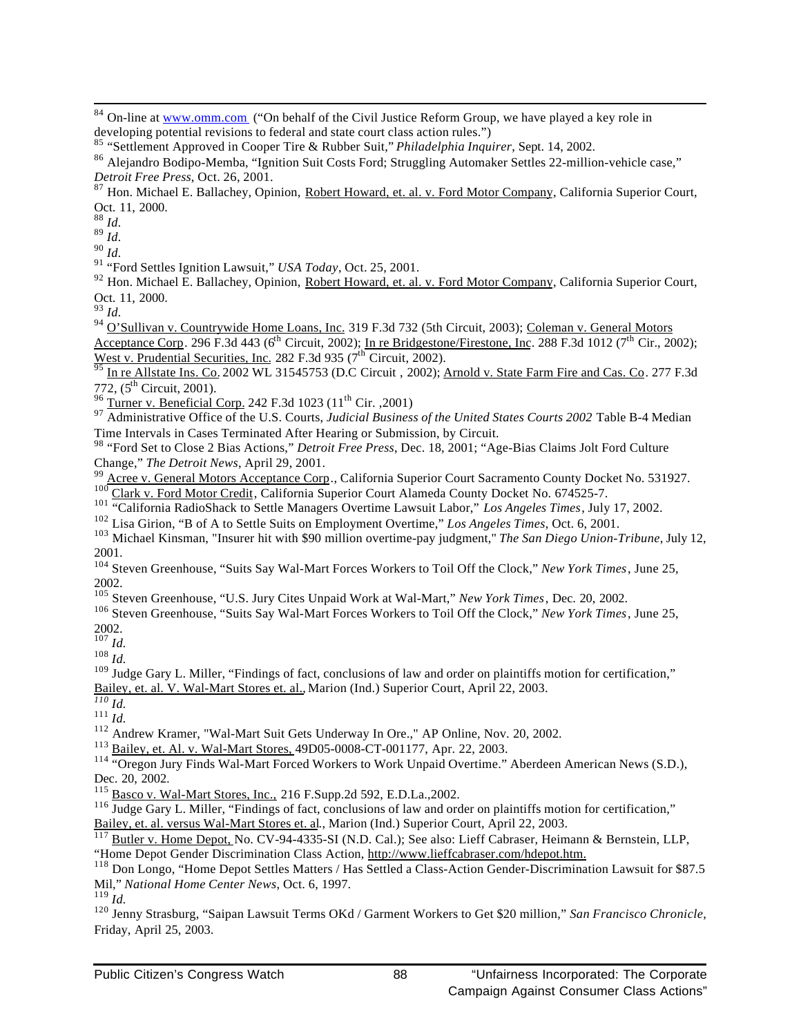[84] On-line at www.omm.com ("On behalf of the Civil Justice Reform Group, we have played a key role in developing potential revisions to federal and state court class action rules.")

[85] "Settlement Approved in Cooper Tire & Rubber Suit," *Philadelphia Inquirer*, Sept. 14, 2002.

[86] Alejandro Bodipo-Memba, "Ignition Suit Costs Ford; Struggling Automaker Settles 22-million-vehicle case," *Detroit Free Press*, Oct. 26, 2001.

[87] Hon. Michael E. Ballachey, Opinion, Robert Howard, et. al. v. Ford Motor Company, California Superior Court, Oct. 11, 2000.

[88] *Id.*

[89] *Id.*

[90] *Id.*

[91] "Ford Settles Ignition Lawsuit," *USA Today*, Oct. 25, 2001.

[92] Hon. Michael E. Ballachey, Opinion, Robert Howard, et. al. v. Ford Motor Company, California Superior Court, Oct. 11, 2000.

[93] *Id.*

[94] O'Sullivan v. Countrywide Home Loans, Inc. 319 F.3d 732 (5th Circuit, 2003); Coleman v. General Motors Acceptance Corp. 296 F.3d 443 (6th Circuit, 2002); In re Bridgestone/Firestone, Inc. 288 F.3d 1012 (7th Cir., 2002); West v. Prudential Securities, Inc. 282 F.3d 935 (7th Circuit, 2002).

[95] In re Allstate Ins. Co. 2002 WL 31545753 (D.C Circuit , 2002); Arnold v. State Farm Fire and Cas. Co. 277 F.3d 772, (5th Circuit, 2001).

[96] Turner v. Beneficial Corp. 242 F.3d 1023 (11th Cir. ,2001)

[97] Administrative Office of the U.S. Courts, *Judicial Business of the United States Courts 2002* Table B-4 Median Time Intervals in Cases Terminated After Hearing or Submission, by Circuit.

[98] "Ford Set to Close 2 Bias Actions," *Detroit Free Press*, Dec. 18, 2001; "Age-Bias Claims Jolt Ford Culture Change," *The Detroit News*, April 29, 2001.

[99] Acree v. General Motors Acceptance Corp., California Superior Court Sacramento County Docket No. 531927.

[100] Clark v. Ford Motor Credit, California Superior Court Alameda County Docket No. 674525-7.

[101] "California RadioShack to Settle Managers Overtime Lawsuit Labor," *Los Angeles Times*, July 17, 2002.

[102] Lisa Girion, "B of A to Settle Suits on Employment Overtime," *Los Angeles Times*, Oct. 6, 2001.

[103] Michael Kinsman, "Insurer hit with $90 million overtime-pay judgment," *The San Diego Union-Tribune*, July 12, 2001.

[104] Steven Greenhouse, "Suits Say Wal-Mart Forces Workers to Toil Off the Clock," *New York Times*, June 25, 2002.

[105] Steven Greenhouse, "U.S. Jury Cites Unpaid Work at Wal-Mart," *New York Times*, Dec. 20, 2002.

[106] Steven Greenhouse, "Suits Say Wal-Mart Forces Workers to Toil Off the Clock," *New York Times*, June 25, 2002.

[107] *Id.*

[108] *Id.*

[109] Judge Gary L. Miller, "Findings of fact, conclusions of law and order on plaintiffs motion for certification," Bailey, et. al. V. Wal-Mart Stores et. al., Marion (Ind.) Superior Court, April 22, 2003.

[110] *Id.*

[111] *Id.*

[112] Andrew Kramer, "Wal-Mart Suit Gets Underway In Ore.," AP Online, Nov. 20, 2002.

[113] Bailey, et. Al. v. Wal-Mart Stores, 49D05-0008-CT-001177, Apr. 22, 2003.

[114] "Oregon Jury Finds Wal-Mart Forced Workers to Work Unpaid Overtime." Aberdeen American News (S.D.), Dec. 20, 2002.

[115] Basco v. Wal-Mart Stores, Inc., 216 F.Supp.2d 592, E.D.La.,2002.

[116] Judge Gary L. Miller, "Findings of fact, conclusions of law and order on plaintiffs motion for certification," Bailey, et. al. versus Wal-Mart Stores et. al., Marion (Ind.) Superior Court, April 22, 2003.

[117] Butler v. Home Depot, No. CV-94-4335-SI (N.D. Cal.); See also: Lieff Cabraser, Heimann & Bernstein, LLP, "Home Depot Gender Discrimination Class Action, http://www.lieffcabraser.com/hdepot.htm.

[118] Don Longo, "Home Depot Settles Matters / Has Settled a Class-Action Gender-Discrimination Lawsuit for $87.5 Mil," *National Home Center News*, Oct. 6, 1997.

[119] *Id.*

[120] Jenny Strasburg, "Saipan Lawsuit Terms OKd / Garment Workers to Get $20 million," *San Francisco Chronicle*, Friday, April 25, 2003.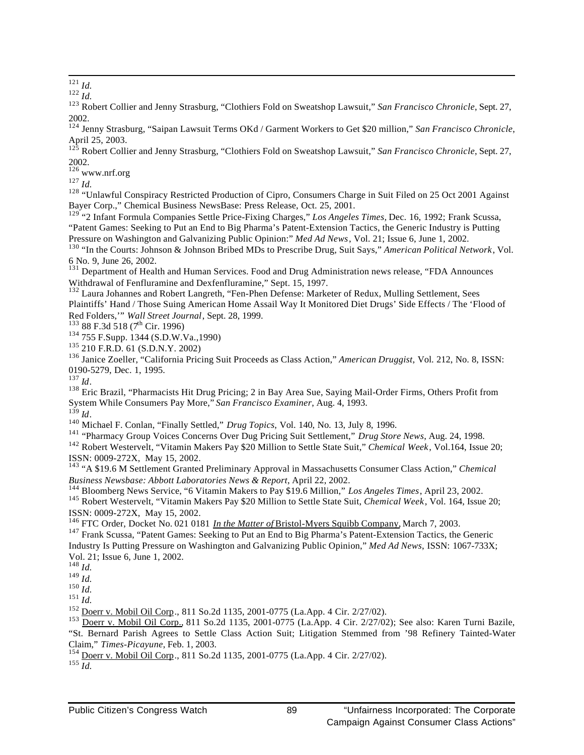[121] *Id.*

[122] *Id.*

[123] Robert Collier and Jenny Strasburg, "Clothiers Fold on Sweatshop Lawsuit," *San Francisco Chronicle*, Sept. 27, 2002.

[124] Jenny Strasburg, "Saipan Lawsuit Terms OKd / Garment Workers to Get $20 million," *San Francisco Chronicle*, April 25, 2003.

[125] Robert Collier and Jenny Strasburg, "Clothiers Fold on Sweatshop Lawsuit," *San Francisco Chronicle*, Sept. 27, 2002.

[126] www.nrf.org

[127] *Id.*

[128] "Unlawful Conspiracy Restricted Production of Cipro, Consumers Charge in Suit Filed on 25 Oct 2001 Against Bayer Corp.," Chemical Business NewsBase: Press Release, Oct. 25, 2001.

[129] "2 Infant Formula Companies Settle Price-Fixing Charges," *Los Angeles Times*, Dec. 16, 1992; Frank Scussa, "Patent Games: Seeking to Put an End to Big Pharma's Patent-Extension Tactics, the Generic Industry is Putting Pressure on Washington and Galvanizing Public Opinion:" *Med Ad News*, Vol. 21; Issue 6, June 1, 2002.

[130] "In the Courts: Johnson & Johnson Bribed MDs to Prescribe Drug, Suit Says," *American Political Network*, Vol. 6 No. 9, June 26, 2002.

[131] Department of Health and Human Services. Food and Drug Administration news release, "FDA Announces Withdrawal of Fenfluramine and Dexfenfluramine," Sept. 15, 1997.

[132] Laura Johannes and Robert Langreth, "Fen-Phen Defense: Marketer of Redux, Mulling Settlement, Sees Plaintiffs' Hand / Those Suing American Home Assail Way It Monitored Diet Drugs' Side Effects / The 'Flood of Red Folders,'" *Wall Street Journal*, Sept. 28, 1999.

[133] 88 F.3d 518 (7th Cir. 1996)

[134] 755 F.Supp. 1344 (S.D.W.Va.,1990)

[135] 210 F.R.D. 61 (S.D.N.Y. 2002)

[136] Janice Zoeller, "California Pricing Suit Proceeds as Class Action," *American Druggist*, Vol. 212, No. 8, ISSN: 0190-5279, Dec. 1, 1995.

[137] *Id*.

[138] Eric Brazil, "Pharmacists Hit Drug Pricing; 2 in Bay Area Sue, Saying Mail-Order Firms, Others Profit from System While Consumers Pay More," *San Francisco Examiner*, Aug. 4, 1993.

[139] *Id*.

[140] Michael F. Conlan, "Finally Settled," *Drug Topics*, Vol. 140, No. 13, July 8, 1996.

[141] "Pharmacy Group Voices Concerns Over Dug Pricing Suit Settlement," *Drug Store News*, Aug. 24, 1998.

[142] Robert Westervelt, "Vitamin Makers Pay $20 Million to Settle State Suit," *Chemical Week*, Vol.164, Issue 20; ISSN: 0009-272X, May 15, 2002.

[143] "A $19.6 M Settlement Granted Preliminary Approval in Massachusetts Consumer Class Action," *Chemical Business Newsbase: Abbott Laboratories News & Report*, April 22, 2002.

[144] Bloomberg News Service, "6 Vitamin Makers to Pay $19.6 Million," *Los Angeles Times*, April 23, 2002.

[145] Robert Westervelt, "Vitamin Makers Pay $20 Million to Settle State Suit, *Chemical Week*, Vol. 164, Issue 20; ISSN: 0009-272X, May 15, 2002.

[146] FTC Order, Docket No. 021 0181 *In the Matter of* Bristol-Myers Squibb Company, March 7, 2003.

[147] Frank Scussa, "Patent Games: Seeking to Put an End to Big Pharma's Patent-Extension Tactics, the Generic Industry Is Putting Pressure on Washington and Galvanizing Public Opinion," *Med Ad News*, ISSN: 1067-733X; Vol. 21; Issue 6, June 1, 2002.

[148] *Id.*

[149] *Id.*

[150] *Id.*

[151] *Id.*

[152] Doerr v. Mobil Oil Corp., 811 So.2d 1135, 2001-0775 (La.App. 4 Cir. 2/27/02).

[153] Doerr v. Mobil Oil Corp., 811 So.2d 1135, 2001-0775 (La.App. 4 Cir. 2/27/02); See also: Karen Turni Bazile, "St. Bernard Parish Agrees to Settle Class Action Suit; Litigation Stemmed from '98 Refinery Tainted-Water Claim," *Times-Picayune*, Feb. 1, 2003.

[154] Doerr v. Mobil Oil Corp., 811 So.2d 1135, 2001-0775 (La.App. 4 Cir. 2/27/02).

[155] *Id.*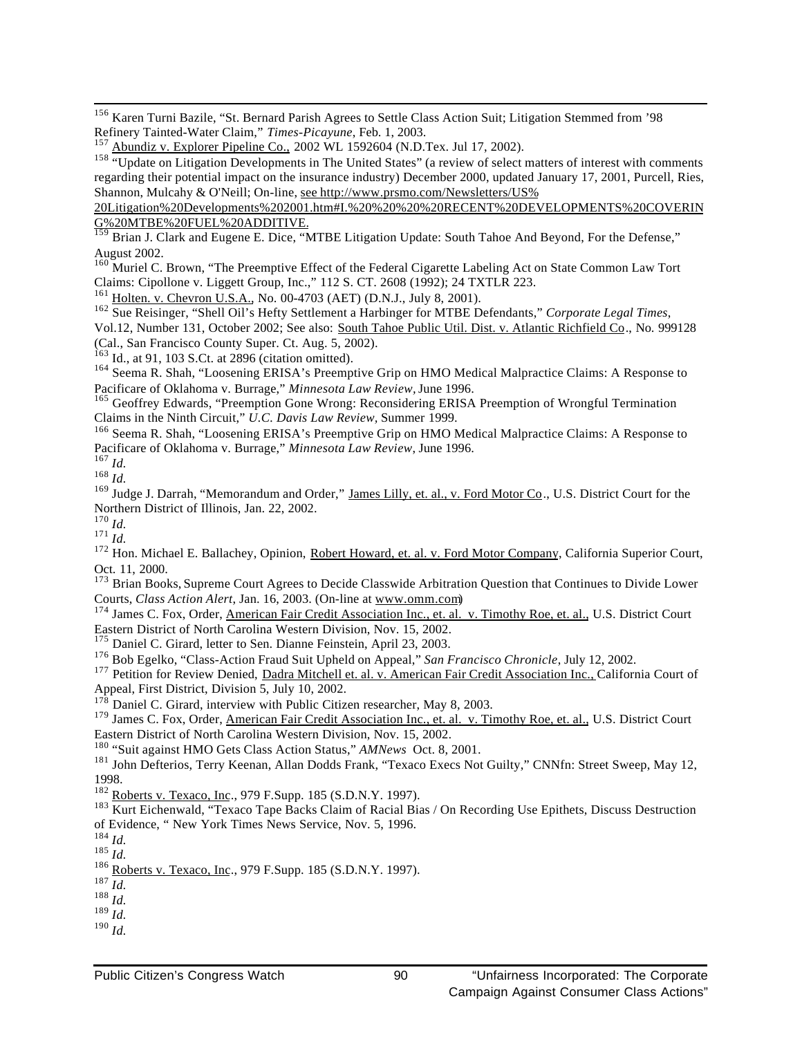[156] Karen Turni Bazile, "St. Bernard Parish Agrees to Settle Class Action Suit; Litigation Stemmed from '98 Refinery Tainted-Water Claim," *Times-Picayune*, Feb. 1, 2003.

[157] Abundiz v. Explorer Pipeline Co., 2002 WL 1592604 (N.D.Tex. Jul 17, 2002).

[158] "Update on Litigation Developments in The United States" (a review of select matters of interest with comments regarding their potential impact on the insurance industry) December 2000, updated January 17, 2001, Purcell, Ries, Shannon, Mulcahy & O'Neill; On-line, see http://www.prsmo.com/Newsletters/US%20Litigation%20Developments%202001.htm#I.%20%20%20%20RECENT%20DEVELOPMENTS%20COVERING%20MTBE%20FUEL%20ADDITIVE.

[159] Brian J. Clark and Eugene E. Dice, "MTBE Litigation Update: South Tahoe And Beyond, For the Defense," August 2002.

[160] Muriel C. Brown, "The Preemptive Effect of the Federal Cigarette Labeling Act on State Common Law Tort Claims: Cipollone v. Liggett Group, Inc.," 112 S. CT. 2608 (1992); 24 TXTLR 223.

[161] Holten. v. Chevron U.S.A., No. 00-4703 (AET) (D.N.J., July 8, 2001).

[162] Sue Reisinger, "Shell Oil's Hefty Settlement a Harbinger for MTBE Defendants," *Corporate Legal Times*, Vol.12, Number 131, October 2002; See also: South Tahoe Public Util. Dist. v. Atlantic Richfield Co., No. 999128 (Cal., San Francisco County Super. Ct. Aug. 5, 2002).

[163] Id., at 91, 103 S.Ct. at 2896 (citation omitted).

[164] Seema R. Shah, "Loosening ERISA's Preemptive Grip on HMO Medical Malpractice Claims: A Response to Pacificare of Oklahoma v. Burrage," *Minnesota Law Review*, June 1996.

[165] Geoffrey Edwards, "Preemption Gone Wrong: Reconsidering ERISA Preemption of Wrongful Termination Claims in the Ninth Circuit," *U.C. Davis Law Review*, Summer 1999.

[166] Seema R. Shah, "Loosening ERISA's Preemptive Grip on HMO Medical Malpractice Claims: A Response to Pacificare of Oklahoma v. Burrage," *Minnesota Law Review*, June 1996.

[167] *Id.*

[168] *Id.*

[169] Judge J. Darrah, "Memorandum and Order," James Lilly, et. al., v. Ford Motor Co., U.S. District Court for the Northern District of Illinois, Jan. 22, 2002.

[170] *Id.*

[171] *Id.*

[172] Hon. Michael E. Ballachey, Opinion, Robert Howard, et. al. v. Ford Motor Company, California Superior Court, Oct. 11, 2000.

[173] Brian Books, Supreme Court Agrees to Decide Classwide Arbitration Question that Continues to Divide Lower Courts, *Class Action Alert*, Jan. 16, 2003. (On-line at www.omm.com)

[174] James C. Fox, Order, American Fair Credit Association Inc., et. al. v. Timothy Roe, et. al., U.S. District Court Eastern District of North Carolina Western Division, Nov. 15, 2002.

[175] Daniel C. Girard, letter to Sen. Dianne Feinstein, April 23, 2003.

[176] Bob Egelko, "Class-Action Fraud Suit Upheld on Appeal," *San Francisco Chronicle*, July 12, 2002.

[177] Petition for Review Denied, Dadra Mitchell et. al. v. American Fair Credit Association Inc., California Court of Appeal, First District, Division 5, July 10, 2002.

[178] Daniel C. Girard, interview with Public Citizen researcher, May 8, 2003.

[179] James C. Fox, Order, American Fair Credit Association Inc., et. al. v. Timothy Roe, et. al., U.S. District Court Eastern District of North Carolina Western Division, Nov. 15, 2002.

[180] "Suit against HMO Gets Class Action Status," *AMNews* Oct. 8, 2001.

[181] John Defterios, Terry Keenan, Allan Dodds Frank, "Texaco Execs Not Guilty," CNNfn: Street Sweep, May 12, 1998.

[182] Roberts v. Texaco, Inc., 979 F.Supp. 185 (S.D.N.Y. 1997).

[183] Kurt Eichenwald, "Texaco Tape Backs Claim of Racial Bias / On Recording Use Epithets, Discuss Destruction of Evidence, " New York Times News Service, Nov. 5, 1996.

[184] *Id.*

[185] *Id.*

[186] Roberts v. Texaco, Inc., 979 F.Supp. 185 (S.D.N.Y. 1997).

[187] *Id.*

[188] *Id.*

[189] *Id.*

[190] *Id.*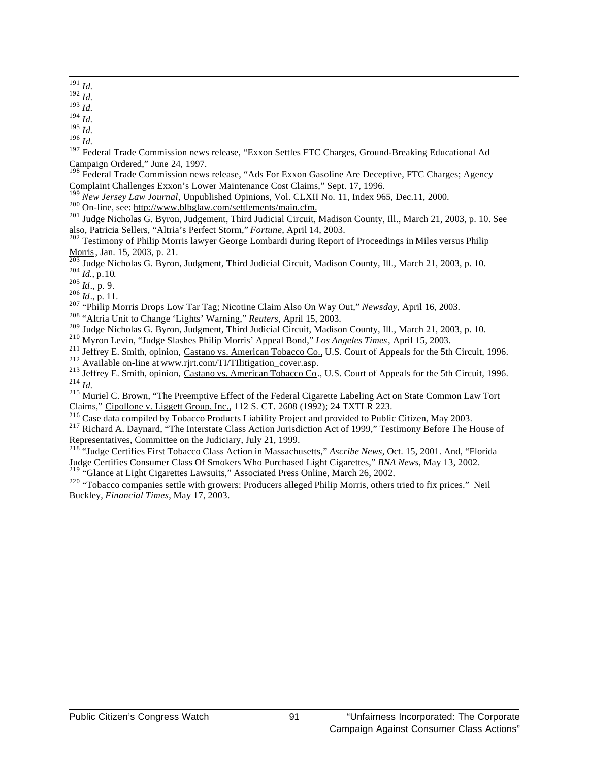[191] *Id.*
[192] *Id.*
[193] *Id.*
[194] *Id.*
[195] *Id.*
[196] *Id.*
[197] Federal Trade Commission news release, "Exxon Settles FTC Charges, Ground-Breaking Educational Ad Campaign Ordered," June 24, 1997.
[198] Federal Trade Commission news release, "Ads For Exxon Gasoline Are Deceptive, FTC Charges; Agency Complaint Challenges Exxon's Lower Maintenance Cost Claims," Sept. 17, 1996.
[199] *New Jersey Law Journal*, Unpublished Opinions, Vol. CLXII No. 11, Index 965, Dec.11, 2000.
[200] On-line, see: http://www.blbglaw.com/settlements/main.cfm.
[201] Judge Nicholas G. Byron, Judgement, Third Judicial Circuit, Madison County, Ill., March 21, 2003, p. 10. See also, Patricia Sellers, "Altria's Perfect Storm," *Fortune*, April 14, 2003.
[202] Testimony of Philip Morris lawyer George Lombardi during Report of Proceedings in Miles versus Philip Morris, Jan. 15, 2003, p. 21.
[203] Judge Nicholas G. Byron, Judgment, Third Judicial Circuit, Madison County, Ill., March 21, 2003, p. 10.
[204] *Id.*, p.10.
[205] *Id.*, p. 9.
[206] *Id.*, p. 11.
[207] "Philip Morris Drops Low Tar Tag; Nicotine Claim Also On Way Out," *Newsday*, April 16, 2003.
[208] "Altria Unit to Change 'Lights' Warning," *Reuters*, April 15, 2003.
[209] Judge Nicholas G. Byron, Judgment, Third Judicial Circuit, Madison County, Ill., March 21, 2003, p. 10.
[210] Myron Levin, "Judge Slashes Philip Morris' Appeal Bond," *Los Angeles Times*, April 15, 2003.
[211] Jeffrey E. Smith, opinion, Castano vs. American Tobacco Co., U.S. Court of Appeals for the 5th Circuit, 1996.
[212] Available on-line at www.rjrt.com/TI/TIlitigation_cover.asp.
[213] Jeffrey E. Smith, opinion, Castano vs. American Tobacco Co., U.S. Court of Appeals for the 5th Circuit, 1996.
[214] *Id.*
[215] Muriel C. Brown, "The Preemptive Effect of the Federal Cigarette Labeling Act on State Common Law Tort Claims," Cipollone v. Liggett Group, Inc., 112 S. CT. 2608 (1992); 24 TXTLR 223.
[216] Case data compiled by Tobacco Products Liability Project and provided to Public Citizen, May 2003.
[217] Richard A. Daynard, "The Interstate Class Action Jurisdiction Act of 1999," Testimony Before The House of Representatives, Committee on the Judiciary, July 21, 1999.
[218] "Judge Certifies First Tobacco Class Action in Massachusetts," *Ascribe News*, Oct. 15, 2001. And, "Florida Judge Certifies Consumer Class Of Smokers Who Purchased Light Cigarettes," *BNA News*, May 13, 2002.
[219] "Glance at Light Cigarettes Lawsuits," Associated Press Online, March 26, 2002.
[220] "Tobacco companies settle with growers: Producers alleged Philip Morris, others tried to fix prices." Neil Buckley, *Financial Times*, May 17, 2003.